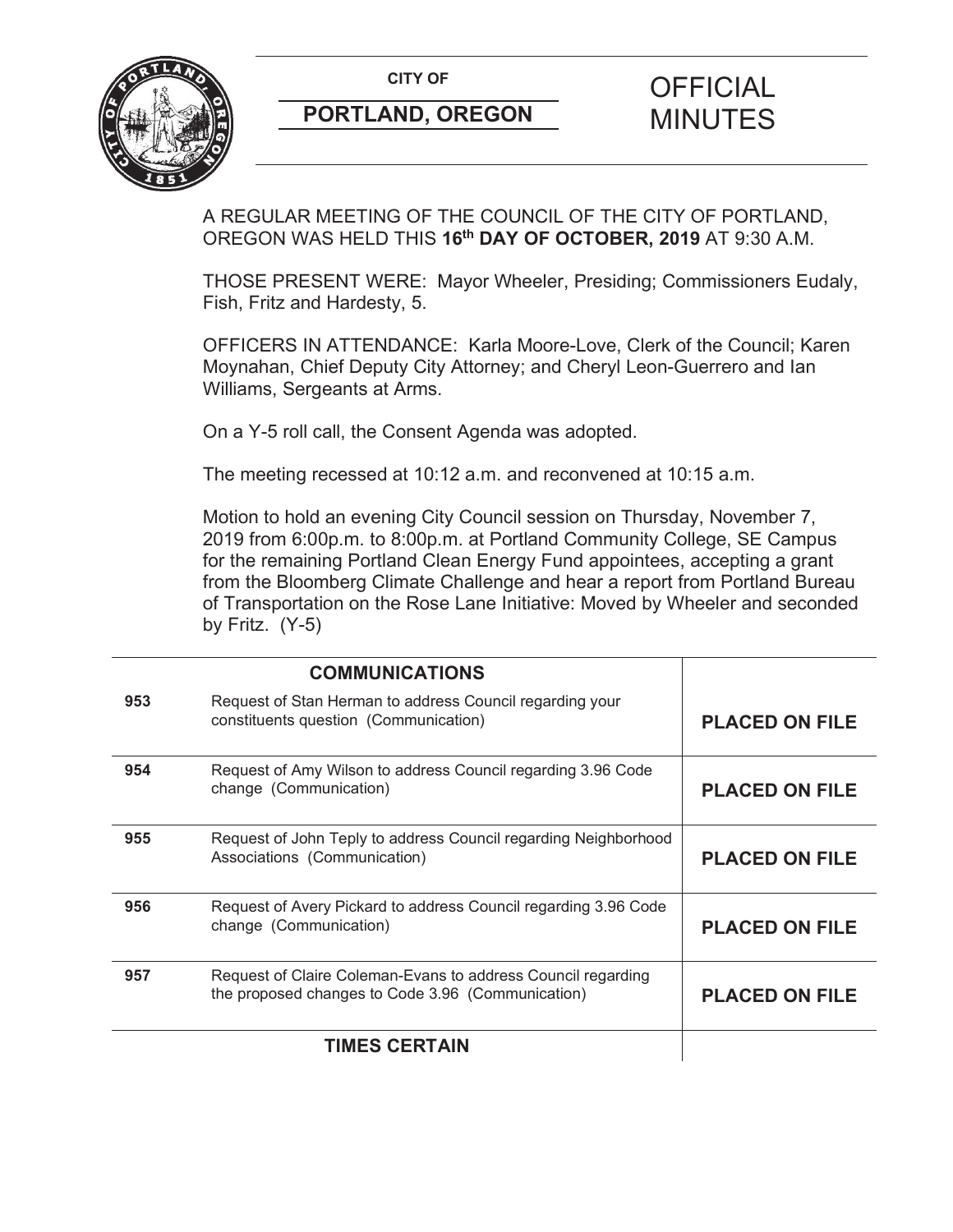CITY OF

**PORTLAND, OREGON**

# OFFICIAL MINUTES

A REGULAR MEETING OF THE COUNCIL OF THE CITY OF PORTLAND, OREGON WAS HELD THIS **16th DAY OF OCTOBER, 2019** AT 9:30 A.M.

THOSE PRESENT WERE: Mayor Wheeler, Presiding; Commissioners Eudaly, Fish, Fritz and Hardesty, 5.

OFFICERS IN ATTENDANCE: Karla Moore-Love, Clerk of the Council; Karen Moynahan, Chief Deputy City Attorney; and Cheryl Leon-Guerrero and Ian Williams, Sergeants at Arms.

On a Y-5 roll call, the Consent Agenda was adopted.

The meeting recessed at 10:12 a.m. and reconvened at 10:15 a.m.

Motion to hold an evening City Council session on Thursday, November 7, 2019 from 6:00p.m. to 8:00p.m. at Portland Community College, SE Campus for the remaining Portland Clean Energy Fund appointees, accepting a grant from the Bloomberg Climate Challenge and hear a report from Portland Bureau of Transportation on the Rose Lane Initiative: Moved by Wheeler and seconded by Fritz. (Y-5)

| | **COMMUNICATIONS** | |
|---|---|---|
| 953 | Request of Stan Herman to address Council regarding your constituents question (Communication) | **PLACED ON FILE** |
| 954 | Request of Amy Wilson to address Council regarding 3.96 Code change (Communication) | **PLACED ON FILE** |
| 955 | Request of John Teply to address Council regarding Neighborhood Associations (Communication) | **PLACED ON FILE** |
| 956 | Request of Avery Pickard to address Council regarding 3.96 Code change (Communication) | **PLACED ON FILE** |
| 957 | Request of Claire Coleman-Evans to address Council regarding the proposed changes to Code 3.96 (Communication) | **PLACED ON FILE** |
| | **TIMES CERTAIN** | |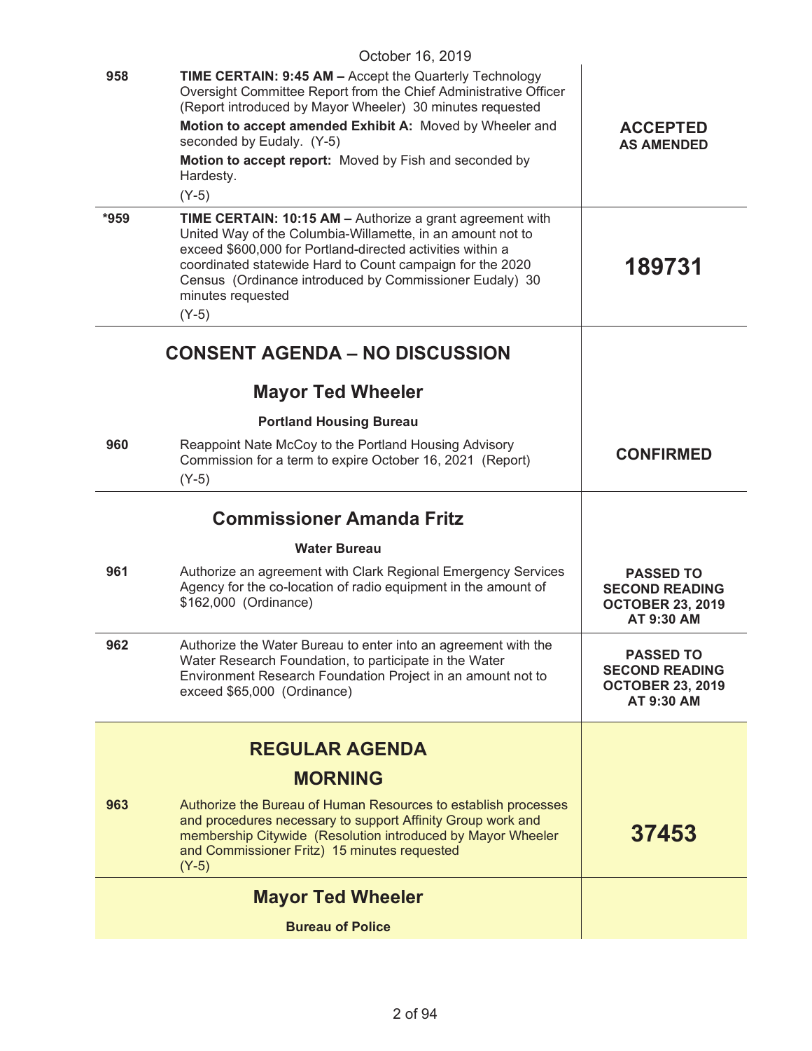October 16, 2019

| | | |
|---|---|---|
| 958 | **TIME CERTAIN: 9:45 AM –** Accept the Quarterly Technology Oversight Committee Report from the Chief Administrative Officer (Report introduced by Mayor Wheeler) 30 minutes requested<br>**Motion to accept amended Exhibit A:** Moved by Wheeler and seconded by Eudaly. (Y-5)<br>**Motion to accept report:** Moved by Fish and seconded by Hardesty.<br>(Y-5) | **ACCEPTED AS AMENDED** |
| *959 | **TIME CERTAIN: 10:15 AM –** Authorize a grant agreement with United Way of the Columbia-Willamette, in an amount not to exceed $600,000 for Portland-directed activities within a coordinated statewide Hard to Count campaign for the 2020 Census (Ordinance introduced by Commissioner Eudaly) 30 minutes requested<br>(Y-5) | **189731** |

## CONSENT AGENDA – NO DISCUSSION

### Mayor Ted Wheeler

**Portland Housing Bureau**

| | | |
|---|---|---|
| 960 | Reappoint Nate McCoy to the Portland Housing Advisory Commission for a term to expire October 16, 2021 (Report)<br>(Y-5) | **CONFIRMED** |

### Commissioner Amanda Fritz

**Water Bureau**

| | | |
|---|---|---|
| 961 | Authorize an agreement with Clark Regional Emergency Services Agency for the co-location of radio equipment in the amount of $162,000 (Ordinance) | **PASSED TO SECOND READING OCTOBER 23, 2019 AT 9:30 AM** |
| 962 | Authorize the Water Bureau to enter into an agreement with the Water Research Foundation, to participate in the Water Environment Research Foundation Project in an amount not to exceed $65,000 (Ordinance) | **PASSED TO SECOND READING OCTOBER 23, 2019 AT 9:30 AM** |

## REGULAR AGENDA

## MORNING

| | | |
|---|---|---|
| 963 | Authorize the Bureau of Human Resources to establish processes and procedures necessary to support Affinity Group work and membership Citywide (Resolution introduced by Mayor Wheeler and Commissioner Fritz) 15 minutes requested<br>(Y-5) | **37453** |

### Mayor Ted Wheeler

**Bureau of Police**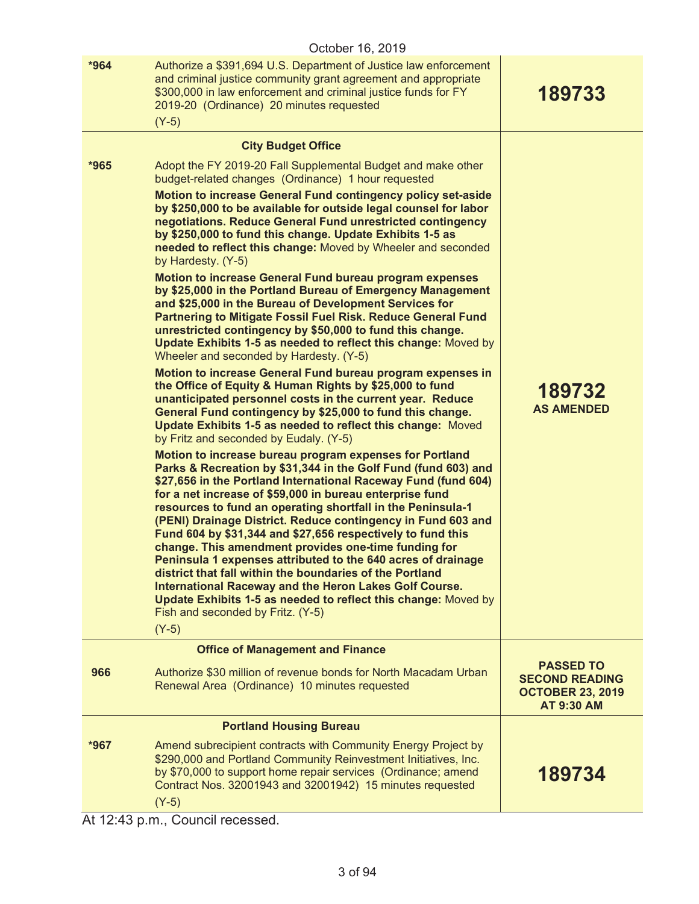October 16, 2019

| | | |
|---|---|---|
| *964 | Authorize a $391,694 U.S. Department of Justice law enforcement and criminal justice community grant agreement and appropriate $300,000 in law enforcement and criminal justice funds for FY 2019-20 (Ordinance) 20 minutes requested<br>(Y-5) | **189733** |
| | **City Budget Office** | |
| *965 | Adopt the FY 2019-20 Fall Supplemental Budget and make other budget-related changes (Ordinance) 1 hour requested<br>**Motion to increase General Fund contingency policy set-aside by $250,000 to be available for outside legal counsel for labor negotiations. Reduce General Fund unrestricted contingency by $250,000 to fund this change. Update Exhibits 1-5 as needed to reflect this change:** Moved by Wheeler and seconded by Hardesty. (Y-5)<br>**Motion to increase General Fund bureau program expenses by $25,000 in the Portland Bureau of Emergency Management and $25,000 in the Bureau of Development Services for Partnering to Mitigate Fossil Fuel Risk. Reduce General Fund unrestricted contingency by $50,000 to fund this change. Update Exhibits 1-5 as needed to reflect this change:** Moved by Wheeler and seconded by Hardesty. (Y-5)<br>**Motion to increase General Fund bureau program expenses in the Office of Equity & Human Rights by $25,000 to fund unanticipated personnel costs in the current year. Reduce General Fund contingency by $25,000 to fund this change. Update Exhibits 1-5 as needed to reflect this change:** Moved by Fritz and seconded by Eudaly. (Y-5)<br>**Motion to increase bureau program expenses for Portland Parks & Recreation by $31,344 in the Golf Fund (fund 603) and $27,656 in the Portland International Raceway Fund (fund 604) for a net increase of $59,000 in bureau enterprise fund resources to fund an operating shortfall in the Peninsula-1 (PENI) Drainage District. Reduce contingency in Fund 603 and Fund 604 by $31,344 and $27,656 respectively to fund this change. This amendment provides one-time funding for Peninsula 1 expenses attributed to the 640 acres of drainage district that fall within the boundaries of the Portland International Raceway and the Heron Lakes Golf Course. Update Exhibits 1-5 as needed to reflect this change:** Moved by Fish and seconded by Fritz. (Y-5)<br>(Y-5) | **189732**<br>**AS AMENDED** |
| | **Office of Management and Finance** | |
| 966 | Authorize $30 million of revenue bonds for North Macadam Urban Renewal Area (Ordinance) 10 minutes requested | **PASSED TO SECOND READING OCTOBER 23, 2019 AT 9:30 AM** |
| | **Portland Housing Bureau** | |
| *967 | Amend subrecipient contracts with Community Energy Project by $290,000 and Portland Community Reinvestment Initiatives, Inc. by $70,000 to support home repair services (Ordinance; amend Contract Nos. 32001943 and 32001942) 15 minutes requested<br>(Y-5) | **189734** |

At 12:43 p.m., Council recessed.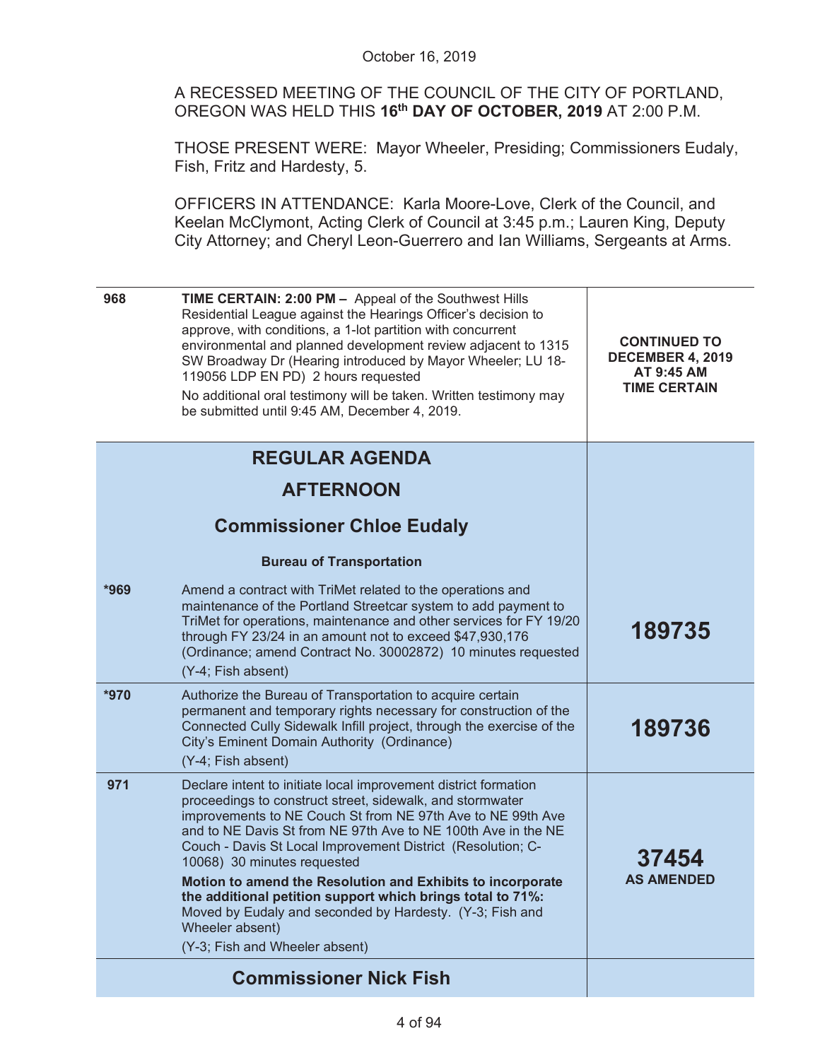October 16, 2019

A RECESSED MEETING OF THE COUNCIL OF THE CITY OF PORTLAND, OREGON WAS HELD THIS **16th DAY OF OCTOBER, 2019** AT 2:00 P.M.

THOSE PRESENT WERE: Mayor Wheeler, Presiding; Commissioners Eudaly, Fish, Fritz and Hardesty, 5.

OFFICERS IN ATTENDANCE: Karla Moore-Love, Clerk of the Council, and Keelan McClymont, Acting Clerk of Council at 3:45 p.m.; Lauren King, Deputy City Attorney; and Cheryl Leon-Guerrero and Ian Williams, Sergeants at Arms.

| | | |
|---|---|---|
| 968 | **TIME CERTAIN: 2:00 PM –** Appeal of the Southwest Hills Residential League against the Hearings Officer's decision to approve, with conditions, a 1-lot partition with concurrent environmental and planned development review adjacent to 1315 SW Broadway Dr (Hearing introduced by Mayor Wheeler; LU 18-119056 LDP EN PD) 2 hours requested<br>No additional oral testimony will be taken. Written testimony may be submitted until 9:45 AM, December 4, 2019. | **CONTINUED TO DECEMBER 4, 2019 AT 9:45 AM TIME CERTAIN** |
| | **REGULAR AGENDA**<br>**AFTERNOON**<br>**Commissioner Chloe Eudaly**<br>**Bureau of Transportation** | |
| *969 | Amend a contract with TriMet related to the operations and maintenance of the Portland Streetcar system to add payment to TriMet for operations, maintenance and other services for FY 19/20 through FY 23/24 in an amount not to exceed $47,930,176 (Ordinance; amend Contract No. 30002872) 10 minutes requested<br>(Y-4; Fish absent) | **189735** |
| *970 | Authorize the Bureau of Transportation to acquire certain permanent and temporary rights necessary for construction of the Connected Cully Sidewalk Infill project, through the exercise of the City's Eminent Domain Authority (Ordinance)<br>(Y-4; Fish absent) | **189736** |
| 971 | Declare intent to initiate local improvement district formation proceedings to construct street, sidewalk, and stormwater improvements to NE Couch St from NE 97th Ave to NE 99th Ave and to NE Davis St from NE 97th Ave to NE 100th Ave in the NE Couch - Davis St Local Improvement District (Resolution; C-10068) 30 minutes requested<br>**Motion to amend the Resolution and Exhibits to incorporate the additional petition support which brings total to 71%:** Moved by Eudaly and seconded by Hardesty. (Y-3; Fish and Wheeler absent)<br>(Y-3; Fish and Wheeler absent) | **37454**<br>**AS AMENDED** |
| | **Commissioner Nick Fish** | |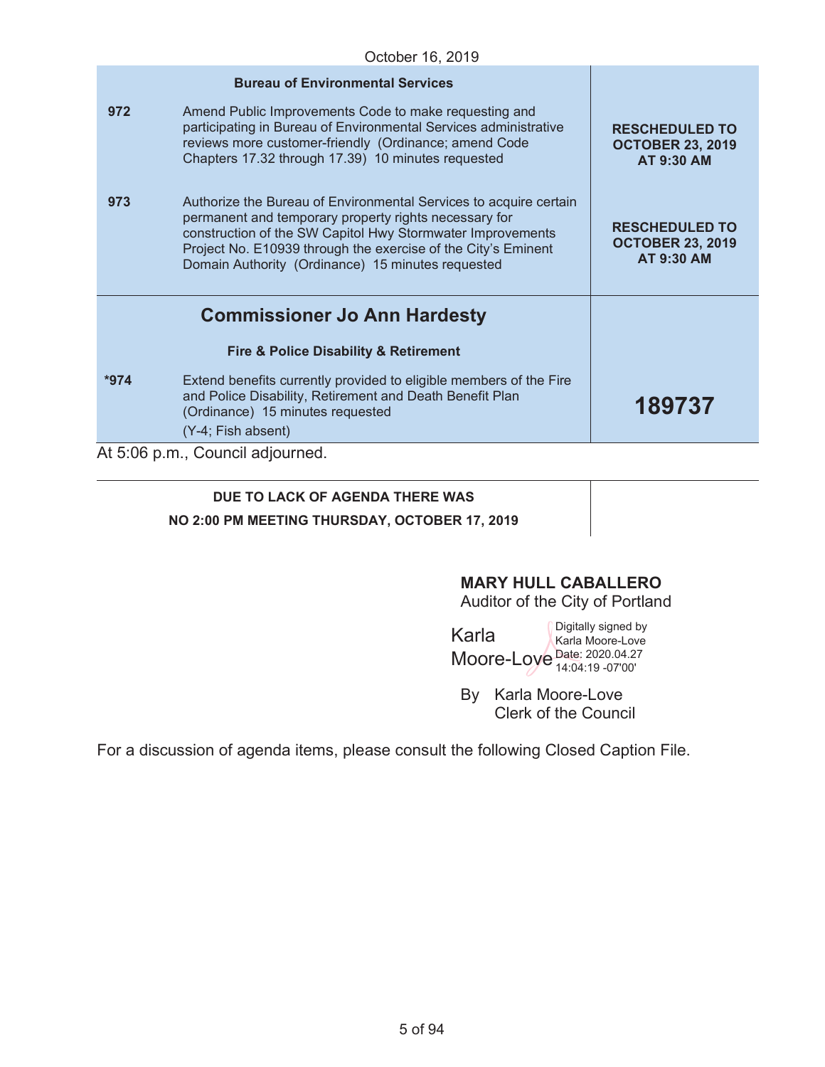October 16, 2019

| | Bureau of Environmental Services | |
|---|---|---|
| **972** | Amend Public Improvements Code to make requesting and participating in Bureau of Environmental Services administrative reviews more customer-friendly (Ordinance; amend Code Chapters 17.32 through 17.39) 10 minutes requested | **RESCHEDULED TO OCTOBER 23, 2019 AT 9:30 AM** |
| **973** | Authorize the Bureau of Environmental Services to acquire certain permanent and temporary property rights necessary for construction of the SW Capitol Hwy Stormwater Improvements Project No. E10939 through the exercise of the City's Eminent Domain Authority (Ordinance) 15 minutes requested | **RESCHEDULED TO OCTOBER 23, 2019 AT 9:30 AM** |
| | **Commissioner Jo Ann Hardesty** | |
| | **Fire & Police Disability & Retirement** | |
| ***974** | Extend benefits currently provided to eligible members of the Fire and Police Disability, Retirement and Death Benefit Plan (Ordinance) 15 minutes requested (Y-4; Fish absent) | **189737** |

At 5:06 p.m., Council adjourned.

**DUE TO LACK OF AGENDA THERE WAS**
**NO 2:00 PM MEETING THURSDAY, OCTOBER 17, 2019**

**MARY HULL CABALLERO**
Auditor of the City of Portland

Karla Moore-Love
Digitally signed by Karla Moore-Love
Date: 2020.04.27 14:04:19 -07'00'

By Karla Moore-Love
Clerk of the Council

For a discussion of agenda items, please consult the following Closed Caption File.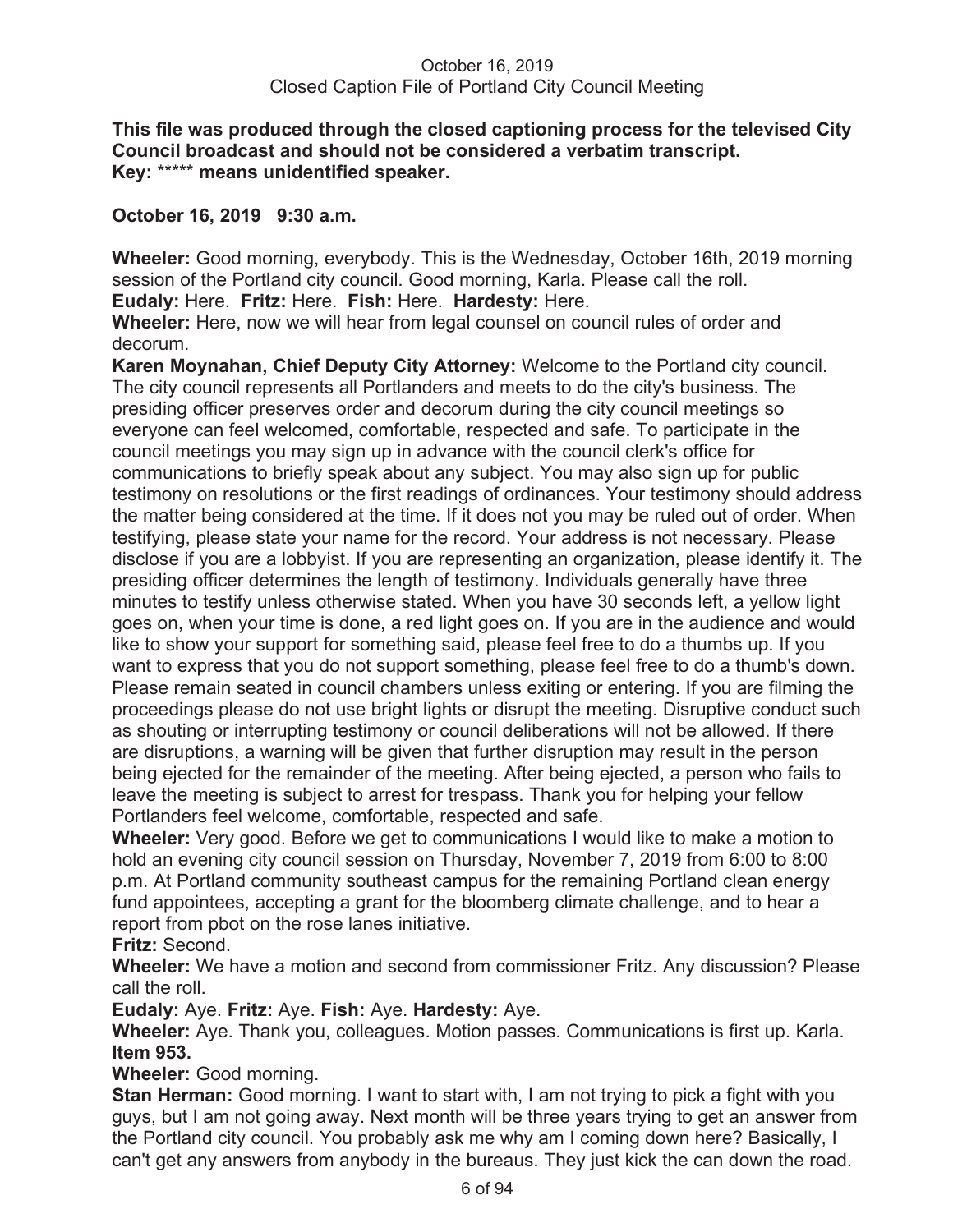October 16, 2019
Closed Caption File of Portland City Council Meeting

**This file was produced through the closed captioning process for the televised City Council broadcast and should not be considered a verbatim transcript.**
**Key: ***** means unidentified speaker.**

**October 16, 2019 9:30 a.m.**

**Wheeler:** Good morning, everybody. This is the Wednesday, October 16th, 2019 morning session of the Portland city council. Good morning, Karla. Please call the roll.
**Eudaly:** Here. **Fritz:** Here. **Fish:** Here. **Hardesty:** Here.
**Wheeler:** Here, now we will hear from legal counsel on council rules of order and decorum.
**Karen Moynahan, Chief Deputy City Attorney:** Welcome to the Portland city council. The city council represents all Portlanders and meets to do the city's business. The presiding officer preserves order and decorum during the city council meetings so everyone can feel welcomed, comfortable, respected and safe. To participate in the council meetings you may sign up in advance with the council clerk's office for communications to briefly speak about any subject. You may also sign up for public testimony on resolutions or the first readings of ordinances. Your testimony should address the matter being considered at the time. If it does not you may be ruled out of order. When testifying, please state your name for the record. Your address is not necessary. Please disclose if you are a lobbyist. If you are representing an organization, please identify it. The presiding officer determines the length of testimony. Individuals generally have three minutes to testify unless otherwise stated. When you have 30 seconds left, a yellow light goes on, when your time is done, a red light goes on. If you are in the audience and would like to show your support for something said, please feel free to do a thumbs up. If you want to express that you do not support something, please feel free to do a thumb's down. Please remain seated in council chambers unless exiting or entering. If you are filming the proceedings please do not use bright lights or disrupt the meeting. Disruptive conduct such as shouting or interrupting testimony or council deliberations will not be allowed. If there are disruptions, a warning will be given that further disruption may result in the person being ejected for the remainder of the meeting. After being ejected, a person who fails to leave the meeting is subject to arrest for trespass. Thank you for helping your fellow Portlanders feel welcome, comfortable, respected and safe.
**Wheeler:** Very good. Before we get to communications I would like to make a motion to hold an evening city council session on Thursday, November 7, 2019 from 6:00 to 8:00 p.m. At Portland community southeast campus for the remaining Portland clean energy fund appointees, accepting a grant for the bloomberg climate challenge, and to hear a report from pbot on the rose lanes initiative.
**Fritz:** Second.
**Wheeler:** We have a motion and second from commissioner Fritz. Any discussion? Please call the roll.
**Eudaly:** Aye. **Fritz:** Aye. **Fish:** Aye. **Hardesty:** Aye.
**Wheeler:** Aye. Thank you, colleagues. Motion passes. Communications is first up. Karla.
**Item 953.**
**Wheeler:** Good morning.
**Stan Herman:** Good morning. I want to start with, I am not trying to pick a fight with you guys, but I am not going away. Next month will be three years trying to get an answer from the Portland city council. You probably ask me why am I coming down here? Basically, I can't get any answers from anybody in the bureaus. They just kick the can down the road.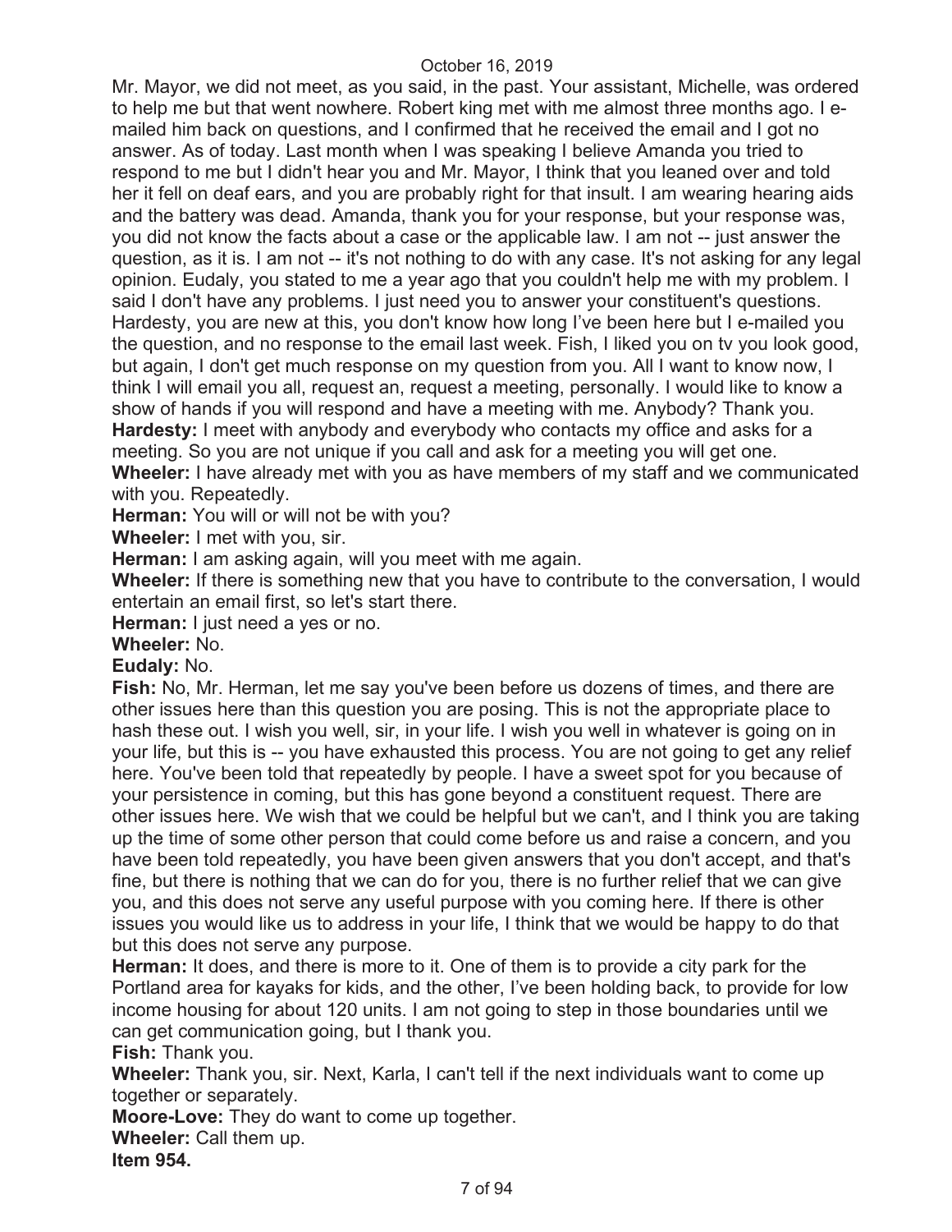Mr. Mayor, we did not meet, as you said, in the past. Your assistant, Michelle, was ordered to help me but that went nowhere. Robert king met with me almost three months ago. I e-mailed him back on questions, and I confirmed that he received the email and I got no answer. As of today. Last month when I was speaking I believe Amanda you tried to respond to me but I didn't hear you and Mr. Mayor, I think that you leaned over and told her it fell on deaf ears, and you are probably right for that insult. I am wearing hearing aids and the battery was dead. Amanda, thank you for your response, but your response was, you did not know the facts about a case or the applicable law. I am not -- just answer the question, as it is. I am not -- it's not nothing to do with any case. It's not asking for any legal opinion. Eudaly, you stated to me a year ago that you couldn't help me with my problem. I said I don't have any problems. I just need you to answer your constituent's questions. Hardesty, you are new at this, you don't know how long I've been here but I e-mailed you the question, and no response to the email last week. Fish, I liked you on tv you look good, but again, I don't get much response on my question from you. All I want to know now, I think I will email you all, request an, request a meeting, personally. I would like to know a show of hands if you will respond and have a meeting with me. Anybody? Thank you.

**Hardesty:** I meet with anybody and everybody who contacts my office and asks for a meeting. So you are not unique if you call and ask for a meeting you will get one.

**Wheeler:** I have already met with you as have members of my staff and we communicated with you. Repeatedly.

**Herman:** You will or will not be with you?

**Wheeler:** I met with you, sir.

**Herman:** I am asking again, will you meet with me again.

**Wheeler:** If there is something new that you have to contribute to the conversation, I would entertain an email first, so let's start there.

**Herman:** I just need a yes or no.

**Wheeler:** No.

**Eudaly:** No.

**Fish:** No, Mr. Herman, let me say you've been before us dozens of times, and there are other issues here than this question you are posing. This is not the appropriate place to hash these out. I wish you well, sir, in your life. I wish you well in whatever is going on in your life, but this is -- you have exhausted this process. You are not going to get any relief here. You've been told that repeatedly by people. I have a sweet spot for you because of your persistence in coming, but this has gone beyond a constituent request. There are other issues here. We wish that we could be helpful but we can't, and I think you are taking up the time of some other person that could come before us and raise a concern, and you have been told repeatedly, you have been given answers that you don't accept, and that's fine, but there is nothing that we can do for you, there is no further relief that we can give you, and this does not serve any useful purpose with you coming here. If there is other issues you would like us to address in your life, I think that we would be happy to do that but this does not serve any purpose.

**Herman:** It does, and there is more to it. One of them is to provide a city park for the Portland area for kayaks for kids, and the other, I've been holding back, to provide for low income housing for about 120 units. I am not going to step in those boundaries until we can get communication going, but I thank you.

**Fish:** Thank you.

**Wheeler:** Thank you, sir. Next, Karla, I can't tell if the next individuals want to come up together or separately.

**Moore-Love:** They do want to come up together.

**Wheeler:** Call them up.

**Item 954.**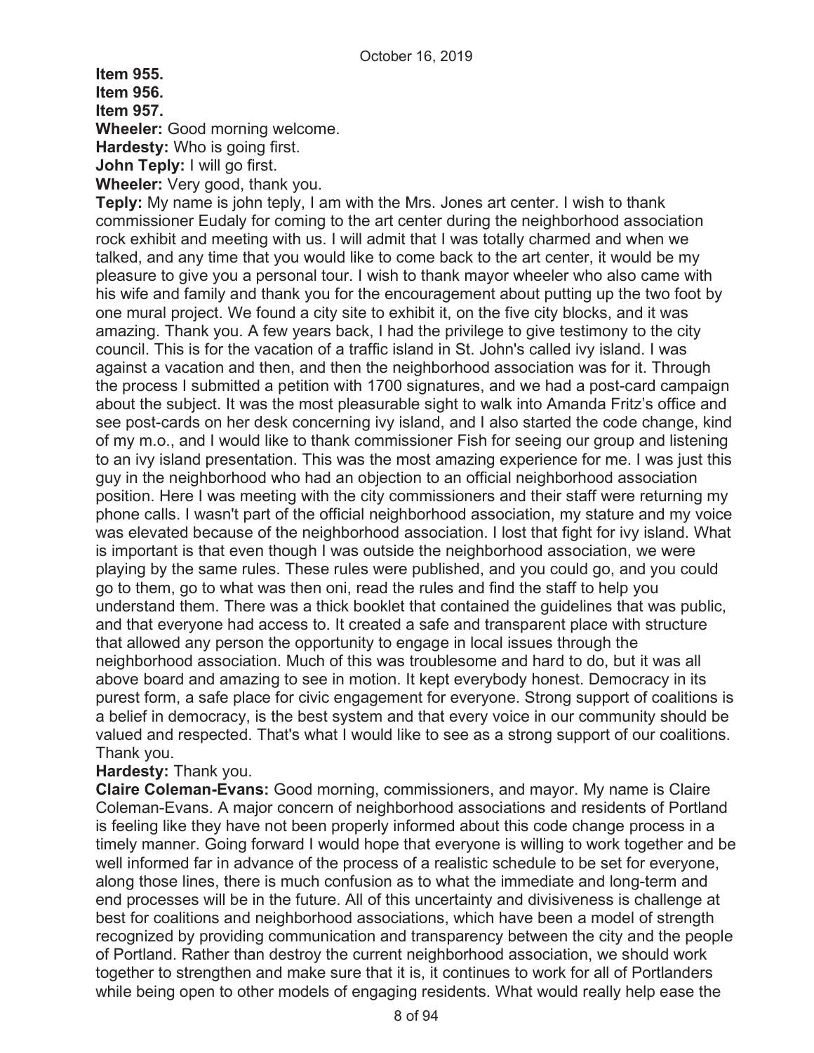**Item 955.**
**Item 956.**
**Item 957.**

**Wheeler:** Good morning welcome.
**Hardesty:** Who is going first.
**John Teply:** I will go first.
**Wheeler:** Very good, thank you.
**Teply:** My name is john teply, I am with the Mrs. Jones art center. I wish to thank commissioner Eudaly for coming to the art center during the neighborhood association rock exhibit and meeting with us. I will admit that I was totally charmed and when we talked, and any time that you would like to come back to the art center, it would be my pleasure to give you a personal tour. I wish to thank mayor wheeler who also came with his wife and family and thank you for the encouragement about putting up the two foot by one mural project. We found a city site to exhibit it, on the five city blocks, and it was amazing. Thank you. A few years back, I had the privilege to give testimony to the city council. This is for the vacation of a traffic island in St. John's called ivy island. I was against a vacation and then, and then the neighborhood association was for it. Through the process I submitted a petition with 1700 signatures, and we had a post-card campaign about the subject. It was the most pleasurable sight to walk into Amanda Fritz's office and see post-cards on her desk concerning ivy island, and I also started the code change, kind of my m.o., and I would like to thank commissioner Fish for seeing our group and listening to an ivy island presentation. This was the most amazing experience for me. I was just this guy in the neighborhood who had an objection to an official neighborhood association position. Here I was meeting with the city commissioners and their staff were returning my phone calls. I wasn't part of the official neighborhood association, my stature and my voice was elevated because of the neighborhood association. I lost that fight for ivy island. What is important is that even though I was outside the neighborhood association, we were playing by the same rules. These rules were published, and you could go, and you could go to them, go to what was then oni, read the rules and find the staff to help you understand them. There was a thick booklet that contained the guidelines that was public, and that everyone had access to. It created a safe and transparent place with structure that allowed any person the opportunity to engage in local issues through the neighborhood association. Much of this was troublesome and hard to do, but it was all above board and amazing to see in motion. It kept everybody honest. Democracy in its purest form, a safe place for civic engagement for everyone. Strong support of coalitions is a belief in democracy, is the best system and that every voice in our community should be valued and respected. That's what I would like to see as a strong support of our coalitions. Thank you.
**Hardesty:** Thank you.
**Claire Coleman-Evans:** Good morning, commissioners, and mayor. My name is Claire Coleman-Evans. A major concern of neighborhood associations and residents of Portland is feeling like they have not been properly informed about this code change process in a timely manner. Going forward I would hope that everyone is willing to work together and be well informed far in advance of the process of a realistic schedule to be set for everyone, along those lines, there is much confusion as to what the immediate and long-term and end processes will be in the future. All of this uncertainty and divisiveness is challenge at best for coalitions and neighborhood associations, which have been a model of strength recognized by providing communication and transparency between the city and the people of Portland. Rather than destroy the current neighborhood association, we should work together to strengthen and make sure that it is, it continues to work for all of Portlanders while being open to other models of engaging residents. What would really help ease the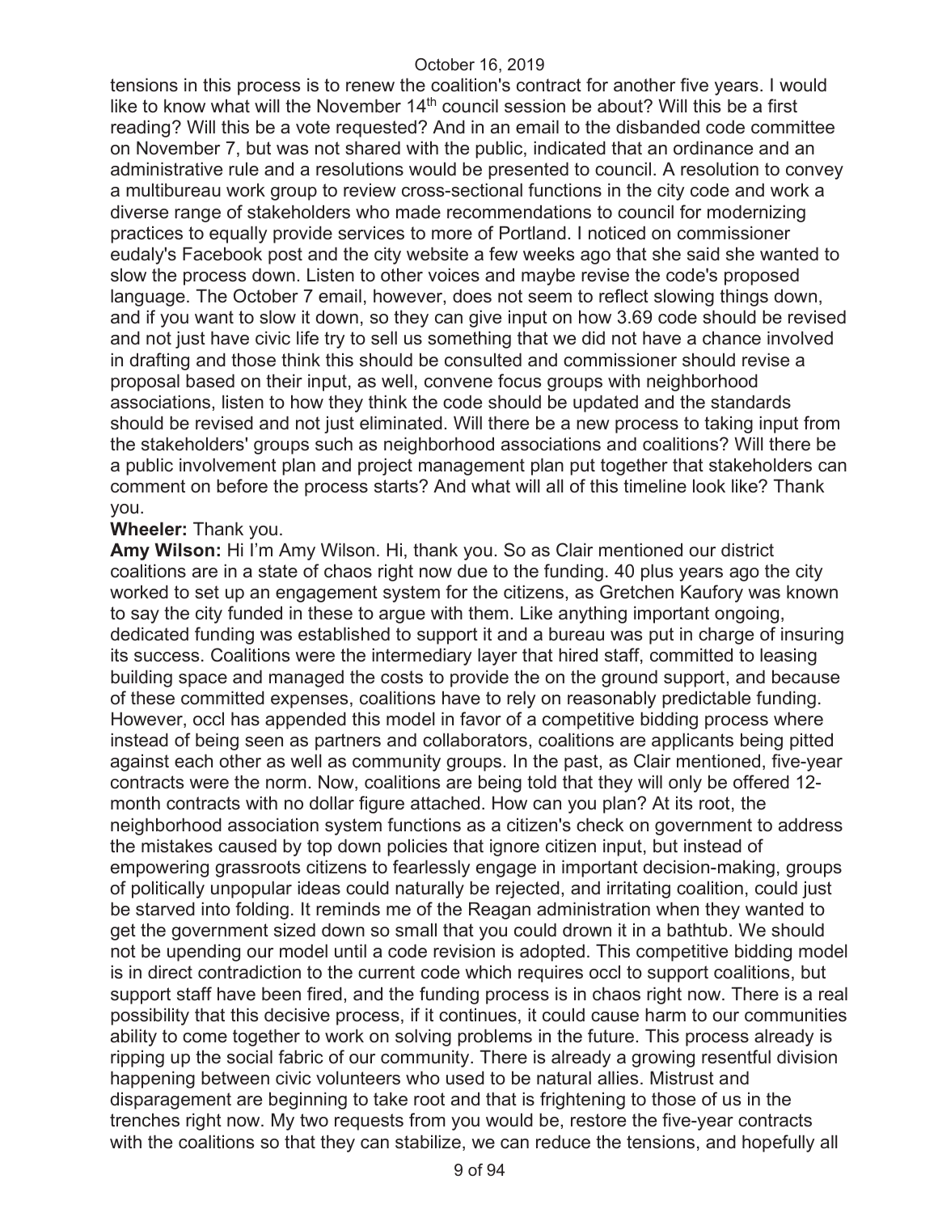tensions in this process is to renew the coalition's contract for another five years. I would like to know what will the November 14th council session be about? Will this be a first reading? Will this be a vote requested? And in an email to the disbanded code committee on November 7, but was not shared with the public, indicated that an ordinance and an administrative rule and a resolutions would be presented to council. A resolution to convey a multibureau work group to review cross-sectional functions in the city code and work a diverse range of stakeholders who made recommendations to council for modernizing practices to equally provide services to more of Portland. I noticed on commissioner eudaly's Facebook post and the city website a few weeks ago that she said she wanted to slow the process down. Listen to other voices and maybe revise the code's proposed language. The October 7 email, however, does not seem to reflect slowing things down, and if you want to slow it down, so they can give input on how 3.69 code should be revised and not just have civic life try to sell us something that we did not have a chance involved in drafting and those think this should be consulted and commissioner should revise a proposal based on their input, as well, convene focus groups with neighborhood associations, listen to how they think the code should be updated and the standards should be revised and not just eliminated. Will there be a new process to taking input from the stakeholders' groups such as neighborhood associations and coalitions? Will there be a public involvement plan and project management plan put together that stakeholders can comment on before the process starts? And what will all of this timeline look like? Thank you.

**Wheeler:** Thank you.

**Amy Wilson:** Hi I'm Amy Wilson. Hi, thank you. So as Clair mentioned our district coalitions are in a state of chaos right now due to the funding. 40 plus years ago the city worked to set up an engagement system for the citizens, as Gretchen Kaufory was known to say the city funded in these to argue with them. Like anything important ongoing, dedicated funding was established to support it and a bureau was put in charge of insuring its success. Coalitions were the intermediary layer that hired staff, committed to leasing building space and managed the costs to provide the on the ground support, and because of these committed expenses, coalitions have to rely on reasonably predictable funding. However, occl has appended this model in favor of a competitive bidding process where instead of being seen as partners and collaborators, coalitions are applicants being pitted against each other as well as community groups. In the past, as Clair mentioned, five-year contracts were the norm. Now, coalitions are being told that they will only be offered 12-month contracts with no dollar figure attached. How can you plan? At its root, the neighborhood association system functions as a citizen's check on government to address the mistakes caused by top down policies that ignore citizen input, but instead of empowering grassroots citizens to fearlessly engage in important decision-making, groups of politically unpopular ideas could naturally be rejected, and irritating coalition, could just be starved into folding. It reminds me of the Reagan administration when they wanted to get the government sized down so small that you could drown it in a bathtub. We should not be upending our model until a code revision is adopted. This competitive bidding model is in direct contradiction to the current code which requires occl to support coalitions, but support staff have been fired, and the funding process is in chaos right now. There is a real possibility that this decisive process, if it continues, it could cause harm to our communities ability to come together to work on solving problems in the future. This process already is ripping up the social fabric of our community. There is already a growing resentful division happening between civic volunteers who used to be natural allies. Mistrust and disparagement are beginning to take root and that is frightening to those of us in the trenches right now. My two requests from you would be, restore the five-year contracts with the coalitions so that they can stabilize, we can reduce the tensions, and hopefully all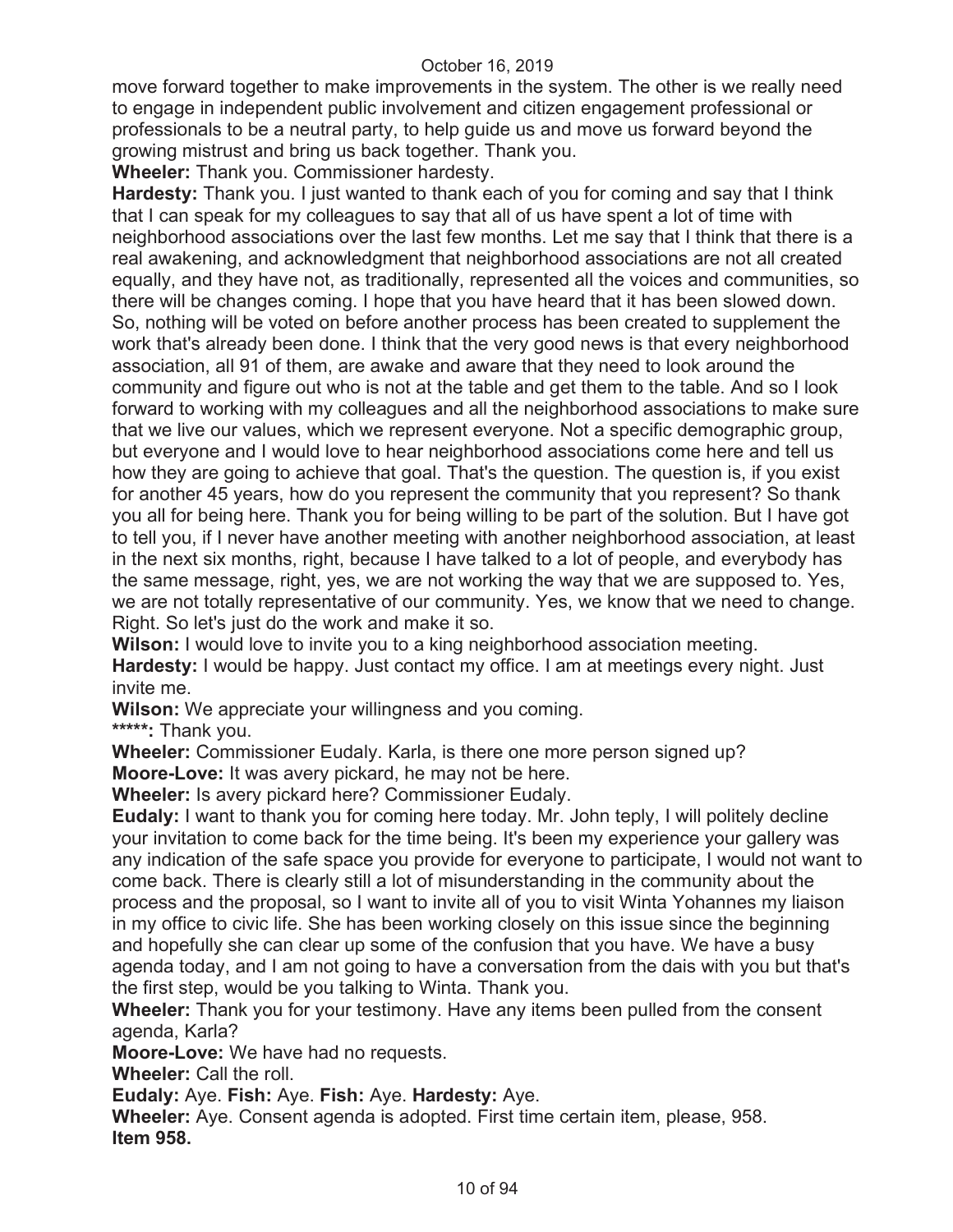move forward together to make improvements in the system. The other is we really need to engage in independent public involvement and citizen engagement professional or professionals to be a neutral party, to help guide us and move us forward beyond the growing mistrust and bring us back together. Thank you.

**Wheeler:** Thank you. Commissioner hardesty.

**Hardesty:** Thank you. I just wanted to thank each of you for coming and say that I think that I can speak for my colleagues to say that all of us have spent a lot of time with neighborhood associations over the last few months. Let me say that I think that there is a real awakening, and acknowledgment that neighborhood associations are not all created equally, and they have not, as traditionally, represented all the voices and communities, so there will be changes coming. I hope that you have heard that it has been slowed down. So, nothing will be voted on before another process has been created to supplement the work that's already been done. I think that the very good news is that every neighborhood association, all 91 of them, are awake and aware that they need to look around the community and figure out who is not at the table and get them to the table. And so I look forward to working with my colleagues and all the neighborhood associations to make sure that we live our values, which we represent everyone. Not a specific demographic group, but everyone and I would love to hear neighborhood associations come here and tell us how they are going to achieve that goal. That's the question. The question is, if you exist for another 45 years, how do you represent the community that you represent? So thank you all for being here. Thank you for being willing to be part of the solution. But I have got to tell you, if I never have another meeting with another neighborhood association, at least in the next six months, right, because I have talked to a lot of people, and everybody has the same message, right, yes, we are not working the way that we are supposed to. Yes, we are not totally representative of our community. Yes, we know that we need to change. Right. So let's just do the work and make it so.

**Wilson:** I would love to invite you to a king neighborhood association meeting.

**Hardesty:** I would be happy. Just contact my office. I am at meetings every night. Just invite me.

**Wilson:** We appreciate your willingness and you coming.

*****: Thank you.

**Wheeler:** Commissioner Eudaly. Karla, is there one more person signed up?

**Moore-Love:** It was avery pickard, he may not be here.

**Wheeler:** Is avery pickard here? Commissioner Eudaly.

**Eudaly:** I want to thank you for coming here today. Mr. John teply, I will politely decline your invitation to come back for the time being. It's been my experience your gallery was any indication of the safe space you provide for everyone to participate, I would not want to come back. There is clearly still a lot of misunderstanding in the community about the process and the proposal, so I want to invite all of you to visit Winta Yohannes my liaison in my office to civic life. She has been working closely on this issue since the beginning and hopefully she can clear up some of the confusion that you have. We have a busy agenda today, and I am not going to have a conversation from the dais with you but that's the first step, would be you talking to Winta. Thank you.

**Wheeler:** Thank you for your testimony. Have any items been pulled from the consent agenda, Karla?

**Moore-Love:** We have had no requests.

**Wheeler:** Call the roll.

**Eudaly:** Aye. **Fish:** Aye. **Fish:** Aye. **Hardesty:** Aye.

**Wheeler:** Aye. Consent agenda is adopted. First time certain item, please, 958.

**Item 958.**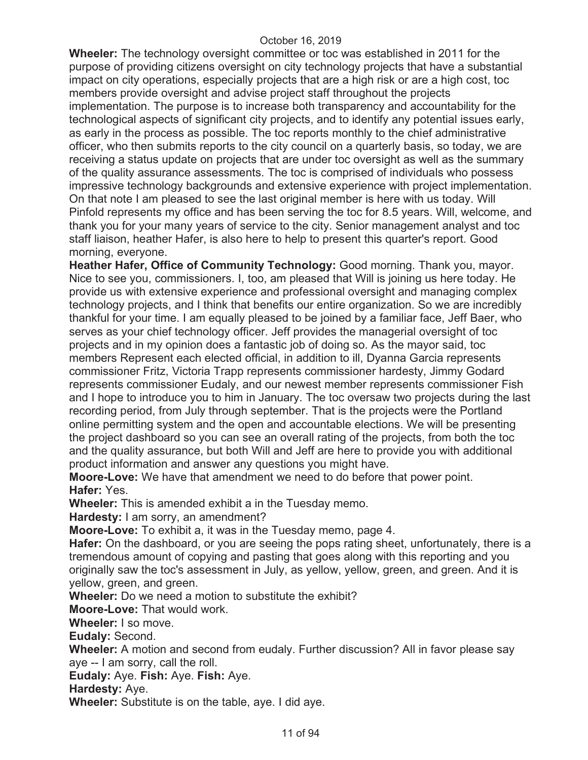**Wheeler:** The technology oversight committee or toc was established in 2011 for the purpose of providing citizens oversight on city technology projects that have a substantial impact on city operations, especially projects that are a high risk or are a high cost, toc members provide oversight and advise project staff throughout the projects implementation. The purpose is to increase both transparency and accountability for the technological aspects of significant city projects, and to identify any potential issues early, as early in the process as possible. The toc reports monthly to the chief administrative officer, who then submits reports to the city council on a quarterly basis, so today, we are receiving a status update on projects that are under toc oversight as well as the summary of the quality assurance assessments. The toc is comprised of individuals who possess impressive technology backgrounds and extensive experience with project implementation. On that note I am pleased to see the last original member is here with us today. Will Pinfold represents my office and has been serving the toc for 8.5 years. Will, welcome, and thank you for your many years of service to the city. Senior management analyst and toc staff liaison, heather Hafer, is also here to help to present this quarter's report. Good morning, everyone.

**Heather Hafer, Office of Community Technology:** Good morning. Thank you, mayor. Nice to see you, commissioners. I, too, am pleased that Will is joining us here today. He provide us with extensive experience and professional oversight and managing complex technology projects, and I think that benefits our entire organization. So we are incredibly thankful for your time. I am equally pleased to be joined by a familiar face, Jeff Baer, who serves as your chief technology officer. Jeff provides the managerial oversight of toc projects and in my opinion does a fantastic job of doing so. As the mayor said, toc members Represent each elected official, in addition to ill, Dyanna Garcia represents commissioner Fritz, Victoria Trapp represents commissioner hardesty, Jimmy Godard represents commissioner Eudaly, and our newest member represents commissioner Fish and I hope to introduce you to him in January. The toc oversaw two projects during the last recording period, from July through september. That is the projects were the Portland online permitting system and the open and accountable elections. We will be presenting the project dashboard so you can see an overall rating of the projects, from both the toc and the quality assurance, but both Will and Jeff are here to provide you with additional product information and answer any questions you might have.

**Moore-Love:** We have that amendment we need to do before that power point.

**Hafer:** Yes.

**Wheeler:** This is amended exhibit a in the Tuesday memo.

**Hardesty:** I am sorry, an amendment?

**Moore-Love:** To exhibit a, it was in the Tuesday memo, page 4.

**Hafer:** On the dashboard, or you are seeing the pops rating sheet, unfortunately, there is a tremendous amount of copying and pasting that goes along with this reporting and you originally saw the toc's assessment in July, as yellow, yellow, green, and green. And it is yellow, green, and green.

**Wheeler:** Do we need a motion to substitute the exhibit?

**Moore-Love:** That would work.

**Wheeler:** I so move.

**Eudaly:** Second.

**Wheeler:** A motion and second from eudaly. Further discussion? All in favor please say aye -- I am sorry, call the roll.

**Eudaly:** Aye. **Fish:** Aye. **Fish:** Aye.

**Hardesty:** Aye.

**Wheeler:** Substitute is on the table, aye. I did aye.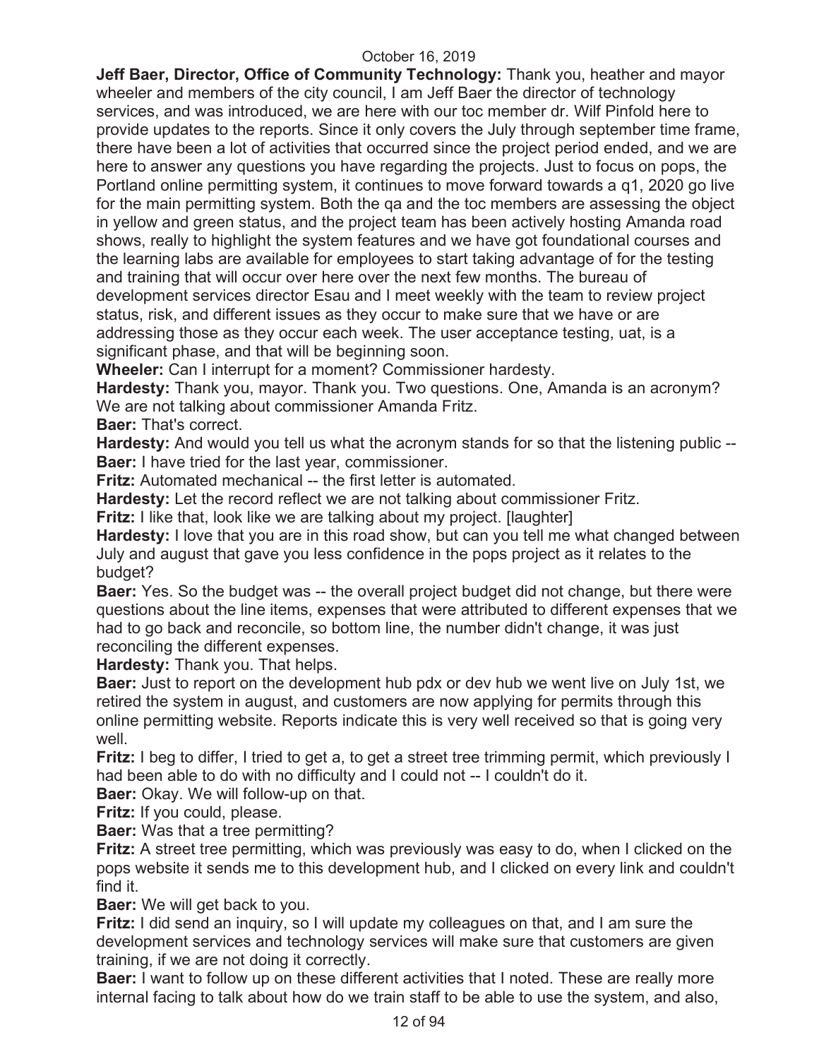**Jeff Baer, Director, Office of Community Technology:** Thank you, heather and mayor wheeler and members of the city council, I am Jeff Baer the director of technology services, and was introduced, we are here with our toc member dr. Wilf Pinfold here to provide updates to the reports. Since it only covers the July through september time frame, there have been a lot of activities that occurred since the project period ended, and we are here to answer any questions you have regarding the projects. Just to focus on pops, the Portland online permitting system, it continues to move forward towards a q1, 2020 go live for the main permitting system. Both the qa and the toc members are assessing the object in yellow and green status, and the project team has been actively hosting Amanda road shows, really to highlight the system features and we have got foundational courses and the learning labs are available for employees to start taking advantage of for the testing and training that will occur over here over the next few months. The bureau of development services director Esau and I meet weekly with the team to review project status, risk, and different issues as they occur to make sure that we have or are addressing those as they occur each week. The user acceptance testing, uat, is a significant phase, and that will be beginning soon.

**Wheeler:** Can I interrupt for a moment? Commissioner hardesty.

**Hardesty:** Thank you, mayor. Thank you. Two questions. One, Amanda is an acronym? We are not talking about commissioner Amanda Fritz.

**Baer:** That's correct.

**Hardesty:** And would you tell us what the acronym stands for so that the listening public --

**Baer:** I have tried for the last year, commissioner.

**Fritz:** Automated mechanical -- the first letter is automated.

**Hardesty:** Let the record reflect we are not talking about commissioner Fritz.

**Fritz:** I like that, look like we are talking about my project. [laughter]

**Hardesty:** I love that you are in this road show, but can you tell me what changed between July and august that gave you less confidence in the pops project as it relates to the budget?

**Baer:** Yes. So the budget was -- the overall project budget did not change, but there were questions about the line items, expenses that were attributed to different expenses that we had to go back and reconcile, so bottom line, the number didn't change, it was just reconciling the different expenses.

**Hardesty:** Thank you. That helps.

**Baer:** Just to report on the development hub pdx or dev hub we went live on July 1st, we retired the system in august, and customers are now applying for permits through this online permitting website. Reports indicate this is very well received so that is going very well.

**Fritz:** I beg to differ, I tried to get a, to get a street tree trimming permit, which previously I had been able to do with no difficulty and I could not -- I couldn't do it.

**Baer:** Okay. We will follow-up on that.

**Fritz:** If you could, please.

**Baer:** Was that a tree permitting?

**Fritz:** A street tree permitting, which was previously was easy to do, when I clicked on the pops website it sends me to this development hub, and I clicked on every link and couldn't find it.

**Baer:** We will get back to you.

**Fritz:** I did send an inquiry, so I will update my colleagues on that, and I am sure the development services and technology services will make sure that customers are given training, if we are not doing it correctly.

**Baer:** I want to follow up on these different activities that I noted. These are really more internal facing to talk about how do we train staff to be able to use the system, and also,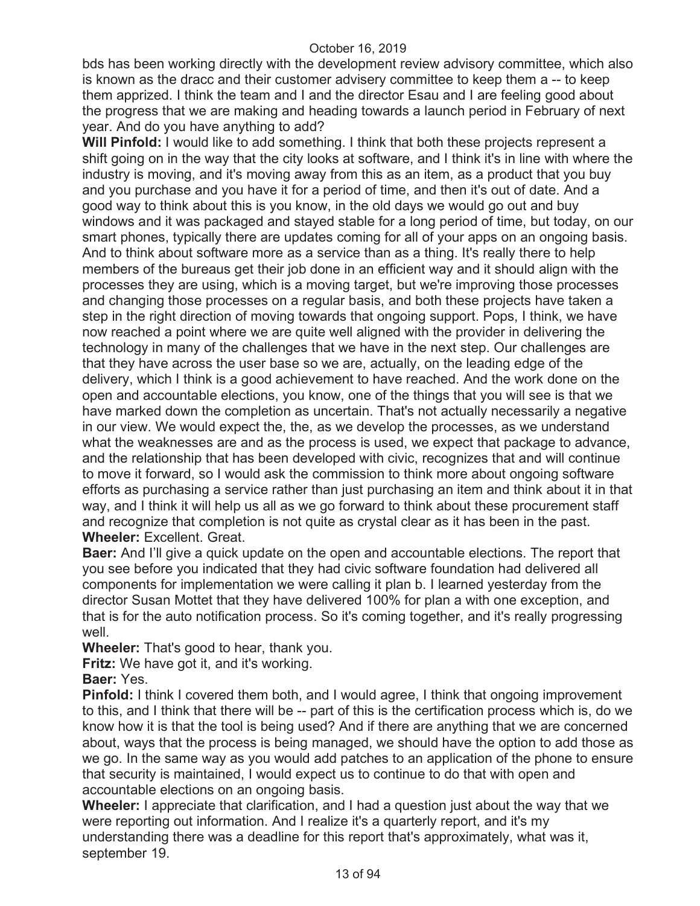bds has been working directly with the development review advisory committee, which also is known as the dracc and their customer advisery committee to keep them a -- to keep them apprized. I think the team and I and the director Esau and I are feeling good about the progress that we are making and heading towards a launch period in February of next year. And do you have anything to add?

**Will Pinfold:** I would like to add something. I think that both these projects represent a shift going on in the way that the city looks at software, and I think it's in line with where the industry is moving, and it's moving away from this as an item, as a product that you buy and you purchase and you have it for a period of time, and then it's out of date. And a good way to think about this is you know, in the old days we would go out and buy windows and it was packaged and stayed stable for a long period of time, but today, on our smart phones, typically there are updates coming for all of your apps on an ongoing basis. And to think about software more as a service than as a thing. It's really there to help members of the bureaus get their job done in an efficient way and it should align with the processes they are using, which is a moving target, but we're improving those processes and changing those processes on a regular basis, and both these projects have taken a step in the right direction of moving towards that ongoing support. Pops, I think, we have now reached a point where we are quite well aligned with the provider in delivering the technology in many of the challenges that we have in the next step. Our challenges are that they have across the user base so we are, actually, on the leading edge of the delivery, which I think is a good achievement to have reached. And the work done on the open and accountable elections, you know, one of the things that you will see is that we have marked down the completion as uncertain. That's not actually necessarily a negative in our view. We would expect the, the, as we develop the processes, as we understand what the weaknesses are and as the process is used, we expect that package to advance, and the relationship that has been developed with civic, recognizes that and will continue to move it forward, so I would ask the commission to think more about ongoing software efforts as purchasing a service rather than just purchasing an item and think about it in that way, and I think it will help us all as we go forward to think about these procurement staff and recognize that completion is not quite as crystal clear as it has been in the past.

**Wheeler:** Excellent. Great.

**Baer:** And I'll give a quick update on the open and accountable elections. The report that you see before you indicated that they had civic software foundation had delivered all components for implementation we were calling it plan b. I learned yesterday from the director Susan Mottet that they have delivered 100% for plan a with one exception, and that is for the auto notification process. So it's coming together, and it's really progressing well.

**Wheeler:** That's good to hear, thank you.

**Fritz:** We have got it, and it's working.

**Baer:** Yes.

**Pinfold:** I think I covered them both, and I would agree, I think that ongoing improvement to this, and I think that there will be -- part of this is the certification process which is, do we know how it is that the tool is being used? And if there are anything that we are concerned about, ways that the process is being managed, we should have the option to add those as we go. In the same way as you would add patches to an application of the phone to ensure that security is maintained, I would expect us to continue to do that with open and accountable elections on an ongoing basis.

**Wheeler:** I appreciate that clarification, and I had a question just about the way that we were reporting out information. And I realize it's a quarterly report, and it's my understanding there was a deadline for this report that's approximately, what was it, september 19.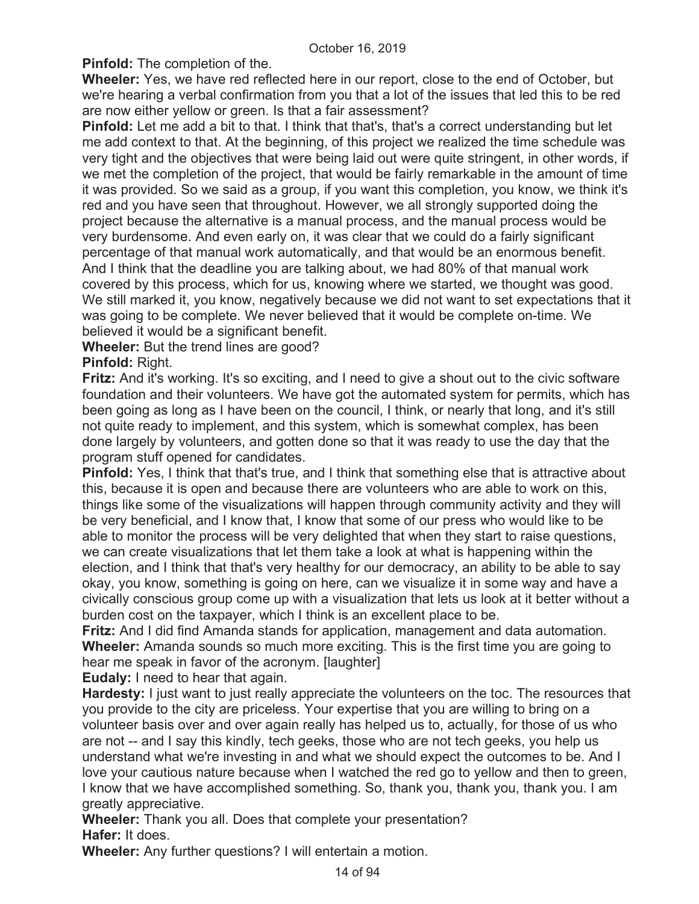**Pinfold:** The completion of the.

**Wheeler:** Yes, we have red reflected here in our report, close to the end of October, but we're hearing a verbal confirmation from you that a lot of the issues that led this to be red are now either yellow or green. Is that a fair assessment?

**Pinfold:** Let me add a bit to that. I think that that's, that's a correct understanding but let me add context to that. At the beginning, of this project we realized the time schedule was very tight and the objectives that were being laid out were quite stringent, in other words, if we met the completion of the project, that would be fairly remarkable in the amount of time it was provided. So we said as a group, if you want this completion, you know, we think it's red and you have seen that throughout. However, we all strongly supported doing the project because the alternative is a manual process, and the manual process would be very burdensome. And even early on, it was clear that we could do a fairly significant percentage of that manual work automatically, and that would be an enormous benefit. And I think that the deadline you are talking about, we had 80% of that manual work covered by this process, which for us, knowing where we started, we thought was good. We still marked it, you know, negatively because we did not want to set expectations that it was going to be complete. We never believed that it would be complete on-time. We believed it would be a significant benefit.

**Wheeler:** But the trend lines are good?

**Pinfold:** Right.

**Fritz:** And it's working. It's so exciting, and I need to give a shout out to the civic software foundation and their volunteers. We have got the automated system for permits, which has been going as long as I have been on the council, I think, or nearly that long, and it's still not quite ready to implement, and this system, which is somewhat complex, has been done largely by volunteers, and gotten done so that it was ready to use the day that the program stuff opened for candidates.

**Pinfold:** Yes, I think that that's true, and I think that something else that is attractive about this, because it is open and because there are volunteers who are able to work on this, things like some of the visualizations will happen through community activity and they will be very beneficial, and I know that, I know that some of our press who would like to be able to monitor the process will be very delighted that when they start to raise questions, we can create visualizations that let them take a look at what is happening within the election, and I think that that's very healthy for our democracy, an ability to be able to say okay, you know, something is going on here, can we visualize it in some way and have a civically conscious group come up with a visualization that lets us look at it better without a burden cost on the taxpayer, which I think is an excellent place to be.

**Fritz:** And I did find Amanda stands for application, management and data automation.

**Wheeler:** Amanda sounds so much more exciting. This is the first time you are going to hear me speak in favor of the acronym. [laughter]

**Eudaly:** I need to hear that again.

**Hardesty:** I just want to just really appreciate the volunteers on the toc. The resources that you provide to the city are priceless. Your expertise that you are willing to bring on a volunteer basis over and over again really has helped us to, actually, for those of us who are not -- and I say this kindly, tech geeks, those who are not tech geeks, you help us understand what we're investing in and what we should expect the outcomes to be. And I love your cautious nature because when I watched the red go to yellow and then to green, I know that we have accomplished something. So, thank you, thank you, thank you. I am greatly appreciative.

**Wheeler:** Thank you all. Does that complete your presentation?

**Hafer:** It does.

**Wheeler:** Any further questions? I will entertain a motion.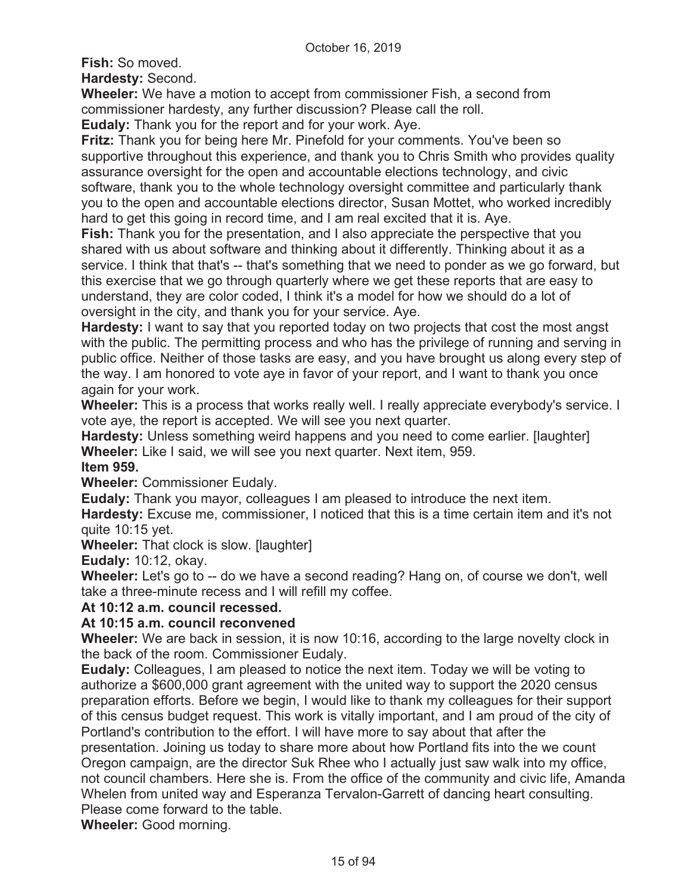**Fish:** So moved.

**Hardesty:** Second.

**Wheeler:** We have a motion to accept from commissioner Fish, a second from commissioner hardesty, any further discussion? Please call the roll.

**Eudaly:** Thank you for the report and for your work. Aye.

**Fritz:** Thank you for being here Mr. Pinefold for your comments. You've been so supportive throughout this experience, and thank you to Chris Smith who provides quality assurance oversight for the open and accountable elections technology, and civic software, thank you to the whole technology oversight committee and particularly thank you to the open and accountable elections director, Susan Mottet, who worked incredibly hard to get this going in record time, and I am real excited that it is. Aye.

**Fish:** Thank you for the presentation, and I also appreciate the perspective that you shared with us about software and thinking about it differently. Thinking about it as a service. I think that that's -- that's something that we need to ponder as we go forward, but this exercise that we go through quarterly where we get these reports that are easy to understand, they are color coded, I think it's a model for how we should do a lot of oversight in the city, and thank you for your service. Aye.

**Hardesty:** I want to say that you reported today on two projects that cost the most angst with the public. The permitting process and who has the privilege of running and serving in public office. Neither of those tasks are easy, and you have brought us along every step of the way. I am honored to vote aye in favor of your report, and I want to thank you once again for your work.

**Wheeler:** This is a process that works really well. I really appreciate everybody's service. I vote aye, the report is accepted. We will see you next quarter.

**Hardesty:** Unless something weird happens and you need to come earlier. [laughter]

**Wheeler:** Like I said, we will see you next quarter. Next item, 959.

**Item 959.**

**Wheeler:** Commissioner Eudaly.

**Eudaly:** Thank you mayor, colleagues I am pleased to introduce the next item.

**Hardesty:** Excuse me, commissioner, I noticed that this is a time certain item and it's not quite 10:15 yet.

**Wheeler:** That clock is slow. [laughter]

**Eudaly:** 10:12, okay.

**Wheeler:** Let's go to -- do we have a second reading? Hang on, of course we don't, well take a three-minute recess and I will refill my coffee.

**At 10:12 a.m. council recessed.**

**At 10:15 a.m. council reconvened**

**Wheeler:** We are back in session, it is now 10:16, according to the large novelty clock in the back of the room. Commissioner Eudaly.

**Eudaly:** Colleagues, I am pleased to notice the next item. Today we will be voting to authorize a $600,000 grant agreement with the united way to support the 2020 census preparation efforts. Before we begin, I would like to thank my colleagues for their support of this census budget request. This work is vitally important, and I am proud of the city of Portland's contribution to the effort. I will have more to say about that after the presentation. Joining us today to share more about how Portland fits into the we count Oregon campaign, are the director Suk Rhee who I actually just saw walk into my office, not council chambers. Here she is. From the office of the community and civic life, Amanda Whelen from united way and Esperanza Tervalon-Garrett of dancing heart consulting. Please come forward to the table.

**Wheeler:** Good morning.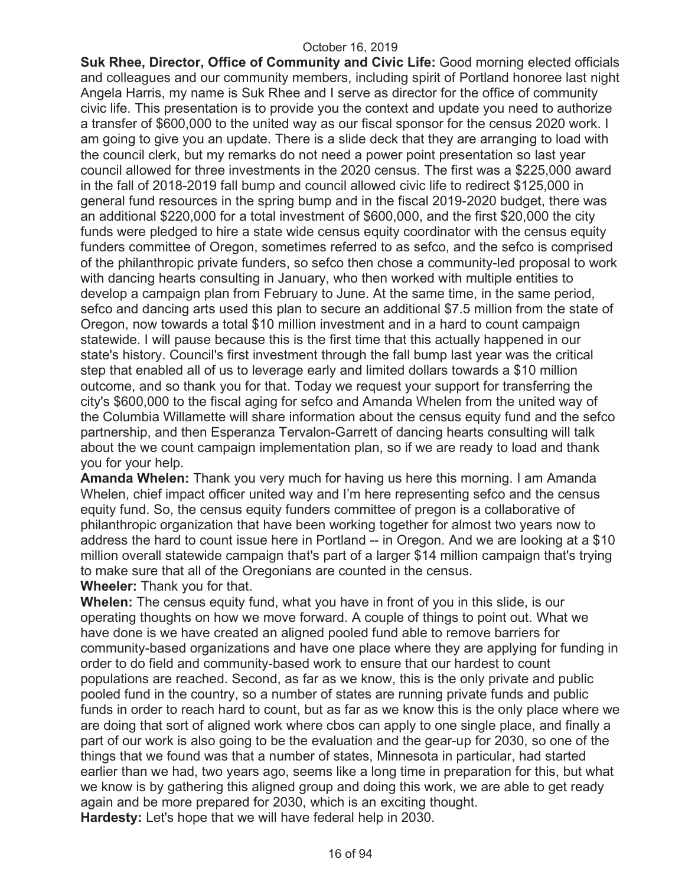**Suk Rhee, Director, Office of Community and Civic Life:** Good morning elected officials and colleagues and our community members, including spirit of Portland honoree last night Angela Harris, my name is Suk Rhee and I serve as director for the office of community civic life. This presentation is to provide you the context and update you need to authorize a transfer of $600,000 to the united way as our fiscal sponsor for the census 2020 work. I am going to give you an update. There is a slide deck that they are arranging to load with the council clerk, but my remarks do not need a power point presentation so last year council allowed for three investments in the 2020 census. The first was a $225,000 award in the fall of 2018-2019 fall bump and council allowed civic life to redirect $125,000 in general fund resources in the spring bump and in the fiscal 2019-2020 budget, there was an additional $220,000 for a total investment of $600,000, and the first $20,000 the city funds were pledged to hire a state wide census equity coordinator with the census equity funders committee of Oregon, sometimes referred to as sefco, and the sefco is comprised of the philanthropic private funders, so sefco then chose a community-led proposal to work with dancing hearts consulting in January, who then worked with multiple entities to develop a campaign plan from February to June. At the same time, in the same period, sefco and dancing arts used this plan to secure an additional $7.5 million from the state of Oregon, now towards a total $10 million investment and in a hard to count campaign statewide. I will pause because this is the first time that this actually happened in our state's history. Council's first investment through the fall bump last year was the critical step that enabled all of us to leverage early and limited dollars towards a $10 million outcome, and so thank you for that. Today we request your support for transferring the city's $600,000 to the fiscal aging for sefco and Amanda Whelen from the united way of the Columbia Willamette will share information about the census equity fund and the sefco partnership, and then Esperanza Tervalon-Garrett of dancing hearts consulting will talk about the we count campaign implementation plan, so if we are ready to load and thank you for your help.

**Amanda Whelen:** Thank you very much for having us here this morning. I am Amanda Whelen, chief impact officer united way and I'm here representing sefco and the census equity fund. So, the census equity funders committee of pregon is a collaborative of philanthropic organization that have been working together for almost two years now to address the hard to count issue here in Portland -- in Oregon. And we are looking at a $10 million overall statewide campaign that's part of a larger $14 million campaign that's trying to make sure that all of the Oregonians are counted in the census.

**Wheeler:** Thank you for that.

**Whelen:** The census equity fund, what you have in front of you in this slide, is our operating thoughts on how we move forward. A couple of things to point out. What we have done is we have created an aligned pooled fund able to remove barriers for community-based organizations and have one place where they are applying for funding in order to do field and community-based work to ensure that our hardest to count populations are reached. Second, as far as we know, this is the only private and public pooled fund in the country, so a number of states are running private funds and public funds in order to reach hard to count, but as far as we know this is the only place where we are doing that sort of aligned work where cbos can apply to one single place, and finally a part of our work is also going to be the evaluation and the gear-up for 2030, so one of the things that we found was that a number of states, Minnesota in particular, had started earlier than we had, two years ago, seems like a long time in preparation for this, but what we know is by gathering this aligned group and doing this work, we are able to get ready again and be more prepared for 2030, which is an exciting thought.

**Hardesty:** Let's hope that we will have federal help in 2030.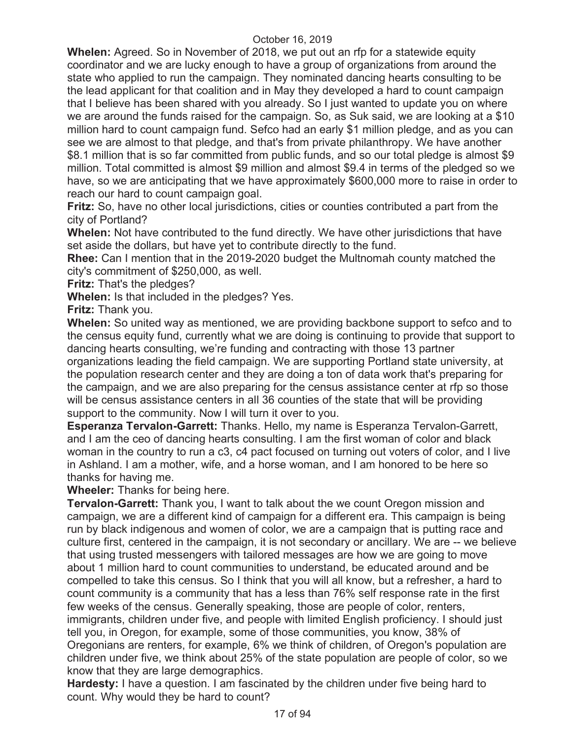**Whelen:** Agreed. So in November of 2018, we put out an rfp for a statewide equity coordinator and we are lucky enough to have a group of organizations from around the state who applied to run the campaign. They nominated dancing hearts consulting to be the lead applicant for that coalition and in May they developed a hard to count campaign that I believe has been shared with you already. So I just wanted to update you on where we are around the funds raised for the campaign. So, as Suk said, we are looking at a $10 million hard to count campaign fund. Sefco had an early $1 million pledge, and as you can see we are almost to that pledge, and that's from private philanthropy. We have another $8.1 million that is so far committed from public funds, and so our total pledge is almost $9 million. Total committed is almost $9 million and almost $9.4 in terms of the pledged so we have, so we are anticipating that we have approximately $600,000 more to raise in order to reach our hard to count campaign goal.

**Fritz:** So, have no other local jurisdictions, cities or counties contributed a part from the city of Portland?

**Whelen:** Not have contributed to the fund directly. We have other jurisdictions that have set aside the dollars, but have yet to contribute directly to the fund.

**Rhee:** Can I mention that in the 2019-2020 budget the Multnomah county matched the city's commitment of $250,000, as well.

**Fritz:** That's the pledges?

**Whelen:** Is that included in the pledges? Yes.

**Fritz:** Thank you.

**Whelen:** So united way as mentioned, we are providing backbone support to sefco and to the census equity fund, currently what we are doing is continuing to provide that support to dancing hearts consulting, we're funding and contracting with those 13 partner organizations leading the field campaign. We are supporting Portland state university, at the population research center and they are doing a ton of data work that's preparing for the campaign, and we are also preparing for the census assistance center at rfp so those will be census assistance centers in all 36 counties of the state that will be providing support to the community. Now I will turn it over to you.

**Esperanza Tervalon-Garrett:** Thanks. Hello, my name is Esperanza Tervalon-Garrett, and I am the ceo of dancing hearts consulting. I am the first woman of color and black woman in the country to run a c3, c4 pact focused on turning out voters of color, and I live in Ashland. I am a mother, wife, and a horse woman, and I am honored to be here so thanks for having me.

**Wheeler:** Thanks for being here.

**Tervalon-Garrett:** Thank you, I want to talk about the we count Oregon mission and campaign, we are a different kind of campaign for a different era. This campaign is being run by black indigenous and women of color, we are a campaign that is putting race and culture first, centered in the campaign, it is not secondary or ancillary. We are -- we believe that using trusted messengers with tailored messages are how we are going to move about 1 million hard to count communities to understand, be educated around and be compelled to take this census. So I think that you will all know, but a refresher, a hard to count community is a community that has a less than 76% self response rate in the first few weeks of the census. Generally speaking, those are people of color, renters, immigrants, children under five, and people with limited English proficiency. I should just tell you, in Oregon, for example, some of those communities, you know, 38% of Oregonians are renters, for example, 6% we think of children, of Oregon's population are children under five, we think about 25% of the state population are people of color, so we know that they are large demographics.

**Hardesty:** I have a question. I am fascinated by the children under five being hard to count. Why would they be hard to count?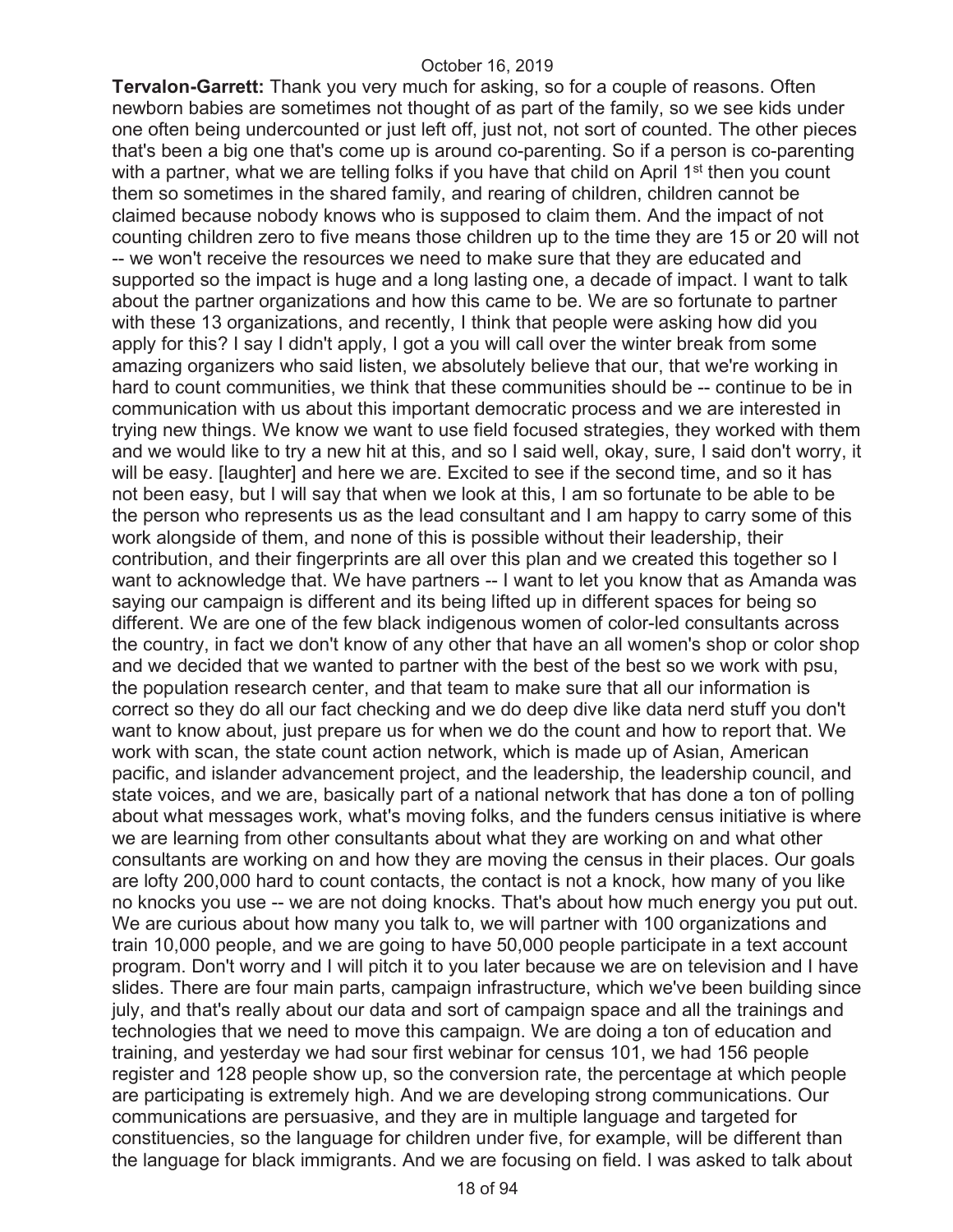**Tervalon-Garrett:** Thank you very much for asking, so for a couple of reasons. Often newborn babies are sometimes not thought of as part of the family, so we see kids under one often being undercounted or just left off, just not, not sort of counted. The other pieces that's been a big one that's come up is around co-parenting. So if a person is co-parenting with a partner, what we are telling folks if you have that child on April 1st then you count them so sometimes in the shared family, and rearing of children, children cannot be claimed because nobody knows who is supposed to claim them. And the impact of not counting children zero to five means those children up to the time they are 15 or 20 will not -- we won't receive the resources we need to make sure that they are educated and supported so the impact is huge and a long lasting one, a decade of impact. I want to talk about the partner organizations and how this came to be. We are so fortunate to partner with these 13 organizations, and recently, I think that people were asking how did you apply for this? I say I didn't apply, I got a you will call over the winter break from some amazing organizers who said listen, we absolutely believe that our, that we're working in hard to count communities, we think that these communities should be -- continue to be in communication with us about this important democratic process and we are interested in trying new things. We know we want to use field focused strategies, they worked with them and we would like to try a new hit at this, and so I said well, okay, sure, I said don't worry, it will be easy. [laughter] and here we are. Excited to see if the second time, and so it has not been easy, but I will say that when we look at this, I am so fortunate to be able to be the person who represents us as the lead consultant and I am happy to carry some of this work alongside of them, and none of this is possible without their leadership, their contribution, and their fingerprints are all over this plan and we created this together so I want to acknowledge that. We have partners -- I want to let you know that as Amanda was saying our campaign is different and its being lifted up in different spaces for being so different. We are one of the few black indigenous women of color-led consultants across the country, in fact we don't know of any other that have an all women's shop or color shop and we decided that we wanted to partner with the best of the best so we work with psu, the population research center, and that team to make sure that all our information is correct so they do all our fact checking and we do deep dive like data nerd stuff you don't want to know about, just prepare us for when we do the count and how to report that. We work with scan, the state count action network, which is made up of Asian, American pacific, and islander advancement project, and the leadership, the leadership council, and state voices, and we are, basically part of a national network that has done a ton of polling about what messages work, what's moving folks, and the funders census initiative is where we are learning from other consultants about what they are working on and what other consultants are working on and how they are moving the census in their places. Our goals are lofty 200,000 hard to count contacts, the contact is not a knock, how many of you like no knocks you use -- we are not doing knocks. That's about how much energy you put out. We are curious about how many you talk to, we will partner with 100 organizations and train 10,000 people, and we are going to have 50,000 people participate in a text account program. Don't worry and I will pitch it to you later because we are on television and I have slides. There are four main parts, campaign infrastructure, which we've been building since july, and that's really about our data and sort of campaign space and all the trainings and technologies that we need to move this campaign. We are doing a ton of education and training, and yesterday we had sour first webinar for census 101, we had 156 people register and 128 people show up, so the conversion rate, the percentage at which people are participating is extremely high. And we are developing strong communications. Our communications are persuasive, and they are in multiple language and targeted for constituencies, so the language for children under five, for example, will be different than the language for black immigrants. And we are focusing on field. I was asked to talk about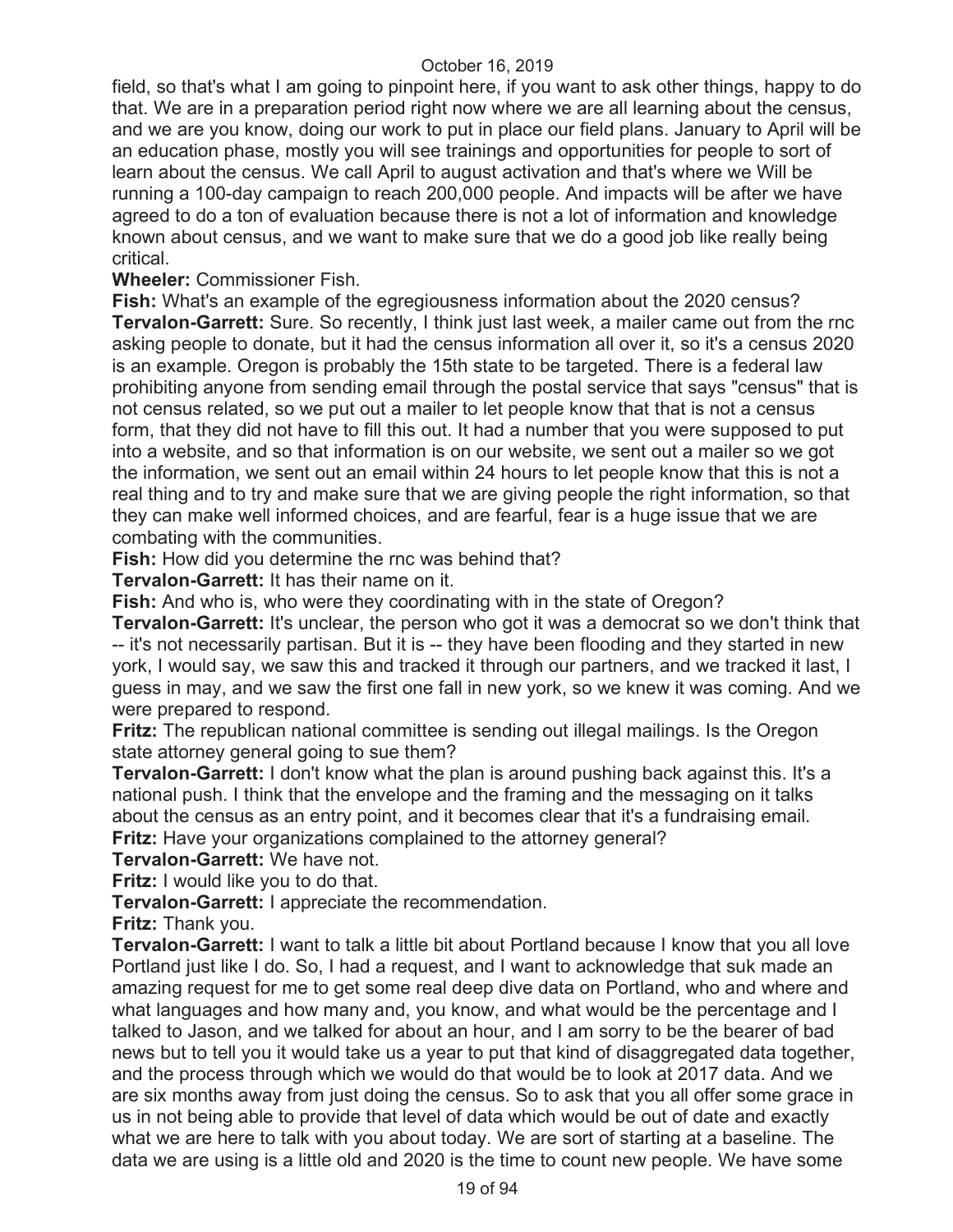field, so that's what I am going to pinpoint here, if you want to ask other things, happy to do that. We are in a preparation period right now where we are all learning about the census, and we are you know, doing our work to put in place our field plans. January to April will be an education phase, mostly you will see trainings and opportunities for people to sort of learn about the census. We call April to august activation and that's where we Will be running a 100-day campaign to reach 200,000 people. And impacts will be after we have agreed to do a ton of evaluation because there is not a lot of information and knowledge known about census, and we want to make sure that we do a good job like really being critical.

**Wheeler:** Commissioner Fish.

**Fish:** What's an example of the egregiousness information about the 2020 census?

**Tervalon-Garrett:** Sure. So recently, I think just last week, a mailer came out from the rnc asking people to donate, but it had the census information all over it, so it's a census 2020 is an example. Oregon is probably the 15th state to be targeted. There is a federal law prohibiting anyone from sending email through the postal service that says "census" that is not census related, so we put out a mailer to let people know that that is not a census form, that they did not have to fill this out. It had a number that you were supposed to put into a website, and so that information is on our website, we sent out a mailer so we got the information, we sent out an email within 24 hours to let people know that this is not a real thing and to try and make sure that we are giving people the right information, so that they can make well informed choices, and are fearful, fear is a huge issue that we are combating with the communities.

**Fish:** How did you determine the rnc was behind that?

**Tervalon-Garrett:** It has their name on it.

**Fish:** And who is, who were they coordinating with in the state of Oregon?

**Tervalon-Garrett:** It's unclear, the person who got it was a democrat so we don't think that -- it's not necessarily partisan. But it is -- they have been flooding and they started in new york, I would say, we saw this and tracked it through our partners, and we tracked it last, I guess in may, and we saw the first one fall in new york, so we knew it was coming. And we were prepared to respond.

**Fritz:** The republican national committee is sending out illegal mailings. Is the Oregon state attorney general going to sue them?

**Tervalon-Garrett:** I don't know what the plan is around pushing back against this. It's a national push. I think that the envelope and the framing and the messaging on it talks about the census as an entry point, and it becomes clear that it's a fundraising email.

**Fritz:** Have your organizations complained to the attorney general?

**Tervalon-Garrett:** We have not.

**Fritz:** I would like you to do that.

**Tervalon-Garrett:** I appreciate the recommendation.

**Fritz:** Thank you.

**Tervalon-Garrett:** I want to talk a little bit about Portland because I know that you all love Portland just like I do. So, I had a request, and I want to acknowledge that suk made an amazing request for me to get some real deep dive data on Portland, who and where and what languages and how many and, you know, and what would be the percentage and I talked to Jason, and we talked for about an hour, and I am sorry to be the bearer of bad news but to tell you it would take us a year to put that kind of disaggregated data together, and the process through which we would do that would be to look at 2017 data. And we are six months away from just doing the census. So to ask that you all offer some grace in us in not being able to provide that level of data which would be out of date and exactly what we are here to talk with you about today. We are sort of starting at a baseline. The data we are using is a little old and 2020 is the time to count new people. We have some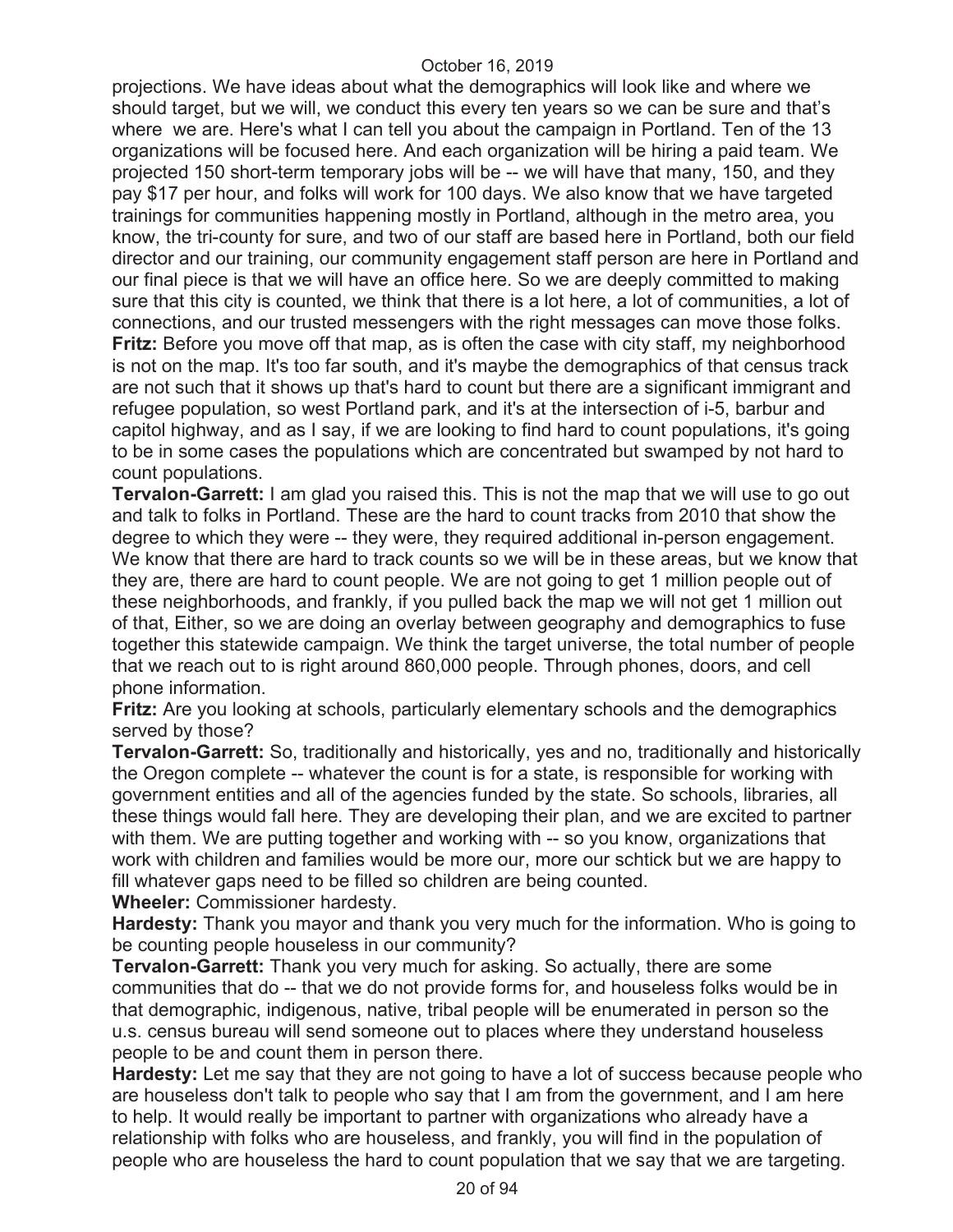projections. We have ideas about what the demographics will look like and where we should target, but we will, we conduct this every ten years so we can be sure and that's where we are. Here's what I can tell you about the campaign in Portland. Ten of the 13 organizations will be focused here. And each organization will be hiring a paid team. We projected 150 short-term temporary jobs will be -- we will have that many, 150, and they pay $17 per hour, and folks will work for 100 days. We also know that we have targeted trainings for communities happening mostly in Portland, although in the metro area, you know, the tri-county for sure, and two of our staff are based here in Portland, both our field director and our training, our community engagement staff person are here in Portland and our final piece is that we will have an office here. So we are deeply committed to making sure that this city is counted, we think that there is a lot here, a lot of communities, a lot of connections, and our trusted messengers with the right messages can move those folks.

**Fritz:** Before you move off that map, as is often the case with city staff, my neighborhood is not on the map. It's too far south, and it's maybe the demographics of that census track are not such that it shows up that's hard to count but there are a significant immigrant and refugee population, so west Portland park, and it's at the intersection of i-5, barbur and capitol highway, and as I say, if we are looking to find hard to count populations, it's going to be in some cases the populations which are concentrated but swamped by not hard to count populations.

**Tervalon-Garrett:** I am glad you raised this. This is not the map that we will use to go out and talk to folks in Portland. These are the hard to count tracks from 2010 that show the degree to which they were -- they were, they required additional in-person engagement. We know that there are hard to track counts so we will be in these areas, but we know that they are, there are hard to count people. We are not going to get 1 million people out of these neighborhoods, and frankly, if you pulled back the map we will not get 1 million out of that, Either, so we are doing an overlay between geography and demographics to fuse together this statewide campaign. We think the target universe, the total number of people that we reach out to is right around 860,000 people. Through phones, doors, and cell phone information.

**Fritz:** Are you looking at schools, particularly elementary schools and the demographics served by those?

**Tervalon-Garrett:** So, traditionally and historically, yes and no, traditionally and historically the Oregon complete -- whatever the count is for a state, is responsible for working with government entities and all of the agencies funded by the state. So schools, libraries, all these things would fall here. They are developing their plan, and we are excited to partner with them. We are putting together and working with -- so you know, organizations that work with children and families would be more our, more our schtick but we are happy to fill whatever gaps need to be filled so children are being counted.

**Wheeler:** Commissioner hardesty.

**Hardesty:** Thank you mayor and thank you very much for the information. Who is going to be counting people houseless in our community?

**Tervalon-Garrett:** Thank you very much for asking. So actually, there are some communities that do -- that we do not provide forms for, and houseless folks would be in that demographic, indigenous, native, tribal people will be enumerated in person so the u.s. census bureau will send someone out to places where they understand houseless people to be and count them in person there.

**Hardesty:** Let me say that they are not going to have a lot of success because people who are houseless don't talk to people who say that I am from the government, and I am here to help. It would really be important to partner with organizations who already have a relationship with folks who are houseless, and frankly, you will find in the population of people who are houseless the hard to count population that we say that we are targeting.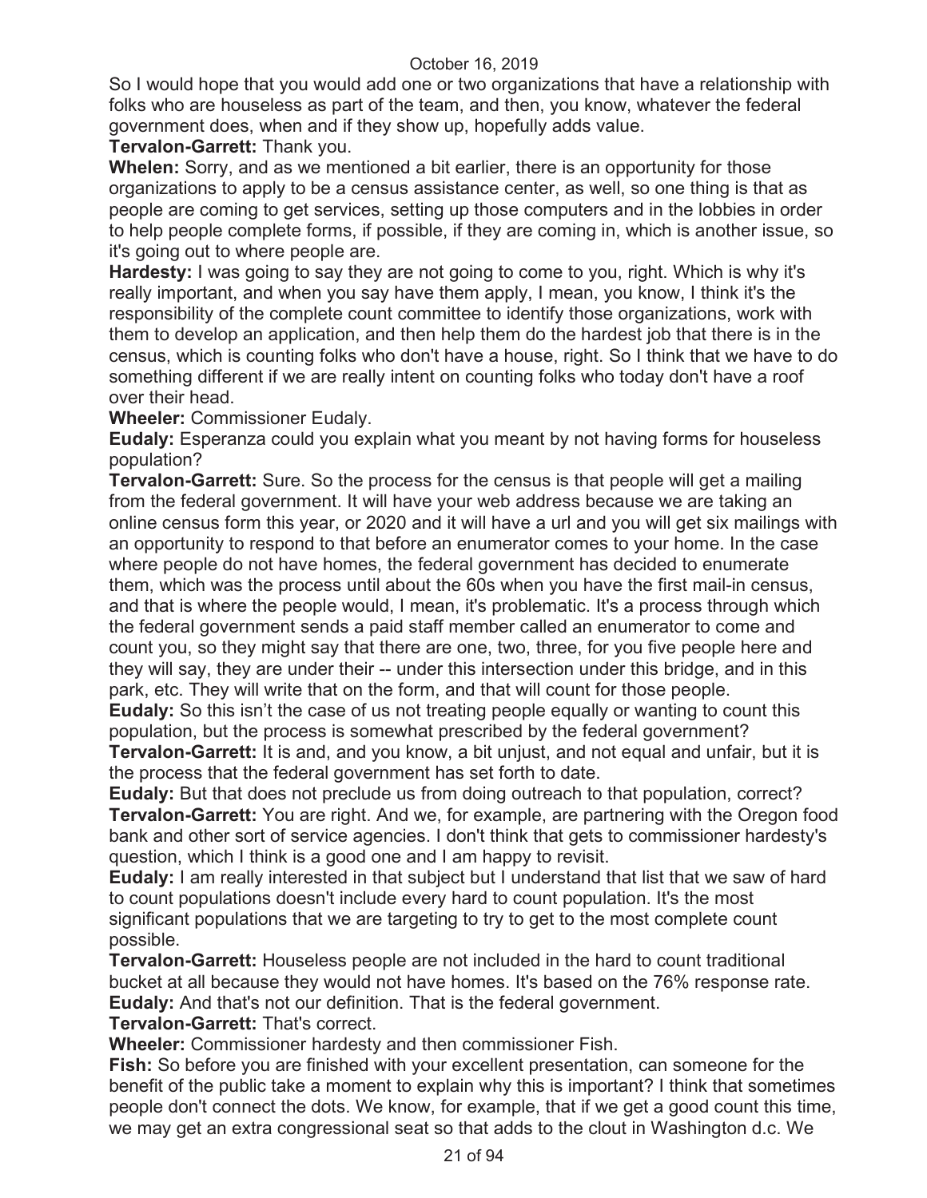So I would hope that you would add one or two organizations that have a relationship with folks who are houseless as part of the team, and then, you know, whatever the federal government does, when and if they show up, hopefully adds value.

**Tervalon-Garrett:** Thank you.

**Whelen:** Sorry, and as we mentioned a bit earlier, there is an opportunity for those organizations to apply to be a census assistance center, as well, so one thing is that as people are coming to get services, setting up those computers and in the lobbies in order to help people complete forms, if possible, if they are coming in, which is another issue, so it's going out to where people are.

**Hardesty:** I was going to say they are not going to come to you, right. Which is why it's really important, and when you say have them apply, I mean, you know, I think it's the responsibility of the complete count committee to identify those organizations, work with them to develop an application, and then help them do the hardest job that there is in the census, which is counting folks who don't have a house, right. So I think that we have to do something different if we are really intent on counting folks who today don't have a roof over their head.

**Wheeler:** Commissioner Eudaly.

**Eudaly:** Esperanza could you explain what you meant by not having forms for houseless population?

**Tervalon-Garrett:** Sure. So the process for the census is that people will get a mailing from the federal government. It will have your web address because we are taking an online census form this year, or 2020 and it will have a url and you will get six mailings with an opportunity to respond to that before an enumerator comes to your home. In the case where people do not have homes, the federal government has decided to enumerate them, which was the process until about the 60s when you have the first mail-in census, and that is where the people would, I mean, it's problematic. It's a process through which the federal government sends a paid staff member called an enumerator to come and count you, so they might say that there are one, two, three, for you five people here and they will say, they are under their -- under this intersection under this bridge, and in this park, etc. They will write that on the form, and that will count for those people.

**Eudaly:** So this isn't the case of us not treating people equally or wanting to count this population, but the process is somewhat prescribed by the federal government?

**Tervalon-Garrett:** It is and, and you know, a bit unjust, and not equal and unfair, but it is the process that the federal government has set forth to date.

**Eudaly:** But that does not preclude us from doing outreach to that population, correct?

**Tervalon-Garrett:** You are right. And we, for example, are partnering with the Oregon food bank and other sort of service agencies. I don't think that gets to commissioner hardesty's question, which I think is a good one and I am happy to revisit.

**Eudaly:** I am really interested in that subject but I understand that list that we saw of hard to count populations doesn't include every hard to count population. It's the most significant populations that we are targeting to try to get to the most complete count possible.

**Tervalon-Garrett:** Houseless people are not included in the hard to count traditional bucket at all because they would not have homes. It's based on the 76% response rate.

**Eudaly:** And that's not our definition. That is the federal government.

**Tervalon-Garrett:** That's correct.

**Wheeler:** Commissioner hardesty and then commissioner Fish.

**Fish:** So before you are finished with your excellent presentation, can someone for the benefit of the public take a moment to explain why this is important? I think that sometimes people don't connect the dots. We know, for example, that if we get a good count this time, we may get an extra congressional seat so that adds to the clout in Washington d.c. We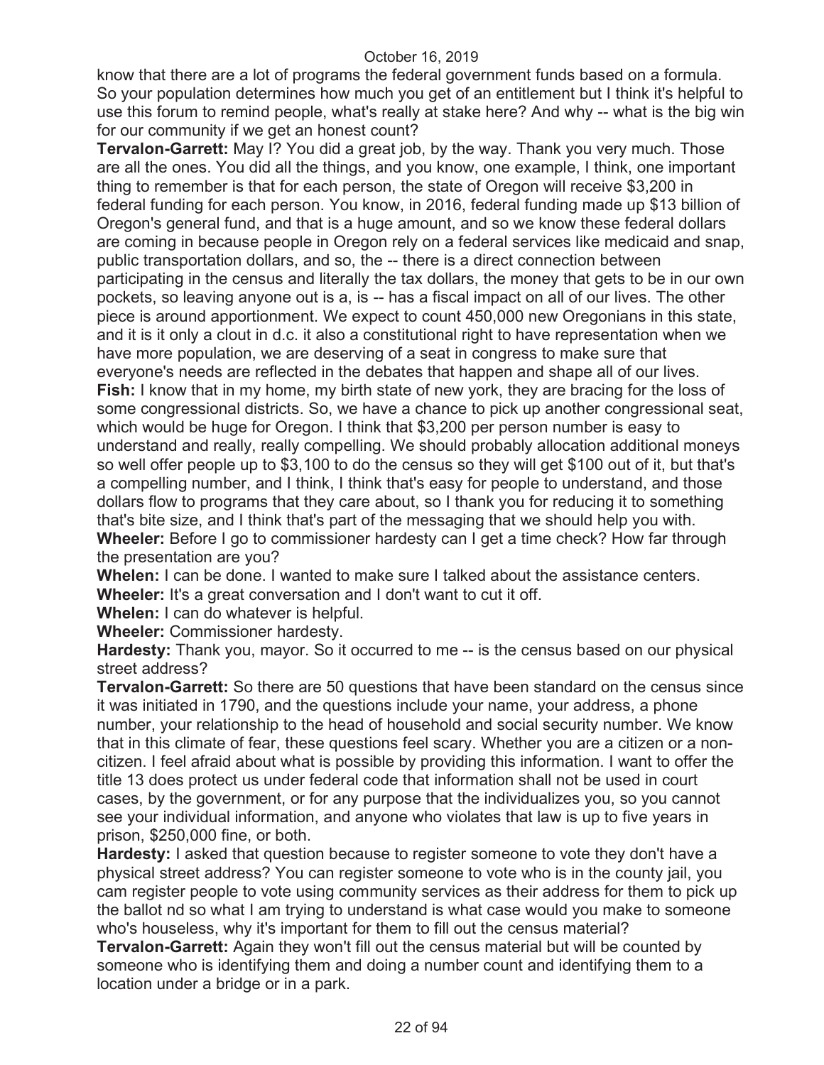know that there are a lot of programs the federal government funds based on a formula. So your population determines how much you get of an entitlement but I think it's helpful to use this forum to remind people, what's really at stake here? And why -- what is the big win for our community if we get an honest count?

**Tervalon-Garrett:** May I? You did a great job, by the way. Thank you very much. Those are all the ones. You did all the things, and you know, one example, I think, one important thing to remember is that for each person, the state of Oregon will receive $3,200 in federal funding for each person. You know, in 2016, federal funding made up $13 billion of Oregon's general fund, and that is a huge amount, and so we know these federal dollars are coming in because people in Oregon rely on a federal services like medicaid and snap, public transportation dollars, and so, the -- there is a direct connection between participating in the census and literally the tax dollars, the money that gets to be in our own pockets, so leaving anyone out is a, is -- has a fiscal impact on all of our lives. The other piece is around apportionment. We expect to count 450,000 new Oregonians in this state, and it is it only a clout in d.c. it also a constitutional right to have representation when we have more population, we are deserving of a seat in congress to make sure that everyone's needs are reflected in the debates that happen and shape all of our lives.

**Fish:** I know that in my home, my birth state of new york, they are bracing for the loss of some congressional districts. So, we have a chance to pick up another congressional seat, which would be huge for Oregon. I think that $3,200 per person number is easy to understand and really, really compelling. We should probably allocation additional moneys so well offer people up to $3,100 to do the census so they will get $100 out of it, but that's a compelling number, and I think, I think that's easy for people to understand, and those dollars flow to programs that they care about, so I thank you for reducing it to something that's bite size, and I think that's part of the messaging that we should help you with.

**Wheeler:** Before I go to commissioner hardesty can I get a time check? How far through the presentation are you?

**Whelen:** I can be done. I wanted to make sure I talked about the assistance centers.

**Wheeler:** It's a great conversation and I don't want to cut it off.

**Whelen:** I can do whatever is helpful.

**Wheeler:** Commissioner hardesty.

**Hardesty:** Thank you, mayor. So it occurred to me -- is the census based on our physical street address?

**Tervalon-Garrett:** So there are 50 questions that have been standard on the census since it was initiated in 1790, and the questions include your name, your address, a phone number, your relationship to the head of household and social security number. We know that in this climate of fear, these questions feel scary. Whether you are a citizen or a non-citizen. I feel afraid about what is possible by providing this information. I want to offer the title 13 does protect us under federal code that information shall not be used in court cases, by the government, or for any purpose that the individualizes you, so you cannot see your individual information, and anyone who violates that law is up to five years in prison, $250,000 fine, or both.

**Hardesty:** I asked that question because to register someone to vote they don't have a physical street address? You can register someone to vote who is in the county jail, you cam register people to vote using community services as their address for them to pick up the ballot nd so what I am trying to understand is what case would you make to someone who's houseless, why it's important for them to fill out the census material?

**Tervalon-Garrett:** Again they won't fill out the census material but will be counted by someone who is identifying them and doing a number count and identifying them to a location under a bridge or in a park.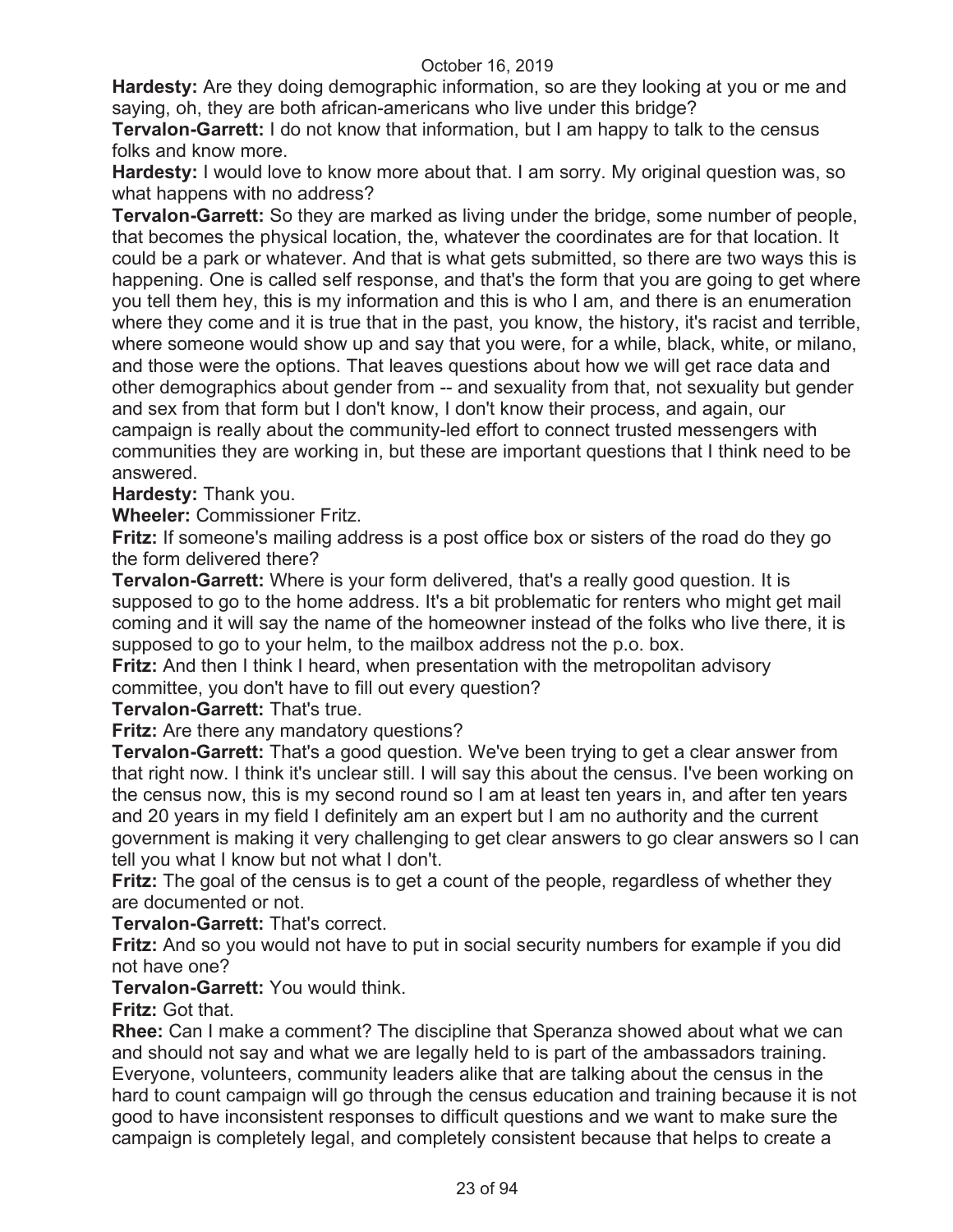**Hardesty:** Are they doing demographic information, so are they looking at you or me and saying, oh, they are both african-americans who live under this bridge?

**Tervalon-Garrett:** I do not know that information, but I am happy to talk to the census folks and know more.

**Hardesty:** I would love to know more about that. I am sorry. My original question was, so what happens with no address?

**Tervalon-Garrett:** So they are marked as living under the bridge, some number of people, that becomes the physical location, the, whatever the coordinates are for that location. It could be a park or whatever. And that is what gets submitted, so there are two ways this is happening. One is called self response, and that's the form that you are going to get where you tell them hey, this is my information and this is who I am, and there is an enumeration where they come and it is true that in the past, you know, the history, it's racist and terrible, where someone would show up and say that you were, for a while, black, white, or milano, and those were the options. That leaves questions about how we will get race data and other demographics about gender from -- and sexuality from that, not sexuality but gender and sex from that form but I don't know, I don't know their process, and again, our campaign is really about the community-led effort to connect trusted messengers with communities they are working in, but these are important questions that I think need to be answered.

**Hardesty:** Thank you.

**Wheeler:** Commissioner Fritz.

**Fritz:** If someone's mailing address is a post office box or sisters of the road do they go the form delivered there?

**Tervalon-Garrett:** Where is your form delivered, that's a really good question. It is supposed to go to the home address. It's a bit problematic for renters who might get mail coming and it will say the name of the homeowner instead of the folks who live there, it is supposed to go to your helm, to the mailbox address not the p.o. box.

**Fritz:** And then I think I heard, when presentation with the metropolitan advisory committee, you don't have to fill out every question?

**Tervalon-Garrett:** That's true.

**Fritz:** Are there any mandatory questions?

**Tervalon-Garrett:** That's a good question. We've been trying to get a clear answer from that right now. I think it's unclear still. I will say this about the census. I've been working on the census now, this is my second round so I am at least ten years in, and after ten years and 20 years in my field I definitely am an expert but I am no authority and the current government is making it very challenging to get clear answers to go clear answers so I can tell you what I know but not what I don't.

**Fritz:** The goal of the census is to get a count of the people, regardless of whether they are documented or not.

**Tervalon-Garrett:** That's correct.

**Fritz:** And so you would not have to put in social security numbers for example if you did not have one?

**Tervalon-Garrett:** You would think.

**Fritz:** Got that.

**Rhee:** Can I make a comment? The discipline that Speranza showed about what we can and should not say and what we are legally held to is part of the ambassadors training. Everyone, volunteers, community leaders alike that are talking about the census in the hard to count campaign will go through the census education and training because it is not good to have inconsistent responses to difficult questions and we want to make sure the campaign is completely legal, and completely consistent because that helps to create a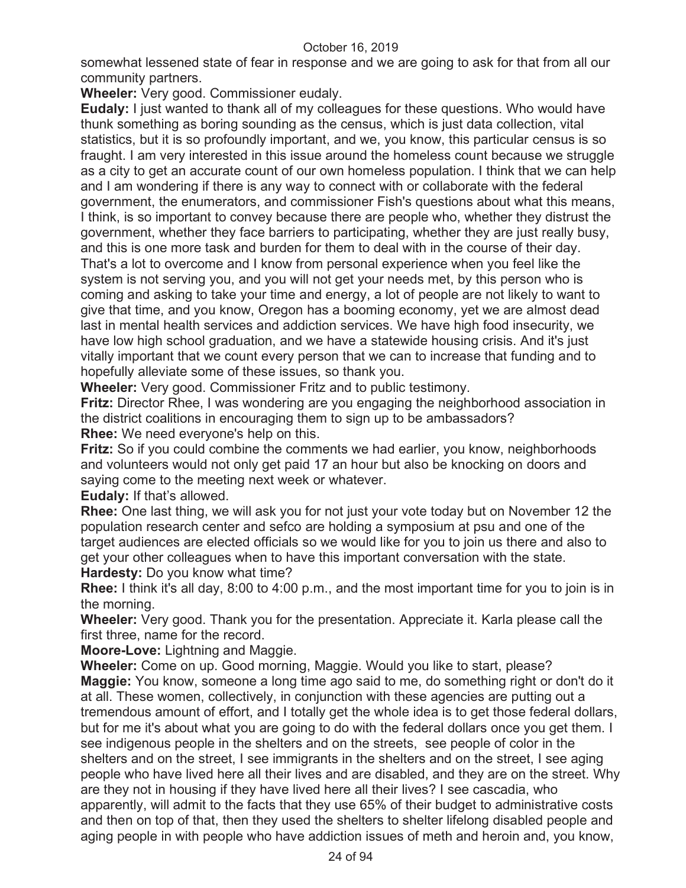somewhat lessened state of fear in response and we are going to ask for that from all our community partners.

**Wheeler:** Very good. Commissioner eudaly.

**Eudaly:** I just wanted to thank all of my colleagues for these questions. Who would have thunk something as boring sounding as the census, which is just data collection, vital statistics, but it is so profoundly important, and we, you know, this particular census is so fraught. I am very interested in this issue around the homeless count because we struggle as a city to get an accurate count of our own homeless population. I think that we can help and I am wondering if there is any way to connect with or collaborate with the federal government, the enumerators, and commissioner Fish's questions about what this means, I think, is so important to convey because there are people who, whether they distrust the government, whether they face barriers to participating, whether they are just really busy, and this is one more task and burden for them to deal with in the course of their day. That's a lot to overcome and I know from personal experience when you feel like the system is not serving you, and you will not get your needs met, by this person who is coming and asking to take your time and energy, a lot of people are not likely to want to give that time, and you know, Oregon has a booming economy, yet we are almost dead last in mental health services and addiction services. We have high food insecurity, we have low high school graduation, and we have a statewide housing crisis. And it's just vitally important that we count every person that we can to increase that funding and to hopefully alleviate some of these issues, so thank you.

**Wheeler:** Very good. Commissioner Fritz and to public testimony.

**Fritz:** Director Rhee, I was wondering are you engaging the neighborhood association in the district coalitions in encouraging them to sign up to be ambassadors?

**Rhee:** We need everyone's help on this.

**Fritz:** So if you could combine the comments we had earlier, you know, neighborhoods and volunteers would not only get paid 17 an hour but also be knocking on doors and saying come to the meeting next week or whatever.

**Eudaly:** If that's allowed.

**Rhee:** One last thing, we will ask you for not just your vote today but on November 12 the population research center and sefco are holding a symposium at psu and one of the target audiences are elected officials so we would like for you to join us there and also to get your other colleagues when to have this important conversation with the state.

**Hardesty:** Do you know what time?

**Rhee:** I think it's all day, 8:00 to 4:00 p.m., and the most important time for you to join is in the morning.

**Wheeler:** Very good. Thank you for the presentation. Appreciate it. Karla please call the first three, name for the record.

**Moore-Love:** Lightning and Maggie.

**Wheeler:** Come on up. Good morning, Maggie. Would you like to start, please?

**Maggie:** You know, someone a long time ago said to me, do something right or don't do it at all. These women, collectively, in conjunction with these agencies are putting out a tremendous amount of effort, and I totally get the whole idea is to get those federal dollars, but for me it's about what you are going to do with the federal dollars once you get them. I see indigenous people in the shelters and on the streets, see people of color in the shelters and on the street, I see immigrants in the shelters and on the street, I see aging people who have lived here all their lives and are disabled, and they are on the street. Why are they not in housing if they have lived here all their lives? I see cascadia, who apparently, will admit to the facts that they use 65% of their budget to administrative costs and then on top of that, then they used the shelters to shelter lifelong disabled people and aging people in with people who have addiction issues of meth and heroin and, you know,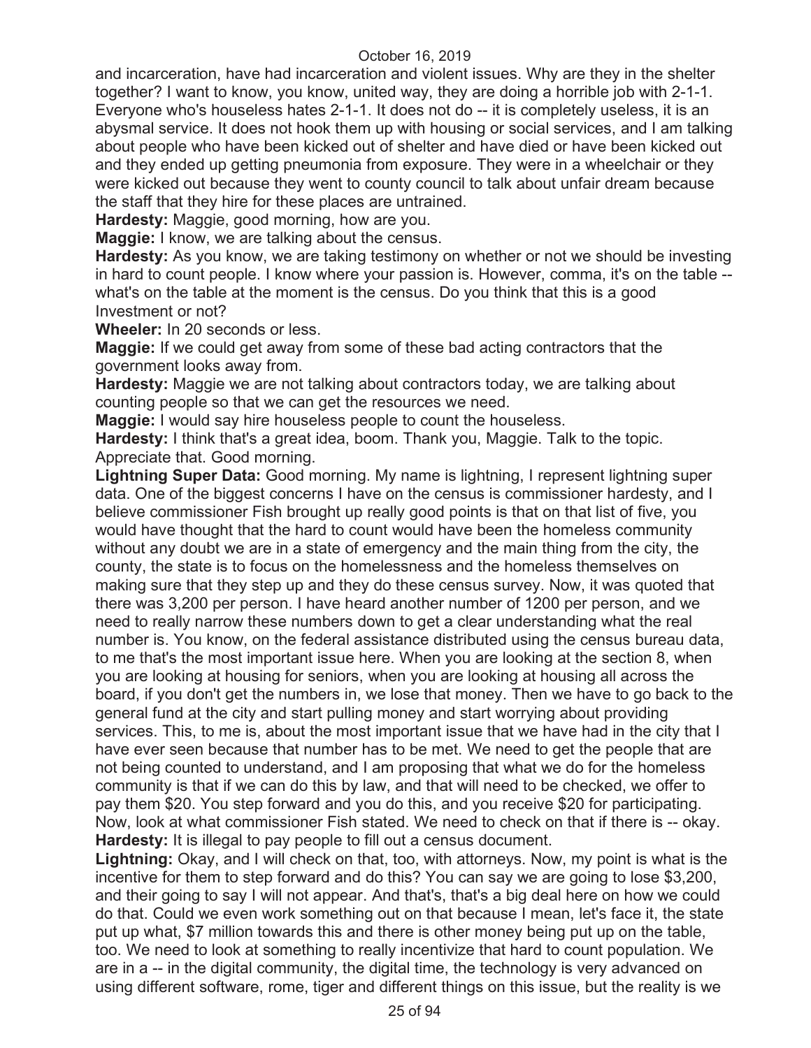and incarceration, have had incarceration and violent issues. Why are they in the shelter together? I want to know, you know, united way, they are doing a horrible job with 2-1-1. Everyone who's houseless hates 2-1-1. It does not do -- it is completely useless, it is an abysmal service. It does not hook them up with housing or social services, and I am talking about people who have been kicked out of shelter and have died or have been kicked out and they ended up getting pneumonia from exposure. They were in a wheelchair or they were kicked out because they went to county council to talk about unfair dream because the staff that they hire for these places are untrained.

**Hardesty:** Maggie, good morning, how are you.

**Maggie:** I know, we are talking about the census.

**Hardesty:** As you know, we are taking testimony on whether or not we should be investing in hard to count people. I know where your passion is. However, comma, it's on the table -- what's on the table at the moment is the census. Do you think that this is a good Investment or not?

**Wheeler:** In 20 seconds or less.

**Maggie:** If we could get away from some of these bad acting contractors that the government looks away from.

**Hardesty:** Maggie we are not talking about contractors today, we are talking about counting people so that we can get the resources we need.

**Maggie:** I would say hire houseless people to count the houseless.

**Hardesty:** I think that's a great idea, boom. Thank you, Maggie. Talk to the topic. Appreciate that. Good morning.

**Lightning Super Data:** Good morning. My name is lightning, I represent lightning super data. One of the biggest concerns I have on the census is commissioner hardesty, and I believe commissioner Fish brought up really good points is that on that list of five, you would have thought that the hard to count would have been the homeless community without any doubt we are in a state of emergency and the main thing from the city, the county, the state is to focus on the homelessness and the homeless themselves on making sure that they step up and they do these census survey. Now, it was quoted that there was 3,200 per person. I have heard another number of 1200 per person, and we need to really narrow these numbers down to get a clear understanding what the real number is. You know, on the federal assistance distributed using the census bureau data, to me that's the most important issue here. When you are looking at the section 8, when you are looking at housing for seniors, when you are looking at housing all across the board, if you don't get the numbers in, we lose that money. Then we have to go back to the general fund at the city and start pulling money and start worrying about providing services. This, to me is, about the most important issue that we have had in the city that I have ever seen because that number has to be met. We need to get the people that are not being counted to understand, and I am proposing that what we do for the homeless community is that if we can do this by law, and that will need to be checked, we offer to pay them $20. You step forward and you do this, and you receive $20 for participating. Now, look at what commissioner Fish stated. We need to check on that if there is -- okay.

**Hardesty:** It is illegal to pay people to fill out a census document.

**Lightning:** Okay, and I will check on that, too, with attorneys. Now, my point is what is the incentive for them to step forward and do this? You can say we are going to lose $3,200, and their going to say I will not appear. And that's, that's a big deal here on how we could do that. Could we even work something out on that because I mean, let's face it, the state put up what, $7 million towards this and there is other money being put up on the table, too. We need to look at something to really incentivize that hard to count population. We are in a -- in the digital community, the digital time, the technology is very advanced on using different software, rome, tiger and different things on this issue, but the reality is we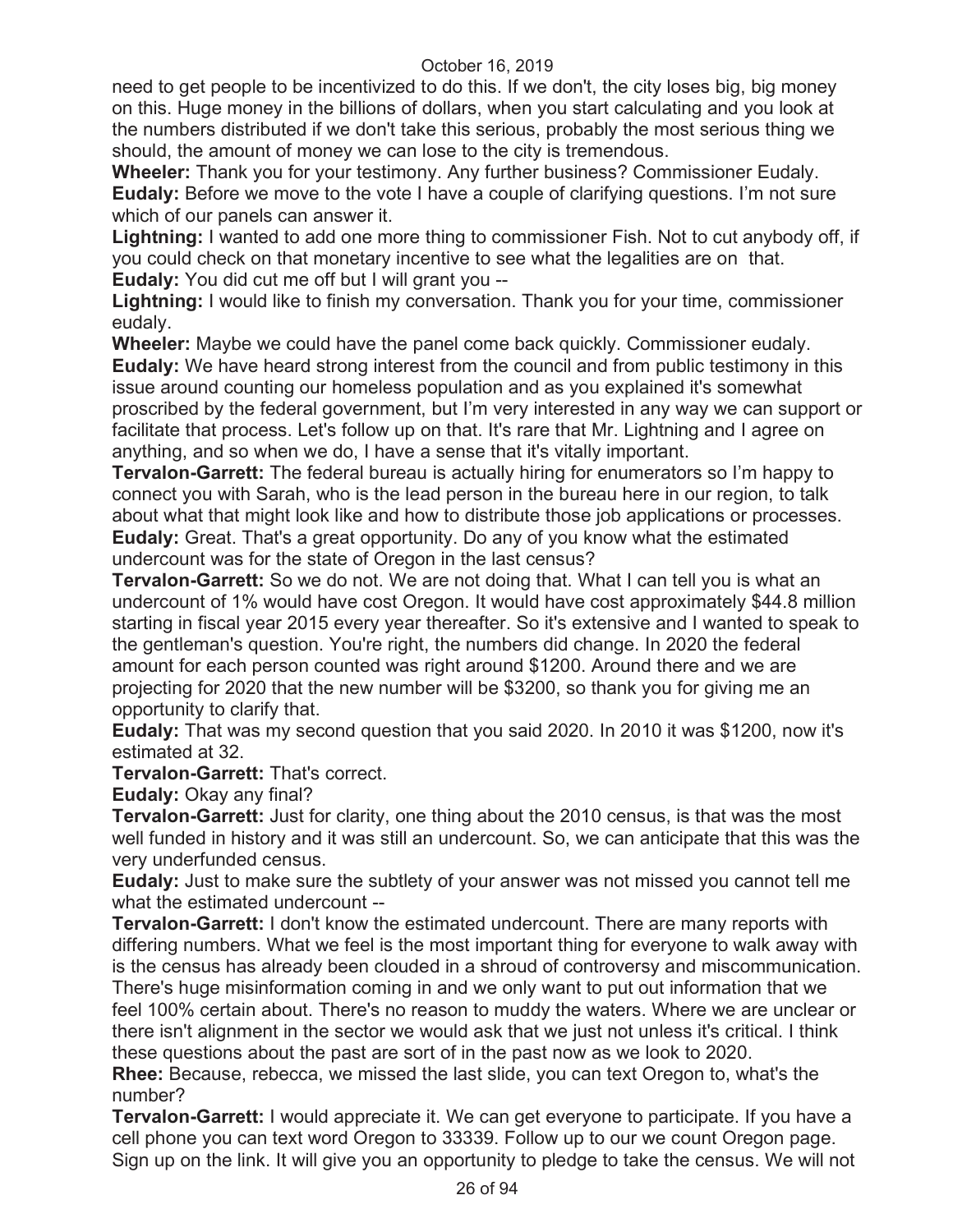need to get people to be incentivized to do this. If we don't, the city loses big, big money on this. Huge money in the billions of dollars, when you start calculating and you look at the numbers distributed if we don't take this serious, probably the most serious thing we should, the amount of money we can lose to the city is tremendous.

**Wheeler:** Thank you for your testimony. Any further business? Commissioner Eudaly.

**Eudaly:** Before we move to the vote I have a couple of clarifying questions. I'm not sure which of our panels can answer it.

**Lightning:** I wanted to add one more thing to commissioner Fish. Not to cut anybody off, if you could check on that monetary incentive to see what the legalities are on that.

**Eudaly:** You did cut me off but I will grant you --

**Lightning:** I would like to finish my conversation. Thank you for your time, commissioner eudaly.

**Wheeler:** Maybe we could have the panel come back quickly. Commissioner eudaly.

**Eudaly:** We have heard strong interest from the council and from public testimony in this issue around counting our homeless population and as you explained it's somewhat proscribed by the federal government, but I'm very interested in any way we can support or facilitate that process. Let's follow up on that. It's rare that Mr. Lightning and I agree on anything, and so when we do, I have a sense that it's vitally important.

**Tervalon-Garrett:** The federal bureau is actually hiring for enumerators so I'm happy to connect you with Sarah, who is the lead person in the bureau here in our region, to talk about what that might look like and how to distribute those job applications or processes.

**Eudaly:** Great. That's a great opportunity. Do any of you know what the estimated undercount was for the state of Oregon in the last census?

**Tervalon-Garrett:** So we do not. We are not doing that. What I can tell you is what an undercount of 1% would have cost Oregon. It would have cost approximately $44.8 million starting in fiscal year 2015 every year thereafter. So it's extensive and I wanted to speak to the gentleman's question. You're right, the numbers did change. In 2020 the federal amount for each person counted was right around $1200. Around there and we are projecting for 2020 that the new number will be $3200, so thank you for giving me an opportunity to clarify that.

**Eudaly:** That was my second question that you said 2020. In 2010 it was $1200, now it's estimated at 32.

**Tervalon-Garrett:** That's correct.

**Eudaly:** Okay any final?

**Tervalon-Garrett:** Just for clarity, one thing about the 2010 census, is that was the most well funded in history and it was still an undercount. So, we can anticipate that this was the very underfunded census.

**Eudaly:** Just to make sure the subtlety of your answer was not missed you cannot tell me what the estimated undercount --

**Tervalon-Garrett:** I don't know the estimated undercount. There are many reports with differing numbers. What we feel is the most important thing for everyone to walk away with is the census has already been clouded in a shroud of controversy and miscommunication. There's huge misinformation coming in and we only want to put out information that we feel 100% certain about. There's no reason to muddy the waters. Where we are unclear or there isn't alignment in the sector we would ask that we just not unless it's critical. I think these questions about the past are sort of in the past now as we look to 2020.

**Rhee:** Because, rebecca, we missed the last slide, you can text Oregon to, what's the number?

**Tervalon-Garrett:** I would appreciate it. We can get everyone to participate. If you have a cell phone you can text word Oregon to 33339. Follow up to our we count Oregon page. Sign up on the link. It will give you an opportunity to pledge to take the census. We will not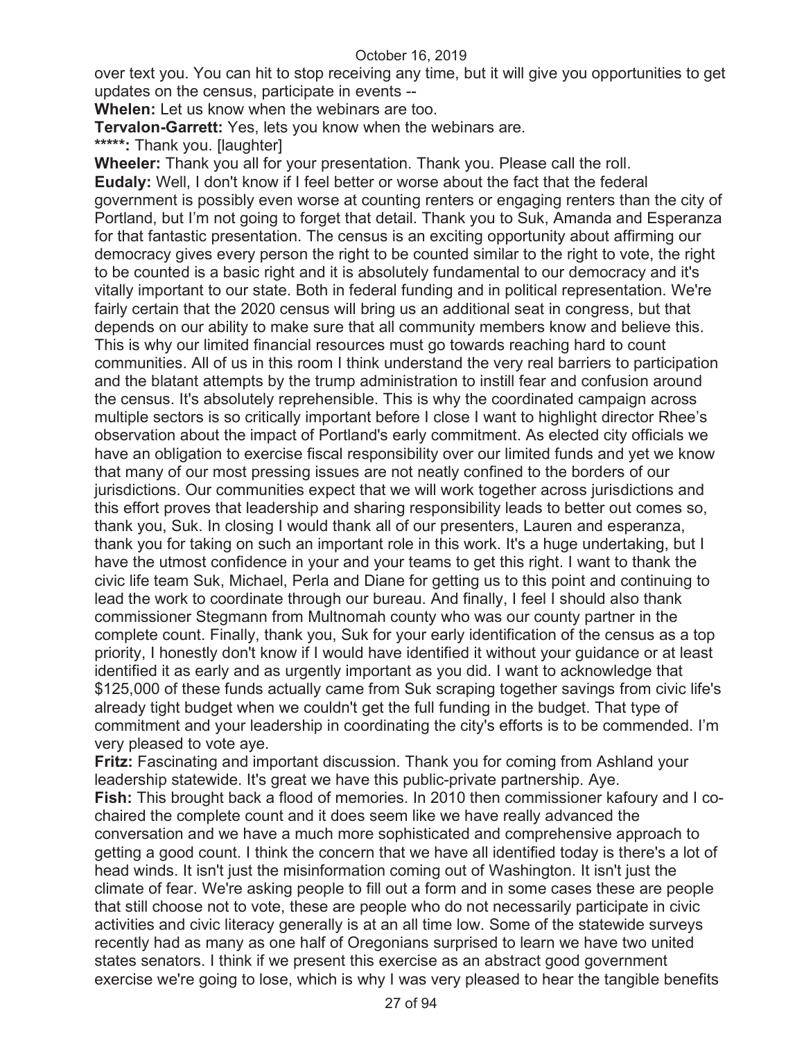over text you. You can hit to stop receiving any time, but it will give you opportunities to get updates on the census, participate in events --

**Whelen:** Let us know when the webinars are too.

**Tervalon-Garrett:** Yes, lets you know when the webinars are.

**\*\*\*\*\*:** Thank you. [laughter]

**Wheeler:** Thank you all for your presentation. Thank you. Please call the roll.

**Eudaly:** Well, I don't know if I feel better or worse about the fact that the federal government is possibly even worse at counting renters or engaging renters than the city of Portland, but I'm not going to forget that detail. Thank you to Suk, Amanda and Esperanza for that fantastic presentation. The census is an exciting opportunity about affirming our democracy gives every person the right to be counted similar to the right to vote, the right to be counted is a basic right and it is absolutely fundamental to our democracy and it's vitally important to our state. Both in federal funding and in political representation. We're fairly certain that the 2020 census will bring us an additional seat in congress, but that depends on our ability to make sure that all community members know and believe this. This is why our limited financial resources must go towards reaching hard to count communities. All of us in this room I think understand the very real barriers to participation and the blatant attempts by the trump administration to instill fear and confusion around the census. It's absolutely reprehensible. This is why the coordinated campaign across multiple sectors is so critically important before I close I want to highlight director Rhee's observation about the impact of Portland's early commitment. As elected city officials we have an obligation to exercise fiscal responsibility over our limited funds and yet we know that many of our most pressing issues are not neatly confined to the borders of our jurisdictions. Our communities expect that we will work together across jurisdictions and this effort proves that leadership and sharing responsibility leads to better out comes so, thank you, Suk. In closing I would thank all of our presenters, Lauren and esperanza, thank you for taking on such an important role in this work. It's a huge undertaking, but I have the utmost confidence in your and your teams to get this right. I want to thank the civic life team Suk, Michael, Perla and Diane for getting us to this point and continuing to lead the work to coordinate through our bureau. And finally, I feel I should also thank commissioner Stegmann from Multnomah county who was our county partner in the complete count. Finally, thank you, Suk for your early identification of the census as a top priority, I honestly don't know if I would have identified it without your guidance or at least identified it as early and as urgently important as you did. I want to acknowledge that $125,000 of these funds actually came from Suk scraping together savings from civic life's already tight budget when we couldn't get the full funding in the budget. That type of commitment and your leadership in coordinating the city's efforts is to be commended. I'm very pleased to vote aye.

**Fritz:** Fascinating and important discussion. Thank you for coming from Ashland your leadership statewide. It's great we have this public-private partnership. Aye.

**Fish:** This brought back a flood of memories. In 2010 then commissioner kafoury and I co-chaired the complete count and it does seem like we have really advanced the conversation and we have a much more sophisticated and comprehensive approach to getting a good count. I think the concern that we have all identified today is there's a lot of head winds. It isn't just the misinformation coming out of Washington. It isn't just the climate of fear. We're asking people to fill out a form and in some cases these are people that still choose not to vote, these are people who do not necessarily participate in civic activities and civic literacy generally is at an all time low. Some of the statewide surveys recently had as many as one half of Oregonians surprised to learn we have two united states senators. I think if we present this exercise as an abstract good government exercise we're going to lose, which is why I was very pleased to hear the tangible benefits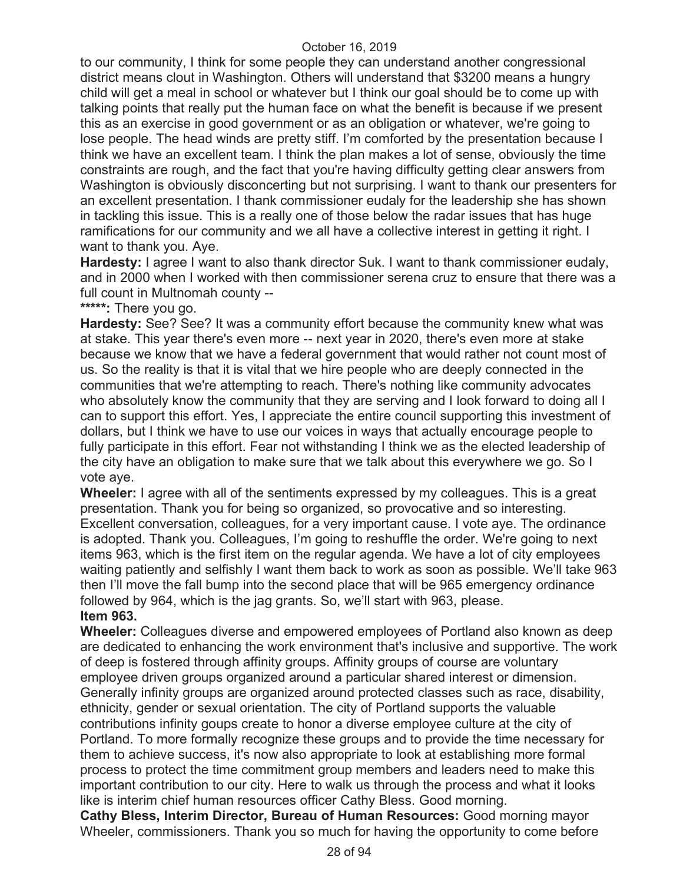to our community, I think for some people they can understand another congressional district means clout in Washington. Others will understand that $3200 means a hungry child will get a meal in school or whatever but I think our goal should be to come up with talking points that really put the human face on what the benefit is because if we present this as an exercise in good government or as an obligation or whatever, we're going to lose people. The head winds are pretty stiff. I'm comforted by the presentation because I think we have an excellent team. I think the plan makes a lot of sense, obviously the time constraints are rough, and the fact that you're having difficulty getting clear answers from Washington is obviously disconcerting but not surprising. I want to thank our presenters for an excellent presentation. I thank commissioner eudaly for the leadership she has shown in tackling this issue. This is a really one of those below the radar issues that has huge ramifications for our community and we all have a collective interest in getting it right. I want to thank you. Aye.

**Hardesty:** I agree I want to also thank director Suk. I want to thank commissioner eudaly, and in 2000 when I worked with then commissioner serena cruz to ensure that there was a full count in Multnomah county --

**\*\*\*\*\*:** There you go.

**Hardesty:** See? See? It was a community effort because the community knew what was at stake. This year there's even more -- next year in 2020, there's even more at stake because we know that we have a federal government that would rather not count most of us. So the reality is that it is vital that we hire people who are deeply connected in the communities that we're attempting to reach. There's nothing like community advocates who absolutely know the community that they are serving and I look forward to doing all I can to support this effort. Yes, I appreciate the entire council supporting this investment of dollars, but I think we have to use our voices in ways that actually encourage people to fully participate in this effort. Fear not withstanding I think we as the elected leadership of the city have an obligation to make sure that we talk about this everywhere we go. So I vote aye.

**Wheeler:** I agree with all of the sentiments expressed by my colleagues. This is a great presentation. Thank you for being so organized, so provocative and so interesting. Excellent conversation, colleagues, for a very important cause. I vote aye. The ordinance is adopted. Thank you. Colleagues, I'm going to reshuffle the order. We're going to next items 963, which is the first item on the regular agenda. We have a lot of city employees waiting patiently and selfishly I want them back to work as soon as possible. We'll take 963 then I'll move the fall bump into the second place that will be 965 emergency ordinance followed by 964, which is the jag grants. So, we'll start with 963, please.

**Item 963.**

**Wheeler:** Colleagues diverse and empowered employees of Portland also known as deep are dedicated to enhancing the work environment that's inclusive and supportive. The work of deep is fostered through affinity groups. Affinity groups of course are voluntary employee driven groups organized around a particular shared interest or dimension. Generally infinity groups are organized around protected classes such as race, disability, ethnicity, gender or sexual orientation. The city of Portland supports the valuable contributions infinity goups create to honor a diverse employee culture at the city of Portland. To more formally recognize these groups and to provide the time necessary for them to achieve success, it's now also appropriate to look at establishing more formal process to protect the time commitment group members and leaders need to make this important contribution to our city. Here to walk us through the process and what it looks like is interim chief human resources officer Cathy Bless. Good morning.

**Cathy Bless, Interim Director, Bureau of Human Resources:** Good morning mayor Wheeler, commissioners. Thank you so much for having the opportunity to come before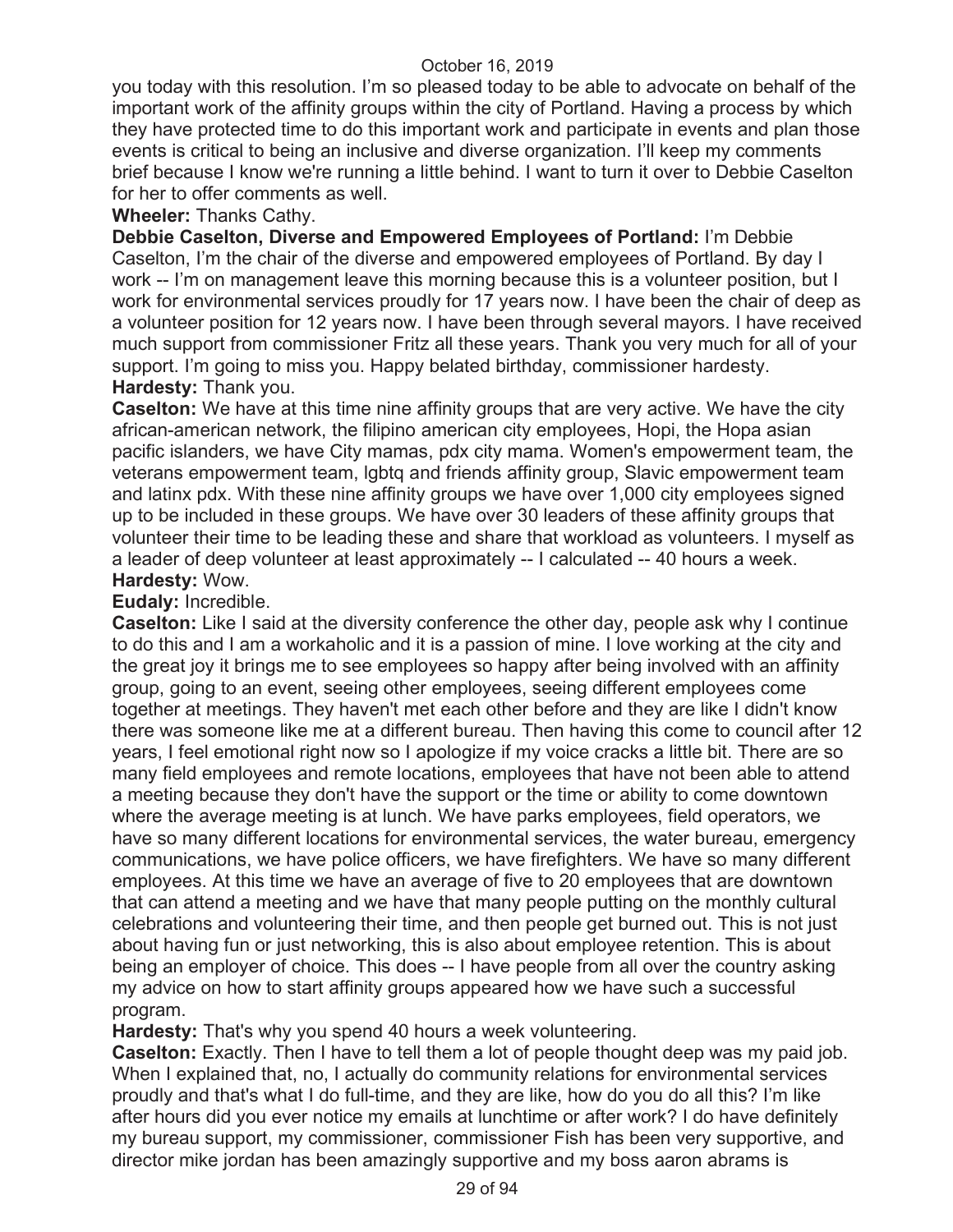you today with this resolution. I'm so pleased today to be able to advocate on behalf of the important work of the affinity groups within the city of Portland. Having a process by which they have protected time to do this important work and participate in events and plan those events is critical to being an inclusive and diverse organization. I'll keep my comments brief because I know we're running a little behind. I want to turn it over to Debbie Caselton for her to offer comments as well.

**Wheeler:** Thanks Cathy.

**Debbie Caselton, Diverse and Empowered Employees of Portland:** I'm Debbie Caselton, I'm the chair of the diverse and empowered employees of Portland. By day I work -- I'm on management leave this morning because this is a volunteer position, but I work for environmental services proudly for 17 years now. I have been the chair of deep as a volunteer position for 12 years now. I have been through several mayors. I have received much support from commissioner Fritz all these years. Thank you very much for all of your support. I'm going to miss you. Happy belated birthday, commissioner hardesty.

**Hardesty:** Thank you.

**Caselton:** We have at this time nine affinity groups that are very active. We have the city african-american network, the filipino american city employees, Hopi, the Hopa asian pacific islanders, we have City mamas, pdx city mama. Women's empowerment team, the veterans empowerment team, lgbtq and friends affinity group, Slavic empowerment team and latinx pdx. With these nine affinity groups we have over 1,000 city employees signed up to be included in these groups. We have over 30 leaders of these affinity groups that volunteer their time to be leading these and share that workload as volunteers. I myself as a leader of deep volunteer at least approximately -- I calculated -- 40 hours a week.

**Hardesty:** Wow.

**Eudaly:** Incredible.

**Caselton:** Like I said at the diversity conference the other day, people ask why I continue to do this and I am a workaholic and it is a passion of mine. I love working at the city and the great joy it brings me to see employees so happy after being involved with an affinity group, going to an event, seeing other employees, seeing different employees come together at meetings. They haven't met each other before and they are like I didn't know there was someone like me at a different bureau. Then having this come to council after 12 years, I feel emotional right now so I apologize if my voice cracks a little bit. There are so many field employees and remote locations, employees that have not been able to attend a meeting because they don't have the support or the time or ability to come downtown where the average meeting is at lunch. We have parks employees, field operators, we have so many different locations for environmental services, the water bureau, emergency communications, we have police officers, we have firefighters. We have so many different employees. At this time we have an average of five to 20 employees that are downtown that can attend a meeting and we have that many people putting on the monthly cultural celebrations and volunteering their time, and then people get burned out. This is not just about having fun or just networking, this is also about employee retention. This is about being an employer of choice. This does -- I have people from all over the country asking my advice on how to start affinity groups appeared how we have such a successful program.

**Hardesty:** That's why you spend 40 hours a week volunteering.

**Caselton:** Exactly. Then I have to tell them a lot of people thought deep was my paid job. When I explained that, no, I actually do community relations for environmental services proudly and that's what I do full-time, and they are like, how do you do all this? I'm like after hours did you ever notice my emails at lunchtime or after work? I do have definitely my bureau support, my commissioner, commissioner Fish has been very supportive, and director mike jordan has been amazingly supportive and my boss aaron abrams is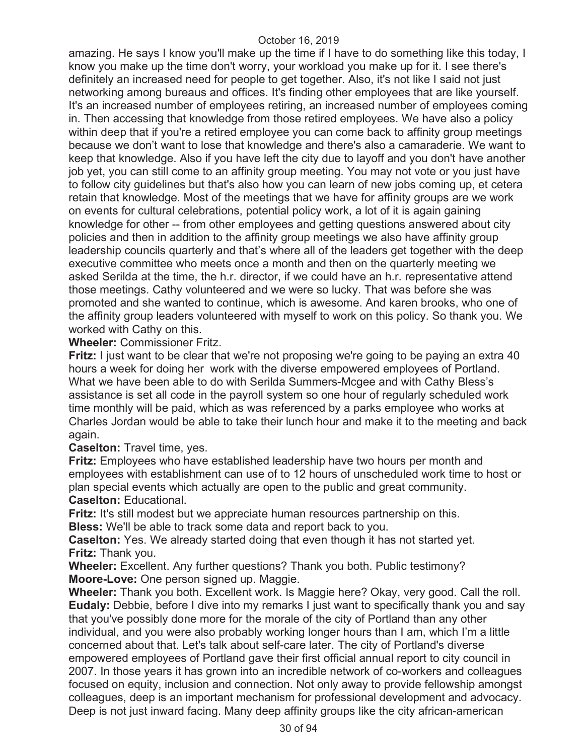amazing. He says I know you'll make up the time if I have to do something like this today, I know you make up the time don't worry, your workload you make up for it. I see there's definitely an increased need for people to get together. Also, it's not like I said not just networking among bureaus and offices. It's finding other employees that are like yourself. It's an increased number of employees retiring, an increased number of employees coming in. Then accessing that knowledge from those retired employees. We have also a policy within deep that if you're a retired employee you can come back to affinity group meetings because we don't want to lose that knowledge and there's also a camaraderie. We want to keep that knowledge. Also if you have left the city due to layoff and you don't have another job yet, you can still come to an affinity group meeting. You may not vote or you just have to follow city guidelines but that's also how you can learn of new jobs coming up, et cetera retain that knowledge. Most of the meetings that we have for affinity groups are we work on events for cultural celebrations, potential policy work, a lot of it is again gaining knowledge for other -- from other employees and getting questions answered about city policies and then in addition to the affinity group meetings we also have affinity group leadership councils quarterly and that's where all of the leaders get together with the deep executive committee who meets once a month and then on the quarterly meeting we asked Serilda at the time, the h.r. director, if we could have an h.r. representative attend those meetings. Cathy volunteered and we were so lucky. That was before she was promoted and she wanted to continue, which is awesome. And karen brooks, who one of the affinity group leaders volunteered with myself to work on this policy. So thank you. We worked with Cathy on this.

**Wheeler:** Commissioner Fritz.

**Fritz:** I just want to be clear that we're not proposing we're going to be paying an extra 40 hours a week for doing her work with the diverse empowered employees of Portland. What we have been able to do with Serilda Summers-Mcgee and with Cathy Bless's assistance is set all code in the payroll system so one hour of regularly scheduled work time monthly will be paid, which as was referenced by a parks employee who works at Charles Jordan would be able to take their lunch hour and make it to the meeting and back again.

**Caselton:** Travel time, yes.

**Fritz:** Employees who have established leadership have two hours per month and employees with establishment can use of to 12 hours of unscheduled work time to host or plan special events which actually are open to the public and great community.

**Caselton:** Educational.

**Fritz:** It's still modest but we appreciate human resources partnership on this.

**Bless:** We'll be able to track some data and report back to you.

**Caselton:** Yes. We already started doing that even though it has not started yet.

**Fritz:** Thank you.

**Wheeler:** Excellent. Any further questions? Thank you both. Public testimony?

**Moore-Love:** One person signed up. Maggie.

**Wheeler:** Thank you both. Excellent work. Is Maggie here? Okay, very good. Call the roll.

**Eudaly:** Debbie, before I dive into my remarks I just want to specifically thank you and say that you've possibly done more for the morale of the city of Portland than any other individual, and you were also probably working longer hours than I am, which I'm a little concerned about that. Let's talk about self-care later. The city of Portland's diverse empowered employees of Portland gave their first official annual report to city council in 2007. In those years it has grown into an incredible network of co-workers and colleagues focused on equity, inclusion and connection. Not only away to provide fellowship amongst colleagues, deep is an important mechanism for professional development and advocacy. Deep is not just inward facing. Many deep affinity groups like the city african-american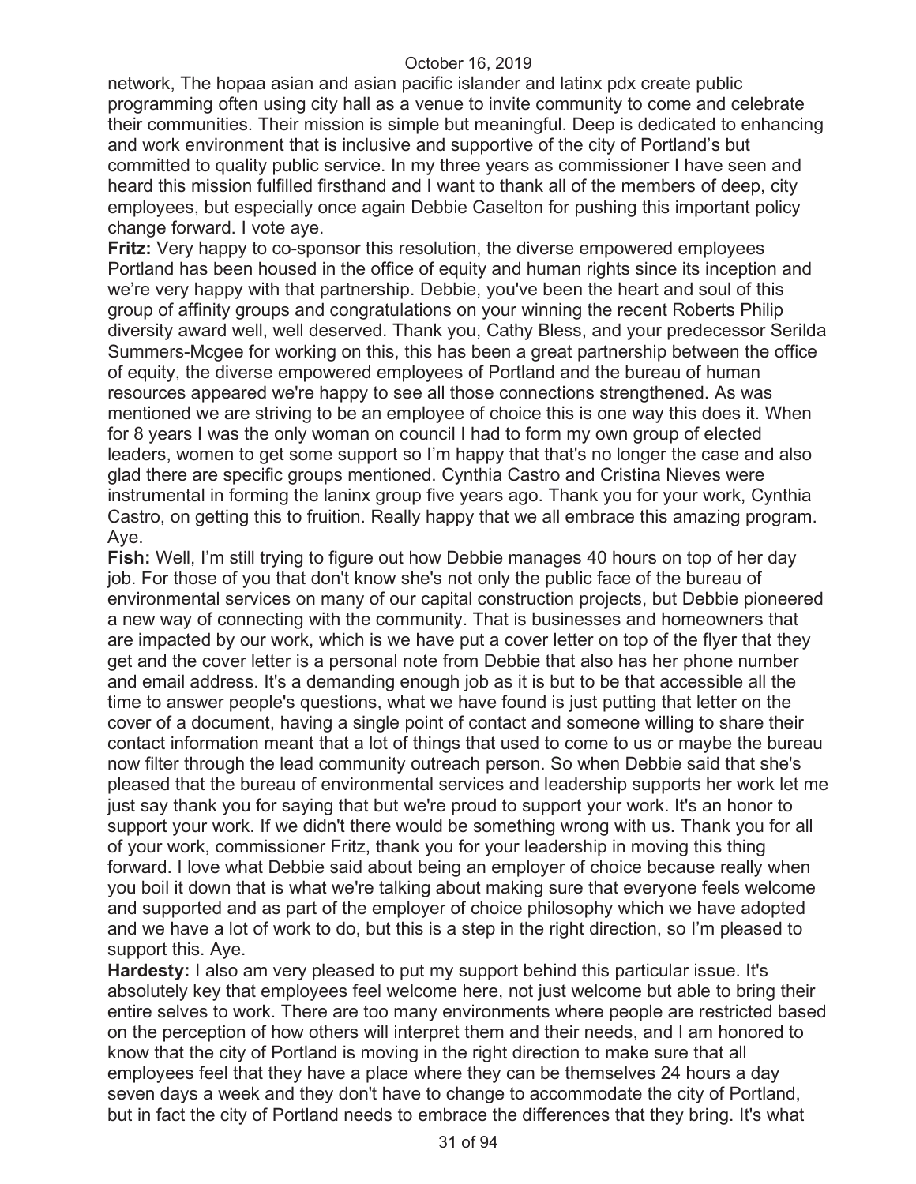network, The hopaa asian and asian pacific islander and latinx pdx create public programming often using city hall as a venue to invite community to come and celebrate their communities. Their mission is simple but meaningful. Deep is dedicated to enhancing and work environment that is inclusive and supportive of the city of Portland's but committed to quality public service. In my three years as commissioner I have seen and heard this mission fulfilled firsthand and I want to thank all of the members of deep, city employees, but especially once again Debbie Caselton for pushing this important policy change forward. I vote aye.

**Fritz:** Very happy to co-sponsor this resolution, the diverse empowered employees Portland has been housed in the office of equity and human rights since its inception and we're very happy with that partnership. Debbie, you've been the heart and soul of this group of affinity groups and congratulations on your winning the recent Roberts Philip diversity award well, well deserved. Thank you, Cathy Bless, and your predecessor Serilda Summers-Mcgee for working on this, this has been a great partnership between the office of equity, the diverse empowered employees of Portland and the bureau of human resources appeared we're happy to see all those connections strengthened. As was mentioned we are striving to be an employee of choice this is one way this does it. When for 8 years I was the only woman on council I had to form my own group of elected leaders, women to get some support so I'm happy that that's no longer the case and also glad there are specific groups mentioned. Cynthia Castro and Cristina Nieves were instrumental in forming the laninx group five years ago. Thank you for your work, Cynthia Castro, on getting this to fruition. Really happy that we all embrace this amazing program. Aye.

**Fish:** Well, I'm still trying to figure out how Debbie manages 40 hours on top of her day job. For those of you that don't know she's not only the public face of the bureau of environmental services on many of our capital construction projects, but Debbie pioneered a new way of connecting with the community. That is businesses and homeowners that are impacted by our work, which is we have put a cover letter on top of the flyer that they get and the cover letter is a personal note from Debbie that also has her phone number and email address. It's a demanding enough job as it is but to be that accessible all the time to answer people's questions, what we have found is just putting that letter on the cover of a document, having a single point of contact and someone willing to share their contact information meant that a lot of things that used to come to us or maybe the bureau now filter through the lead community outreach person. So when Debbie said that she's pleased that the bureau of environmental services and leadership supports her work let me just say thank you for saying that but we're proud to support your work. It's an honor to support your work. If we didn't there would be something wrong with us. Thank you for all of your work, commissioner Fritz, thank you for your leadership in moving this thing forward. I love what Debbie said about being an employer of choice because really when you boil it down that is what we're talking about making sure that everyone feels welcome and supported and as part of the employer of choice philosophy which we have adopted and we have a lot of work to do, but this is a step in the right direction, so I'm pleased to support this. Aye.

**Hardesty:** I also am very pleased to put my support behind this particular issue. It's absolutely key that employees feel welcome here, not just welcome but able to bring their entire selves to work. There are too many environments where people are restricted based on the perception of how others will interpret them and their needs, and I am honored to know that the city of Portland is moving in the right direction to make sure that all employees feel that they have a place where they can be themselves 24 hours a day seven days a week and they don't have to change to accommodate the city of Portland, but in fact the city of Portland needs to embrace the differences that they bring. It's what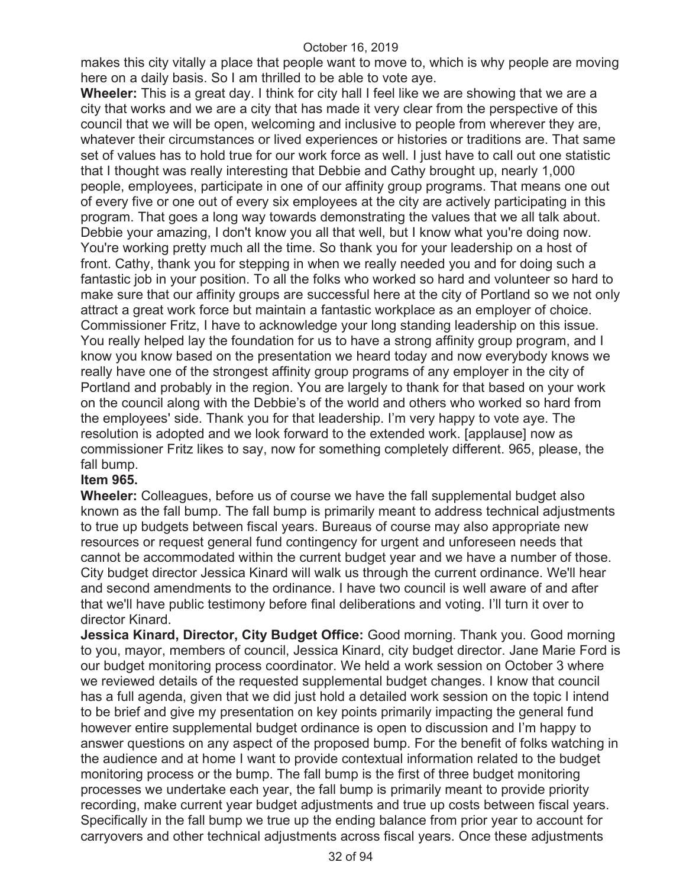makes this city vitally a place that people want to move to, which is why people are moving here on a daily basis. So I am thrilled to be able to vote aye.

**Wheeler:** This is a great day. I think for city hall I feel like we are showing that we are a city that works and we are a city that has made it very clear from the perspective of this council that we will be open, welcoming and inclusive to people from wherever they are, whatever their circumstances or lived experiences or histories or traditions are. That same set of values has to hold true for our work force as well. I just have to call out one statistic that I thought was really interesting that Debbie and Cathy brought up, nearly 1,000 people, employees, participate in one of our affinity group programs. That means one out of every five or one out of every six employees at the city are actively participating in this program. That goes a long way towards demonstrating the values that we all talk about. Debbie your amazing, I don't know you all that well, but I know what you're doing now. You're working pretty much all the time. So thank you for your leadership on a host of front. Cathy, thank you for stepping in when we really needed you and for doing such a fantastic job in your position. To all the folks who worked so hard and volunteer so hard to make sure that our affinity groups are successful here at the city of Portland so we not only attract a great work force but maintain a fantastic workplace as an employer of choice. Commissioner Fritz, I have to acknowledge your long standing leadership on this issue. You really helped lay the foundation for us to have a strong affinity group program, and I know you know based on the presentation we heard today and now everybody knows we really have one of the strongest affinity group programs of any employer in the city of Portland and probably in the region. You are largely to thank for that based on your work on the council along with the Debbie's of the world and others who worked so hard from the employees' side. Thank you for that leadership. I'm very happy to vote aye. The resolution is adopted and we look forward to the extended work. [applause] now as commissioner Fritz likes to say, now for something completely different. 965, please, the fall bump.

**Item 965.**

**Wheeler:** Colleagues, before us of course we have the fall supplemental budget also known as the fall bump. The fall bump is primarily meant to address technical adjustments to true up budgets between fiscal years. Bureaus of course may also appropriate new resources or request general fund contingency for urgent and unforeseen needs that cannot be accommodated within the current budget year and we have a number of those. City budget director Jessica Kinard will walk us through the current ordinance. We'll hear and second amendments to the ordinance. I have two council is well aware of and after that we'll have public testimony before final deliberations and voting. I'll turn it over to director Kinard.

**Jessica Kinard, Director, City Budget Office:** Good morning. Thank you. Good morning to you, mayor, members of council, Jessica Kinard, city budget director. Jane Marie Ford is our budget monitoring process coordinator. We held a work session on October 3 where we reviewed details of the requested supplemental budget changes. I know that council has a full agenda, given that we did just hold a detailed work session on the topic I intend to be brief and give my presentation on key points primarily impacting the general fund however entire supplemental budget ordinance is open to discussion and I'm happy to answer questions on any aspect of the proposed bump. For the benefit of folks watching in the audience and at home I want to provide contextual information related to the budget monitoring process or the bump. The fall bump is the first of three budget monitoring processes we undertake each year, the fall bump is primarily meant to provide priority recording, make current year budget adjustments and true up costs between fiscal years. Specifically in the fall bump we true up the ending balance from prior year to account for carryovers and other technical adjustments across fiscal years. Once these adjustments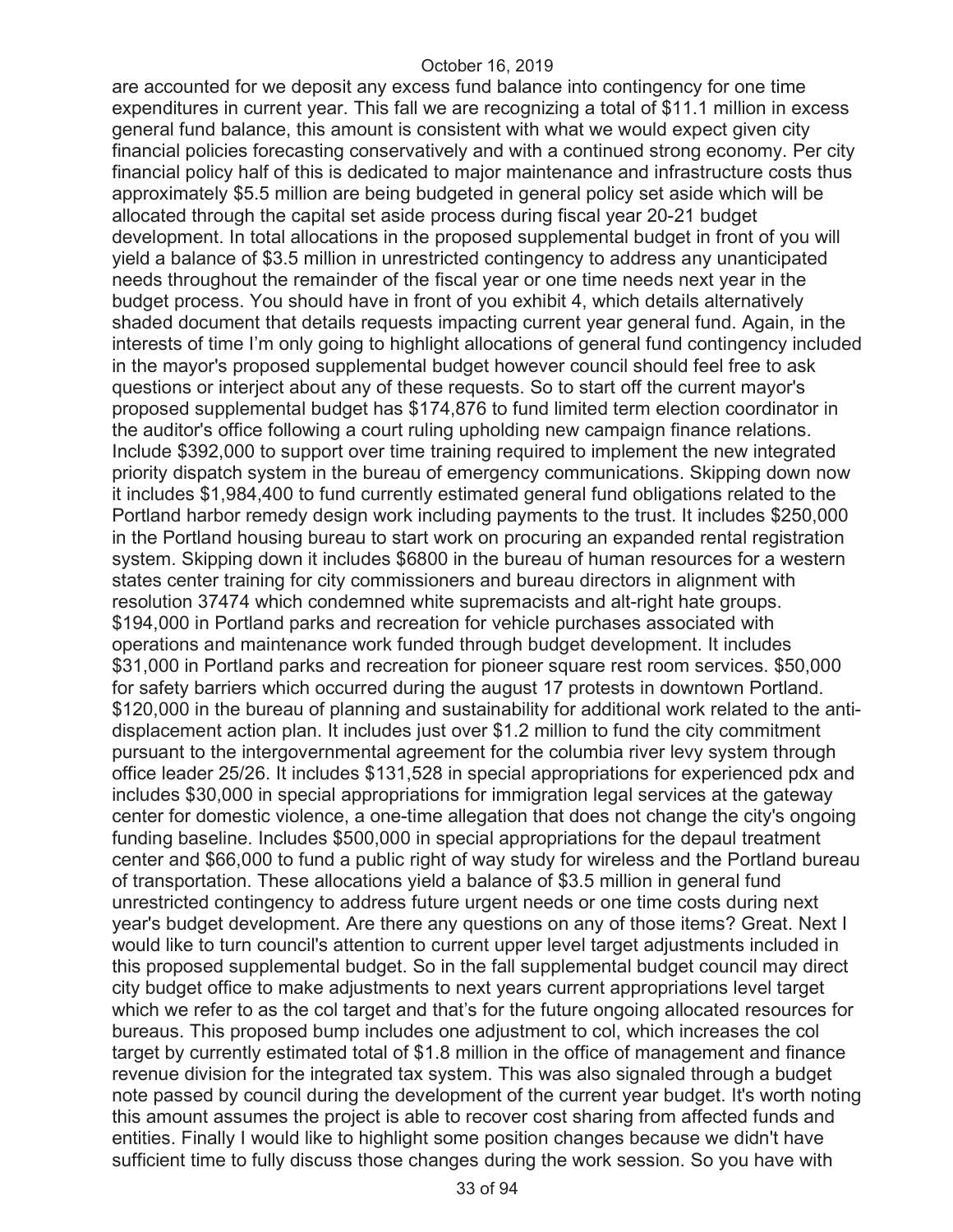are accounted for we deposit any excess fund balance into contingency for one time expenditures in current year. This fall we are recognizing a total of $11.1 million in excess general fund balance, this amount is consistent with what we would expect given city financial policies forecasting conservatively and with a continued strong economy. Per city financial policy half of this is dedicated to major maintenance and infrastructure costs thus approximately $5.5 million are being budgeted in general policy set aside which will be allocated through the capital set aside process during fiscal year 20-21 budget development. In total allocations in the proposed supplemental budget in front of you will yield a balance of $3.5 million in unrestricted contingency to address any unanticipated needs throughout the remainder of the fiscal year or one time needs next year in the budget process. You should have in front of you exhibit 4, which details alternatively shaded document that details requests impacting current year general fund. Again, in the interests of time I'm only going to highlight allocations of general fund contingency included in the mayor's proposed supplemental budget however council should feel free to ask questions or interject about any of these requests. So to start off the current mayor's proposed supplemental budget has $174,876 to fund limited term election coordinator in the auditor's office following a court ruling upholding new campaign finance relations. Include $392,000 to support over time training required to implement the new integrated priority dispatch system in the bureau of emergency communications. Skipping down now it includes $1,984,400 to fund currently estimated general fund obligations related to the Portland harbor remedy design work including payments to the trust. It includes $250,000 in the Portland housing bureau to start work on procuring an expanded rental registration system. Skipping down it includes $6800 in the bureau of human resources for a western states center training for city commissioners and bureau directors in alignment with resolution 37474 which condemned white supremacists and alt-right hate groups. $194,000 in Portland parks and recreation for vehicle purchases associated with operations and maintenance work funded through budget development. It includes $31,000 in Portland parks and recreation for pioneer square rest room services. $50,000 for safety barriers which occurred during the august 17 protests in downtown Portland. $120,000 in the bureau of planning and sustainability for additional work related to the anti-displacement action plan. It includes just over $1.2 million to fund the city commitment pursuant to the intergovernmental agreement for the columbia river levy system through office leader 25/26. It includes $131,528 in special appropriations for experienced pdx and includes $30,000 in special appropriations for immigration legal services at the gateway center for domestic violence, a one-time allegation that does not change the city's ongoing funding baseline. Includes $500,000 in special appropriations for the depaul treatment center and $66,000 to fund a public right of way study for wireless and the Portland bureau of transportation. These allocations yield a balance of $3.5 million in general fund unrestricted contingency to address future urgent needs or one time costs during next year's budget development. Are there any questions on any of those items? Great. Next I would like to turn council's attention to current upper level target adjustments included in this proposed supplemental budget. So in the fall supplemental budget council may direct city budget office to make adjustments to next years current appropriations level target which we refer to as the col target and that's for the future ongoing allocated resources for bureaus. This proposed bump includes one adjustment to col, which increases the col target by currently estimated total of $1.8 million in the office of management and finance revenue division for the integrated tax system. This was also signaled through a budget note passed by council during the development of the current year budget. It's worth noting this amount assumes the project is able to recover cost sharing from affected funds and entities. Finally I would like to highlight some position changes because we didn't have sufficient time to fully discuss those changes during the work session. So you have with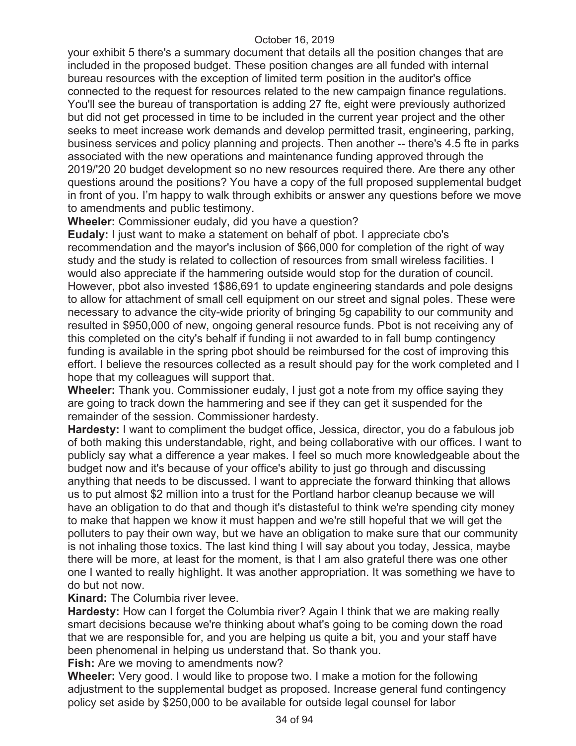your exhibit 5 there's a summary document that details all the position changes that are included in the proposed budget. These position changes are all funded with internal bureau resources with the exception of limited term position in the auditor's office connected to the request for resources related to the new campaign finance regulations. You'll see the bureau of transportation is adding 27 fte, eight were previously authorized but did not get processed in time to be included in the current year project and the other seeks to meet increase work demands and develop permitted trasit, engineering, parking, business services and policy planning and projects. Then another -- there's 4.5 fte in parks associated with the new operations and maintenance funding approved through the 2019/'20 20 budget development so no new resources required there. Are there any other questions around the positions? You have a copy of the full proposed supplemental budget in front of you. I'm happy to walk through exhibits or answer any questions before we move to amendments and public testimony.

**Wheeler:** Commissioner eudaly, did you have a question?

**Eudaly:** I just want to make a statement on behalf of pbot. I appreciate cbo's recommendation and the mayor's inclusion of $66,000 for completion of the right of way study and the study is related to collection of resources from small wireless facilities. I would also appreciate if the hammering outside would stop for the duration of council. However, pbot also invested 1$86,691 to update engineering standards and pole designs to allow for attachment of small cell equipment on our street and signal poles. These were necessary to advance the city-wide priority of bringing 5g capability to our community and resulted in $950,000 of new, ongoing general resource funds. Pbot is not receiving any of this completed on the city's behalf if funding ii not awarded to in fall bump contingency funding is available in the spring pbot should be reimbursed for the cost of improving this effort. I believe the resources collected as a result should pay for the work completed and I hope that my colleagues will support that.

**Wheeler:** Thank you. Commissioner eudaly, I just got a note from my office saying they are going to track down the hammering and see if they can get it suspended for the remainder of the session. Commissioner hardesty.

**Hardesty:** I want to compliment the budget office, Jessica, director, you do a fabulous job of both making this understandable, right, and being collaborative with our offices. I want to publicly say what a difference a year makes. I feel so much more knowledgeable about the budget now and it's because of your office's ability to just go through and discussing anything that needs to be discussed. I want to appreciate the forward thinking that allows us to put almost $2 million into a trust for the Portland harbor cleanup because we will have an obligation to do that and though it's distasteful to think we're spending city money to make that happen we know it must happen and we're still hopeful that we will get the polluters to pay their own way, but we have an obligation to make sure that our community is not inhaling those toxics. The last kind thing I will say about you today, Jessica, maybe there will be more, at least for the moment, is that I am also grateful there was one other one I wanted to really highlight. It was another appropriation. It was something we have to do but not now.

**Kinard:** The Columbia river levee.

**Hardesty:** How can I forget the Columbia river? Again I think that we are making really smart decisions because we're thinking about what's going to be coming down the road that we are responsible for, and you are helping us quite a bit, you and your staff have been phenomenal in helping us understand that. So thank you.

**Fish:** Are we moving to amendments now?

**Wheeler:** Very good. I would like to propose two. I make a motion for the following adjustment to the supplemental budget as proposed. Increase general fund contingency policy set aside by $250,000 to be available for outside legal counsel for labor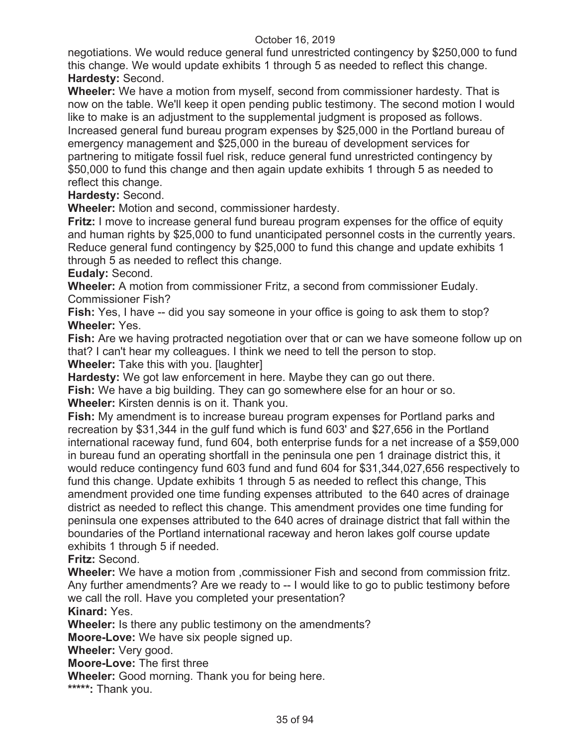negotiations. We would reduce general fund unrestricted contingency by $250,000 to fund this change. We would update exhibits 1 through 5 as needed to reflect this change.
**Hardesty:** Second.
**Wheeler:** We have a motion from myself, second from commissioner hardesty. That is now on the table. We'll keep it open pending public testimony. The second motion I would like to make is an adjustment to the supplemental judgment is proposed as follows. Increased general fund bureau program expenses by $25,000 in the Portland bureau of emergency management and $25,000 in the bureau of development services for partnering to mitigate fossil fuel risk, reduce general fund unrestricted contingency by $50,000 to fund this change and then again update exhibits 1 through 5 as needed to reflect this change.
**Hardesty:** Second.
**Wheeler:** Motion and second, commissioner hardesty.
**Fritz:** I move to increase general fund bureau program expenses for the office of equity and human rights by $25,000 to fund unanticipated personnel costs in the currently years. Reduce general fund contingency by $25,000 to fund this change and update exhibits 1 through 5 as needed to reflect this change.
**Eudaly:** Second.
**Wheeler:** A motion from commissioner Fritz, a second from commissioner Eudaly. Commissioner Fish?
**Fish:** Yes, I have -- did you say someone in your office is going to ask them to stop?
**Wheeler:** Yes.
**Fish:** Are we having protracted negotiation over that or can we have someone follow up on that? I can't hear my colleagues. I think we need to tell the person to stop.
**Wheeler:** Take this with you. [laughter]
**Hardesty:** We got law enforcement in here. Maybe they can go out there.
**Fish:** We have a big building. They can go somewhere else for an hour or so.
**Wheeler:** Kirsten dennis is on it. Thank you.
**Fish:** My amendment is to increase bureau program expenses for Portland parks and recreation by $31,344 in the gulf fund which is fund 603' and $27,656 in the Portland international raceway fund, fund 604, both enterprise funds for a net increase of a $59,000 in bureau fund an operating shortfall in the peninsula one pen 1 drainage district this, it would reduce contingency fund 603 fund and fund 604 for $31,344,027,656 respectively to fund this change. Update exhibits 1 through 5 as needed to reflect this change, This amendment provided one time funding expenses attributed to the 640 acres of drainage district as needed to reflect this change. This amendment provides one time funding for peninsula one expenses attributed to the 640 acres of drainage district that fall within the boundaries of the Portland international raceway and heron lakes golf course update exhibits 1 through 5 if needed.
**Fritz:** Second.
**Wheeler:** We have a motion from ,commissioner Fish and second from commission fritz. Any further amendments? Are we ready to -- I would like to go to public testimony before we call the roll. Have you completed your presentation?
**Kinard:** Yes.
**Wheeler:** Is there any public testimony on the amendments?
**Moore-Love:** We have six people signed up.
**Wheeler:** Very good.
**Moore-Love:** The first three
**Wheeler:** Good morning. Thank you for being here.
**\*\*\*\*\*:** Thank you.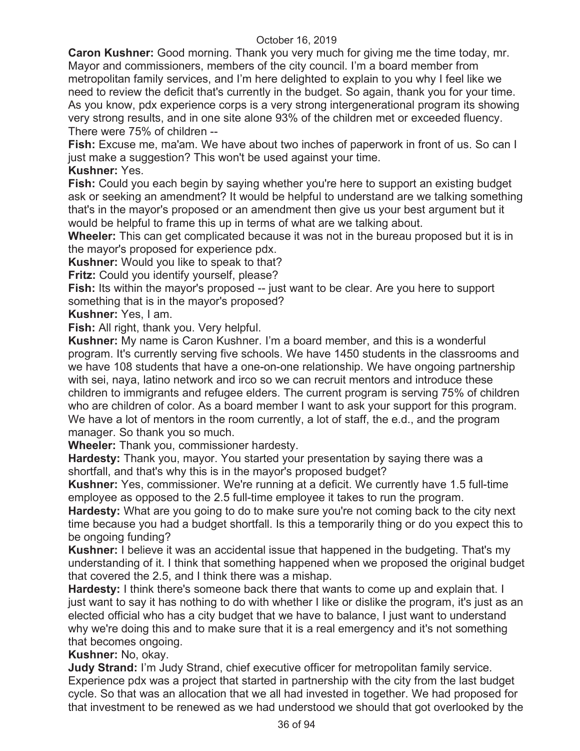**Caron Kushner:** Good morning. Thank you very much for giving me the time today, mr. Mayor and commissioners, members of the city council. I'm a board member from metropolitan family services, and I'm here delighted to explain to you why I feel like we need to review the deficit that's currently in the budget. So again, thank you for your time. As you know, pdx experience corps is a very strong intergenerational program its showing very strong results, and in one site alone 93% of the children met or exceeded fluency. There were 75% of children --

**Fish:** Excuse me, ma'am. We have about two inches of paperwork in front of us. So can I just make a suggestion? This won't be used against your time.

**Kushner:** Yes.

**Fish:** Could you each begin by saying whether you're here to support an existing budget ask or seeking an amendment? It would be helpful to understand are we talking something that's in the mayor's proposed or an amendment then give us your best argument but it would be helpful to frame this up in terms of what are we talking about.

**Wheeler:** This can get complicated because it was not in the bureau proposed but it is in the mayor's proposed for experience pdx.

**Kushner:** Would you like to speak to that?

**Fritz:** Could you identify yourself, please?

**Fish:** Its within the mayor's proposed -- just want to be clear. Are you here to support something that is in the mayor's proposed?

**Kushner:** Yes, I am.

**Fish:** All right, thank you. Very helpful.

**Kushner:** My name is Caron Kushner. I'm a board member, and this is a wonderful program. It's currently serving five schools. We have 1450 students in the classrooms and we have 108 students that have a one-on-one relationship. We have ongoing partnership with sei, naya, latino network and irco so we can recruit mentors and introduce these children to immigrants and refugee elders. The current program is serving 75% of children who are children of color. As a board member I want to ask your support for this program. We have a lot of mentors in the room currently, a lot of staff, the e.d., and the program manager. So thank you so much.

**Wheeler:** Thank you, commissioner hardesty.

**Hardesty:** Thank you, mayor. You started your presentation by saying there was a shortfall, and that's why this is in the mayor's proposed budget?

**Kushner:** Yes, commissioner. We're running at a deficit. We currently have 1.5 full-time employee as opposed to the 2.5 full-time employee it takes to run the program.

**Hardesty:** What are you going to do to make sure you're not coming back to the city next time because you had a budget shortfall. Is this a temporarily thing or do you expect this to be ongoing funding?

**Kushner:** I believe it was an accidental issue that happened in the budgeting. That's my understanding of it. I think that something happened when we proposed the original budget that covered the 2.5, and I think there was a mishap.

**Hardesty:** I think there's someone back there that wants to come up and explain that. I just want to say it has nothing to do with whether I like or dislike the program, it's just as an elected official who has a city budget that we have to balance, I just want to understand why we're doing this and to make sure that it is a real emergency and it's not something that becomes ongoing.

**Kushner:** No, okay.

**Judy Strand:** I'm Judy Strand, chief executive officer for metropolitan family service. Experience pdx was a project that started in partnership with the city from the last budget cycle. So that was an allocation that we all had invested in together. We had proposed for that investment to be renewed as we had understood we should that got overlooked by the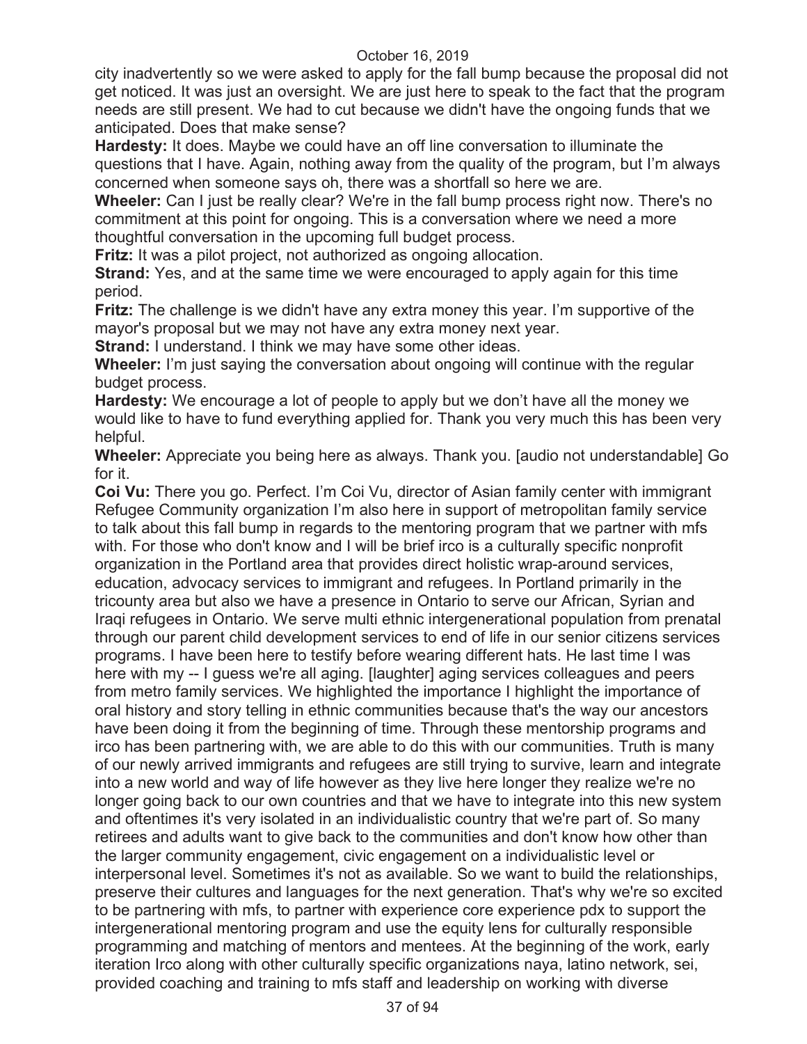city inadvertently so we were asked to apply for the fall bump because the proposal did not get noticed. It was just an oversight. We are just here to speak to the fact that the program needs are still present. We had to cut because we didn't have the ongoing funds that we anticipated. Does that make sense?

**Hardesty:** It does. Maybe we could have an off line conversation to illuminate the questions that I have. Again, nothing away from the quality of the program, but I'm always concerned when someone says oh, there was a shortfall so here we are.

**Wheeler:** Can I just be really clear? We're in the fall bump process right now. There's no commitment at this point for ongoing. This is a conversation where we need a more thoughtful conversation in the upcoming full budget process.

**Fritz:** It was a pilot project, not authorized as ongoing allocation.

**Strand:** Yes, and at the same time we were encouraged to apply again for this time period.

**Fritz:** The challenge is we didn't have any extra money this year. I'm supportive of the mayor's proposal but we may not have any extra money next year.

**Strand:** I understand. I think we may have some other ideas.

**Wheeler:** I'm just saying the conversation about ongoing will continue with the regular budget process.

**Hardesty:** We encourage a lot of people to apply but we don't have all the money we would like to have to fund everything applied for. Thank you very much this has been very helpful.

**Wheeler:** Appreciate you being here as always. Thank you. [audio not understandable] Go for it.

**Coi Vu:** There you go. Perfect. I'm Coi Vu, director of Asian family center with immigrant Refugee Community organization I'm also here in support of metropolitan family service to talk about this fall bump in regards to the mentoring program that we partner with mfs with. For those who don't know and I will be brief irco is a culturally specific nonprofit organization in the Portland area that provides direct holistic wrap-around services, education, advocacy services to immigrant and refugees. In Portland primarily in the tricounty area but also we have a presence in Ontario to serve our African, Syrian and Iraqi refugees in Ontario. We serve multi ethnic intergenerational population from prenatal through our parent child development services to end of life in our senior citizens services programs. I have been here to testify before wearing different hats. He last time I was here with my -- I guess we're all aging. [laughter] aging services colleagues and peers from metro family services. We highlighted the importance I highlight the importance of oral history and story telling in ethnic communities because that's the way our ancestors have been doing it from the beginning of time. Through these mentorship programs and irco has been partnering with, we are able to do this with our communities. Truth is many of our newly arrived immigrants and refugees are still trying to survive, learn and integrate into a new world and way of life however as they live here longer they realize we're no longer going back to our own countries and that we have to integrate into this new system and oftentimes it's very isolated in an individualistic country that we're part of. So many retirees and adults want to give back to the communities and don't know how other than the larger community engagement, civic engagement on a individualistic level or interpersonal level. Sometimes it's not as available. So we want to build the relationships, preserve their cultures and languages for the next generation. That's why we're so excited to be partnering with mfs, to partner with experience core experience pdx to support the intergenerational mentoring program and use the equity lens for culturally responsible programming and matching of mentors and mentees. At the beginning of the work, early iteration Irco along with other culturally specific organizations naya, latino network, sei, provided coaching and training to mfs staff and leadership on working with diverse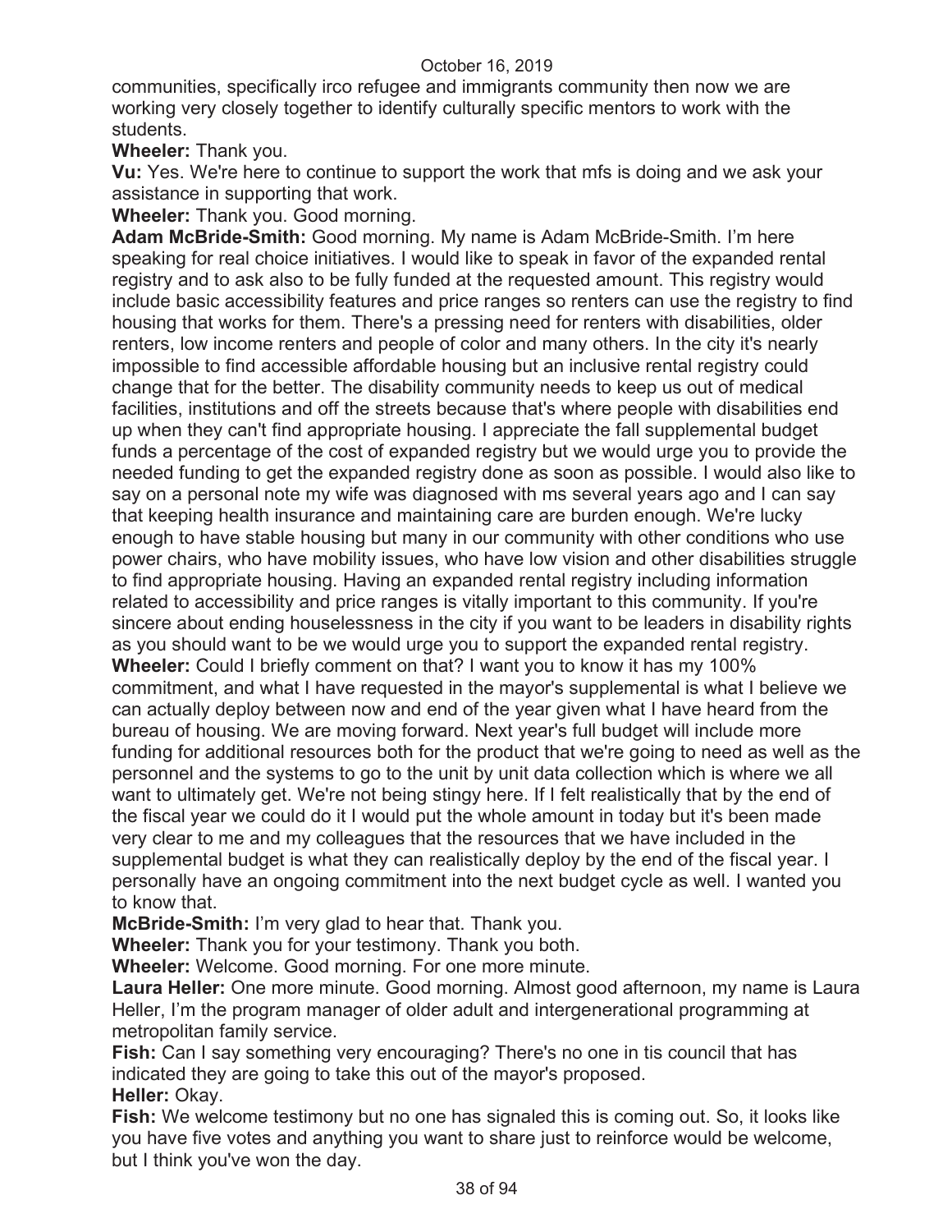communities, specifically irco refugee and immigrants community then now we are working very closely together to identify culturally specific mentors to work with the students.

**Wheeler:** Thank you.

**Vu:** Yes. We're here to continue to support the work that mfs is doing and we ask your assistance in supporting that work.

**Wheeler:** Thank you. Good morning.

**Adam McBride-Smith:** Good morning. My name is Adam McBride-Smith. I'm here speaking for real choice initiatives. I would like to speak in favor of the expanded rental registry and to ask also to be fully funded at the requested amount. This registry would include basic accessibility features and price ranges so renters can use the registry to find housing that works for them. There's a pressing need for renters with disabilities, older renters, low income renters and people of color and many others. In the city it's nearly impossible to find accessible affordable housing but an inclusive rental registry could change that for the better. The disability community needs to keep us out of medical facilities, institutions and off the streets because that's where people with disabilities end up when they can't find appropriate housing. I appreciate the fall supplemental budget funds a percentage of the cost of expanded registry but we would urge you to provide the needed funding to get the expanded registry done as soon as possible. I would also like to say on a personal note my wife was diagnosed with ms several years ago and I can say that keeping health insurance and maintaining care are burden enough. We're lucky enough to have stable housing but many in our community with other conditions who use power chairs, who have mobility issues, who have low vision and other disabilities struggle to find appropriate housing. Having an expanded rental registry including information related to accessibility and price ranges is vitally important to this community. If you're sincere about ending houselessness in the city if you want to be leaders in disability rights as you should want to be we would urge you to support the expanded rental registry.

**Wheeler:** Could I briefly comment on that? I want you to know it has my 100% commitment, and what I have requested in the mayor's supplemental is what I believe we can actually deploy between now and end of the year given what I have heard from the bureau of housing. We are moving forward. Next year's full budget will include more funding for additional resources both for the product that we're going to need as well as the personnel and the systems to go to the unit by unit data collection which is where we all want to ultimately get. We're not being stingy here. If I felt realistically that by the end of the fiscal year we could do it I would put the whole amount in today but it's been made very clear to me and my colleagues that the resources that we have included in the supplemental budget is what they can realistically deploy by the end of the fiscal year. I personally have an ongoing commitment into the next budget cycle as well. I wanted you to know that.

**McBride-Smith:** I'm very glad to hear that. Thank you.

**Wheeler:** Thank you for your testimony. Thank you both.

**Wheeler:** Welcome. Good morning. For one more minute.

**Laura Heller:** One more minute. Good morning. Almost good afternoon, my name is Laura Heller, I'm the program manager of older adult and intergenerational programming at metropolitan family service.

**Fish:** Can I say something very encouraging? There's no one in tis council that has indicated they are going to take this out of the mayor's proposed.

**Heller:** Okay.

**Fish:** We welcome testimony but no one has signaled this is coming out. So, it looks like you have five votes and anything you want to share just to reinforce would be welcome, but I think you've won the day.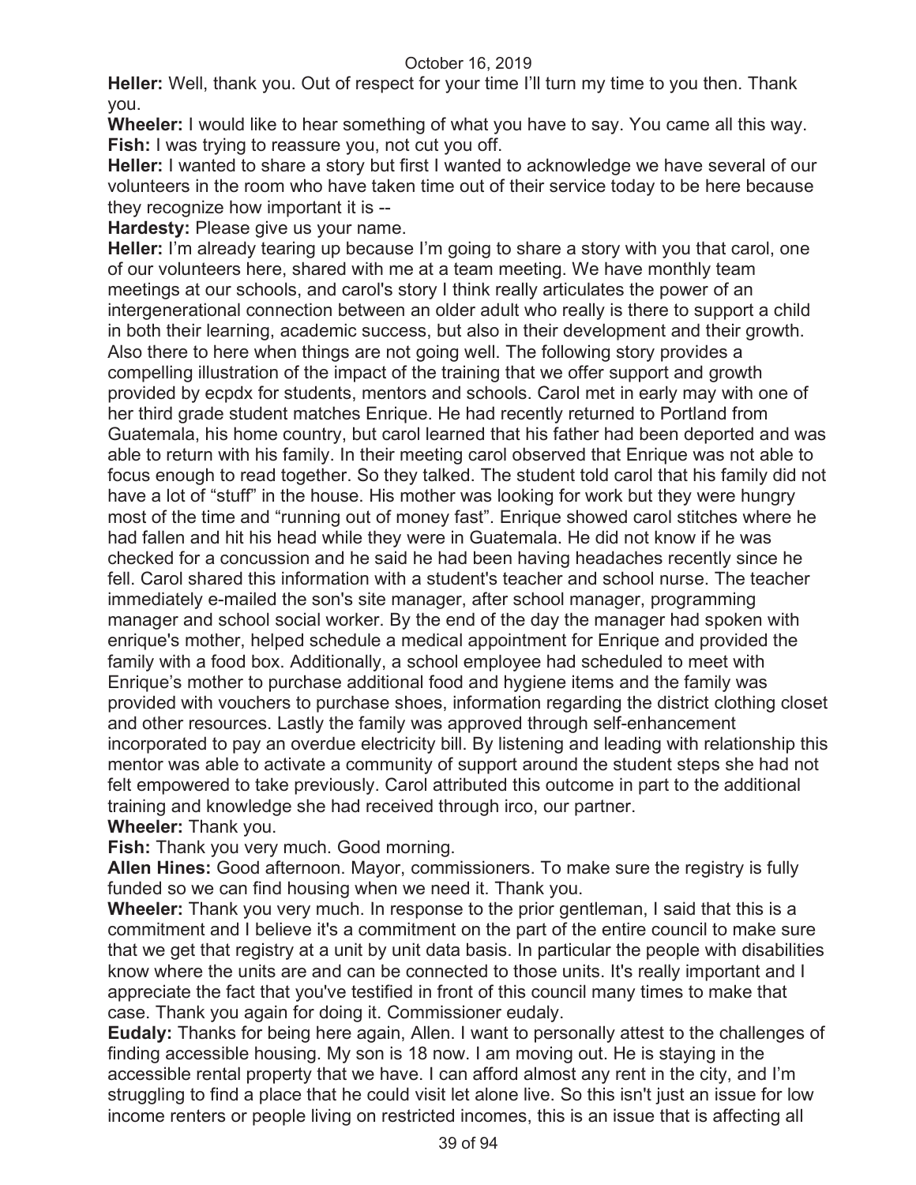**Heller:** Well, thank you. Out of respect for your time I'll turn my time to you then. Thank you.

**Wheeler:** I would like to hear something of what you have to say. You came all this way.

**Fish:** I was trying to reassure you, not cut you off.

**Heller:** I wanted to share a story but first I wanted to acknowledge we have several of our volunteers in the room who have taken time out of their service today to be here because they recognize how important it is --

**Hardesty:** Please give us your name.

**Heller:** I'm already tearing up because I'm going to share a story with you that carol, one of our volunteers here, shared with me at a team meeting. We have monthly team meetings at our schools, and carol's story I think really articulates the power of an intergenerational connection between an older adult who really is there to support a child in both their learning, academic success, but also in their development and their growth. Also there to here when things are not going well. The following story provides a compelling illustration of the impact of the training that we offer support and growth provided by ecpdx for students, mentors and schools. Carol met in early may with one of her third grade student matches Enrique. He had recently returned to Portland from Guatemala, his home country, but carol learned that his father had been deported and was able to return with his family. In their meeting carol observed that Enrique was not able to focus enough to read together. So they talked. The student told carol that his family did not have a lot of "stuff" in the house. His mother was looking for work but they were hungry most of the time and "running out of money fast". Enrique showed carol stitches where he had fallen and hit his head while they were in Guatemala. He did not know if he was checked for a concussion and he said he had been having headaches recently since he fell. Carol shared this information with a student's teacher and school nurse. The teacher immediately e-mailed the son's site manager, after school manager, programming manager and school social worker. By the end of the day the manager had spoken with enrique's mother, helped schedule a medical appointment for Enrique and provided the family with a food box. Additionally, a school employee had scheduled to meet with Enrique's mother to purchase additional food and hygiene items and the family was provided with vouchers to purchase shoes, information regarding the district clothing closet and other resources. Lastly the family was approved through self-enhancement incorporated to pay an overdue electricity bill. By listening and leading with relationship this mentor was able to activate a community of support around the student steps she had not felt empowered to take previously. Carol attributed this outcome in part to the additional training and knowledge she had received through irco, our partner.

**Wheeler:** Thank you.

**Fish:** Thank you very much. Good morning.

**Allen Hines:** Good afternoon. Mayor, commissioners. To make sure the registry is fully funded so we can find housing when we need it. Thank you.

**Wheeler:** Thank you very much. In response to the prior gentleman, I said that this is a commitment and I believe it's a commitment on the part of the entire council to make sure that we get that registry at a unit by unit data basis. In particular the people with disabilities know where the units are and can be connected to those units. It's really important and I appreciate the fact that you've testified in front of this council many times to make that case. Thank you again for doing it. Commissioner eudaly.

**Eudaly:** Thanks for being here again, Allen. I want to personally attest to the challenges of finding accessible housing. My son is 18 now. I am moving out. He is staying in the accessible rental property that we have. I can afford almost any rent in the city, and I'm struggling to find a place that he could visit let alone live. So this isn't just an issue for low income renters or people living on restricted incomes, this is an issue that is affecting all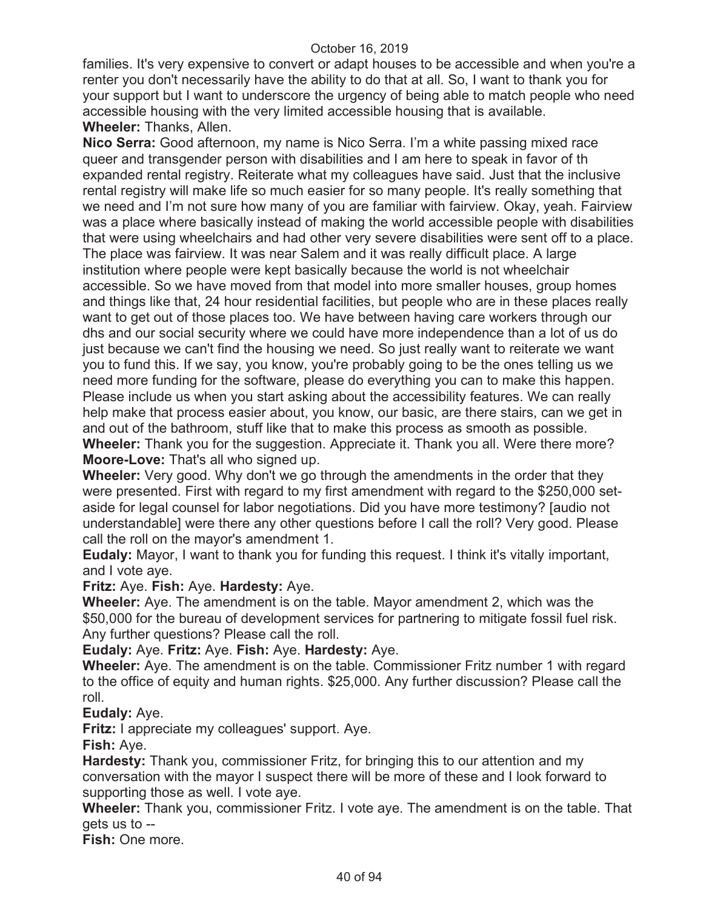families. It's very expensive to convert or adapt houses to be accessible and when you're a renter you don't necessarily have the ability to do that at all. So, I want to thank you for your support but I want to underscore the urgency of being able to match people who need accessible housing with the very limited accessible housing that is available.

**Wheeler:** Thanks, Allen.

**Nico Serra:** Good afternoon, my name is Nico Serra. I'm a white passing mixed race queer and transgender person with disabilities and I am here to speak in favor of th expanded rental registry. Reiterate what my colleagues have said. Just that the inclusive rental registry will make life so much easier for so many people. It's really something that we need and I'm not sure how many of you are familiar with fairview. Okay, yeah. Fairview was a place where basically instead of making the world accessible people with disabilities that were using wheelchairs and had other very severe disabilities were sent off to a place. The place was fairview. It was near Salem and it was really difficult place. A large institution where people were kept basically because the world is not wheelchair accessible. So we have moved from that model into more smaller houses, group homes and things like that, 24 hour residential facilities, but people who are in these places really want to get out of those places too. We have between having care workers through our dhs and our social security where we could have more independence than a lot of us do just because we can't find the housing we need. So just really want to reiterate we want you to fund this. If we say, you know, you're probably going to be the ones telling us we need more funding for the software, please do everything you can to make this happen. Please include us when you start asking about the accessibility features. We can really help make that process easier about, you know, our basic, are there stairs, can we get in and out of the bathroom, stuff like that to make this process as smooth as possible.

**Wheeler:** Thank you for the suggestion. Appreciate it. Thank you all. Were there more?

**Moore-Love:** That's all who signed up.

**Wheeler:** Very good. Why don't we go through the amendments in the order that they were presented. First with regard to my first amendment with regard to the $250,000 set-aside for legal counsel for labor negotiations. Did you have more testimony? [audio not understandable] were there any other questions before I call the roll? Very good. Please call the roll on the mayor's amendment 1.

**Eudaly:** Mayor, I want to thank you for funding this request. I think it's vitally important, and I vote aye.

**Fritz:** Aye. **Fish:** Aye. **Hardesty:** Aye.

**Wheeler:** Aye. The amendment is on the table. Mayor amendment 2, which was the $50,000 for the bureau of development services for partnering to mitigate fossil fuel risk. Any further questions? Please call the roll.

**Eudaly:** Aye. **Fritz:** Aye. **Fish:** Aye. **Hardesty:** Aye.

**Wheeler:** Aye. The amendment is on the table. Commissioner Fritz number 1 with regard to the office of equity and human rights. $25,000. Any further discussion? Please call the roll.

**Eudaly:** Aye.

**Fritz:** I appreciate my colleagues' support. Aye.

**Fish:** Aye.

**Hardesty:** Thank you, commissioner Fritz, for bringing this to our attention and my conversation with the mayor I suspect there will be more of these and I look forward to supporting those as well. I vote aye.

**Wheeler:** Thank you, commissioner Fritz. I vote aye. The amendment is on the table. That gets us to --

**Fish:** One more.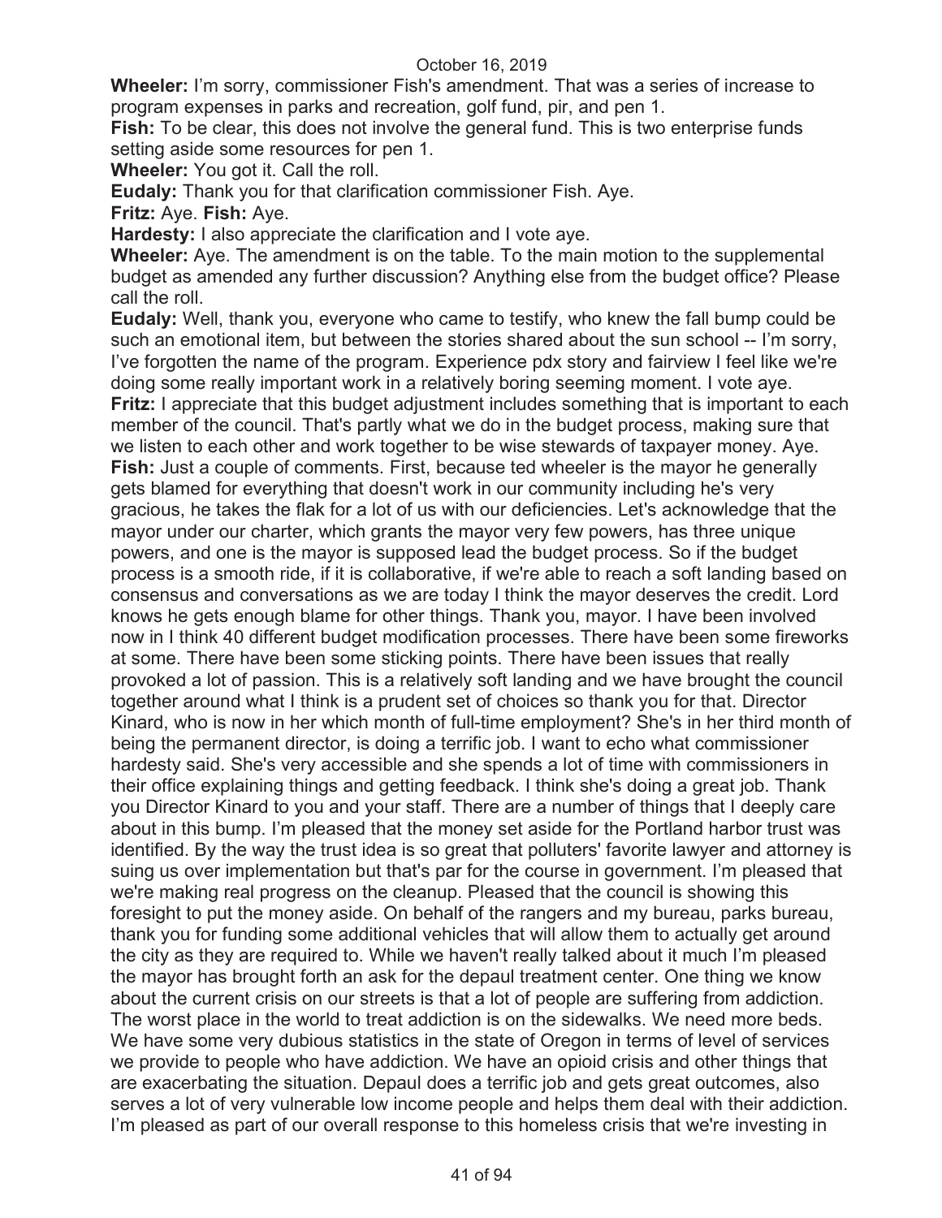**Wheeler:** I'm sorry, commissioner Fish's amendment. That was a series of increase to program expenses in parks and recreation, golf fund, pir, and pen 1.

**Fish:** To be clear, this does not involve the general fund. This is two enterprise funds setting aside some resources for pen 1.

**Wheeler:** You got it. Call the roll.

**Eudaly:** Thank you for that clarification commissioner Fish. Aye.

**Fritz:** Aye. **Fish:** Aye.

**Hardesty:** I also appreciate the clarification and I vote aye.

**Wheeler:** Aye. The amendment is on the table. To the main motion to the supplemental budget as amended any further discussion? Anything else from the budget office? Please call the roll.

**Eudaly:** Well, thank you, everyone who came to testify, who knew the fall bump could be such an emotional item, but between the stories shared about the sun school -- I'm sorry, I've forgotten the name of the program. Experience pdx story and fairview I feel like we're doing some really important work in a relatively boring seeming moment. I vote aye.

**Fritz:** I appreciate that this budget adjustment includes something that is important to each member of the council. That's partly what we do in the budget process, making sure that we listen to each other and work together to be wise stewards of taxpayer money. Aye.

**Fish:** Just a couple of comments. First, because ted wheeler is the mayor he generally gets blamed for everything that doesn't work in our community including he's very gracious, he takes the flak for a lot of us with our deficiencies. Let's acknowledge that the mayor under our charter, which grants the mayor very few powers, has three unique powers, and one is the mayor is supposed lead the budget process. So if the budget process is a smooth ride, if it is collaborative, if we're able to reach a soft landing based on consensus and conversations as we are today I think the mayor deserves the credit. Lord knows he gets enough blame for other things. Thank you, mayor. I have been involved now in I think 40 different budget modification processes. There have been some fireworks at some. There have been some sticking points. There have been issues that really provoked a lot of passion. This is a relatively soft landing and we have brought the council together around what I think is a prudent set of choices so thank you for that. Director Kinard, who is now in her which month of full-time employment? She's in her third month of being the permanent director, is doing a terrific job. I want to echo what commissioner hardesty said. She's very accessible and she spends a lot of time with commissioners in their office explaining things and getting feedback. I think she's doing a great job. Thank you Director Kinard to you and your staff. There are a number of things that I deeply care about in this bump. I'm pleased that the money set aside for the Portland harbor trust was identified. By the way the trust idea is so great that polluters' favorite lawyer and attorney is suing us over implementation but that's par for the course in government. I'm pleased that we're making real progress on the cleanup. Pleased that the council is showing this foresight to put the money aside. On behalf of the rangers and my bureau, parks bureau, thank you for funding some additional vehicles that will allow them to actually get around the city as they are required to. While we haven't really talked about it much I'm pleased the mayor has brought forth an ask for the depaul treatment center. One thing we know about the current crisis on our streets is that a lot of people are suffering from addiction. The worst place in the world to treat addiction is on the sidewalks. We need more beds. We have some very dubious statistics in the state of Oregon in terms of level of services we provide to people who have addiction. We have an opioid crisis and other things that are exacerbating the situation. Depaul does a terrific job and gets great outcomes, also serves a lot of very vulnerable low income people and helps them deal with their addiction. I'm pleased as part of our overall response to this homeless crisis that we're investing in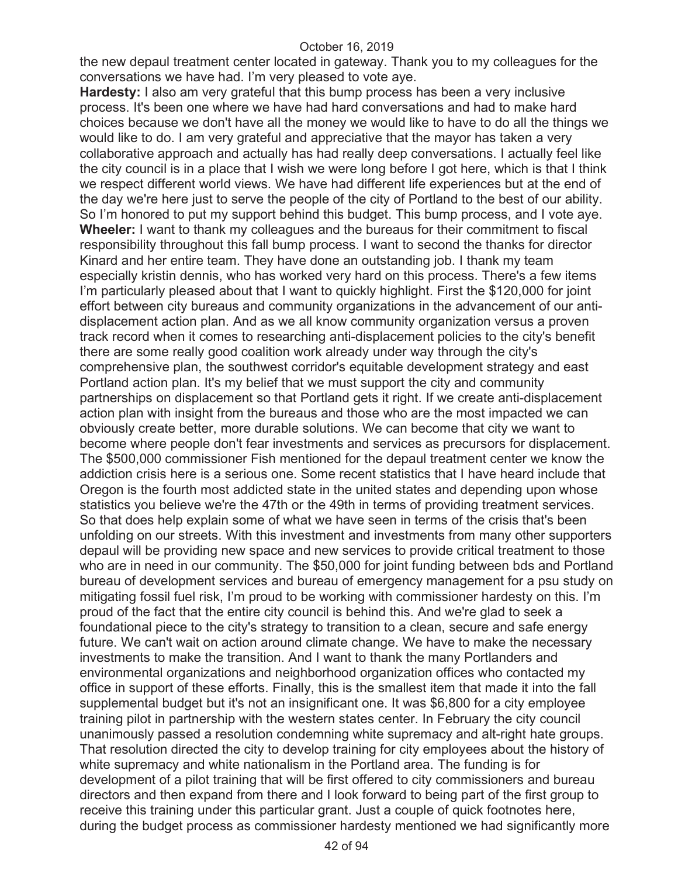the new depaul treatment center located in gateway. Thank you to my colleagues for the conversations we have had. I'm very pleased to vote aye.

**Hardesty:** I also am very grateful that this bump process has been a very inclusive process. It's been one where we have had hard conversations and had to make hard choices because we don't have all the money we would like to have to do all the things we would like to do. I am very grateful and appreciative that the mayor has taken a very collaborative approach and actually has had really deep conversations. I actually feel like the city council is in a place that I wish we were long before I got here, which is that I think we respect different world views. We have had different life experiences but at the end of the day we're here just to serve the people of the city of Portland to the best of our ability. So I'm honored to put my support behind this budget. This bump process, and I vote aye.

**Wheeler:** I want to thank my colleagues and the bureaus for their commitment to fiscal responsibility throughout this fall bump process. I want to second the thanks for director Kinard and her entire team. They have done an outstanding job. I thank my team especially kristin dennis, who has worked very hard on this process. There's a few items I'm particularly pleased about that I want to quickly highlight. First the $120,000 for joint effort between city bureaus and community organizations in the advancement of our anti-displacement action plan. And as we all know community organization versus a proven track record when it comes to researching anti-displacement policies to the city's benefit there are some really good coalition work already under way through the city's comprehensive plan, the southwest corridor's equitable development strategy and east Portland action plan. It's my belief that we must support the city and community partnerships on displacement so that Portland gets it right. If we create anti-displacement action plan with insight from the bureaus and those who are the most impacted we can obviously create better, more durable solutions. We can become that city we want to become where people don't fear investments and services as precursors for displacement. The $500,000 commissioner Fish mentioned for the depaul treatment center we know the addiction crisis here is a serious one. Some recent statistics that I have heard include that Oregon is the fourth most addicted state in the united states and depending upon whose statistics you believe we're the 47th or the 49th in terms of providing treatment services. So that does help explain some of what we have seen in terms of the crisis that's been unfolding on our streets. With this investment and investments from many other supporters depaul will be providing new space and new services to provide critical treatment to those who are in need in our community. The $50,000 for joint funding between bds and Portland bureau of development services and bureau of emergency management for a psu study on mitigating fossil fuel risk, I'm proud to be working with commissioner hardesty on this. I'm proud of the fact that the entire city council is behind this. And we're glad to seek a foundational piece to the city's strategy to transition to a clean, secure and safe energy future. We can't wait on action around climate change. We have to make the necessary investments to make the transition. And I want to thank the many Portlanders and environmental organizations and neighborhood organization offices who contacted my office in support of these efforts. Finally, this is the smallest item that made it into the fall supplemental budget but it's not an insignificant one. It was $6,800 for a city employee training pilot in partnership with the western states center. In February the city council unanimously passed a resolution condemning white supremacy and alt-right hate groups. That resolution directed the city to develop training for city employees about the history of white supremacy and white nationalism in the Portland area. The funding is for development of a pilot training that will be first offered to city commissioners and bureau directors and then expand from there and I look forward to being part of the first group to receive this training under this particular grant. Just a couple of quick footnotes here, during the budget process as commissioner hardesty mentioned we had significantly more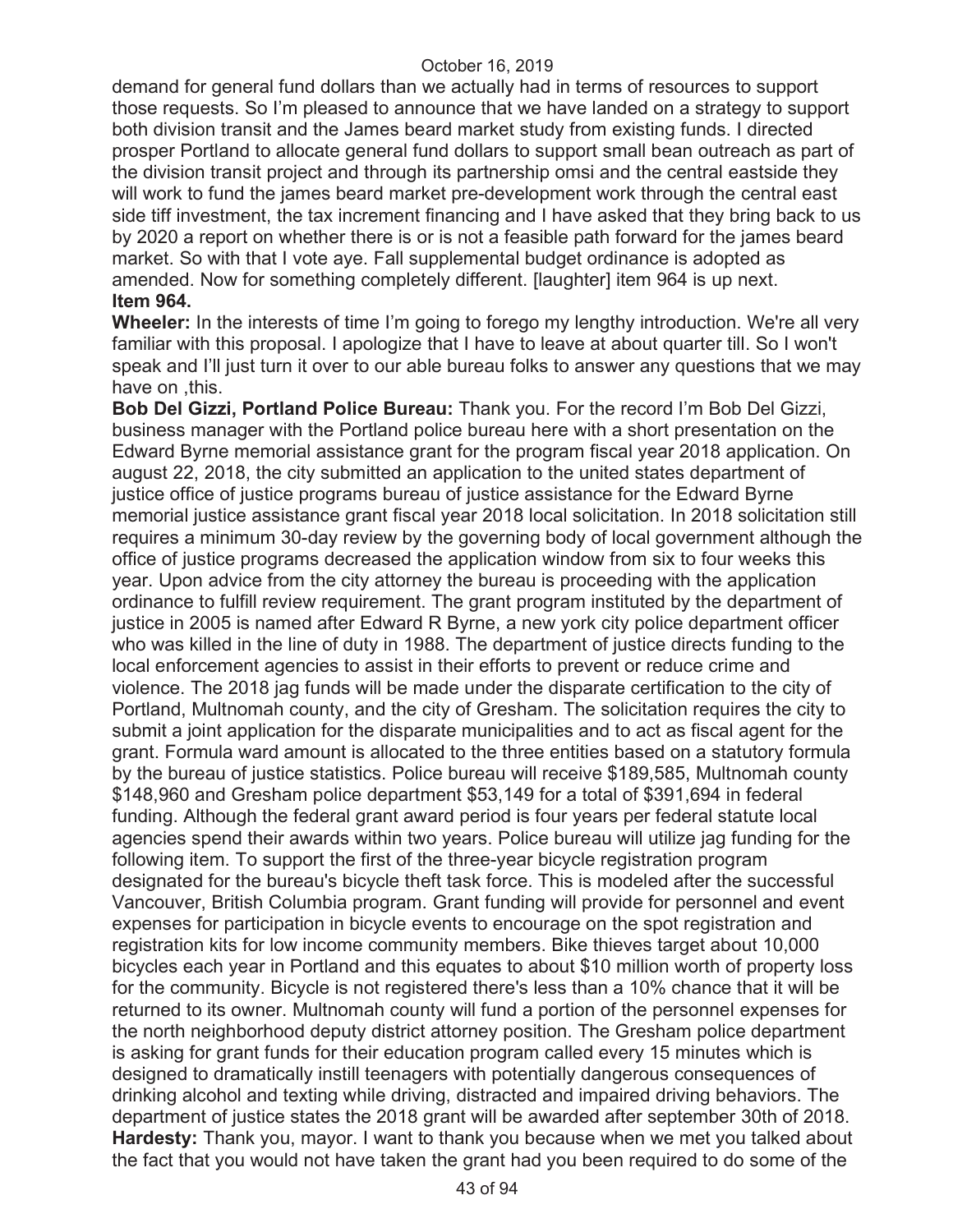demand for general fund dollars than we actually had in terms of resources to support those requests. So I'm pleased to announce that we have landed on a strategy to support both division transit and the James beard market study from existing funds. I directed prosper Portland to allocate general fund dollars to support small bean outreach as part of the division transit project and through its partnership omsi and the central eastside they will work to fund the james beard market pre-development work through the central east side tiff investment, the tax increment financing and I have asked that they bring back to us by 2020 a report on whether there is or is not a feasible path forward for the james beard market. So with that I vote aye. Fall supplemental budget ordinance is adopted as amended. Now for something completely different. [laughter] item 964 is up next.

**Item 964.**

**Wheeler:** In the interests of time I'm going to forego my lengthy introduction. We're all very familiar with this proposal. I apologize that I have to leave at about quarter till. So I won't speak and I'll just turn it over to our able bureau folks to answer any questions that we may have on ,this.

**Bob Del Gizzi, Portland Police Bureau:** Thank you. For the record I'm Bob Del Gizzi, business manager with the Portland police bureau here with a short presentation on the Edward Byrne memorial assistance grant for the program fiscal year 2018 application. On august 22, 2018, the city submitted an application to the united states department of justice office of justice programs bureau of justice assistance for the Edward Byrne memorial justice assistance grant fiscal year 2018 local solicitation. In 2018 solicitation still requires a minimum 30-day review by the governing body of local government although the office of justice programs decreased the application window from six to four weeks this year. Upon advice from the city attorney the bureau is proceeding with the application ordinance to fulfill review requirement. The grant program instituted by the department of justice in 2005 is named after Edward R Byrne, a new york city police department officer who was killed in the line of duty in 1988. The department of justice directs funding to the local enforcement agencies to assist in their efforts to prevent or reduce crime and violence. The 2018 jag funds will be made under the disparate certification to the city of Portland, Multnomah county, and the city of Gresham. The solicitation requires the city to submit a joint application for the disparate municipalities and to act as fiscal agent for the grant. Formula ward amount is allocated to the three entities based on a statutory formula by the bureau of justice statistics. Police bureau will receive \$189,585, Multnomah county \$148,960 and Gresham police department \$53,149 for a total of \$391,694 in federal funding. Although the federal grant award period is four years per federal statute local agencies spend their awards within two years. Police bureau will utilize jag funding for the following item. To support the first of the three-year bicycle registration program designated for the bureau's bicycle theft task force. This is modeled after the successful Vancouver, British Columbia program. Grant funding will provide for personnel and event expenses for participation in bicycle events to encourage on the spot registration and registration kits for low income community members. Bike thieves target about 10,000 bicycles each year in Portland and this equates to about \$10 million worth of property loss for the community. Bicycle is not registered there's less than a 10% chance that it will be returned to its owner. Multnomah county will fund a portion of the personnel expenses for the north neighborhood deputy district attorney position. The Gresham police department is asking for grant funds for their education program called every 15 minutes which is designed to dramatically instill teenagers with potentially dangerous consequences of drinking alcohol and texting while driving, distracted and impaired driving behaviors. The department of justice states the 2018 grant will be awarded after september 30th of 2018.

**Hardesty:** Thank you, mayor. I want to thank you because when we met you talked about the fact that you would not have taken the grant had you been required to do some of the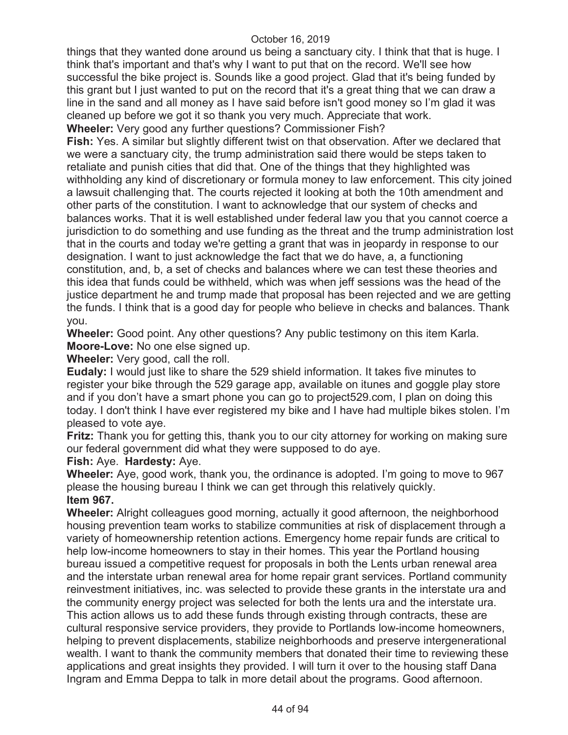things that they wanted done around us being a sanctuary city. I think that that is huge. I think that's important and that's why I want to put that on the record. We'll see how successful the bike project is. Sounds like a good project. Glad that it's being funded by this grant but I just wanted to put on the record that it's a great thing that we can draw a line in the sand and all money as I have said before isn't good money so I'm glad it was cleaned up before we got it so thank you very much. Appreciate that work.

**Wheeler:** Very good any further questions? Commissioner Fish?

**Fish:** Yes. A similar but slightly different twist on that observation. After we declared that we were a sanctuary city, the trump administration said there would be steps taken to retaliate and punish cities that did that. One of the things that they highlighted was withholding any kind of discretionary or formula money to law enforcement. This city joined a lawsuit challenging that. The courts rejected it looking at both the 10th amendment and other parts of the constitution. I want to acknowledge that our system of checks and balances works. That it is well established under federal law you that you cannot coerce a jurisdiction to do something and use funding as the threat and the trump administration lost that in the courts and today we're getting a grant that was in jeopardy in response to our designation. I want to just acknowledge the fact that we do have, a, a functioning constitution, and, b, a set of checks and balances where we can test these theories and this idea that funds could be withheld, which was when jeff sessions was the head of the justice department he and trump made that proposal has been rejected and we are getting the funds. I think that is a good day for people who believe in checks and balances. Thank you.

**Wheeler:** Good point. Any other questions? Any public testimony on this item Karla.

**Moore-Love:** No one else signed up.

**Wheeler:** Very good, call the roll.

**Eudaly:** I would just like to share the 529 shield information. It takes five minutes to register your bike through the 529 garage app, available on itunes and goggle play store and if you don't have a smart phone you can go to project529.com, I plan on doing this today. I don't think I have ever registered my bike and I have had multiple bikes stolen. I'm pleased to vote aye.

**Fritz:** Thank you for getting this, thank you to our city attorney for working on making sure our federal government did what they were supposed to do aye.

**Fish:** Aye. **Hardesty:** Aye.

**Wheeler:** Aye, good work, thank you, the ordinance is adopted. I'm going to move to 967 please the housing bureau I think we can get through this relatively quickly.

**Item 967.**

**Wheeler:** Alright colleagues good morning, actually it good afternoon, the neighborhood housing prevention team works to stabilize communities at risk of displacement through a variety of homeownership retention actions. Emergency home repair funds are critical to help low-income homeowners to stay in their homes. This year the Portland housing bureau issued a competitive request for proposals in both the Lents urban renewal area and the interstate urban renewal area for home repair grant services. Portland community reinvestment initiatives, inc. was selected to provide these grants in the interstate ura and the community energy project was selected for both the lents ura and the interstate ura. This action allows us to add these funds through existing through contracts, these are cultural responsive service providers, they provide to Portlands low-income homeowners, helping to prevent displacements, stabilize neighborhoods and preserve intergenerational wealth. I want to thank the community members that donated their time to reviewing these applications and great insights they provided. I will turn it over to the housing staff Dana Ingram and Emma Deppa to talk in more detail about the programs. Good afternoon.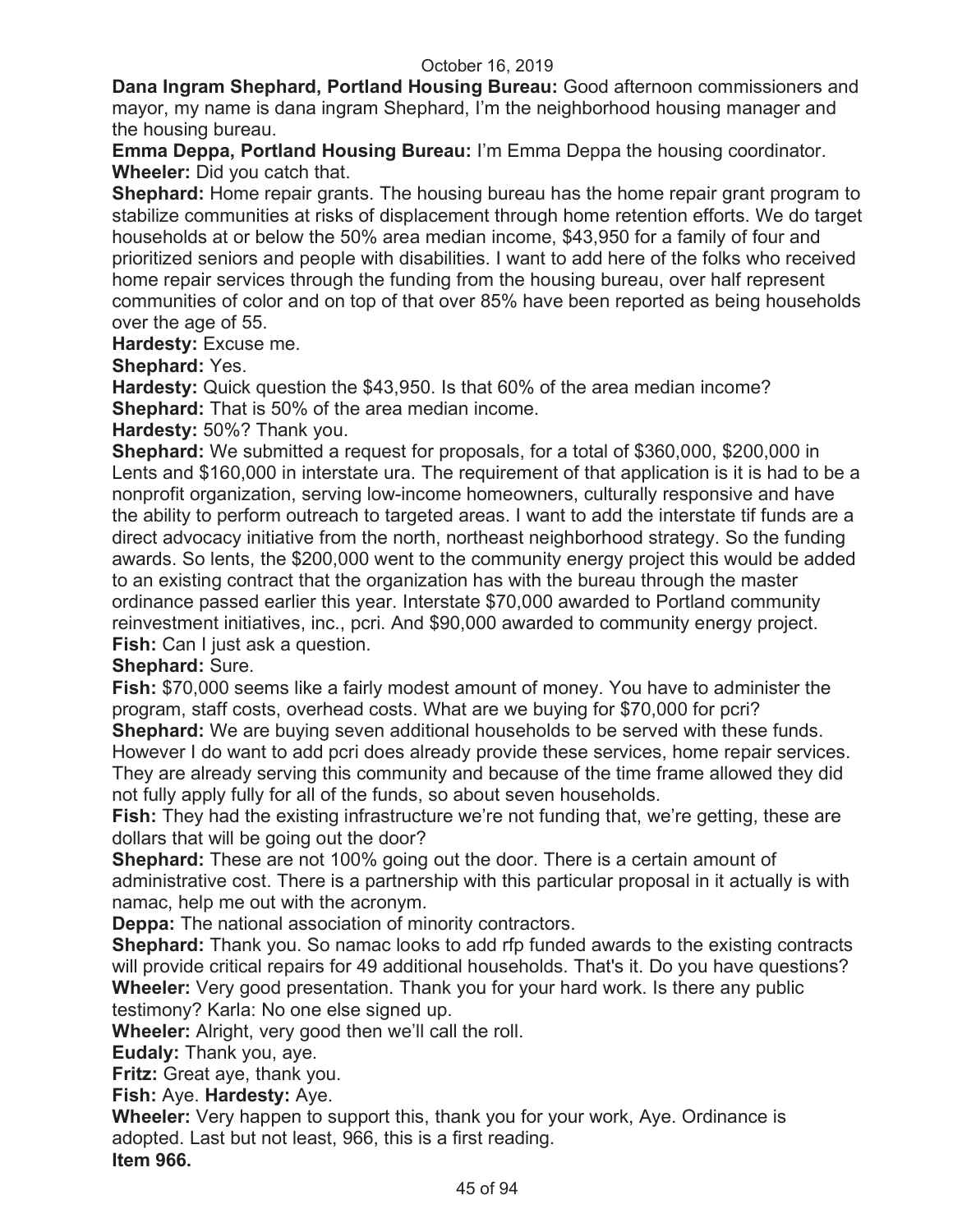**Dana Ingram Shephard, Portland Housing Bureau:** Good afternoon commissioners and mayor, my name is dana ingram Shephard, I'm the neighborhood housing manager and the housing bureau.

**Emma Deppa, Portland Housing Bureau:** I'm Emma Deppa the housing coordinator.

**Wheeler:** Did you catch that.

**Shephard:** Home repair grants. The housing bureau has the home repair grant program to stabilize communities at risks of displacement through home retention efforts. We do target households at or below the 50% area median income, $43,950 for a family of four and prioritized seniors and people with disabilities. I want to add here of the folks who received home repair services through the funding from the housing bureau, over half represent communities of color and on top of that over 85% have been reported as being households over the age of 55.

**Hardesty:** Excuse me.

**Shephard:** Yes.

**Hardesty:** Quick question the $43,950. Is that 60% of the area median income?

**Shephard:** That is 50% of the area median income.

**Hardesty:** 50%? Thank you.

**Shephard:** We submitted a request for proposals, for a total of $360,000, $200,000 in Lents and $160,000 in interstate ura. The requirement of that application is it is had to be a nonprofit organization, serving low-income homeowners, culturally responsive and have the ability to perform outreach to targeted areas. I want to add the interstate tif funds are a direct advocacy initiative from the north, northeast neighborhood strategy. So the funding awards. So lents, the $200,000 went to the community energy project this would be added to an existing contract that the organization has with the bureau through the master ordinance passed earlier this year. Interstate $70,000 awarded to Portland community reinvestment initiatives, inc., pcri. And $90,000 awarded to community energy project.

**Fish:** Can I just ask a question.

**Shephard:** Sure.

**Fish:** $70,000 seems like a fairly modest amount of money. You have to administer the program, staff costs, overhead costs. What are we buying for $70,000 for pcri?

**Shephard:** We are buying seven additional households to be served with these funds. However I do want to add pcri does already provide these services, home repair services. They are already serving this community and because of the time frame allowed they did not fully apply fully for all of the funds, so about seven households.

**Fish:** They had the existing infrastructure we're not funding that, we're getting, these are dollars that will be going out the door?

**Shephard:** These are not 100% going out the door. There is a certain amount of administrative cost. There is a partnership with this particular proposal in it actually is with namac, help me out with the acronym.

**Deppa:** The national association of minority contractors.

**Shephard:** Thank you. So namac looks to add rfp funded awards to the existing contracts will provide critical repairs for 49 additional households. That's it. Do you have questions?

**Wheeler:** Very good presentation. Thank you for your hard work. Is there any public testimony? Karla: No one else signed up.

**Wheeler:** Alright, very good then we'll call the roll.

**Eudaly:** Thank you, aye.

**Fritz:** Great aye, thank you.

**Fish:** Aye. **Hardesty:** Aye.

**Wheeler:** Very happen to support this, thank you for your work, Aye. Ordinance is adopted. Last but not least, 966, this is a first reading.

**Item 966.**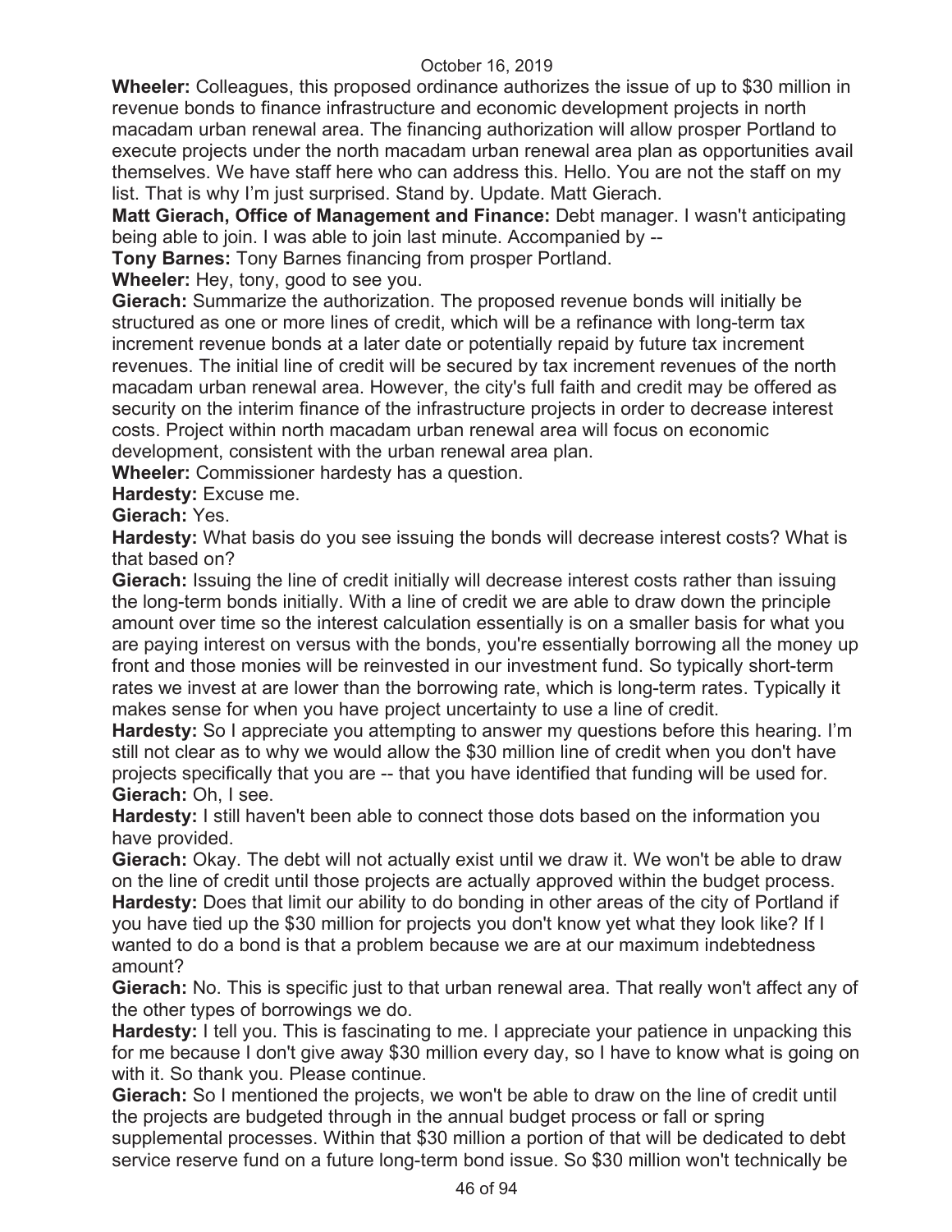**Wheeler:** Colleagues, this proposed ordinance authorizes the issue of up to $30 million in revenue bonds to finance infrastructure and economic development projects in north macadam urban renewal area. The financing authorization will allow prosper Portland to execute projects under the north macadam urban renewal area plan as opportunities avail themselves. We have staff here who can address this. Hello. You are not the staff on my list. That is why I'm just surprised. Stand by. Update. Matt Gierach.

**Matt Gierach, Office of Management and Finance:** Debt manager. I wasn't anticipating being able to join. I was able to join last minute. Accompanied by --

**Tony Barnes:** Tony Barnes financing from prosper Portland.

**Wheeler:** Hey, tony, good to see you.

**Gierach:** Summarize the authorization. The proposed revenue bonds will initially be structured as one or more lines of credit, which will be a refinance with long-term tax increment revenue bonds at a later date or potentially repaid by future tax increment revenues. The initial line of credit will be secured by tax increment revenues of the north macadam urban renewal area. However, the city's full faith and credit may be offered as security on the interim finance of the infrastructure projects in order to decrease interest costs. Project within north macadam urban renewal area will focus on economic development, consistent with the urban renewal area plan.

**Wheeler:** Commissioner hardesty has a question.

**Hardesty:** Excuse me.

**Gierach:** Yes.

**Hardesty:** What basis do you see issuing the bonds will decrease interest costs? What is that based on?

**Gierach:** Issuing the line of credit initially will decrease interest costs rather than issuing the long-term bonds initially. With a line of credit we are able to draw down the principle amount over time so the interest calculation essentially is on a smaller basis for what you are paying interest on versus with the bonds, you're essentially borrowing all the money up front and those monies will be reinvested in our investment fund. So typically short-term rates we invest at are lower than the borrowing rate, which is long-term rates. Typically it makes sense for when you have project uncertainty to use a line of credit.

**Hardesty:** So I appreciate you attempting to answer my questions before this hearing. I'm still not clear as to why we would allow the $30 million line of credit when you don't have projects specifically that you are -- that you have identified that funding will be used for.

**Gierach:** Oh, I see.

**Hardesty:** I still haven't been able to connect those dots based on the information you have provided.

**Gierach:** Okay. The debt will not actually exist until we draw it. We won't be able to draw on the line of credit until those projects are actually approved within the budget process.

**Hardesty:** Does that limit our ability to do bonding in other areas of the city of Portland if you have tied up the $30 million for projects you don't know yet what they look like? If I wanted to do a bond is that a problem because we are at our maximum indebtedness amount?

**Gierach:** No. This is specific just to that urban renewal area. That really won't affect any of the other types of borrowings we do.

**Hardesty:** I tell you. This is fascinating to me. I appreciate your patience in unpacking this for me because I don't give away $30 million every day, so I have to know what is going on with it. So thank you. Please continue.

**Gierach:** So I mentioned the projects, we won't be able to draw on the line of credit until the projects are budgeted through in the annual budget process or fall or spring supplemental processes. Within that $30 million a portion of that will be dedicated to debt service reserve fund on a future long-term bond issue. So $30 million won't technically be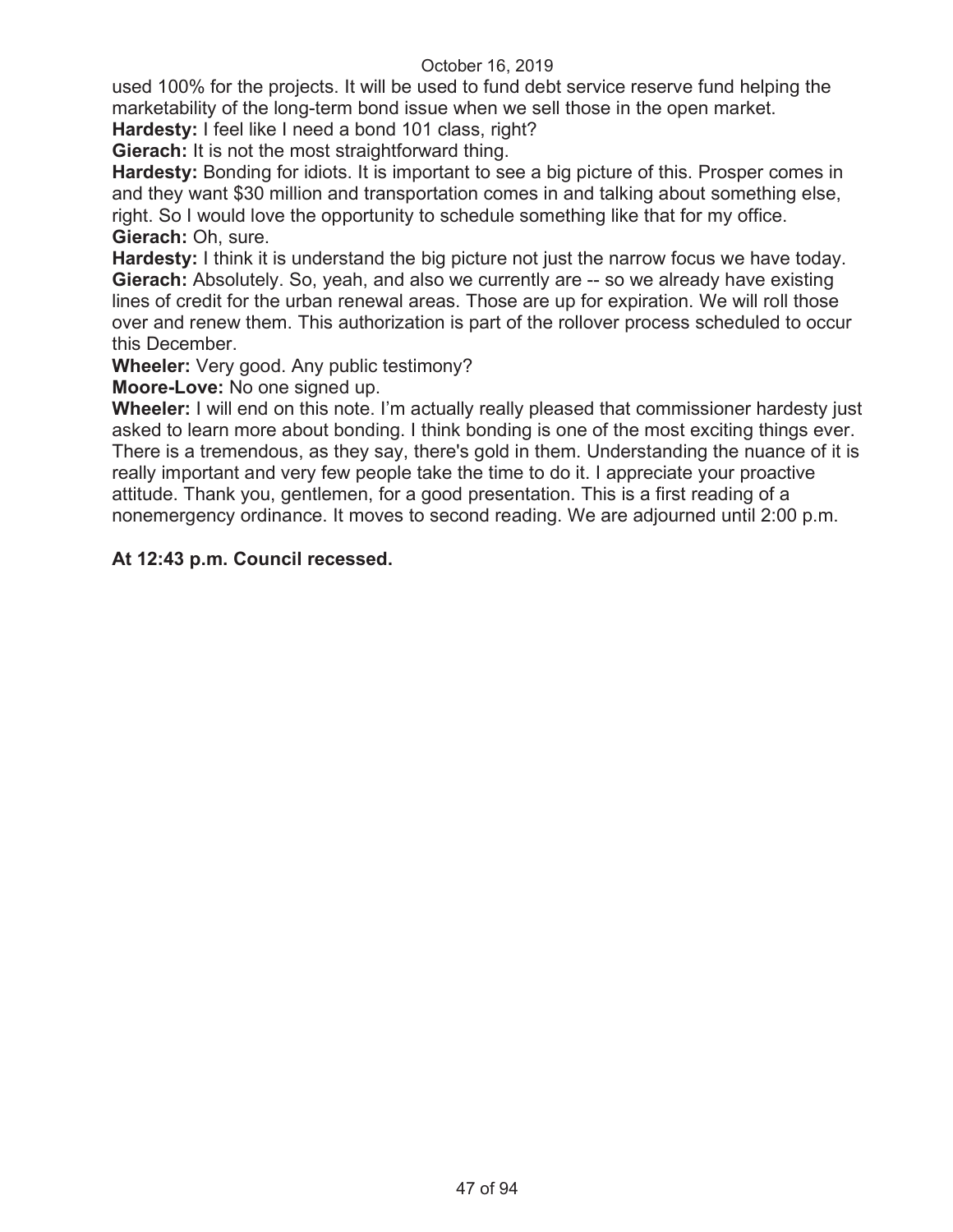used 100% for the projects. It will be used to fund debt service reserve fund helping the marketability of the long-term bond issue when we sell those in the open market.

**Hardesty:** I feel like I need a bond 101 class, right?

**Gierach:** It is not the most straightforward thing.

**Hardesty:** Bonding for idiots. It is important to see a big picture of this. Prosper comes in and they want $30 million and transportation comes in and talking about something else, right. So I would love the opportunity to schedule something like that for my office.

**Gierach:** Oh, sure.

**Hardesty:** I think it is understand the big picture not just the narrow focus we have today.

**Gierach:** Absolutely. So, yeah, and also we currently are -- so we already have existing lines of credit for the urban renewal areas. Those are up for expiration. We will roll those over and renew them. This authorization is part of the rollover process scheduled to occur this December.

**Wheeler:** Very good. Any public testimony?

**Moore-Love:** No one signed up.

**Wheeler:** I will end on this note. I'm actually really pleased that commissioner hardesty just asked to learn more about bonding. I think bonding is one of the most exciting things ever. There is a tremendous, as they say, there's gold in them. Understanding the nuance of it is really important and very few people take the time to do it. I appreciate your proactive attitude. Thank you, gentlemen, for a good presentation. This is a first reading of a nonemergency ordinance. It moves to second reading. We are adjourned until 2:00 p.m.

**At 12:43 p.m. Council recessed.**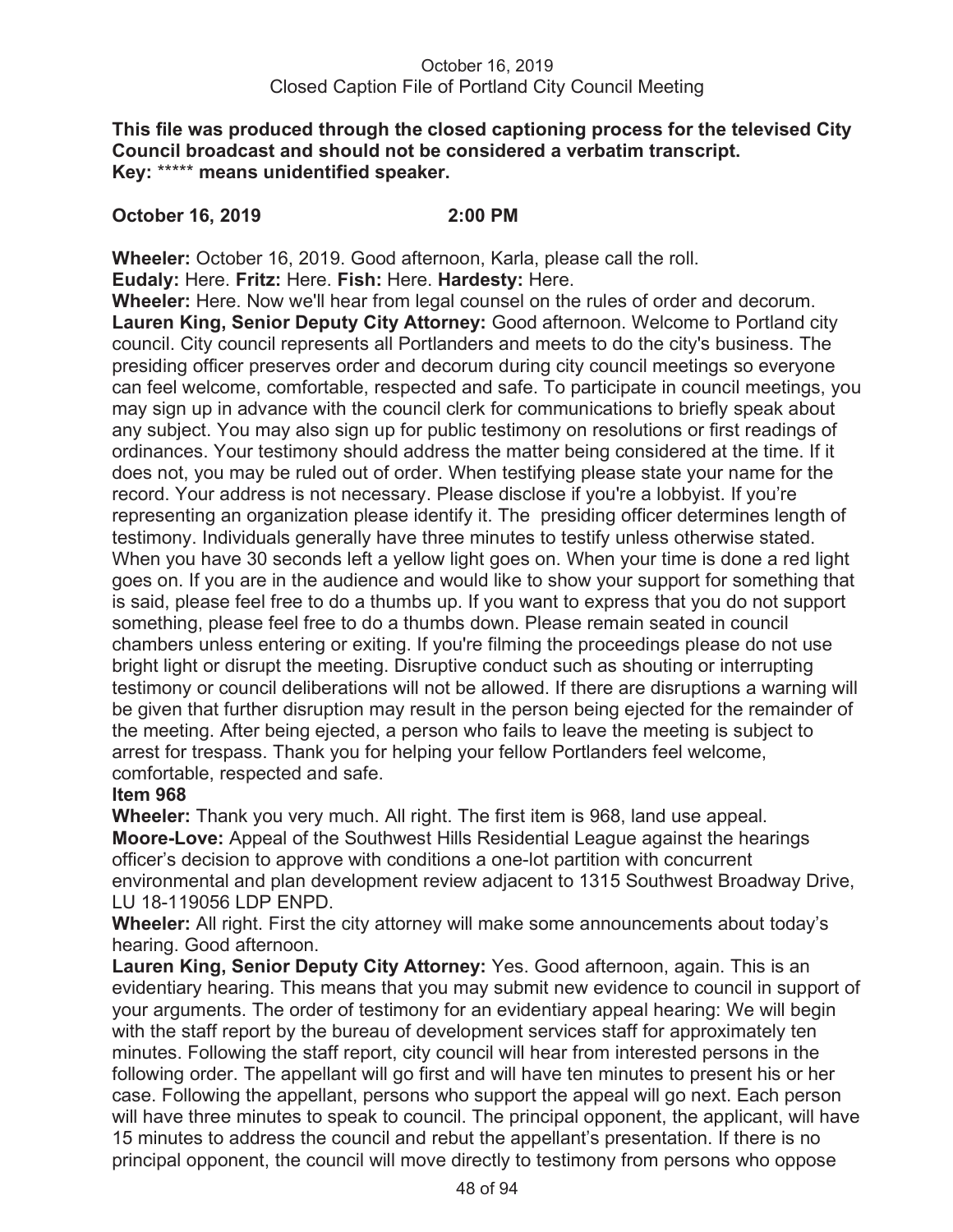October 16, 2019
Closed Caption File of Portland City Council Meeting

**This file was produced through the closed captioning process for the televised City Council broadcast and should not be considered a verbatim transcript.**
**Key:** ***** **means unidentified speaker.**

**October 16, 2019 2:00 PM**

**Wheeler:** October 16, 2019. Good afternoon, Karla, please call the roll.
**Eudaly:** Here. **Fritz:** Here. **Fish:** Here. **Hardesty:** Here.
**Wheeler:** Here. Now we'll hear from legal counsel on the rules of order and decorum.
**Lauren King, Senior Deputy City Attorney:** Good afternoon. Welcome to Portland city council. City council represents all Portlanders and meets to do the city's business. The presiding officer preserves order and decorum during city council meetings so everyone can feel welcome, comfortable, respected and safe. To participate in council meetings, you may sign up in advance with the council clerk for communications to briefly speak about any subject. You may also sign up for public testimony on resolutions or first readings of ordinances. Your testimony should address the matter being considered at the time. If it does not, you may be ruled out of order. When testifying please state your name for the record. Your address is not necessary. Please disclose if you're a lobbyist. If you're representing an organization please identify it. The presiding officer determines length of testimony. Individuals generally have three minutes to testify unless otherwise stated. When you have 30 seconds left a yellow light goes on. When your time is done a red light goes on. If you are in the audience and would like to show your support for something that is said, please feel free to do a thumbs up. If you want to express that you do not support something, please feel free to do a thumbs down. Please remain seated in council chambers unless entering or exiting. If you're filming the proceedings please do not use bright light or disrupt the meeting. Disruptive conduct such as shouting or interrupting testimony or council deliberations will not be allowed. If there are disruptions a warning will be given that further disruption may result in the person being ejected for the remainder of the meeting. After being ejected, a person who fails to leave the meeting is subject to arrest for trespass. Thank you for helping your fellow Portlanders feel welcome, comfortable, respected and safe.

**Item 968**

**Wheeler:** Thank you very much. All right. The first item is 968, land use appeal.
**Moore-Love:** Appeal of the Southwest Hills Residential League against the hearings officer's decision to approve with conditions a one-lot partition with concurrent environmental and plan development review adjacent to 1315 Southwest Broadway Drive, LU 18-119056 LDP ENPD.
**Wheeler:** All right. First the city attorney will make some announcements about today's hearing. Good afternoon.
**Lauren King, Senior Deputy City Attorney:** Yes. Good afternoon, again. This is an evidentiary hearing. This means that you may submit new evidence to council in support of your arguments. The order of testimony for an evidentiary appeal hearing: We will begin with the staff report by the bureau of development services staff for approximately ten minutes. Following the staff report, city council will hear from interested persons in the following order. The appellant will go first and will have ten minutes to present his or her case. Following the appellant, persons who support the appeal will go next. Each person will have three minutes to speak to council. The principal opponent, the applicant, will have 15 minutes to address the council and rebut the appellant's presentation. If there is no principal opponent, the council will move directly to testimony from persons who oppose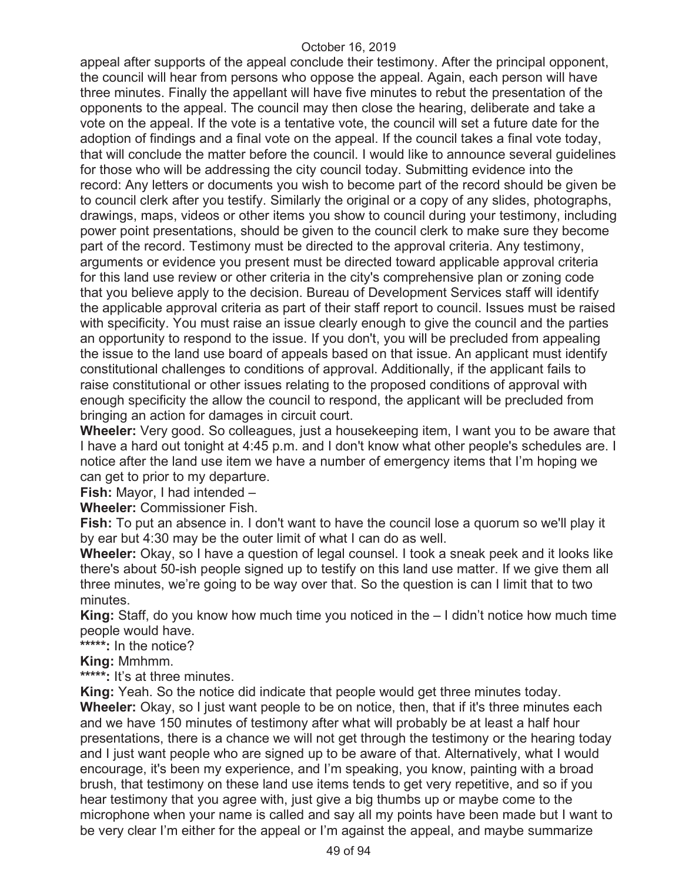appeal after supports of the appeal conclude their testimony. After the principal opponent, the council will hear from persons who oppose the appeal. Again, each person will have three minutes. Finally the appellant will have five minutes to rebut the presentation of the opponents to the appeal. The council may then close the hearing, deliberate and take a vote on the appeal. If the vote is a tentative vote, the council will set a future date for the adoption of findings and a final vote on the appeal. If the council takes a final vote today, that will conclude the matter before the council. I would like to announce several guidelines for those who will be addressing the city council today. Submitting evidence into the record: Any letters or documents you wish to become part of the record should be given be to council clerk after you testify. Similarly the original or a copy of any slides, photographs, drawings, maps, videos or other items you show to council during your testimony, including power point presentations, should be given to the council clerk to make sure they become part of the record. Testimony must be directed to the approval criteria. Any testimony, arguments or evidence you present must be directed toward applicable approval criteria for this land use review or other criteria in the city's comprehensive plan or zoning code that you believe apply to the decision. Bureau of Development Services staff will identify the applicable approval criteria as part of their staff report to council. Issues must be raised with specificity. You must raise an issue clearly enough to give the council and the parties an opportunity to respond to the issue. If you don't, you will be precluded from appealing the issue to the land use board of appeals based on that issue. An applicant must identify constitutional challenges to conditions of approval. Additionally, if the applicant fails to raise constitutional or other issues relating to the proposed conditions of approval with enough specificity the allow the council to respond, the applicant will be precluded from bringing an action for damages in circuit court.

**Wheeler:** Very good. So colleagues, just a housekeeping item, I want you to be aware that I have a hard out tonight at 4:45 p.m. and I don't know what other people's schedules are. I notice after the land use item we have a number of emergency items that I'm hoping we can get to prior to my departure.

**Fish:** Mayor, I had intended –

**Wheeler:** Commissioner Fish.

**Fish:** To put an absence in. I don't want to have the council lose a quorum so we'll play it by ear but 4:30 may be the outer limit of what I can do as well.

**Wheeler:** Okay, so I have a question of legal counsel. I took a sneak peek and it looks like there's about 50-ish people signed up to testify on this land use matter. If we give them all three minutes, we're going to be way over that. So the question is can I limit that to two minutes.

**King:** Staff, do you know how much time you noticed in the – I didn't notice how much time people would have.

*****:** In the notice?

**King:** Mmhmm.

*****:** It's at three minutes.

**King:** Yeah. So the notice did indicate that people would get three minutes today.

**Wheeler:** Okay, so I just want people to be on notice, then, that if it's three minutes each and we have 150 minutes of testimony after what will probably be at least a half hour presentations, there is a chance we will not get through the testimony or the hearing today and I just want people who are signed up to be aware of that. Alternatively, what I would encourage, it's been my experience, and I'm speaking, you know, painting with a broad brush, that testimony on these land use items tends to get very repetitive, and so if you hear testimony that you agree with, just give a big thumbs up or maybe come to the microphone when your name is called and say all my points have been made but I want to be very clear I'm either for the appeal or I'm against the appeal, and maybe summarize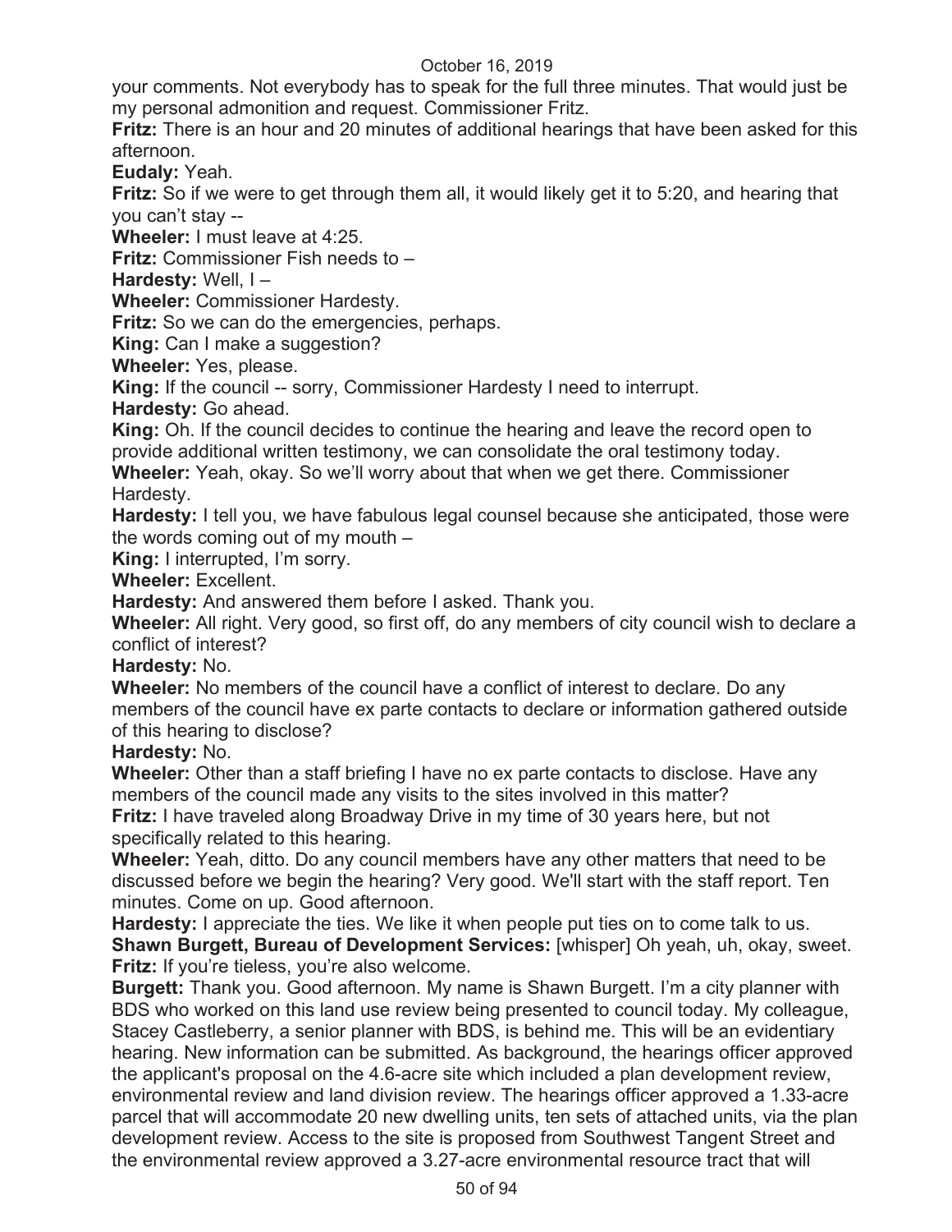your comments. Not everybody has to speak for the full three minutes. That would just be my personal admonition and request. Commissioner Fritz.

**Fritz:** There is an hour and 20 minutes of additional hearings that have been asked for this afternoon.

**Eudaly:** Yeah.

**Fritz:** So if we were to get through them all, it would likely get it to 5:20, and hearing that you can't stay --

**Wheeler:** I must leave at 4:25.

**Fritz:** Commissioner Fish needs to –

**Hardesty:** Well, I –

**Wheeler:** Commissioner Hardesty.

**Fritz:** So we can do the emergencies, perhaps.

**King:** Can I make a suggestion?

**Wheeler:** Yes, please.

**King:** If the council -- sorry, Commissioner Hardesty I need to interrupt.

**Hardesty:** Go ahead.

**King:** Oh. If the council decides to continue the hearing and leave the record open to provide additional written testimony, we can consolidate the oral testimony today.

**Wheeler:** Yeah, okay. So we'll worry about that when we get there. Commissioner Hardesty.

**Hardesty:** I tell you, we have fabulous legal counsel because she anticipated, those were the words coming out of my mouth –

**King:** I interrupted, I'm sorry.

**Wheeler:** Excellent.

**Hardesty:** And answered them before I asked. Thank you.

**Wheeler:** All right. Very good, so first off, do any members of city council wish to declare a conflict of interest?

**Hardesty:** No.

**Wheeler:** No members of the council have a conflict of interest to declare. Do any members of the council have ex parte contacts to declare or information gathered outside of this hearing to disclose?

**Hardesty:** No.

**Wheeler:** Other than a staff briefing I have no ex parte contacts to disclose. Have any members of the council made any visits to the sites involved in this matter?

**Fritz:** I have traveled along Broadway Drive in my time of 30 years here, but not specifically related to this hearing.

**Wheeler:** Yeah, ditto. Do any council members have any other matters that need to be discussed before we begin the hearing? Very good. We'll start with the staff report. Ten minutes. Come on up. Good afternoon.

**Hardesty:** I appreciate the ties. We like it when people put ties on to come talk to us.

**Shawn Burgett, Bureau of Development Services:** [whisper] Oh yeah, uh, okay, sweet.

**Fritz:** If you're tieless, you're also welcome.

**Burgett:** Thank you. Good afternoon. My name is Shawn Burgett. I'm a city planner with BDS who worked on this land use review being presented to council today. My colleague, Stacey Castleberry, a senior planner with BDS, is behind me. This will be an evidentiary hearing. New information can be submitted. As background, the hearings officer approved the applicant's proposal on the 4.6-acre site which included a plan development review, environmental review and land division review. The hearings officer approved a 1.33-acre parcel that will accommodate 20 new dwelling units, ten sets of attached units, via the plan development review. Access to the site is proposed from Southwest Tangent Street and the environmental review approved a 3.27-acre environmental resource tract that will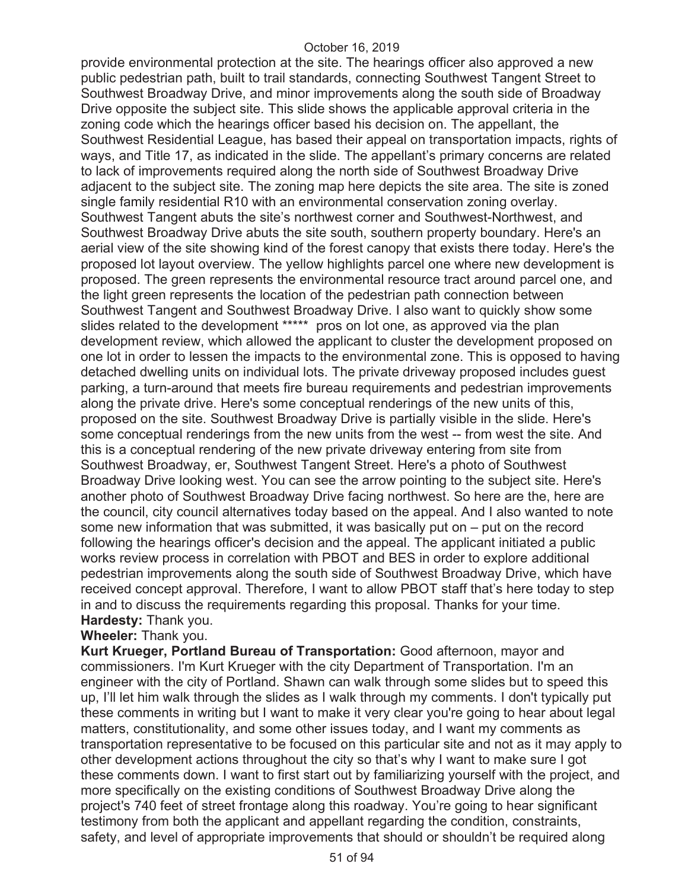provide environmental protection at the site. The hearings officer also approved a new public pedestrian path, built to trail standards, connecting Southwest Tangent Street to Southwest Broadway Drive, and minor improvements along the south side of Broadway Drive opposite the subject site. This slide shows the applicable approval criteria in the zoning code which the hearings officer based his decision on. The appellant, the Southwest Residential League, has based their appeal on transportation impacts, rights of ways, and Title 17, as indicated in the slide. The appellant's primary concerns are related to lack of improvements required along the north side of Southwest Broadway Drive adjacent to the subject site. The zoning map here depicts the site area. The site is zoned single family residential R10 with an environmental conservation zoning overlay. Southwest Tangent abuts the site's northwest corner and Southwest-Northwest, and Southwest Broadway Drive abuts the site south, southern property boundary. Here's an aerial view of the site showing kind of the forest canopy that exists there today. Here's the proposed lot layout overview. The yellow highlights parcel one where new development is proposed. The green represents the environmental resource tract around parcel one, and the light green represents the location of the pedestrian path connection between Southwest Tangent and Southwest Broadway Drive. I also want to quickly show some slides related to the development ***** pros on lot one, as approved via the plan development review, which allowed the applicant to cluster the development proposed on one lot in order to lessen the impacts to the environmental zone. This is opposed to having detached dwelling units on individual lots. The private driveway proposed includes guest parking, a turn-around that meets fire bureau requirements and pedestrian improvements along the private drive. Here's some conceptual renderings of the new units of this, proposed on the site. Southwest Broadway Drive is partially visible in the slide. Here's some conceptual renderings from the new units from the west -- from west the site. And this is a conceptual rendering of the new private driveway entering from site from Southwest Broadway, er, Southwest Tangent Street. Here's a photo of Southwest Broadway Drive looking west. You can see the arrow pointing to the subject site. Here's another photo of Southwest Broadway Drive facing northwest. So here are the, here are the council, city council alternatives today based on the appeal. And I also wanted to note some new information that was submitted, it was basically put on – put on the record following the hearings officer's decision and the appeal. The applicant initiated a public works review process in correlation with PBOT and BES in order to explore additional pedestrian improvements along the south side of Southwest Broadway Drive, which have received concept approval. Therefore, I want to allow PBOT staff that's here today to step in and to discuss the requirements regarding this proposal. Thanks for your time.

**Hardesty:** Thank you.

**Wheeler:** Thank you.

**Kurt Krueger, Portland Bureau of Transportation:** Good afternoon, mayor and commissioners. I'm Kurt Krueger with the city Department of Transportation. I'm an engineer with the city of Portland. Shawn can walk through some slides but to speed this up, I'll let him walk through the slides as I walk through my comments. I don't typically put these comments in writing but I want to make it very clear you're going to hear about legal matters, constitutionality, and some other issues today, and I want my comments as transportation representative to be focused on this particular site and not as it may apply to other development actions throughout the city so that's why I want to make sure I got these comments down. I want to first start out by familiarizing yourself with the project, and more specifically on the existing conditions of Southwest Broadway Drive along the project's 740 feet of street frontage along this roadway. You're going to hear significant testimony from both the applicant and appellant regarding the condition, constraints, safety, and level of appropriate improvements that should or shouldn't be required along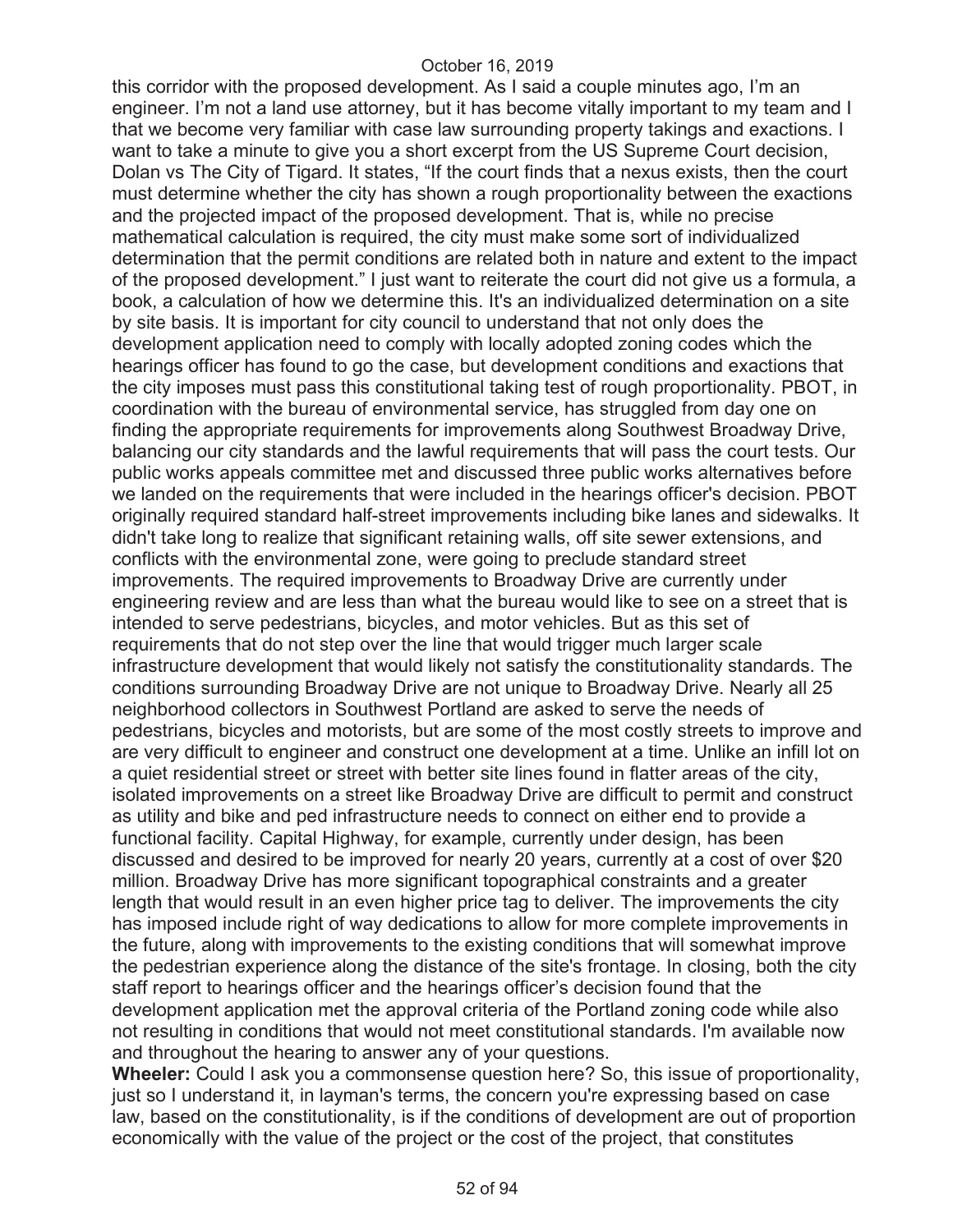this corridor with the proposed development. As I said a couple minutes ago, I'm an engineer. I'm not a land use attorney, but it has become vitally important to my team and I that we become very familiar with case law surrounding property takings and exactions. I want to take a minute to give you a short excerpt from the US Supreme Court decision, Dolan vs The City of Tigard. It states, "If the court finds that a nexus exists, then the court must determine whether the city has shown a rough proportionality between the exactions and the projected impact of the proposed development. That is, while no precise mathematical calculation is required, the city must make some sort of individualized determination that the permit conditions are related both in nature and extent to the impact of the proposed development." I just want to reiterate the court did not give us a formula, a book, a calculation of how we determine this. It's an individualized determination on a site by site basis. It is important for city council to understand that not only does the development application need to comply with locally adopted zoning codes which the hearings officer has found to go the case, but development conditions and exactions that the city imposes must pass this constitutional taking test of rough proportionality. PBOT, in coordination with the bureau of environmental service, has struggled from day one on finding the appropriate requirements for improvements along Southwest Broadway Drive, balancing our city standards and the lawful requirements that will pass the court tests. Our public works appeals committee met and discussed three public works alternatives before we landed on the requirements that were included in the hearings officer's decision. PBOT originally required standard half-street improvements including bike lanes and sidewalks. It didn't take long to realize that significant retaining walls, off site sewer extensions, and conflicts with the environmental zone, were going to preclude standard street improvements. The required improvements to Broadway Drive are currently under engineering review and are less than what the bureau would like to see on a street that is intended to serve pedestrians, bicycles, and motor vehicles. But as this set of requirements that do not step over the line that would trigger much larger scale infrastructure development that would likely not satisfy the constitutionality standards. The conditions surrounding Broadway Drive are not unique to Broadway Drive. Nearly all 25 neighborhood collectors in Southwest Portland are asked to serve the needs of pedestrians, bicycles and motorists, but are some of the most costly streets to improve and are very difficult to engineer and construct one development at a time. Unlike an infill lot on a quiet residential street or street with better site lines found in flatter areas of the city, isolated improvements on a street like Broadway Drive are difficult to permit and construct as utility and bike and ped infrastructure needs to connect on either end to provide a functional facility. Capital Highway, for example, currently under design, has been discussed and desired to be improved for nearly 20 years, currently at a cost of over $20 million. Broadway Drive has more significant topographical constraints and a greater length that would result in an even higher price tag to deliver. The improvements the city has imposed include right of way dedications to allow for more complete improvements in the future, along with improvements to the existing conditions that will somewhat improve the pedestrian experience along the distance of the site's frontage. In closing, both the city staff report to hearings officer and the hearings officer's decision found that the development application met the approval criteria of the Portland zoning code while also not resulting in conditions that would not meet constitutional standards. I'm available now and throughout the hearing to answer any of your questions.

**Wheeler:** Could I ask you a commonsense question here? So, this issue of proportionality, just so I understand it, in layman's terms, the concern you're expressing based on case law, based on the constitutionality, is if the conditions of development are out of proportion economically with the value of the project or the cost of the project, that constitutes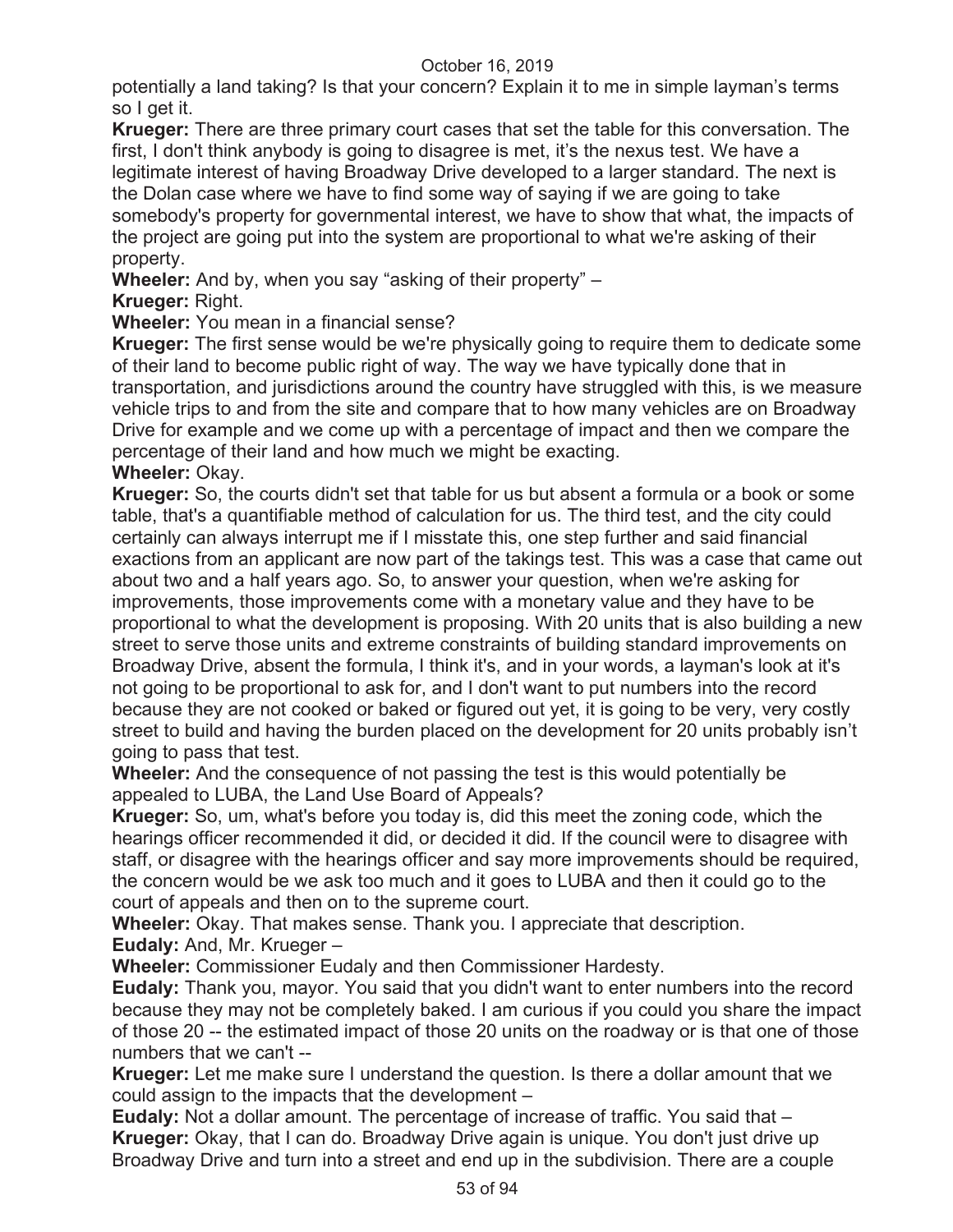potentially a land taking? Is that your concern? Explain it to me in simple layman's terms so I get it.

**Krueger:** There are three primary court cases that set the table for this conversation. The first, I don't think anybody is going to disagree is met, it's the nexus test. We have a legitimate interest of having Broadway Drive developed to a larger standard. The next is the Dolan case where we have to find some way of saying if we are going to take somebody's property for governmental interest, we have to show that what, the impacts of the project are going put into the system are proportional to what we're asking of their property.

**Wheeler:** And by, when you say "asking of their property" –

**Krueger:** Right.

**Wheeler:** You mean in a financial sense?

**Krueger:** The first sense would be we're physically going to require them to dedicate some of their land to become public right of way. The way we have typically done that in transportation, and jurisdictions around the country have struggled with this, is we measure vehicle trips to and from the site and compare that to how many vehicles are on Broadway Drive for example and we come up with a percentage of impact and then we compare the percentage of their land and how much we might be exacting.

**Wheeler:** Okay.

**Krueger:** So, the courts didn't set that table for us but absent a formula or a book or some table, that's a quantifiable method of calculation for us. The third test, and the city could certainly can always interrupt me if I misstate this, one step further and said financial exactions from an applicant are now part of the takings test. This was a case that came out about two and a half years ago. So, to answer your question, when we're asking for improvements, those improvements come with a monetary value and they have to be proportional to what the development is proposing. With 20 units that is also building a new street to serve those units and extreme constraints of building standard improvements on Broadway Drive, absent the formula, I think it's, and in your words, a layman's look at it's not going to be proportional to ask for, and I don't want to put numbers into the record because they are not cooked or baked or figured out yet, it is going to be very, very costly street to build and having the burden placed on the development for 20 units probably isn't going to pass that test.

**Wheeler:** And the consequence of not passing the test is this would potentially be appealed to LUBA, the Land Use Board of Appeals?

**Krueger:** So, um, what's before you today is, did this meet the zoning code, which the hearings officer recommended it did, or decided it did. If the council were to disagree with staff, or disagree with the hearings officer and say more improvements should be required, the concern would be we ask too much and it goes to LUBA and then it could go to the court of appeals and then on to the supreme court.

**Wheeler:** Okay. That makes sense. Thank you. I appreciate that description.

**Eudaly:** And, Mr. Krueger –

**Wheeler:** Commissioner Eudaly and then Commissioner Hardesty.

**Eudaly:** Thank you, mayor. You said that you didn't want to enter numbers into the record because they may not be completely baked. I am curious if you could you share the impact of those 20 -- the estimated impact of those 20 units on the roadway or is that one of those numbers that we can't --

**Krueger:** Let me make sure I understand the question. Is there a dollar amount that we could assign to the impacts that the development –

**Eudaly:** Not a dollar amount. The percentage of increase of traffic. You said that –

**Krueger:** Okay, that I can do. Broadway Drive again is unique. You don't just drive up Broadway Drive and turn into a street and end up in the subdivision. There are a couple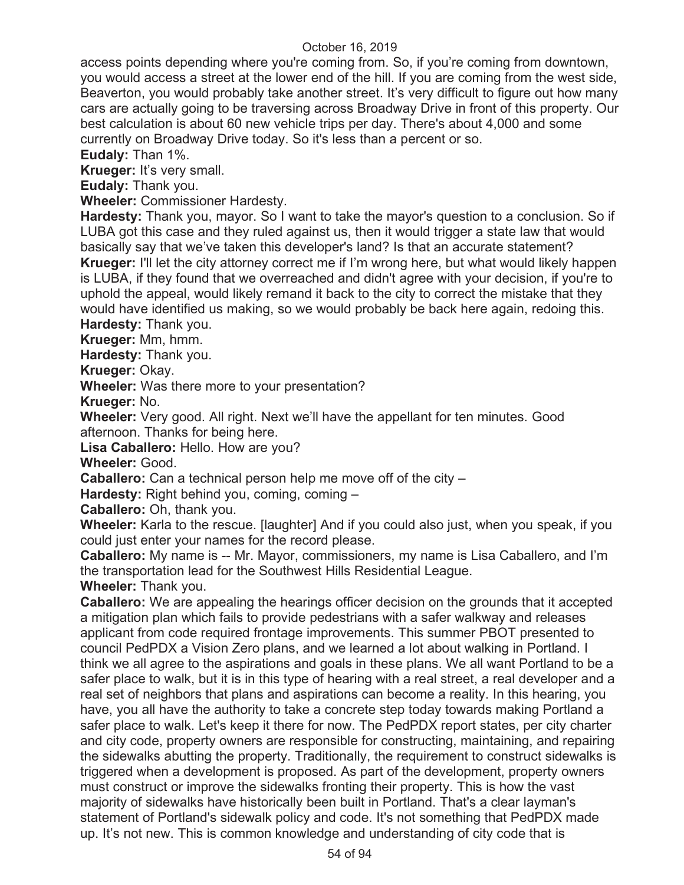access points depending where you're coming from. So, if you're coming from downtown, you would access a street at the lower end of the hill. If you are coming from the west side, Beaverton, you would probably take another street. It's very difficult to figure out how many cars are actually going to be traversing across Broadway Drive in front of this property. Our best calculation is about 60 new vehicle trips per day. There's about 4,000 and some currently on Broadway Drive today. So it's less than a percent or so.

**Eudaly:** Than 1%.

**Krueger:** It's very small.

**Eudaly:** Thank you.

**Wheeler:** Commissioner Hardesty.

**Hardesty:** Thank you, mayor. So I want to take the mayor's question to a conclusion. So if LUBA got this case and they ruled against us, then it would trigger a state law that would basically say that we've taken this developer's land? Is that an accurate statement?

**Krueger:** I'll let the city attorney correct me if I'm wrong here, but what would likely happen is LUBA, if they found that we overreached and didn't agree with your decision, if you're to uphold the appeal, would likely remand it back to the city to correct the mistake that they would have identified us making, so we would probably be back here again, redoing this.

**Hardesty:** Thank you.

**Krueger:** Mm, hmm.

**Hardesty:** Thank you.

**Krueger:** Okay.

**Wheeler:** Was there more to your presentation?

**Krueger:** No.

**Wheeler:** Very good. All right. Next we'll have the appellant for ten minutes. Good afternoon. Thanks for being here.

**Lisa Caballero:** Hello. How are you?

**Wheeler:** Good.

**Caballero:** Can a technical person help me move off of the city –

**Hardesty:** Right behind you, coming, coming –

**Caballero:** Oh, thank you.

**Wheeler:** Karla to the rescue. [laughter] And if you could also just, when you speak, if you could just enter your names for the record please.

**Caballero:** My name is -- Mr. Mayor, commissioners, my name is Lisa Caballero, and I'm the transportation lead for the Southwest Hills Residential League.

**Wheeler:** Thank you.

**Caballero:** We are appealing the hearings officer decision on the grounds that it accepted a mitigation plan which fails to provide pedestrians with a safer walkway and releases applicant from code required frontage improvements. This summer PBOT presented to council PedPDX a Vision Zero plans, and we learned a lot about walking in Portland. I think we all agree to the aspirations and goals in these plans. We all want Portland to be a safer place to walk, but it is in this type of hearing with a real street, a real developer and a real set of neighbors that plans and aspirations can become a reality. In this hearing, you have, you all have the authority to take a concrete step today towards making Portland a safer place to walk. Let's keep it there for now. The PedPDX report states, per city charter and city code, property owners are responsible for constructing, maintaining, and repairing the sidewalks abutting the property. Traditionally, the requirement to construct sidewalks is triggered when a development is proposed. As part of the development, property owners must construct or improve the sidewalks fronting their property. This is how the vast majority of sidewalks have historically been built in Portland. That's a clear layman's statement of Portland's sidewalk policy and code. It's not something that PedPDX made up. It's not new. This is common knowledge and understanding of city code that is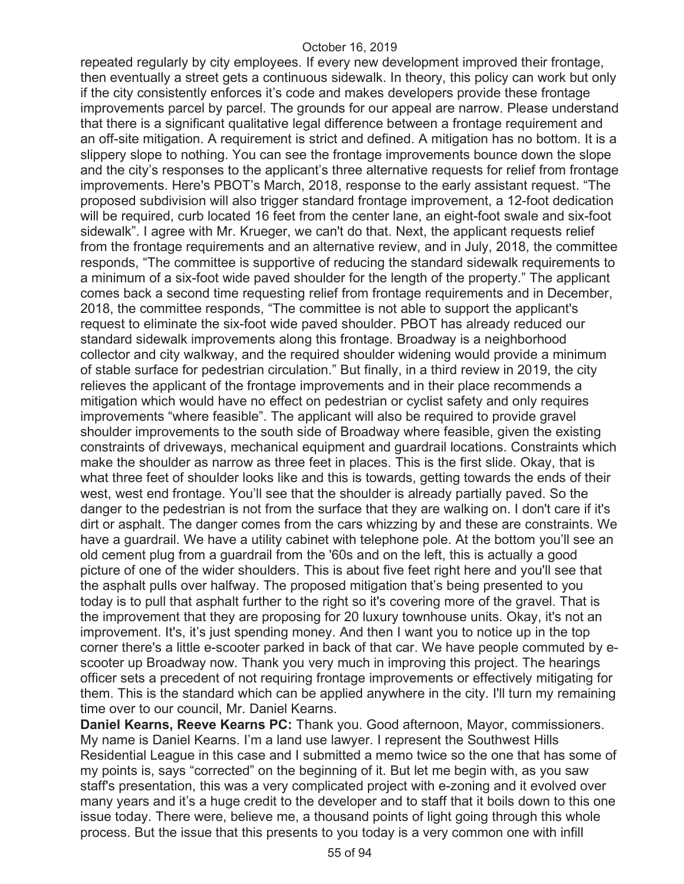repeated regularly by city employees. If every new development improved their frontage, then eventually a street gets a continuous sidewalk. In theory, this policy can work but only if the city consistently enforces it's code and makes developers provide these frontage improvements parcel by parcel. The grounds for our appeal are narrow. Please understand that there is a significant qualitative legal difference between a frontage requirement and an off-site mitigation. A requirement is strict and defined. A mitigation has no bottom. It is a slippery slope to nothing. You can see the frontage improvements bounce down the slope and the city's responses to the applicant's three alternative requests for relief from frontage improvements. Here's PBOT's March, 2018, response to the early assistant request. "The proposed subdivision will also trigger standard frontage improvement, a 12-foot dedication will be required, curb located 16 feet from the center lane, an eight-foot swale and six-foot sidewalk". I agree with Mr. Krueger, we can't do that. Next, the applicant requests relief from the frontage requirements and an alternative review, and in July, 2018, the committee responds, "The committee is supportive of reducing the standard sidewalk requirements to a minimum of a six-foot wide paved shoulder for the length of the property." The applicant comes back a second time requesting relief from frontage requirements and in December, 2018, the committee responds, "The committee is not able to support the applicant's request to eliminate the six-foot wide paved shoulder. PBOT has already reduced our standard sidewalk improvements along this frontage. Broadway is a neighborhood collector and city walkway, and the required shoulder widening would provide a minimum of stable surface for pedestrian circulation." But finally, in a third review in 2019, the city relieves the applicant of the frontage improvements and in their place recommends a mitigation which would have no effect on pedestrian or cyclist safety and only requires improvements "where feasible". The applicant will also be required to provide gravel shoulder improvements to the south side of Broadway where feasible, given the existing constraints of driveways, mechanical equipment and guardrail locations. Constraints which make the shoulder as narrow as three feet in places. This is the first slide. Okay, that is what three feet of shoulder looks like and this is towards, getting towards the ends of their west, west end frontage. You'll see that the shoulder is already partially paved. So the danger to the pedestrian is not from the surface that they are walking on. I don't care if it's dirt or asphalt. The danger comes from the cars whizzing by and these are constraints. We have a guardrail. We have a utility cabinet with telephone pole. At the bottom you'll see an old cement plug from a guardrail from the '60s and on the left, this is actually a good picture of one of the wider shoulders. This is about five feet right here and you'll see that the asphalt pulls over halfway. The proposed mitigation that's being presented to you today is to pull that asphalt further to the right so it's covering more of the gravel. That is the improvement that they are proposing for 20 luxury townhouse units. Okay, it's not an improvement. It's, it's just spending money. And then I want you to notice up in the top corner there's a little e-scooter parked in back of that car. We have people commuted by e-scooter up Broadway now. Thank you very much in improving this project. The hearings officer sets a precedent of not requiring frontage improvements or effectively mitigating for them. This is the standard which can be applied anywhere in the city. I'll turn my remaining time over to our council, Mr. Daniel Kearns.

**Daniel Kearns, Reeve Kearns PC:** Thank you. Good afternoon, Mayor, commissioners. My name is Daniel Kearns. I'm a land use lawyer. I represent the Southwest Hills Residential League in this case and I submitted a memo twice so the one that has some of my points is, says "corrected" on the beginning of it. But let me begin with, as you saw staff's presentation, this was a very complicated project with e-zoning and it evolved over many years and it's a huge credit to the developer and to staff that it boils down to this one issue today. There were, believe me, a thousand points of light going through this whole process. But the issue that this presents to you today is a very common one with infill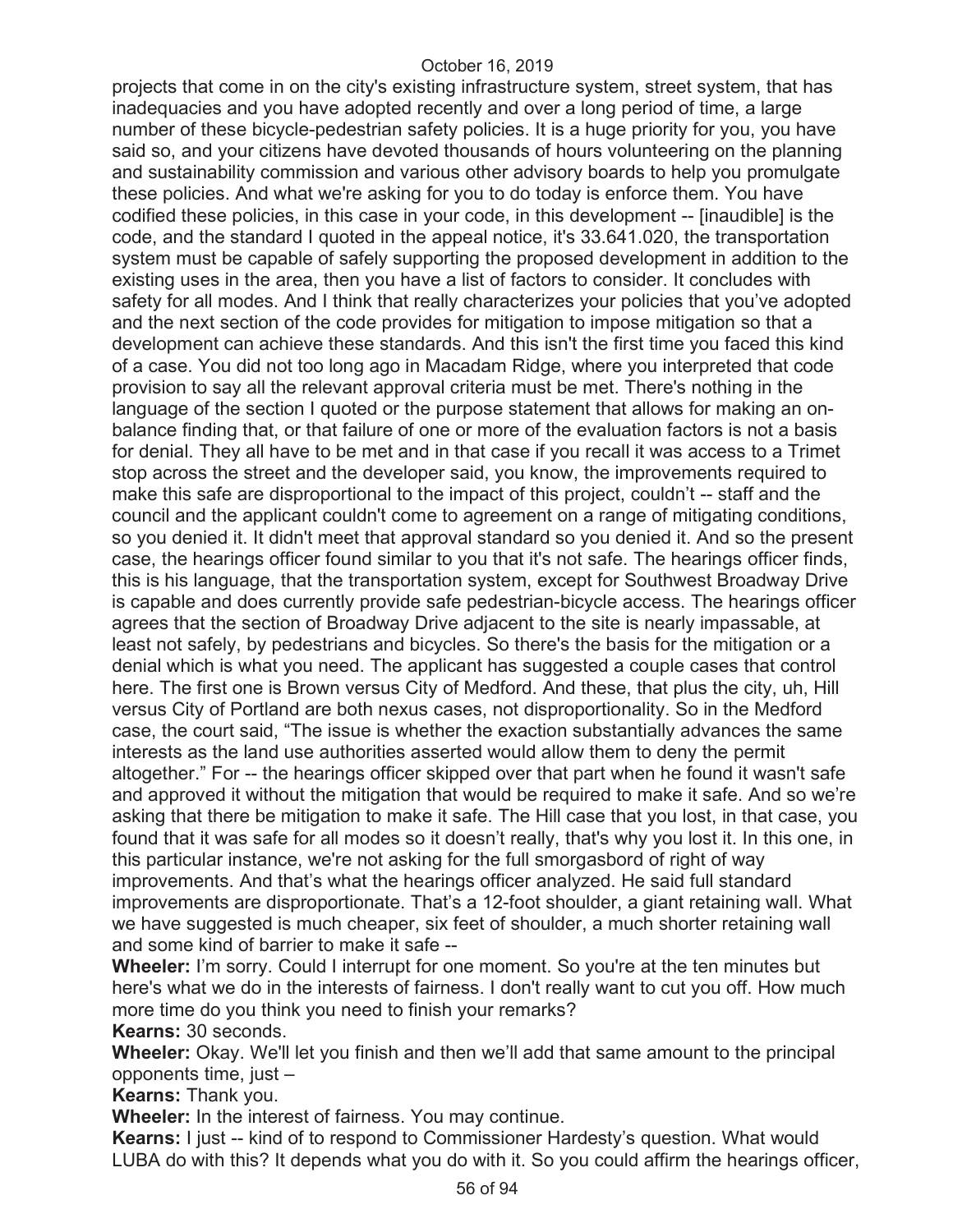projects that come in on the city's existing infrastructure system, street system, that has inadequacies and you have adopted recently and over a long period of time, a large number of these bicycle-pedestrian safety policies. It is a huge priority for you, you have said so, and your citizens have devoted thousands of hours volunteering on the planning and sustainability commission and various other advisory boards to help you promulgate these policies. And what we're asking for you to do today is enforce them. You have codified these policies, in this case in your code, in this development -- [inaudible] is the code, and the standard I quoted in the appeal notice, it's 33.641.020, the transportation system must be capable of safely supporting the proposed development in addition to the existing uses in the area, then you have a list of factors to consider. It concludes with safety for all modes. And I think that really characterizes your policies that you've adopted and the next section of the code provides for mitigation to impose mitigation so that a development can achieve these standards. And this isn't the first time you faced this kind of a case. You did not too long ago in Macadam Ridge, where you interpreted that code provision to say all the relevant approval criteria must be met. There's nothing in the language of the section I quoted or the purpose statement that allows for making an on-balance finding that, or that failure of one or more of the evaluation factors is not a basis for denial. They all have to be met and in that case if you recall it was access to a Trimet stop across the street and the developer said, you know, the improvements required to make this safe are disproportional to the impact of this project, couldn't -- staff and the council and the applicant couldn't come to agreement on a range of mitigating conditions, so you denied it. It didn't meet that approval standard so you denied it. And so the present case, the hearings officer found similar to you that it's not safe. The hearings officer finds, this is his language, that the transportation system, except for Southwest Broadway Drive is capable and does currently provide safe pedestrian-bicycle access. The hearings officer agrees that the section of Broadway Drive adjacent to the site is nearly impassable, at least not safely, by pedestrians and bicycles. So there's the basis for the mitigation or a denial which is what you need. The applicant has suggested a couple cases that control here. The first one is Brown versus City of Medford. And these, that plus the city, uh, Hill versus City of Portland are both nexus cases, not disproportionality. So in the Medford case, the court said, "The issue is whether the exaction substantially advances the same interests as the land use authorities asserted would allow them to deny the permit altogether." For -- the hearings officer skipped over that part when he found it wasn't safe and approved it without the mitigation that would be required to make it safe. And so we're asking that there be mitigation to make it safe. The Hill case that you lost, in that case, you found that it was safe for all modes so it doesn't really, that's why you lost it. In this one, in this particular instance, we're not asking for the full smorgasbord of right of way improvements. And that's what the hearings officer analyzed. He said full standard improvements are disproportionate. That's a 12-foot shoulder, a giant retaining wall. What we have suggested is much cheaper, six feet of shoulder, a much shorter retaining wall and some kind of barrier to make it safe --

**Wheeler:** I'm sorry. Could I interrupt for one moment. So you're at the ten minutes but here's what we do in the interests of fairness. I don't really want to cut you off. How much more time do you think you need to finish your remarks?

**Kearns:** 30 seconds.

**Wheeler:** Okay. We'll let you finish and then we'll add that same amount to the principal opponents time, just –

**Kearns:** Thank you.

**Wheeler:** In the interest of fairness. You may continue.

**Kearns:** I just -- kind of to respond to Commissioner Hardesty's question. What would LUBA do with this? It depends what you do with it. So you could affirm the hearings officer,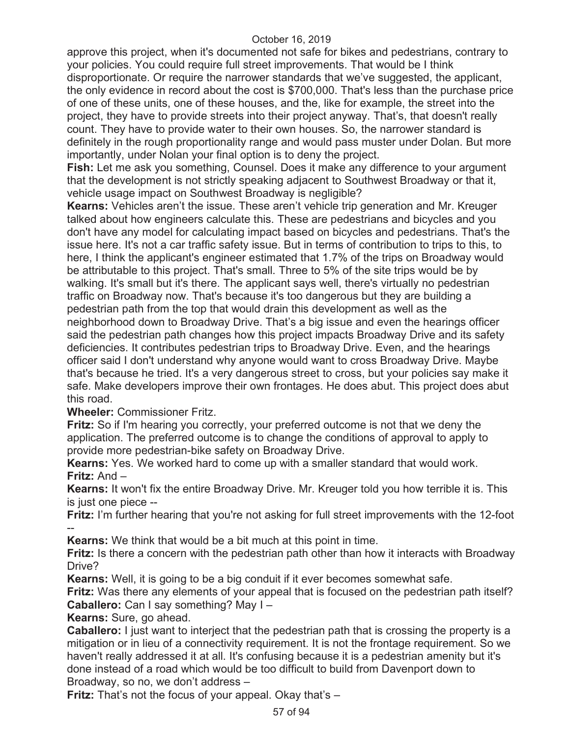approve this project, when it's documented not safe for bikes and pedestrians, contrary to your policies. You could require full street improvements. That would be I think disproportionate. Or require the narrower standards that we've suggested, the applicant, the only evidence in record about the cost is $700,000. That's less than the purchase price of one of these units, one of these houses, and the, like for example, the street into the project, they have to provide streets into their project anyway. That's, that doesn't really count. They have to provide water to their own houses. So, the narrower standard is definitely in the rough proportionality range and would pass muster under Dolan. But more importantly, under Nolan your final option is to deny the project.

**Fish:** Let me ask you something, Counsel. Does it make any difference to your argument that the development is not strictly speaking adjacent to Southwest Broadway or that it, vehicle usage impact on Southwest Broadway is negligible?

**Kearns:** Vehicles aren't the issue. These aren't vehicle trip generation and Mr. Kreuger talked about how engineers calculate this. These are pedestrians and bicycles and you don't have any model for calculating impact based on bicycles and pedestrians. That's the issue here. It's not a car traffic safety issue. But in terms of contribution to trips to this, to here, I think the applicant's engineer estimated that 1.7% of the trips on Broadway would be attributable to this project. That's small. Three to 5% of the site trips would be by walking. It's small but it's there. The applicant says well, there's virtually no pedestrian traffic on Broadway now. That's because it's too dangerous but they are building a pedestrian path from the top that would drain this development as well as the neighborhood down to Broadway Drive. That's a big issue and even the hearings officer said the pedestrian path changes how this project impacts Broadway Drive and its safety deficiencies. It contributes pedestrian trips to Broadway Drive. Even, and the hearings officer said I don't understand why anyone would want to cross Broadway Drive. Maybe that's because he tried. It's a very dangerous street to cross, but your policies say make it safe. Make developers improve their own frontages. He does abut. This project does abut this road.

**Wheeler:** Commissioner Fritz.

**Fritz:** So if I'm hearing you correctly, your preferred outcome is not that we deny the application. The preferred outcome is to change the conditions of approval to apply to provide more pedestrian-bike safety on Broadway Drive.

**Kearns:** Yes. We worked hard to come up with a smaller standard that would work.

**Fritz:** And –

**Kearns:** It won't fix the entire Broadway Drive. Mr. Kreuger told you how terrible it is. This is just one piece --

**Fritz:** I'm further hearing that you're not asking for full street improvements with the 12-foot --

**Kearns:** We think that would be a bit much at this point in time.

**Fritz:** Is there a concern with the pedestrian path other than how it interacts with Broadway Drive?

**Kearns:** Well, it is going to be a big conduit if it ever becomes somewhat safe.

**Fritz:** Was there any elements of your appeal that is focused on the pedestrian path itself?

**Caballero:** Can I say something? May I –

**Kearns:** Sure, go ahead.

**Caballero:** I just want to interject that the pedestrian path that is crossing the property is a mitigation or in lieu of a connectivity requirement. It is not the frontage requirement. So we haven't really addressed it at all. It's confusing because it is a pedestrian amenity but it's done instead of a road which would be too difficult to build from Davenport down to Broadway, so no, we don't address –

**Fritz:** That's not the focus of your appeal. Okay that's –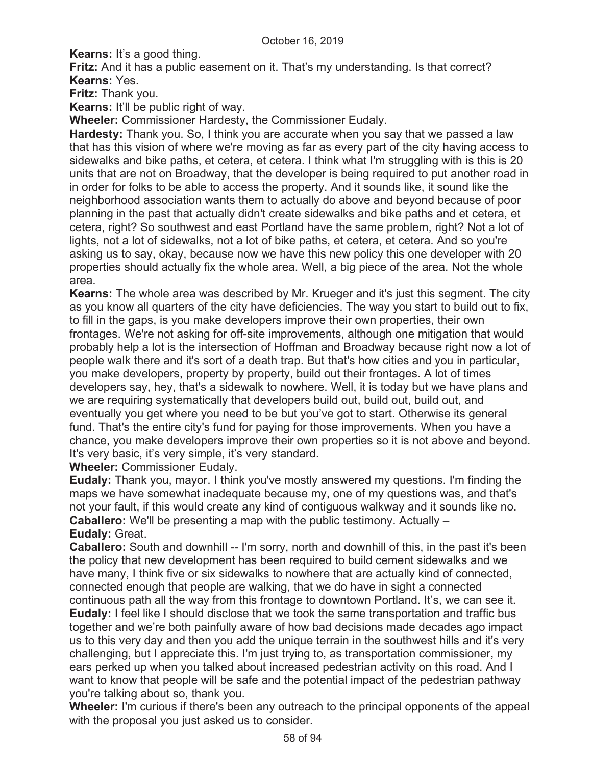**Kearns:** It's a good thing.

**Fritz:** And it has a public easement on it. That's my understanding. Is that correct?

**Kearns:** Yes.

**Fritz:** Thank you.

**Kearns:** It'll be public right of way.

**Wheeler:** Commissioner Hardesty, the Commissioner Eudaly.

**Hardesty:** Thank you. So, I think you are accurate when you say that we passed a law that has this vision of where we're moving as far as every part of the city having access to sidewalks and bike paths, et cetera, et cetera. I think what I'm struggling with is this is 20 units that are not on Broadway, that the developer is being required to put another road in in order for folks to be able to access the property. And it sounds like, it sound like the neighborhood association wants them to actually do above and beyond because of poor planning in the past that actually didn't create sidewalks and bike paths and et cetera, et cetera, right? So southwest and east Portland have the same problem, right? Not a lot of lights, not a lot of sidewalks, not a lot of bike paths, et cetera, et cetera. And so you're asking us to say, okay, because now we have this new policy this one developer with 20 properties should actually fix the whole area. Well, a big piece of the area. Not the whole area.

**Kearns:** The whole area was described by Mr. Krueger and it's just this segment. The city as you know all quarters of the city have deficiencies. The way you start to build out to fix, to fill in the gaps, is you make developers improve their own properties, their own frontages. We're not asking for off-site improvements, although one mitigation that would probably help a lot is the intersection of Hoffman and Broadway because right now a lot of people walk there and it's sort of a death trap. But that's how cities and you in particular, you make developers, property by property, build out their frontages. A lot of times developers say, hey, that's a sidewalk to nowhere. Well, it is today but we have plans and we are requiring systematically that developers build out, build out, build out, and eventually you get where you need to be but you've got to start. Otherwise its general fund. That's the entire city's fund for paying for those improvements. When you have a chance, you make developers improve their own properties so it is not above and beyond. It's very basic, it's very simple, it's very standard.

**Wheeler:** Commissioner Eudaly.

**Eudaly:** Thank you, mayor. I think you've mostly answered my questions. I'm finding the maps we have somewhat inadequate because my, one of my questions was, and that's not your fault, if this would create any kind of contiguous walkway and it sounds like no.

**Caballero:** We'll be presenting a map with the public testimony. Actually –

**Eudaly:** Great.

**Caballero:** South and downhill -- I'm sorry, north and downhill of this, in the past it's been the policy that new development has been required to build cement sidewalks and we have many, I think five or six sidewalks to nowhere that are actually kind of connected, connected enough that people are walking, that we do have in sight a connected continuous path all the way from this frontage to downtown Portland. It's, we can see it.

**Eudaly:** I feel like I should disclose that we took the same transportation and traffic bus together and we're both painfully aware of how bad decisions made decades ago impact us to this very day and then you add the unique terrain in the southwest hills and it's very challenging, but I appreciate this. I'm just trying to, as transportation commissioner, my ears perked up when you talked about increased pedestrian activity on this road. And I want to know that people will be safe and the potential impact of the pedestrian pathway you're talking about so, thank you.

**Wheeler:** I'm curious if there's been any outreach to the principal opponents of the appeal with the proposal you just asked us to consider.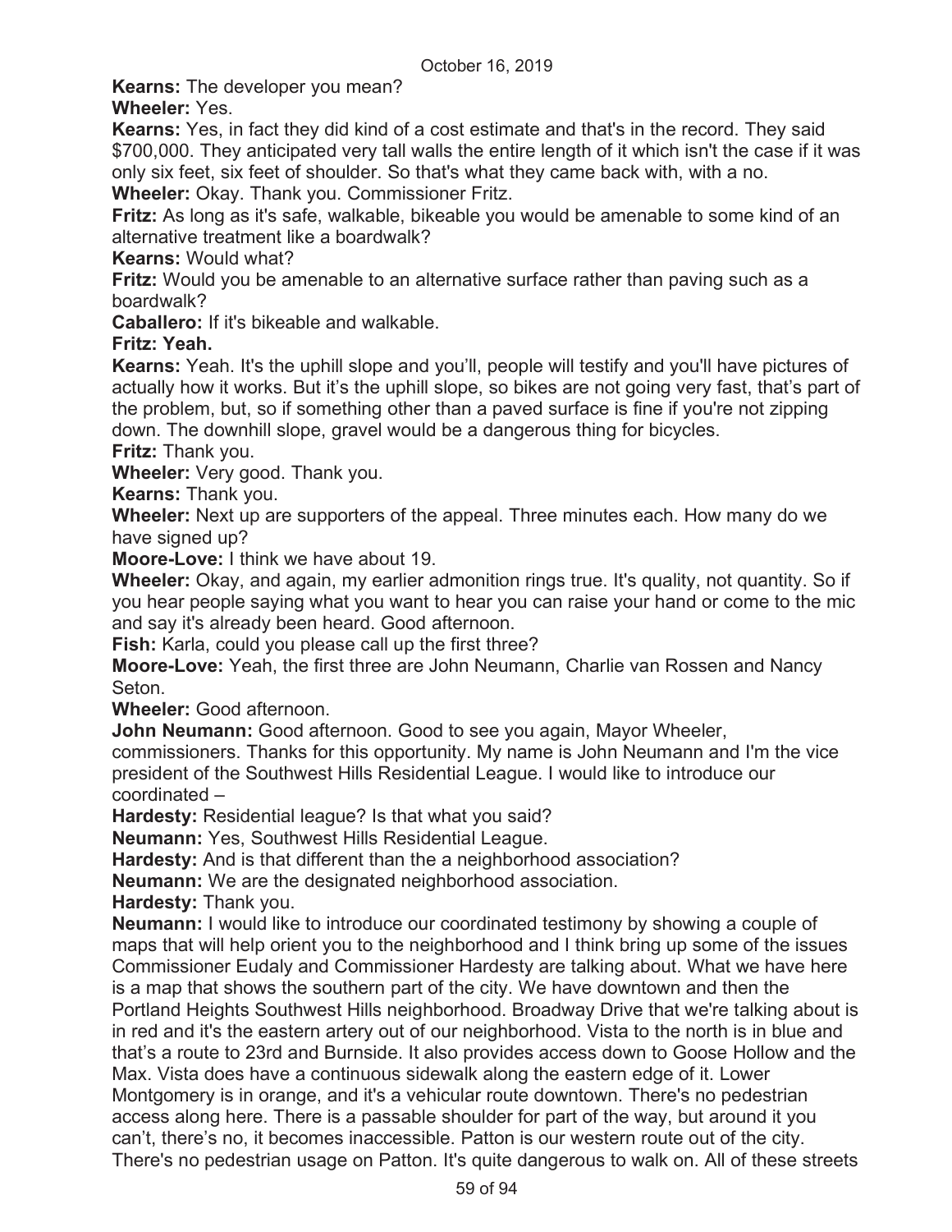**Kearns:** The developer you mean?

**Wheeler:** Yes.

**Kearns:** Yes, in fact they did kind of a cost estimate and that's in the record. They said $700,000. They anticipated very tall walls the entire length of it which isn't the case if it was only six feet, six feet of shoulder. So that's what they came back with, with a no.

**Wheeler:** Okay. Thank you. Commissioner Fritz.

**Fritz:** As long as it's safe, walkable, bikeable you would be amenable to some kind of an alternative treatment like a boardwalk?

**Kearns:** Would what?

**Fritz:** Would you be amenable to an alternative surface rather than paving such as a boardwalk?

**Caballero:** If it's bikeable and walkable.

**Fritz: Yeah.**

**Kearns:** Yeah. It's the uphill slope and you'll, people will testify and you'll have pictures of actually how it works. But it's the uphill slope, so bikes are not going very fast, that's part of the problem, but, so if something other than a paved surface is fine if you're not zipping down. The downhill slope, gravel would be a dangerous thing for bicycles.

**Fritz:** Thank you.

**Wheeler:** Very good. Thank you.

**Kearns:** Thank you.

**Wheeler:** Next up are supporters of the appeal. Three minutes each. How many do we have signed up?

**Moore-Love:** I think we have about 19.

**Wheeler:** Okay, and again, my earlier admonition rings true. It's quality, not quantity. So if you hear people saying what you want to hear you can raise your hand or come to the mic and say it's already been heard. Good afternoon.

**Fish:** Karla, could you please call up the first three?

**Moore-Love:** Yeah, the first three are John Neumann, Charlie van Rossen and Nancy Seton.

**Wheeler:** Good afternoon.

**John Neumann:** Good afternoon. Good to see you again, Mayor Wheeler, commissioners. Thanks for this opportunity. My name is John Neumann and I'm the vice president of the Southwest Hills Residential League. I would like to introduce our coordinated –

**Hardesty:** Residential league? Is that what you said?

**Neumann:** Yes, Southwest Hills Residential League.

**Hardesty:** And is that different than the a neighborhood association?

**Neumann:** We are the designated neighborhood association.

**Hardesty:** Thank you.

**Neumann:** I would like to introduce our coordinated testimony by showing a couple of maps that will help orient you to the neighborhood and I think bring up some of the issues Commissioner Eudaly and Commissioner Hardesty are talking about. What we have here is a map that shows the southern part of the city. We have downtown and then the Portland Heights Southwest Hills neighborhood. Broadway Drive that we're talking about is in red and it's the eastern artery out of our neighborhood. Vista to the north is in blue and that's a route to 23rd and Burnside. It also provides access down to Goose Hollow and the Max. Vista does have a continuous sidewalk along the eastern edge of it. Lower Montgomery is in orange, and it's a vehicular route downtown. There's no pedestrian access along here. There is a passable shoulder for part of the way, but around it you can't, there's no, it becomes inaccessible. Patton is our western route out of the city. There's no pedestrian usage on Patton. It's quite dangerous to walk on. All of these streets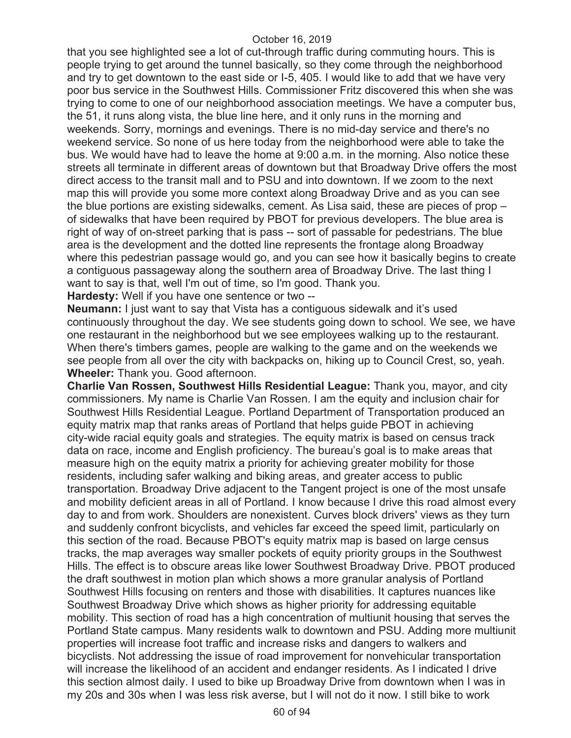that you see highlighted see a lot of cut-through traffic during commuting hours. This is people trying to get around the tunnel basically, so they come through the neighborhood and try to get downtown to the east side or I-5, 405. I would like to add that we have very poor bus service in the Southwest Hills. Commissioner Fritz discovered this when she was trying to come to one of our neighborhood association meetings. We have a computer bus, the 51, it runs along vista, the blue line here, and it only runs in the morning and weekends. Sorry, mornings and evenings. There is no mid-day service and there's no weekend service. So none of us here today from the neighborhood were able to take the bus. We would have had to leave the home at 9:00 a.m. in the morning. Also notice these streets all terminate in different areas of downtown but that Broadway Drive offers the most direct access to the transit mall and to PSU and into downtown. If we zoom to the next map this will provide you some more context along Broadway Drive and as you can see the blue portions are existing sidewalks, cement. As Lisa said, these are pieces of prop – of sidewalks that have been required by PBOT for previous developers. The blue area is right of way of on-street parking that is pass -- sort of passable for pedestrians. The blue area is the development and the dotted line represents the frontage along Broadway where this pedestrian passage would go, and you can see how it basically begins to create a contiguous passageway along the southern area of Broadway Drive. The last thing I want to say is that, well I'm out of time, so I'm good. Thank you.

**Hardesty:** Well if you have one sentence or two --

**Neumann:** I just want to say that Vista has a contiguous sidewalk and it's used continuously throughout the day. We see students going down to school. We see, we have one restaurant in the neighborhood but we see employees walking up to the restaurant. When there's timbers games, people are walking to the game and on the weekends we see people from all over the city with backpacks on, hiking up to Council Crest, so, yeah.

**Wheeler:** Thank you. Good afternoon.

**Charlie Van Rossen, Southwest Hills Residential League:** Thank you, mayor, and city commissioners. My name is Charlie Van Rossen. I am the equity and inclusion chair for Southwest Hills Residential League. Portland Department of Transportation produced an equity matrix map that ranks areas of Portland that helps guide PBOT in achieving city-wide racial equity goals and strategies. The equity matrix is based on census track data on race, income and English proficiency. The bureau's goal is to make areas that measure high on the equity matrix a priority for achieving greater mobility for those residents, including safer walking and biking areas, and greater access to public transportation. Broadway Drive adjacent to the Tangent project is one of the most unsafe and mobility deficient areas in all of Portland. I know because I drive this road almost every day to and from work. Shoulders are nonexistent. Curves block drivers' views as they turn and suddenly confront bicyclists, and vehicles far exceed the speed limit, particularly on this section of the road. Because PBOT's equity matrix map is based on large census tracks, the map averages way smaller pockets of equity priority groups in the Southwest Hills. The effect is to obscure areas like lower Southwest Broadway Drive. PBOT produced the draft southwest in motion plan which shows a more granular analysis of Portland Southwest Hills focusing on renters and those with disabilities. It captures nuances like Southwest Broadway Drive which shows as higher priority for addressing equitable mobility. This section of road has a high concentration of multiunit housing that serves the Portland State campus. Many residents walk to downtown and PSU. Adding more multiunit properties will increase foot traffic and increase risks and dangers to walkers and bicyclists. Not addressing the issue of road improvement for nonvehicular transportation will increase the likelihood of an accident and endanger residents. As I indicated I drive this section almost daily. I used to bike up Broadway Drive from downtown when I was in my 20s and 30s when I was less risk averse, but I will not do it now. I still bike to work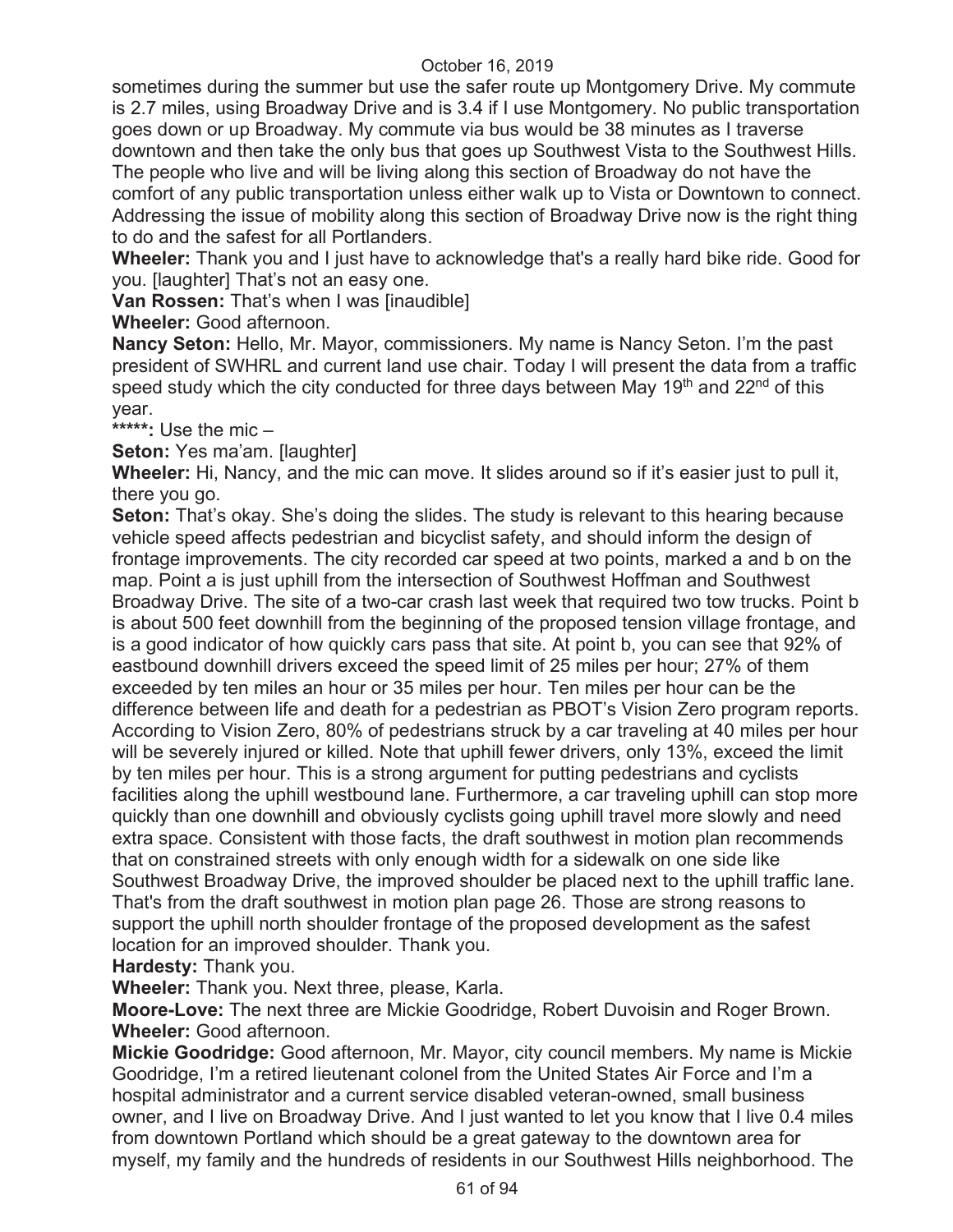sometimes during the summer but use the safer route up Montgomery Drive. My commute is 2.7 miles, using Broadway Drive and is 3.4 if I use Montgomery. No public transportation goes down or up Broadway. My commute via bus would be 38 minutes as I traverse downtown and then take the only bus that goes up Southwest Vista to the Southwest Hills. The people who live and will be living along this section of Broadway do not have the comfort of any public transportation unless either walk up to Vista or Downtown to connect. Addressing the issue of mobility along this section of Broadway Drive now is the right thing to do and the safest for all Portlanders.

**Wheeler:** Thank you and I just have to acknowledge that's a really hard bike ride. Good for you. [laughter] That's not an easy one.

**Van Rossen:** That's when I was [inaudible]

**Wheeler:** Good afternoon.

**Nancy Seton:** Hello, Mr. Mayor, commissioners. My name is Nancy Seton. I'm the past president of SWHRL and current land use chair. Today I will present the data from a traffic speed study which the city conducted for three days between May 19th and 22nd of this year.

**\*\*\*\*\*:** Use the mic –

**Seton:** Yes ma'am. [laughter]

**Wheeler:** Hi, Nancy, and the mic can move. It slides around so if it's easier just to pull it, there you go.

**Seton:** That's okay. She's doing the slides. The study is relevant to this hearing because vehicle speed affects pedestrian and bicyclist safety, and should inform the design of frontage improvements. The city recorded car speed at two points, marked a and b on the map. Point a is just uphill from the intersection of Southwest Hoffman and Southwest Broadway Drive. The site of a two-car crash last week that required two tow trucks. Point b is about 500 feet downhill from the beginning of the proposed tension village frontage, and is a good indicator of how quickly cars pass that site. At point b, you can see that 92% of eastbound downhill drivers exceed the speed limit of 25 miles per hour; 27% of them exceeded by ten miles an hour or 35 miles per hour. Ten miles per hour can be the difference between life and death for a pedestrian as PBOT's Vision Zero program reports. According to Vision Zero, 80% of pedestrians struck by a car traveling at 40 miles per hour will be severely injured or killed. Note that uphill fewer drivers, only 13%, exceed the limit by ten miles per hour. This is a strong argument for putting pedestrians and cyclists facilities along the uphill westbound lane. Furthermore, a car traveling uphill can stop more quickly than one downhill and obviously cyclists going uphill travel more slowly and need extra space. Consistent with those facts, the draft southwest in motion plan recommends that on constrained streets with only enough width for a sidewalk on one side like Southwest Broadway Drive, the improved shoulder be placed next to the uphill traffic lane. That's from the draft southwest in motion plan page 26. Those are strong reasons to support the uphill north shoulder frontage of the proposed development as the safest location for an improved shoulder. Thank you.

**Hardesty:** Thank you.

**Wheeler:** Thank you. Next three, please, Karla.

**Moore-Love:** The next three are Mickie Goodridge, Robert Duvoisin and Roger Brown.

**Wheeler:** Good afternoon.

**Mickie Goodridge:** Good afternoon, Mr. Mayor, city council members. My name is Mickie Goodridge, I'm a retired lieutenant colonel from the United States Air Force and I'm a hospital administrator and a current service disabled veteran-owned, small business owner, and I live on Broadway Drive. And I just wanted to let you know that I live 0.4 miles from downtown Portland which should be a great gateway to the downtown area for myself, my family and the hundreds of residents in our Southwest Hills neighborhood. The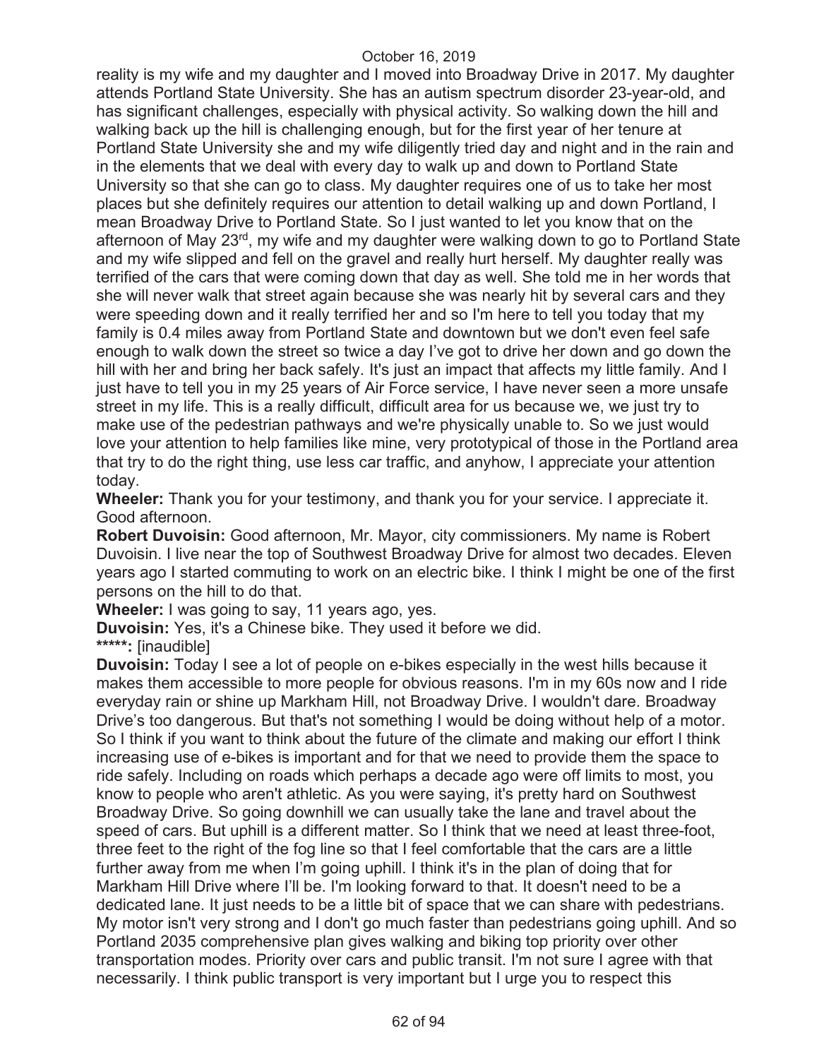reality is my wife and my daughter and I moved into Broadway Drive in 2017. My daughter attends Portland State University. She has an autism spectrum disorder 23-year-old, and has significant challenges, especially with physical activity. So walking down the hill and walking back up the hill is challenging enough, but for the first year of her tenure at Portland State University she and my wife diligently tried day and night and in the rain and in the elements that we deal with every day to walk up and down to Portland State University so that she can go to class. My daughter requires one of us to take her most places but she definitely requires our attention to detail walking up and down Portland, I mean Broadway Drive to Portland State. So I just wanted to let you know that on the afternoon of May 23rd, my wife and my daughter were walking down to go to Portland State and my wife slipped and fell on the gravel and really hurt herself. My daughter really was terrified of the cars that were coming down that day as well. She told me in her words that she will never walk that street again because she was nearly hit by several cars and they were speeding down and it really terrified her and so I'm here to tell you today that my family is 0.4 miles away from Portland State and downtown but we don't even feel safe enough to walk down the street so twice a day I've got to drive her down and go down the hill with her and bring her back safely. It's just an impact that affects my little family. And I just have to tell you in my 25 years of Air Force service, I have never seen a more unsafe street in my life. This is a really difficult, difficult area for us because we, we just try to make use of the pedestrian pathways and we're physically unable to. So we just would love your attention to help families like mine, very prototypical of those in the Portland area that try to do the right thing, use less car traffic, and anyhow, I appreciate your attention today.

**Wheeler:** Thank you for your testimony, and thank you for your service. I appreciate it. Good afternoon.

**Robert Duvoisin:** Good afternoon, Mr. Mayor, city commissioners. My name is Robert Duvoisin. I live near the top of Southwest Broadway Drive for almost two decades. Eleven years ago I started commuting to work on an electric bike. I think I might be one of the first persons on the hill to do that.

**Wheeler:** I was going to say, 11 years ago, yes.

**Duvoisin:** Yes, it's a Chinese bike. They used it before we did.

**\*\*\*\*\*:** [inaudible]

**Duvoisin:** Today I see a lot of people on e-bikes especially in the west hills because it makes them accessible to more people for obvious reasons. I'm in my 60s now and I ride everyday rain or shine up Markham Hill, not Broadway Drive. I wouldn't dare. Broadway Drive's too dangerous. But that's not something I would be doing without help of a motor. So I think if you want to think about the future of the climate and making our effort I think increasing use of e-bikes is important and for that we need to provide them the space to ride safely. Including on roads which perhaps a decade ago were off limits to most, you know to people who aren't athletic. As you were saying, it's pretty hard on Southwest Broadway Drive. So going downhill we can usually take the lane and travel about the speed of cars. But uphill is a different matter. So I think that we need at least three-foot, three feet to the right of the fog line so that I feel comfortable that the cars are a little further away from me when I'm going uphill. I think it's in the plan of doing that for Markham Hill Drive where I'll be. I'm looking forward to that. It doesn't need to be a dedicated lane. It just needs to be a little bit of space that we can share with pedestrians. My motor isn't very strong and I don't go much faster than pedestrians going uphill. And so Portland 2035 comprehensive plan gives walking and biking top priority over other transportation modes. Priority over cars and public transit. I'm not sure I agree with that necessarily. I think public transport is very important but I urge you to respect this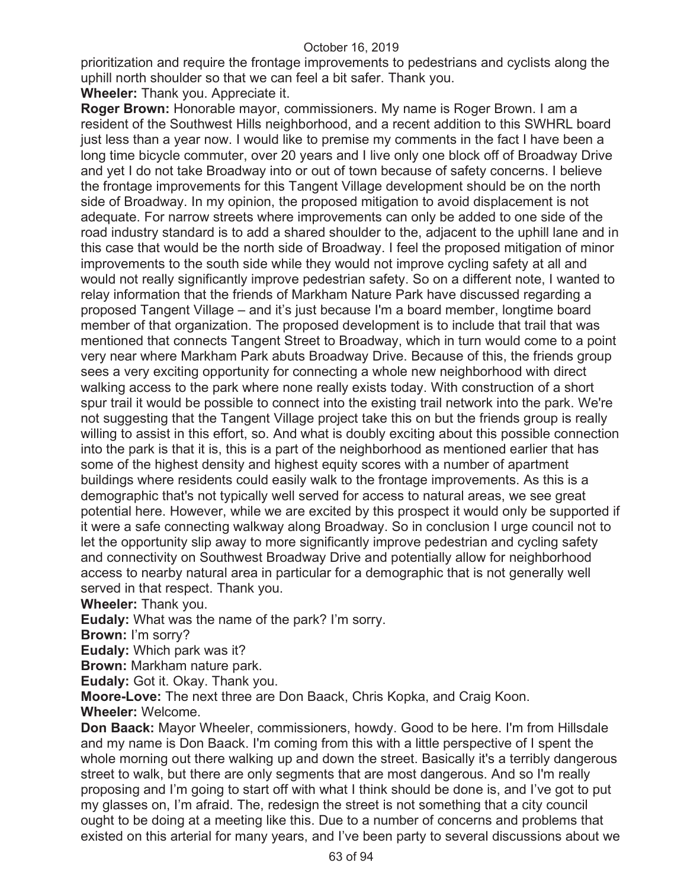prioritization and require the frontage improvements to pedestrians and cyclists along the uphill north shoulder so that we can feel a bit safer. Thank you.

**Wheeler:** Thank you. Appreciate it.

**Roger Brown:** Honorable mayor, commissioners. My name is Roger Brown. I am a resident of the Southwest Hills neighborhood, and a recent addition to this SWHRL board just less than a year now. I would like to premise my comments in the fact I have been a long time bicycle commuter, over 20 years and I live only one block off of Broadway Drive and yet I do not take Broadway into or out of town because of safety concerns. I believe the frontage improvements for this Tangent Village development should be on the north side of Broadway. In my opinion, the proposed mitigation to avoid displacement is not adequate. For narrow streets where improvements can only be added to one side of the road industry standard is to add a shared shoulder to the, adjacent to the uphill lane and in this case that would be the north side of Broadway. I feel the proposed mitigation of minor improvements to the south side while they would not improve cycling safety at all and would not really significantly improve pedestrian safety. So on a different note, I wanted to relay information that the friends of Markham Nature Park have discussed regarding a proposed Tangent Village – and it's just because I'm a board member, longtime board member of that organization. The proposed development is to include that trail that was mentioned that connects Tangent Street to Broadway, which in turn would come to a point very near where Markham Park abuts Broadway Drive. Because of this, the friends group sees a very exciting opportunity for connecting a whole new neighborhood with direct walking access to the park where none really exists today. With construction of a short spur trail it would be possible to connect into the existing trail network into the park. We're not suggesting that the Tangent Village project take this on but the friends group is really willing to assist in this effort, so. And what is doubly exciting about this possible connection into the park is that it is, this is a part of the neighborhood as mentioned earlier that has some of the highest density and highest equity scores with a number of apartment buildings where residents could easily walk to the frontage improvements. As this is a demographic that's not typically well served for access to natural areas, we see great potential here. However, while we are excited by this prospect it would only be supported if it were a safe connecting walkway along Broadway. So in conclusion I urge council not to let the opportunity slip away to more significantly improve pedestrian and cycling safety and connectivity on Southwest Broadway Drive and potentially allow for neighborhood access to nearby natural area in particular for a demographic that is not generally well served in that respect. Thank you.

**Wheeler:** Thank you.

**Eudaly:** What was the name of the park? I'm sorry.

**Brown:** I'm sorry?

**Eudaly:** Which park was it?

**Brown:** Markham nature park.

**Eudaly:** Got it. Okay. Thank you.

**Moore-Love:** The next three are Don Baack, Chris Kopka, and Craig Koon.

**Wheeler:** Welcome.

**Don Baack:** Mayor Wheeler, commissioners, howdy. Good to be here. I'm from Hillsdale and my name is Don Baack. I'm coming from this with a little perspective of I spent the whole morning out there walking up and down the street. Basically it's a terribly dangerous street to walk, but there are only segments that are most dangerous. And so I'm really proposing and I'm going to start off with what I think should be done is, and I've got to put my glasses on, I'm afraid. The, redesign the street is not something that a city council ought to be doing at a meeting like this. Due to a number of concerns and problems that existed on this arterial for many years, and I've been party to several discussions about we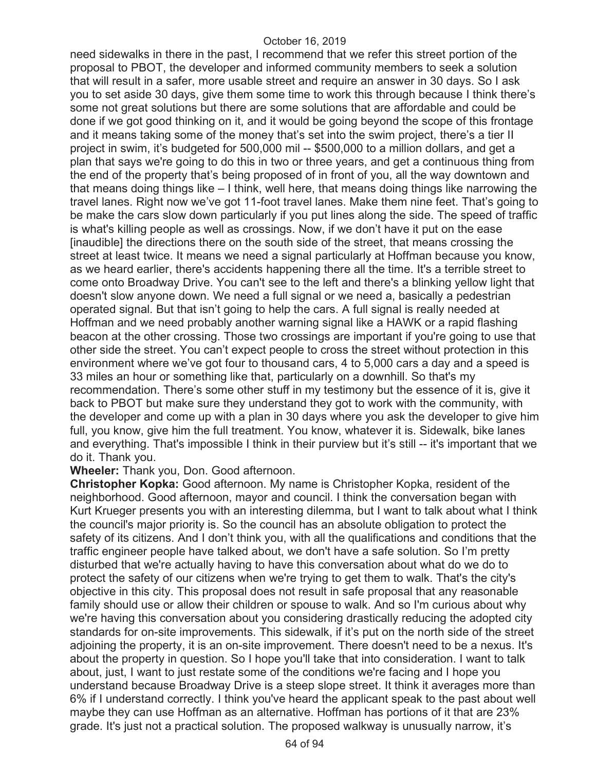need sidewalks in there in the past, I recommend that we refer this street portion of the proposal to PBOT, the developer and informed community members to seek a solution that will result in a safer, more usable street and require an answer in 30 days. So I ask you to set aside 30 days, give them some time to work this through because I think there's some not great solutions but there are some solutions that are affordable and could be done if we got good thinking on it, and it would be going beyond the scope of this frontage and it means taking some of the money that's set into the swim project, there's a tier II project in swim, it's budgeted for 500,000 mil -- $500,000 to a million dollars, and get a plan that says we're going to do this in two or three years, and get a continuous thing from the end of the property that's being proposed of in front of you, all the way downtown and that means doing things like – I think, well here, that means doing things like narrowing the travel lanes. Right now we've got 11-foot travel lanes. Make them nine feet. That's going to be make the cars slow down particularly if you put lines along the side. The speed of traffic is what's killing people as well as crossings. Now, if we don't have it put on the ease [inaudible] the directions there on the south side of the street, that means crossing the street at least twice. It means we need a signal particularly at Hoffman because you know, as we heard earlier, there's accidents happening there all the time. It's a terrible street to come onto Broadway Drive. You can't see to the left and there's a blinking yellow light that doesn't slow anyone down. We need a full signal or we need a, basically a pedestrian operated signal. But that isn't going to help the cars. A full signal is really needed at Hoffman and we need probably another warning signal like a HAWK or a rapid flashing beacon at the other crossing. Those two crossings are important if you're going to use that other side the street. You can't expect people to cross the street without protection in this environment where we've got four to thousand cars, 4 to 5,000 cars a day and a speed is 33 miles an hour or something like that, particularly on a downhill. So that's my recommendation. There's some other stuff in my testimony but the essence of it is, give it back to PBOT but make sure they understand they got to work with the community, with the developer and come up with a plan in 30 days where you ask the developer to give him full, you know, give him the full treatment. You know, whatever it is. Sidewalk, bike lanes and everything. That's impossible I think in their purview but it's still -- it's important that we do it. Thank you.

**Wheeler:** Thank you, Don. Good afternoon.

**Christopher Kopka:** Good afternoon. My name is Christopher Kopka, resident of the neighborhood. Good afternoon, mayor and council. I think the conversation began with Kurt Krueger presents you with an interesting dilemma, but I want to talk about what I think the council's major priority is. So the council has an absolute obligation to protect the safety of its citizens. And I don't think you, with all the qualifications and conditions that the traffic engineer people have talked about, we don't have a safe solution. So I'm pretty disturbed that we're actually having to have this conversation about what do we do to protect the safety of our citizens when we're trying to get them to walk. That's the city's objective in this city. This proposal does not result in safe proposal that any reasonable family should use or allow their children or spouse to walk. And so I'm curious about why we're having this conversation about you considering drastically reducing the adopted city standards for on-site improvements. This sidewalk, if it's put on the north side of the street adjoining the property, it is an on-site improvement. There doesn't need to be a nexus. It's about the property in question. So I hope you'll take that into consideration. I want to talk about, just, I want to just restate some of the conditions we're facing and I hope you understand because Broadway Drive is a steep slope street. It think it averages more than 6% if I understand correctly. I think you've heard the applicant speak to the past about well maybe they can use Hoffman as an alternative. Hoffman has portions of it that are 23% grade. It's just not a practical solution. The proposed walkway is unusually narrow, it's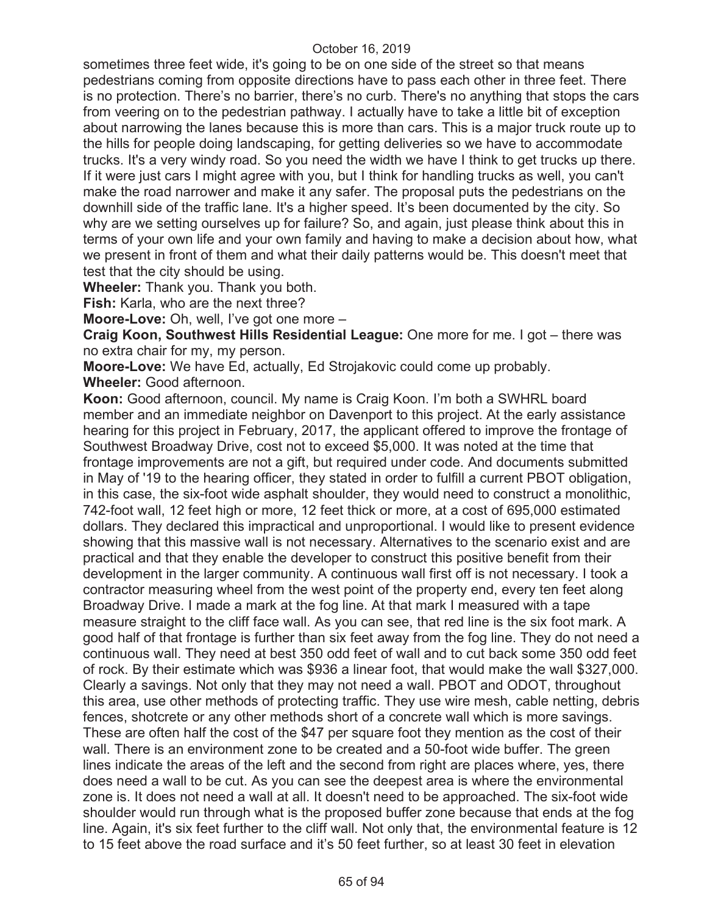sometimes three feet wide, it's going to be on one side of the street so that means pedestrians coming from opposite directions have to pass each other in three feet. There is no protection. There's no barrier, there's no curb. There's no anything that stops the cars from veering on to the pedestrian pathway. I actually have to take a little bit of exception about narrowing the lanes because this is more than cars. This is a major truck route up to the hills for people doing landscaping, for getting deliveries so we have to accommodate trucks. It's a very windy road. So you need the width we have I think to get trucks up there. If it were just cars I might agree with you, but I think for handling trucks as well, you can't make the road narrower and make it any safer. The proposal puts the pedestrians on the downhill side of the traffic lane. It's a higher speed. It's been documented by the city. So why are we setting ourselves up for failure? So, and again, just please think about this in terms of your own life and your own family and having to make a decision about how, what we present in front of them and what their daily patterns would be. This doesn't meet that test that the city should be using.

**Wheeler:** Thank you. Thank you both.

**Fish:** Karla, who are the next three?

**Moore-Love:** Oh, well, I've got one more –

**Craig Koon, Southwest Hills Residential League:** One more for me. I got – there was no extra chair for my, my person.

**Moore-Love:** We have Ed, actually, Ed Strojakovic could come up probably.

**Wheeler:** Good afternoon.

**Koon:** Good afternoon, council. My name is Craig Koon. I'm both a SWHRL board member and an immediate neighbor on Davenport to this project. At the early assistance hearing for this project in February, 2017, the applicant offered to improve the frontage of Southwest Broadway Drive, cost not to exceed $5,000. It was noted at the time that frontage improvements are not a gift, but required under code. And documents submitted in May of '19 to the hearing officer, they stated in order to fulfill a current PBOT obligation, in this case, the six-foot wide asphalt shoulder, they would need to construct a monolithic, 742-foot wall, 12 feet high or more, 12 feet thick or more, at a cost of 695,000 estimated dollars. They declared this impractical and unproportional. I would like to present evidence showing that this massive wall is not necessary. Alternatives to the scenario exist and are practical and that they enable the developer to construct this positive benefit from their development in the larger community. A continuous wall first off is not necessary. I took a contractor measuring wheel from the west point of the property end, every ten feet along Broadway Drive. I made a mark at the fog line. At that mark I measured with a tape measure straight to the cliff face wall. As you can see, that red line is the six foot mark. A good half of that frontage is further than six feet away from the fog line. They do not need a continuous wall. They need at best 350 odd feet of wall and to cut back some 350 odd feet of rock. By their estimate which was $936 a linear foot, that would make the wall $327,000. Clearly a savings. Not only that they may not need a wall. PBOT and ODOT, throughout this area, use other methods of protecting traffic. They use wire mesh, cable netting, debris fences, shotcrete or any other methods short of a concrete wall which is more savings. These are often half the cost of the $47 per square foot they mention as the cost of their wall. There is an environment zone to be created and a 50-foot wide buffer. The green lines indicate the areas of the left and the second from right are places where, yes, there does need a wall to be cut. As you can see the deepest area is where the environmental zone is. It does not need a wall at all. It doesn't need to be approached. The six-foot wide shoulder would run through what is the proposed buffer zone because that ends at the fog line. Again, it's six feet further to the cliff wall. Not only that, the environmental feature is 12 to 15 feet above the road surface and it's 50 feet further, so at least 30 feet in elevation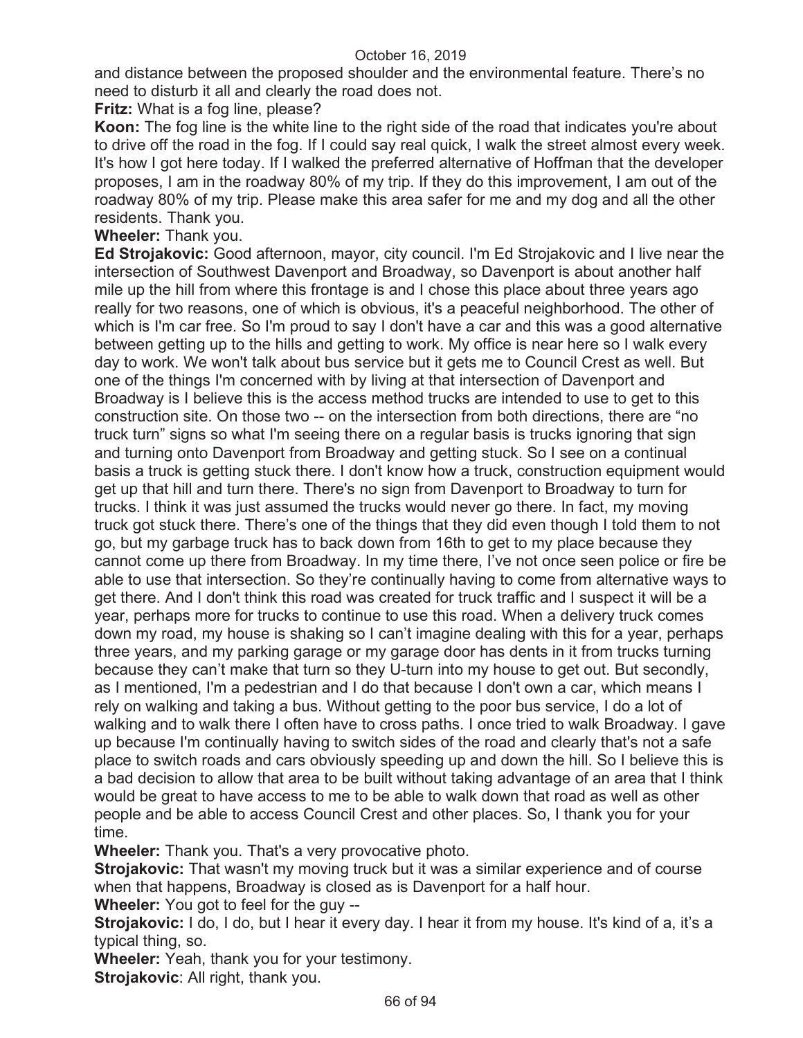and distance between the proposed shoulder and the environmental feature. There's no need to disturb it all and clearly the road does not.

**Fritz:** What is a fog line, please?

**Koon:** The fog line is the white line to the right side of the road that indicates you're about to drive off the road in the fog. If I could say real quick, I walk the street almost every week. It's how I got here today. If I walked the preferred alternative of Hoffman that the developer proposes, I am in the roadway 80% of my trip. If they do this improvement, I am out of the roadway 80% of my trip. Please make this area safer for me and my dog and all the other residents. Thank you.

**Wheeler:** Thank you.

**Ed Strojakovic:** Good afternoon, mayor, city council. I'm Ed Strojakovic and I live near the intersection of Southwest Davenport and Broadway, so Davenport is about another half mile up the hill from where this frontage is and I chose this place about three years ago really for two reasons, one of which is obvious, it's a peaceful neighborhood. The other of which is I'm car free. So I'm proud to say I don't have a car and this was a good alternative between getting up to the hills and getting to work. My office is near here so I walk every day to work. We won't talk about bus service but it gets me to Council Crest as well. But one of the things I'm concerned with by living at that intersection of Davenport and Broadway is I believe this is the access method trucks are intended to use to get to this construction site. On those two -- on the intersection from both directions, there are "no truck turn" signs so what I'm seeing there on a regular basis is trucks ignoring that sign and turning onto Davenport from Broadway and getting stuck. So I see on a continual basis a truck is getting stuck there. I don't know how a truck, construction equipment would get up that hill and turn there. There's no sign from Davenport to Broadway to turn for trucks. I think it was just assumed the trucks would never go there. In fact, my moving truck got stuck there. There's one of the things that they did even though I told them to not go, but my garbage truck has to back down from 16th to get to my place because they cannot come up there from Broadway. In my time there, I've not once seen police or fire be able to use that intersection. So they're continually having to come from alternative ways to get there. And I don't think this road was created for truck traffic and I suspect it will be a year, perhaps more for trucks to continue to use this road. When a delivery truck comes down my road, my house is shaking so I can't imagine dealing with this for a year, perhaps three years, and my parking garage or my garage door has dents in it from trucks turning because they can't make that turn so they U-turn into my house to get out. But secondly, as I mentioned, I'm a pedestrian and I do that because I don't own a car, which means I rely on walking and taking a bus. Without getting to the poor bus service, I do a lot of walking and to walk there I often have to cross paths. I once tried to walk Broadway. I gave up because I'm continually having to switch sides of the road and clearly that's not a safe place to switch roads and cars obviously speeding up and down the hill. So I believe this is a bad decision to allow that area to be built without taking advantage of an area that I think would be great to have access to me to be able to walk down that road as well as other people and be able to access Council Crest and other places. So, I thank you for your time.

**Wheeler:** Thank you. That's a very provocative photo.

**Strojakovic:** That wasn't my moving truck but it was a similar experience and of course when that happens, Broadway is closed as is Davenport for a half hour.

**Wheeler:** You got to feel for the guy --

**Strojakovic:** I do, I do, but I hear it every day. I hear it from my house. It's kind of a, it's a typical thing, so.

**Wheeler:** Yeah, thank you for your testimony.

**Strojakovic**: All right, thank you.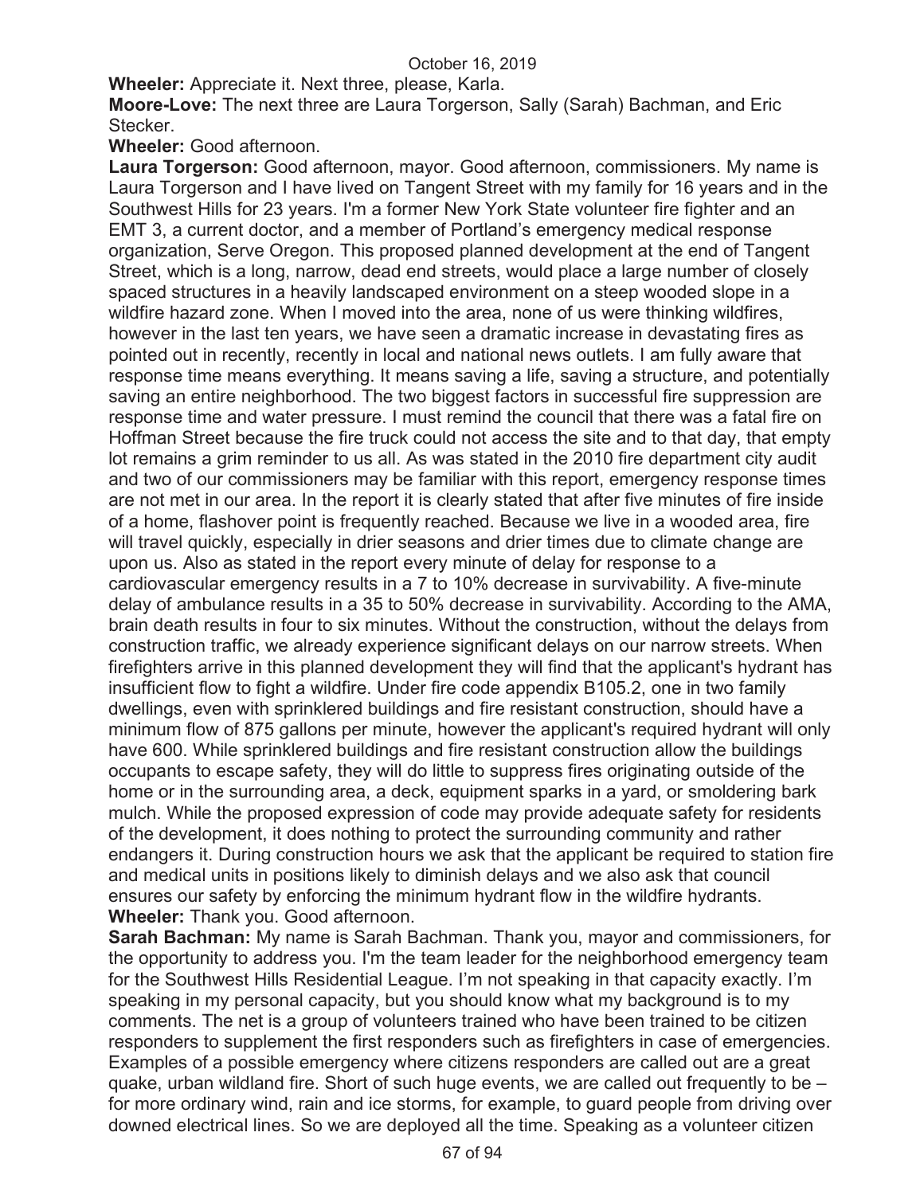**Wheeler:** Appreciate it. Next three, please, Karla.

**Moore-Love:** The next three are Laura Torgerson, Sally (Sarah) Bachman, and Eric Stecker.

**Wheeler:** Good afternoon.

**Laura Torgerson:** Good afternoon, mayor. Good afternoon, commissioners. My name is Laura Torgerson and I have lived on Tangent Street with my family for 16 years and in the Southwest Hills for 23 years. I'm a former New York State volunteer fire fighter and an EMT 3, a current doctor, and a member of Portland's emergency medical response organization, Serve Oregon. This proposed planned development at the end of Tangent Street, which is a long, narrow, dead end streets, would place a large number of closely spaced structures in a heavily landscaped environment on a steep wooded slope in a wildfire hazard zone. When I moved into the area, none of us were thinking wildfires, however in the last ten years, we have seen a dramatic increase in devastating fires as pointed out in recently, recently in local and national news outlets. I am fully aware that response time means everything. It means saving a life, saving a structure, and potentially saving an entire neighborhood. The two biggest factors in successful fire suppression are response time and water pressure. I must remind the council that there was a fatal fire on Hoffman Street because the fire truck could not access the site and to that day, that empty lot remains a grim reminder to us all. As was stated in the 2010 fire department city audit and two of our commissioners may be familiar with this report, emergency response times are not met in our area. In the report it is clearly stated that after five minutes of fire inside of a home, flashover point is frequently reached. Because we live in a wooded area, fire will travel quickly, especially in drier seasons and drier times due to climate change are upon us. Also as stated in the report every minute of delay for response to a cardiovascular emergency results in a 7 to 10% decrease in survivability. A five-minute delay of ambulance results in a 35 to 50% decrease in survivability. According to the AMA, brain death results in four to six minutes. Without the construction, without the delays from construction traffic, we already experience significant delays on our narrow streets. When firefighters arrive in this planned development they will find that the applicant's hydrant has insufficient flow to fight a wildfire. Under fire code appendix B105.2, one in two family dwellings, even with sprinklered buildings and fire resistant construction, should have a minimum flow of 875 gallons per minute, however the applicant's required hydrant will only have 600. While sprinklered buildings and fire resistant construction allow the buildings occupants to escape safety, they will do little to suppress fires originating outside of the home or in the surrounding area, a deck, equipment sparks in a yard, or smoldering bark mulch. While the proposed expression of code may provide adequate safety for residents of the development, it does nothing to protect the surrounding community and rather endangers it. During construction hours we ask that the applicant be required to station fire and medical units in positions likely to diminish delays and we also ask that council ensures our safety by enforcing the minimum hydrant flow in the wildfire hydrants.

**Wheeler:** Thank you. Good afternoon.

**Sarah Bachman:** My name is Sarah Bachman. Thank you, mayor and commissioners, for the opportunity to address you. I'm the team leader for the neighborhood emergency team for the Southwest Hills Residential League. I'm not speaking in that capacity exactly. I'm speaking in my personal capacity, but you should know what my background is to my comments. The net is a group of volunteers trained who have been trained to be citizen responders to supplement the first responders such as firefighters in case of emergencies. Examples of a possible emergency where citizens responders are called out are a great quake, urban wildland fire. Short of such huge events, we are called out frequently to be – for more ordinary wind, rain and ice storms, for example, to guard people from driving over downed electrical lines. So we are deployed all the time. Speaking as a volunteer citizen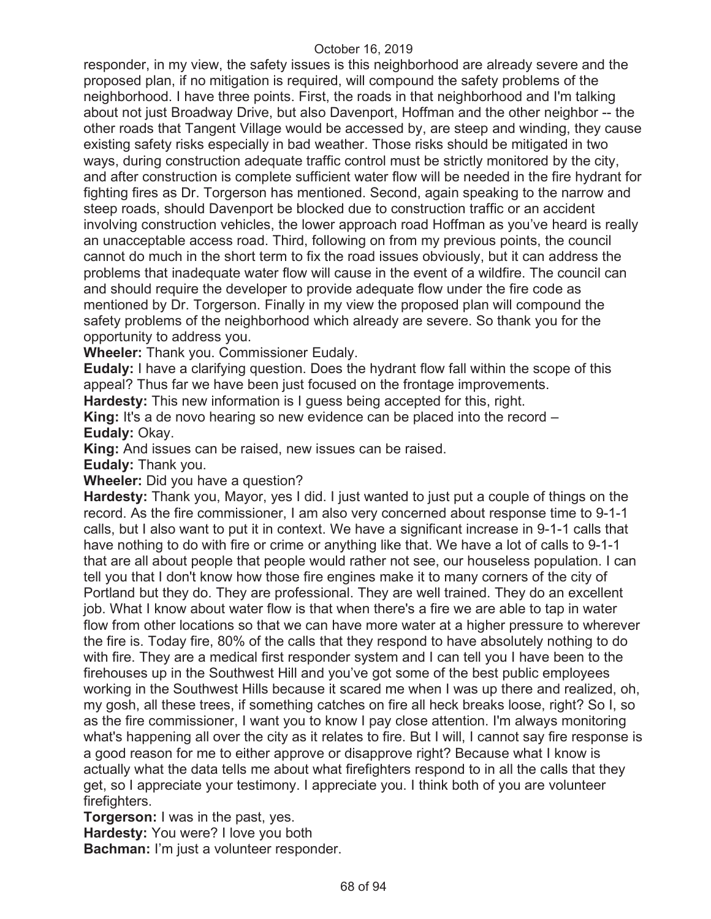responder, in my view, the safety issues is this neighborhood are already severe and the proposed plan, if no mitigation is required, will compound the safety problems of the neighborhood. I have three points. First, the roads in that neighborhood and I'm talking about not just Broadway Drive, but also Davenport, Hoffman and the other neighbor -- the other roads that Tangent Village would be accessed by, are steep and winding, they cause existing safety risks especially in bad weather. Those risks should be mitigated in two ways, during construction adequate traffic control must be strictly monitored by the city, and after construction is complete sufficient water flow will be needed in the fire hydrant for fighting fires as Dr. Torgerson has mentioned. Second, again speaking to the narrow and steep roads, should Davenport be blocked due to construction traffic or an accident involving construction vehicles, the lower approach road Hoffman as you've heard is really an unacceptable access road. Third, following on from my previous points, the council cannot do much in the short term to fix the road issues obviously, but it can address the problems that inadequate water flow will cause in the event of a wildfire. The council can and should require the developer to provide adequate flow under the fire code as mentioned by Dr. Torgerson. Finally in my view the proposed plan will compound the safety problems of the neighborhood which already are severe. So thank you for the opportunity to address you.

**Wheeler:** Thank you. Commissioner Eudaly.

**Eudaly:** I have a clarifying question. Does the hydrant flow fall within the scope of this appeal? Thus far we have been just focused on the frontage improvements.

**Hardesty:** This new information is I guess being accepted for this, right.

**King:** It's a de novo hearing so new evidence can be placed into the record –

**Eudaly:** Okay.

**King:** And issues can be raised, new issues can be raised.

**Eudaly:** Thank you.

**Wheeler:** Did you have a question?

**Hardesty:** Thank you, Mayor, yes I did. I just wanted to just put a couple of things on the record. As the fire commissioner, I am also very concerned about response time to 9-1-1 calls, but I also want to put it in context. We have a significant increase in 9-1-1 calls that have nothing to do with fire or crime or anything like that. We have a lot of calls to 9-1-1 that are all about people that people would rather not see, our houseless population. I can tell you that I don't know how those fire engines make it to many corners of the city of Portland but they do. They are professional. They are well trained. They do an excellent job. What I know about water flow is that when there's a fire we are able to tap in water flow from other locations so that we can have more water at a higher pressure to wherever the fire is. Today fire, 80% of the calls that they respond to have absolutely nothing to do with fire. They are a medical first responder system and I can tell you I have been to the firehouses up in the Southwest Hill and you've got some of the best public employees working in the Southwest Hills because it scared me when I was up there and realized, oh, my gosh, all these trees, if something catches on fire all heck breaks loose, right? So I, so as the fire commissioner, I want you to know I pay close attention. I'm always monitoring what's happening all over the city as it relates to fire. But I will, I cannot say fire response is a good reason for me to either approve or disapprove right? Because what I know is actually what the data tells me about what firefighters respond to in all the calls that they get, so I appreciate your testimony. I appreciate you. I think both of you are volunteer firefighters.

**Torgerson:** I was in the past, yes.

**Hardesty:** You were? I love you both

**Bachman:** I'm just a volunteer responder.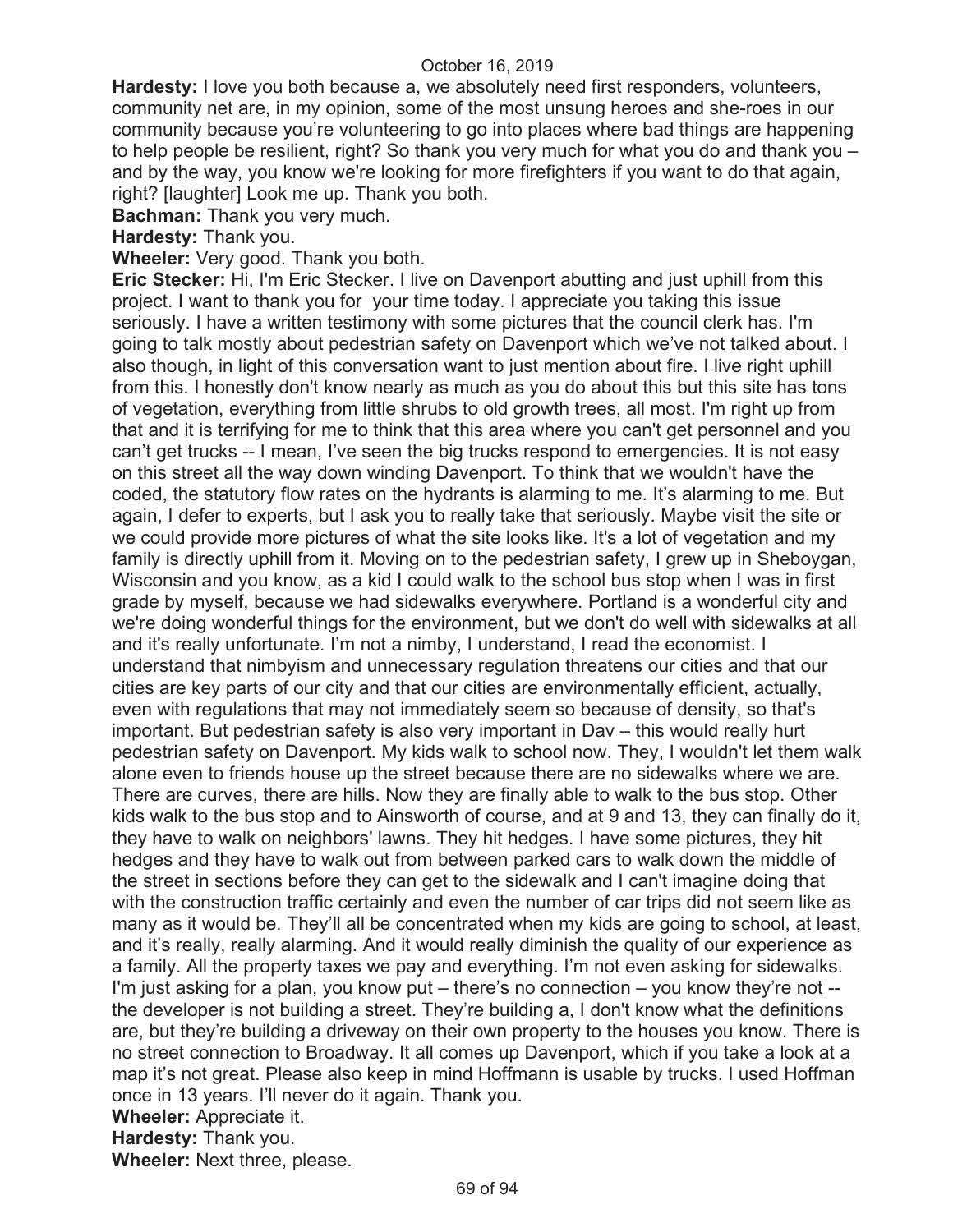**Hardesty:** I love you both because a, we absolutely need first responders, volunteers, community net are, in my opinion, some of the most unsung heroes and she-roes in our community because you're volunteering to go into places where bad things are happening to help people be resilient, right? So thank you very much for what you do and thank you – and by the way, you know we're looking for more firefighters if you want to do that again, right? [laughter] Look me up. Thank you both.

**Bachman:** Thank you very much.

**Hardesty:** Thank you.

**Wheeler:** Very good. Thank you both.

**Eric Stecker:** Hi, I'm Eric Stecker. I live on Davenport abutting and just uphill from this project. I want to thank you for your time today. I appreciate you taking this issue seriously. I have a written testimony with some pictures that the council clerk has. I'm going to talk mostly about pedestrian safety on Davenport which we've not talked about. I also though, in light of this conversation want to just mention about fire. I live right uphill from this. I honestly don't know nearly as much as you do about this but this site has tons of vegetation, everything from little shrubs to old growth trees, all most. I'm right up from that and it is terrifying for me to think that this area where you can't get personnel and you can't get trucks -- I mean, I've seen the big trucks respond to emergencies. It is not easy on this street all the way down winding Davenport. To think that we wouldn't have the coded, the statutory flow rates on the hydrants is alarming to me. It's alarming to me. But again, I defer to experts, but I ask you to really take that seriously. Maybe visit the site or we could provide more pictures of what the site looks like. It's a lot of vegetation and my family is directly uphill from it. Moving on to the pedestrian safety, I grew up in Sheboygan, Wisconsin and you know, as a kid I could walk to the school bus stop when I was in first grade by myself, because we had sidewalks everywhere. Portland is a wonderful city and we're doing wonderful things for the environment, but we don't do well with sidewalks at all and it's really unfortunate. I'm not a nimby, I understand, I read the economist. I understand that nimbyism and unnecessary regulation threatens our cities and that our cities are key parts of our city and that our cities are environmentally efficient, actually, even with regulations that may not immediately seem so because of density, so that's important. But pedestrian safety is also very important in Dav – this would really hurt pedestrian safety on Davenport. My kids walk to school now. They, I wouldn't let them walk alone even to friends house up the street because there are no sidewalks where we are. There are curves, there are hills. Now they are finally able to walk to the bus stop. Other kids walk to the bus stop and to Ainsworth of course, and at 9 and 13, they can finally do it, they have to walk on neighbors' lawns. They hit hedges. I have some pictures, they hit hedges and they have to walk out from between parked cars to walk down the middle of the street in sections before they can get to the sidewalk and I can't imagine doing that with the construction traffic certainly and even the number of car trips did not seem like as many as it would be. They'll all be concentrated when my kids are going to school, at least, and it's really, really alarming. And it would really diminish the quality of our experience as a family. All the property taxes we pay and everything. I'm not even asking for sidewalks. I'm just asking for a plan, you know put – there's no connection – you know they're not -- the developer is not building a street. They're building a, I don't know what the definitions are, but they're building a driveway on their own property to the houses you know. There is no street connection to Broadway. It all comes up Davenport, which if you take a look at a map it's not great. Please also keep in mind Hoffmann is usable by trucks. I used Hoffman once in 13 years. I'll never do it again. Thank you.

**Wheeler:** Appreciate it.

**Hardesty:** Thank you.

**Wheeler:** Next three, please.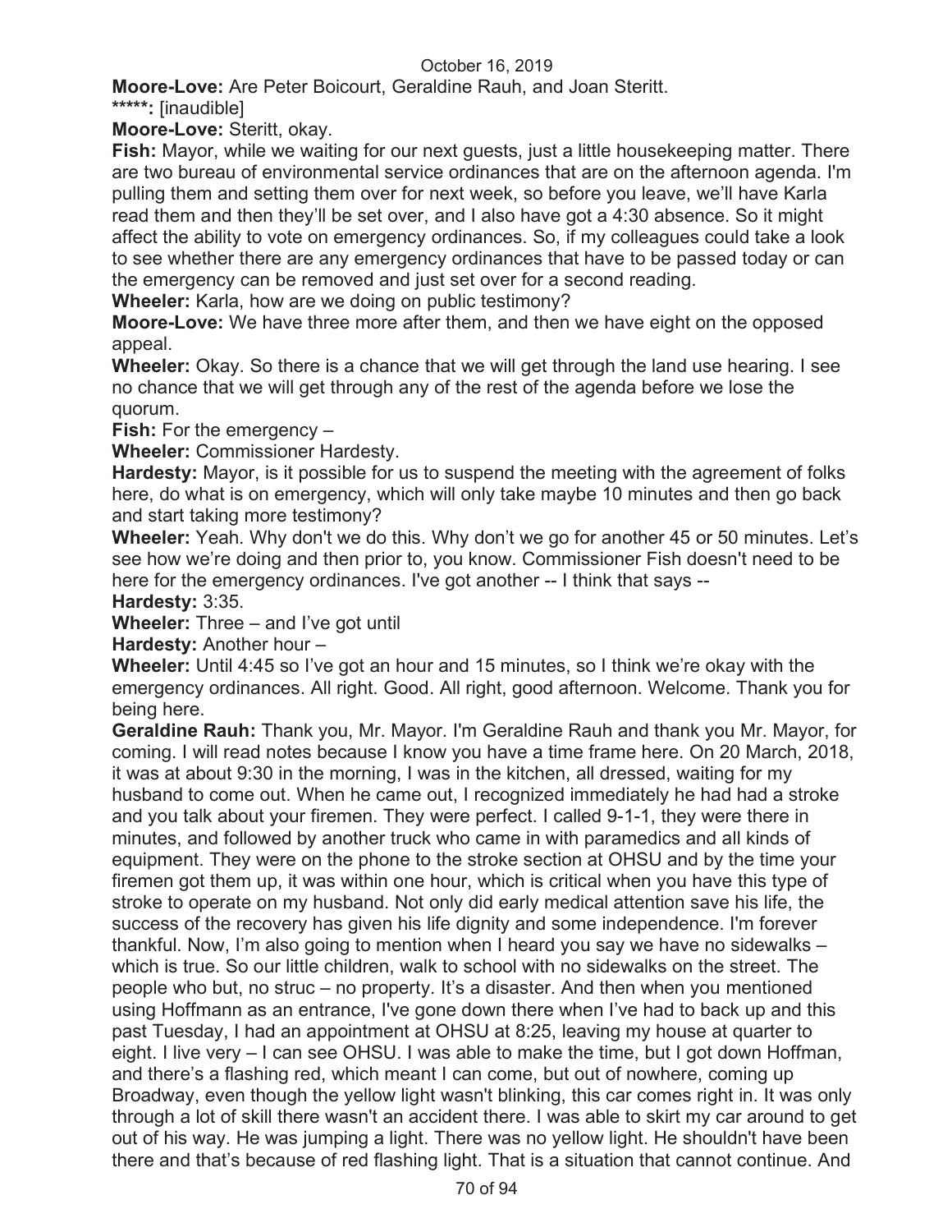**Moore-Love:** Are Peter Boicourt, Geraldine Rauh, and Joan Steritt.

*****: [inaudible]

**Moore-Love:** Steritt, okay.

**Fish:** Mayor, while we waiting for our next guests, just a little housekeeping matter. There are two bureau of environmental service ordinances that are on the afternoon agenda. I'm pulling them and setting them over for next week, so before you leave, we'll have Karla read them and then they'll be set over, and I also have got a 4:30 absence. So it might affect the ability to vote on emergency ordinances. So, if my colleagues could take a look to see whether there are any emergency ordinances that have to be passed today or can the emergency can be removed and just set over for a second reading.

**Wheeler:** Karla, how are we doing on public testimony?

**Moore-Love:** We have three more after them, and then we have eight on the opposed appeal.

**Wheeler:** Okay. So there is a chance that we will get through the land use hearing. I see no chance that we will get through any of the rest of the agenda before we lose the quorum.

**Fish:** For the emergency –

**Wheeler:** Commissioner Hardesty.

**Hardesty:** Mayor, is it possible for us to suspend the meeting with the agreement of folks here, do what is on emergency, which will only take maybe 10 minutes and then go back and start taking more testimony?

**Wheeler:** Yeah. Why don't we do this. Why don't we go for another 45 or 50 minutes. Let's see how we're doing and then prior to, you know. Commissioner Fish doesn't need to be here for the emergency ordinances. I've got another -- I think that says --

**Hardesty:** 3:35.

**Wheeler:** Three – and I've got until

**Hardesty:** Another hour –

**Wheeler:** Until 4:45 so I've got an hour and 15 minutes, so I think we're okay with the emergency ordinances. All right. Good. All right, good afternoon. Welcome. Thank you for being here.

**Geraldine Rauh:** Thank you, Mr. Mayor. I'm Geraldine Rauh and thank you Mr. Mayor, for coming. I will read notes because I know you have a time frame here. On 20 March, 2018, it was at about 9:30 in the morning, I was in the kitchen, all dressed, waiting for my husband to come out. When he came out, I recognized immediately he had had a stroke and you talk about your firemen. They were perfect. I called 9-1-1, they were there in minutes, and followed by another truck who came in with paramedics and all kinds of equipment. They were on the phone to the stroke section at OHSU and by the time your firemen got them up, it was within one hour, which is critical when you have this type of stroke to operate on my husband. Not only did early medical attention save his life, the success of the recovery has given his life dignity and some independence. I'm forever thankful. Now, I'm also going to mention when I heard you say we have no sidewalks – which is true. So our little children, walk to school with no sidewalks on the street. The people who but, no struc – no property. It's a disaster. And then when you mentioned using Hoffmann as an entrance, I've gone down there when I've had to back up and this past Tuesday, I had an appointment at OHSU at 8:25, leaving my house at quarter to eight. I live very – I can see OHSU. I was able to make the time, but I got down Hoffman, and there's a flashing red, which meant I can come, but out of nowhere, coming up Broadway, even though the yellow light wasn't blinking, this car comes right in. It was only through a lot of skill there wasn't an accident there. I was able to skirt my car around to get out of his way. He was jumping a light. There was no yellow light. He shouldn't have been there and that's because of red flashing light. That is a situation that cannot continue. And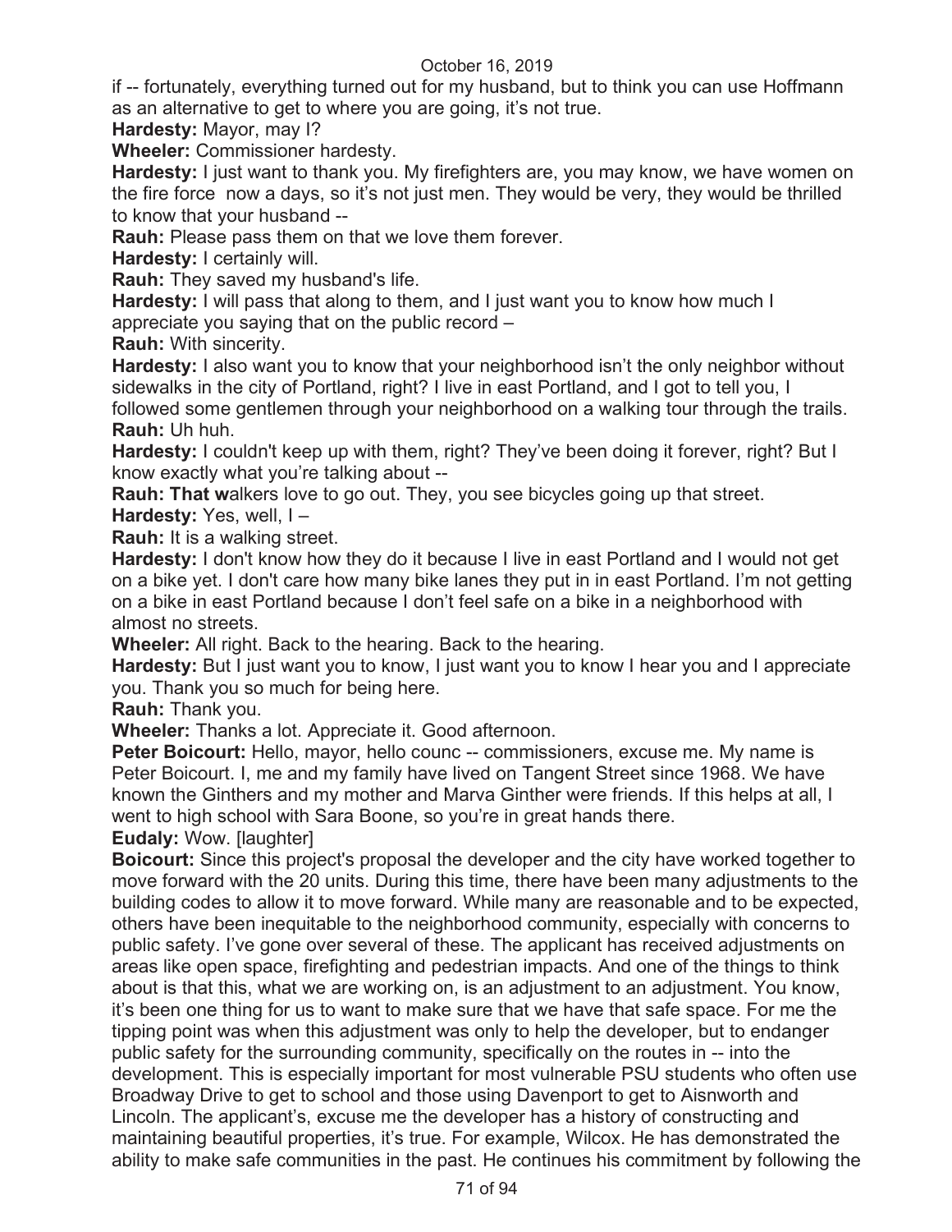if -- fortunately, everything turned out for my husband, but to think you can use Hoffmann as an alternative to get to where you are going, it's not true.

**Hardesty:** Mayor, may I?

**Wheeler:** Commissioner hardesty.

**Hardesty:** I just want to thank you. My firefighters are, you may know, we have women on the fire force now a days, so it's not just men. They would be very, they would be thrilled to know that your husband --

**Rauh:** Please pass them on that we love them forever.

**Hardesty:** I certainly will.

**Rauh:** They saved my husband's life.

**Hardesty:** I will pass that along to them, and I just want you to know how much I appreciate you saying that on the public record –

**Rauh:** With sincerity.

**Hardesty:** I also want you to know that your neighborhood isn't the only neighbor without sidewalks in the city of Portland, right? I live in east Portland, and I got to tell you, I followed some gentlemen through your neighborhood on a walking tour through the trails.

**Rauh:** Uh huh.

**Hardesty:** I couldn't keep up with them, right? They've been doing it forever, right? But I know exactly what you're talking about --

**Rauh: That w**alkers love to go out. They, you see bicycles going up that street.

**Hardesty:** Yes, well, I –

**Rauh:** It is a walking street.

**Hardesty:** I don't know how they do it because I live in east Portland and I would not get on a bike yet. I don't care how many bike lanes they put in in east Portland. I'm not getting on a bike in east Portland because I don't feel safe on a bike in a neighborhood with almost no streets.

**Wheeler:** All right. Back to the hearing. Back to the hearing.

**Hardesty:** But I just want you to know, I just want you to know I hear you and I appreciate you. Thank you so much for being here.

**Rauh:** Thank you.

**Wheeler:** Thanks a lot. Appreciate it. Good afternoon.

**Peter Boicourt:** Hello, mayor, hello counc -- commissioners, excuse me. My name is Peter Boicourt. I, me and my family have lived on Tangent Street since 1968. We have known the Ginthers and my mother and Marva Ginther were friends. If this helps at all, I went to high school with Sara Boone, so you're in great hands there.

**Eudaly:** Wow. [laughter]

**Boicourt:** Since this project's proposal the developer and the city have worked together to move forward with the 20 units. During this time, there have been many adjustments to the building codes to allow it to move forward. While many are reasonable and to be expected, others have been inequitable to the neighborhood community, especially with concerns to public safety. I've gone over several of these. The applicant has received adjustments on areas like open space, firefighting and pedestrian impacts. And one of the things to think about is that this, what we are working on, is an adjustment to an adjustment. You know, it's been one thing for us to want to make sure that we have that safe space. For me the tipping point was when this adjustment was only to help the developer, but to endanger public safety for the surrounding community, specifically on the routes in -- into the development. This is especially important for most vulnerable PSU students who often use Broadway Drive to get to school and those using Davenport to get to Aisnworth and Lincoln. The applicant's, excuse me the developer has a history of constructing and maintaining beautiful properties, it's true. For example, Wilcox. He has demonstrated the ability to make safe communities in the past. He continues his commitment by following the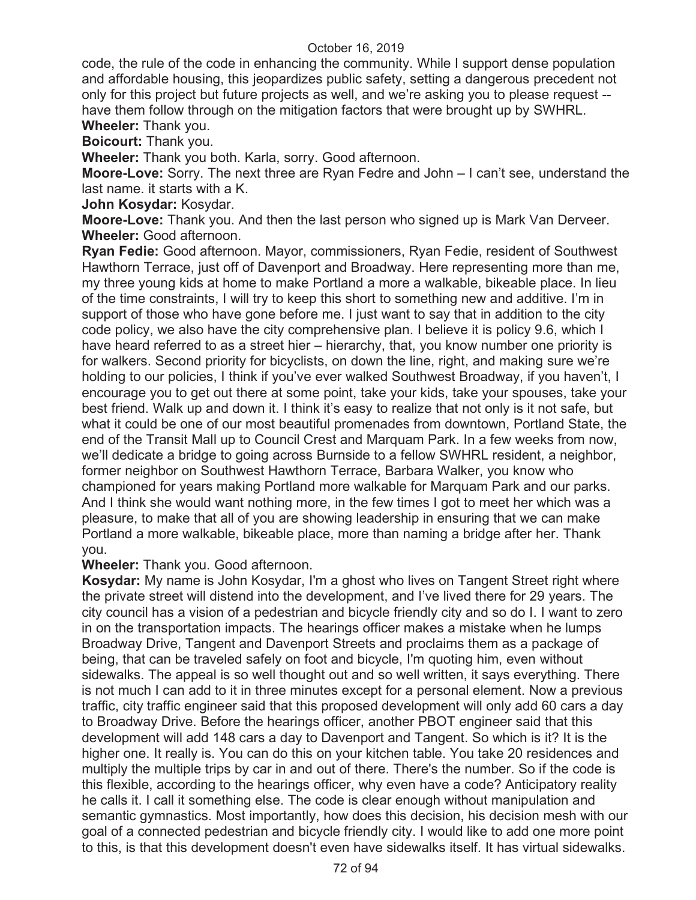code, the rule of the code in enhancing the community. While I support dense population and affordable housing, this jeopardizes public safety, setting a dangerous precedent not only for this project but future projects as well, and we're asking you to please request -- have them follow through on the mitigation factors that were brought up by SWHRL.

**Wheeler:** Thank you.

**Boicourt:** Thank you.

**Wheeler:** Thank you both. Karla, sorry. Good afternoon.

**Moore-Love:** Sorry. The next three are Ryan Fedre and John – I can't see, understand the last name. it starts with a K.

**John Kosydar:** Kosydar.

**Moore-Love:** Thank you. And then the last person who signed up is Mark Van Derveer.

**Wheeler:** Good afternoon.

**Ryan Fedie:** Good afternoon. Mayor, commissioners, Ryan Fedie, resident of Southwest Hawthorn Terrace, just off of Davenport and Broadway. Here representing more than me, my three young kids at home to make Portland a more a walkable, bikeable place. In lieu of the time constraints, I will try to keep this short to something new and additive. I'm in support of those who have gone before me. I just want to say that in addition to the city code policy, we also have the city comprehensive plan. I believe it is policy 9.6, which I have heard referred to as a street hier – hierarchy, that, you know number one priority is for walkers. Second priority for bicyclists, on down the line, right, and making sure we're holding to our policies, I think if you've ever walked Southwest Broadway, if you haven't, I encourage you to get out there at some point, take your kids, take your spouses, take your best friend. Walk up and down it. I think it's easy to realize that not only is it not safe, but what it could be one of our most beautiful promenades from downtown, Portland State, the end of the Transit Mall up to Council Crest and Marquam Park. In a few weeks from now, we'll dedicate a bridge to going across Burnside to a fellow SWHRL resident, a neighbor, former neighbor on Southwest Hawthorn Terrace, Barbara Walker, you know who championed for years making Portland more walkable for Marquam Park and our parks. And I think she would want nothing more, in the few times I got to meet her which was a pleasure, to make that all of you are showing leadership in ensuring that we can make Portland a more walkable, bikeable place, more than naming a bridge after her. Thank you.

**Wheeler:** Thank you. Good afternoon.

**Kosydar:** My name is John Kosydar, I'm a ghost who lives on Tangent Street right where the private street will distend into the development, and I've lived there for 29 years. The city council has a vision of a pedestrian and bicycle friendly city and so do I. I want to zero in on the transportation impacts. The hearings officer makes a mistake when he lumps Broadway Drive, Tangent and Davenport Streets and proclaims them as a package of being, that can be traveled safely on foot and bicycle, I'm quoting him, even without sidewalks. The appeal is so well thought out and so well written, it says everything. There is not much I can add to it in three minutes except for a personal element. Now a previous traffic, city traffic engineer said that this proposed development will only add 60 cars a day to Broadway Drive. Before the hearings officer, another PBOT engineer said that this development will add 148 cars a day to Davenport and Tangent. So which is it? It is the higher one. It really is. You can do this on your kitchen table. You take 20 residences and multiply the multiple trips by car in and out of there. There's the number. So if the code is this flexible, according to the hearings officer, why even have a code? Anticipatory reality he calls it. I call it something else. The code is clear enough without manipulation and semantic gymnastics. Most importantly, how does this decision, his decision mesh with our goal of a connected pedestrian and bicycle friendly city. I would like to add one more point to this, is that this development doesn't even have sidewalks itself. It has virtual sidewalks.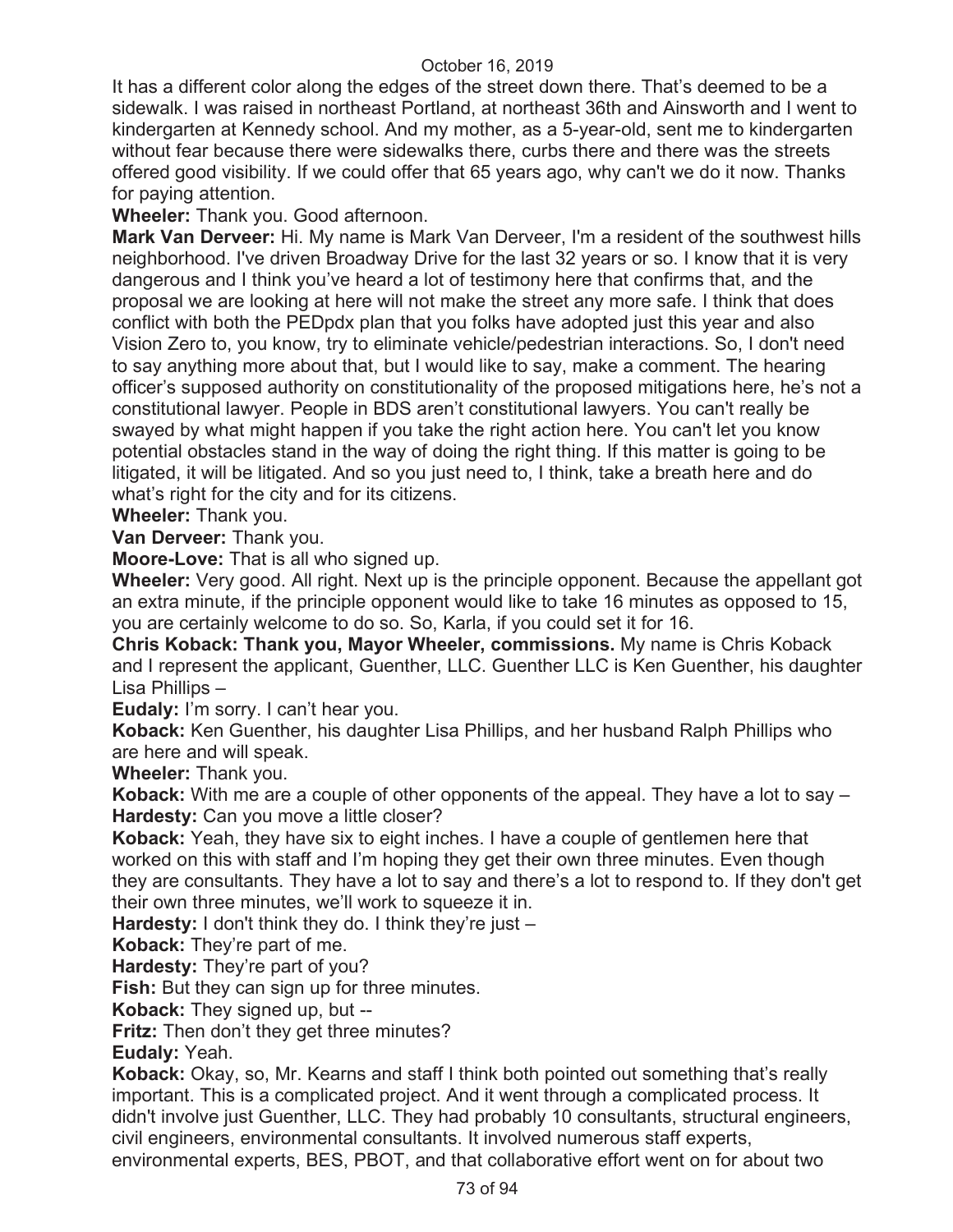It has a different color along the edges of the street down there. That's deemed to be a sidewalk. I was raised in northeast Portland, at northeast 36th and Ainsworth and I went to kindergarten at Kennedy school. And my mother, as a 5-year-old, sent me to kindergarten without fear because there were sidewalks there, curbs there and there was the streets offered good visibility. If we could offer that 65 years ago, why can't we do it now. Thanks for paying attention.

**Wheeler:** Thank you. Good afternoon.

**Mark Van Derveer:** Hi. My name is Mark Van Derveer, I'm a resident of the southwest hills neighborhood. I've driven Broadway Drive for the last 32 years or so. I know that it is very dangerous and I think you've heard a lot of testimony here that confirms that, and the proposal we are looking at here will not make the street any more safe. I think that does conflict with both the PEDpdx plan that you folks have adopted just this year and also Vision Zero to, you know, try to eliminate vehicle/pedestrian interactions. So, I don't need to say anything more about that, but I would like to say, make a comment. The hearing officer's supposed authority on constitutionality of the proposed mitigations here, he's not a constitutional lawyer. People in BDS aren't constitutional lawyers. You can't really be swayed by what might happen if you take the right action here. You can't let you know potential obstacles stand in the way of doing the right thing. If this matter is going to be litigated, it will be litigated. And so you just need to, I think, take a breath here and do what's right for the city and for its citizens.

**Wheeler:** Thank you.

**Van Derveer:** Thank you.

**Moore-Love:** That is all who signed up.

**Wheeler:** Very good. All right. Next up is the principle opponent. Because the appellant got an extra minute, if the principle opponent would like to take 16 minutes as opposed to 15, you are certainly welcome to do so. So, Karla, if you could set it for 16.

**Chris Koback: Thank you, Mayor Wheeler, commissions.** My name is Chris Koback and I represent the applicant, Guenther, LLC. Guenther LLC is Ken Guenther, his daughter Lisa Phillips –

**Eudaly:** I'm sorry. I can't hear you.

**Koback:** Ken Guenther, his daughter Lisa Phillips, and her husband Ralph Phillips who are here and will speak.

**Wheeler:** Thank you.

**Koback:** With me are a couple of other opponents of the appeal. They have a lot to say –

**Hardesty:** Can you move a little closer?

**Koback:** Yeah, they have six to eight inches. I have a couple of gentlemen here that worked on this with staff and I'm hoping they get their own three minutes. Even though they are consultants. They have a lot to say and there's a lot to respond to. If they don't get their own three minutes, we'll work to squeeze it in.

**Hardesty:** I don't think they do. I think they're just –

**Koback:** They're part of me.

**Hardesty:** They're part of you?

**Fish:** But they can sign up for three minutes.

**Koback:** They signed up, but --

**Fritz:** Then don't they get three minutes?

**Eudaly:** Yeah.

**Koback:** Okay, so, Mr. Kearns and staff I think both pointed out something that's really important. This is a complicated project. And it went through a complicated process. It didn't involve just Guenther, LLC. They had probably 10 consultants, structural engineers, civil engineers, environmental consultants. It involved numerous staff experts, environmental experts, BES, PBOT, and that collaborative effort went on for about two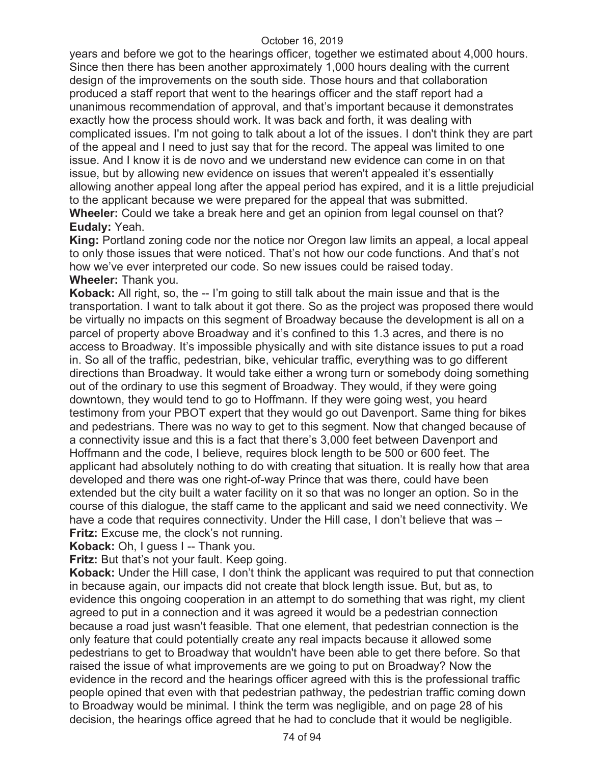years and before we got to the hearings officer, together we estimated about 4,000 hours. Since then there has been another approximately 1,000 hours dealing with the current design of the improvements on the south side. Those hours and that collaboration produced a staff report that went to the hearings officer and the staff report had a unanimous recommendation of approval, and that's important because it demonstrates exactly how the process should work. It was back and forth, it was dealing with complicated issues. I'm not going to talk about a lot of the issues. I don't think they are part of the appeal and I need to just say that for the record. The appeal was limited to one issue. And I know it is de novo and we understand new evidence can come in on that issue, but by allowing new evidence on issues that weren't appealed it's essentially allowing another appeal long after the appeal period has expired, and it is a little prejudicial to the applicant because we were prepared for the appeal that was submitted.

**Wheeler:** Could we take a break here and get an opinion from legal counsel on that?

**Eudaly:** Yeah.

**King:** Portland zoning code nor the notice nor Oregon law limits an appeal, a local appeal to only those issues that were noticed. That's not how our code functions. And that's not how we've ever interpreted our code. So new issues could be raised today.

**Wheeler:** Thank you.

**Koback:** All right, so, the -- I'm going to still talk about the main issue and that is the transportation. I want to talk about it got there. So as the project was proposed there would be virtually no impacts on this segment of Broadway because the development is all on a parcel of property above Broadway and it's confined to this 1.3 acres, and there is no access to Broadway. It's impossible physically and with site distance issues to put a road in. So all of the traffic, pedestrian, bike, vehicular traffic, everything was to go different directions than Broadway. It would take either a wrong turn or somebody doing something out of the ordinary to use this segment of Broadway. They would, if they were going downtown, they would tend to go to Hoffmann. If they were going west, you heard testimony from your PBOT expert that they would go out Davenport. Same thing for bikes and pedestrians. There was no way to get to this segment. Now that changed because of a connectivity issue and this is a fact that there's 3,000 feet between Davenport and Hoffmann and the code, I believe, requires block length to be 500 or 600 feet. The applicant had absolutely nothing to do with creating that situation. It is really how that area developed and there was one right-of-way Prince that was there, could have been extended but the city built a water facility on it so that was no longer an option. So in the course of this dialogue, the staff came to the applicant and said we need connectivity. We have a code that requires connectivity. Under the Hill case, I don't believe that was –

**Fritz:** Excuse me, the clock's not running.

**Koback:** Oh, I guess I -- Thank you.

**Fritz:** But that's not your fault. Keep going.

**Koback:** Under the Hill case, I don't think the applicant was required to put that connection in because again, our impacts did not create that block length issue. But, but as, to evidence this ongoing cooperation in an attempt to do something that was right, my client agreed to put in a connection and it was agreed it would be a pedestrian connection because a road just wasn't feasible. That one element, that pedestrian connection is the only feature that could potentially create any real impacts because it allowed some pedestrians to get to Broadway that wouldn't have been able to get there before. So that raised the issue of what improvements are we going to put on Broadway? Now the evidence in the record and the hearings officer agreed with this is the professional traffic people opined that even with that pedestrian pathway, the pedestrian traffic coming down to Broadway would be minimal. I think the term was negligible, and on page 28 of his decision, the hearings office agreed that he had to conclude that it would be negligible.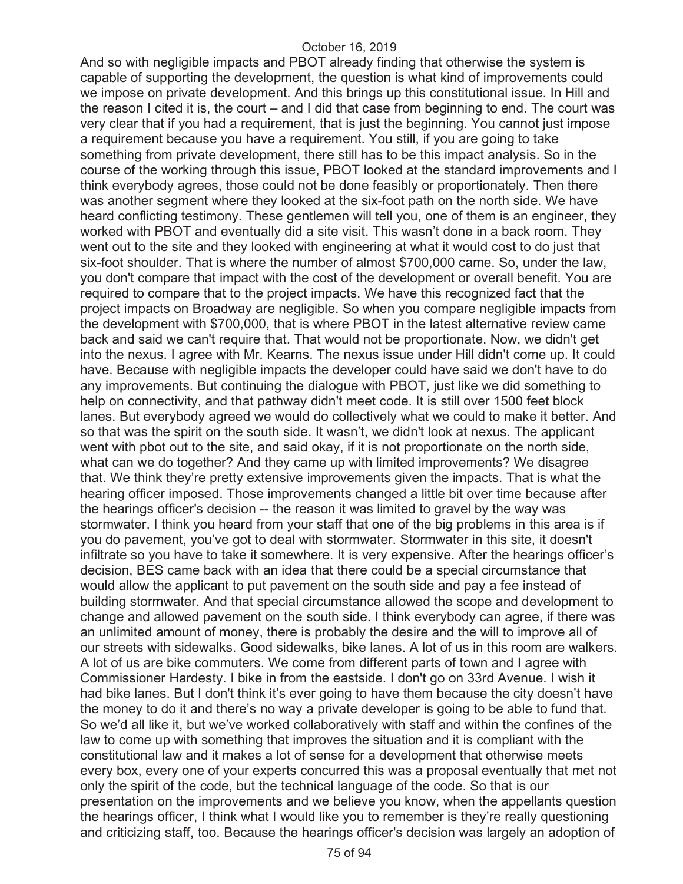And so with negligible impacts and PBOT already finding that otherwise the system is capable of supporting the development, the question is what kind of improvements could we impose on private development. And this brings up this constitutional issue. In Hill and the reason I cited it is, the court – and I did that case from beginning to end. The court was very clear that if you had a requirement, that is just the beginning. You cannot just impose a requirement because you have a requirement. You still, if you are going to take something from private development, there still has to be this impact analysis. So in the course of the working through this issue, PBOT looked at the standard improvements and I think everybody agrees, those could not be done feasibly or proportionately. Then there was another segment where they looked at the six-foot path on the north side. We have heard conflicting testimony. These gentlemen will tell you, one of them is an engineer, they worked with PBOT and eventually did a site visit. This wasn't done in a back room. They went out to the site and they looked with engineering at what it would cost to do just that six-foot shoulder. That is where the number of almost $700,000 came. So, under the law, you don't compare that impact with the cost of the development or overall benefit. You are required to compare that to the project impacts. We have this recognized fact that the project impacts on Broadway are negligible. So when you compare negligible impacts from the development with $700,000, that is where PBOT in the latest alternative review came back and said we can't require that. That would not be proportionate. Now, we didn't get into the nexus. I agree with Mr. Kearns. The nexus issue under Hill didn't come up. It could have. Because with negligible impacts the developer could have said we don't have to do any improvements. But continuing the dialogue with PBOT, just like we did something to help on connectivity, and that pathway didn't meet code. It is still over 1500 feet block lanes. But everybody agreed we would do collectively what we could to make it better. And so that was the spirit on the south side. It wasn't, we didn't look at nexus. The applicant went with pbot out to the site, and said okay, if it is not proportionate on the north side, what can we do together? And they came up with limited improvements? We disagree that. We think they're pretty extensive improvements given the impacts. That is what the hearing officer imposed. Those improvements changed a little bit over time because after the hearings officer's decision -- the reason it was limited to gravel by the way was stormwater. I think you heard from your staff that one of the big problems in this area is if you do pavement, you've got to deal with stormwater. Stormwater in this site, it doesn't infiltrate so you have to take it somewhere. It is very expensive. After the hearings officer's decision, BES came back with an idea that there could be a special circumstance that would allow the applicant to put pavement on the south side and pay a fee instead of building stormwater. And that special circumstance allowed the scope and development to change and allowed pavement on the south side. I think everybody can agree, if there was an unlimited amount of money, there is probably the desire and the will to improve all of our streets with sidewalks. Good sidewalks, bike lanes. A lot of us in this room are walkers. A lot of us are bike commuters. We come from different parts of town and I agree with Commissioner Hardesty. I bike in from the eastside. I don't go on 33rd Avenue. I wish it had bike lanes. But I don't think it's ever going to have them because the city doesn't have the money to do it and there's no way a private developer is going to be able to fund that. So we'd all like it, but we've worked collaboratively with staff and within the confines of the law to come up with something that improves the situation and it is compliant with the constitutional law and it makes a lot of sense for a development that otherwise meets every box, every one of your experts concurred this was a proposal eventually that met not only the spirit of the code, but the technical language of the code. So that is our presentation on the improvements and we believe you know, when the appellants question the hearings officer, I think what I would like you to remember is they're really questioning and criticizing staff, too. Because the hearings officer's decision was largely an adoption of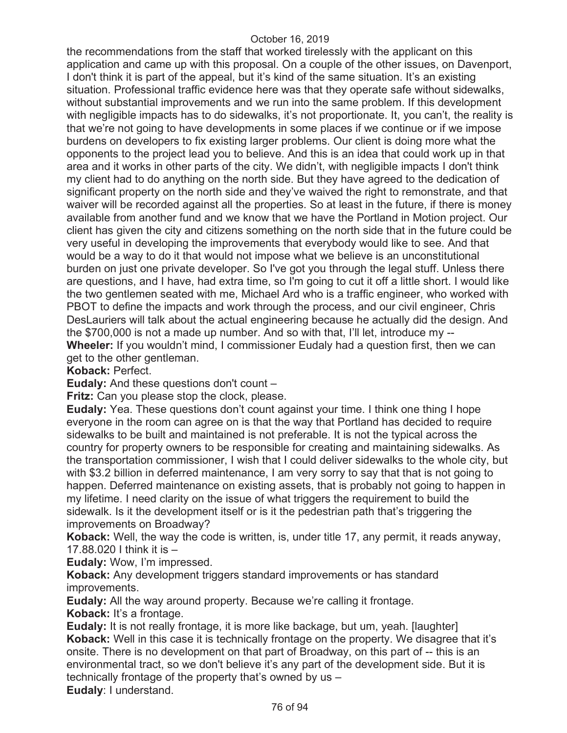the recommendations from the staff that worked tirelessly with the applicant on this application and came up with this proposal. On a couple of the other issues, on Davenport, I don't think it is part of the appeal, but it's kind of the same situation. It's an existing situation. Professional traffic evidence here was that they operate safe without sidewalks, without substantial improvements and we run into the same problem. If this development with negligible impacts has to do sidewalks, it's not proportionate. It, you can't, the reality is that we're not going to have developments in some places if we continue or if we impose burdens on developers to fix existing larger problems. Our client is doing more what the opponents to the project lead you to believe. And this is an idea that could work up in that area and it works in other parts of the city. We didn't, with negligible impacts I don't think my client had to do anything on the north side. But they have agreed to the dedication of significant property on the north side and they've waived the right to remonstrate, and that waiver will be recorded against all the properties. So at least in the future, if there is money available from another fund and we know that we have the Portland in Motion project. Our client has given the city and citizens something on the north side that in the future could be very useful in developing the improvements that everybody would like to see. And that would be a way to do it that would not impose what we believe is an unconstitutional burden on just one private developer. So I've got you through the legal stuff. Unless there are questions, and I have, had extra time, so I'm going to cut it off a little short. I would like the two gentlemen seated with me, Michael Ard who is a traffic engineer, who worked with PBOT to define the impacts and work through the process, and our civil engineer, Chris DesLauriers will talk about the actual engineering because he actually did the design. And the $700,000 is not a made up number. And so with that, I'll let, introduce my --

**Wheeler:** If you wouldn't mind, I commissioner Eudaly had a question first, then we can get to the other gentleman.

**Koback:** Perfect.

**Eudaly:** And these questions don't count –

**Fritz:** Can you please stop the clock, please.

**Eudaly:** Yea. These questions don't count against your time. I think one thing I hope everyone in the room can agree on is that the way that Portland has decided to require sidewalks to be built and maintained is not preferable. It is not the typical across the country for property owners to be responsible for creating and maintaining sidewalks. As the transportation commissioner, I wish that I could deliver sidewalks to the whole city, but with $3.2 billion in deferred maintenance, I am very sorry to say that that is not going to happen. Deferred maintenance on existing assets, that is probably not going to happen in my lifetime. I need clarity on the issue of what triggers the requirement to build the sidewalk. Is it the development itself or is it the pedestrian path that's triggering the improvements on Broadway?

**Koback:** Well, the way the code is written, is, under title 17, any permit, it reads anyway, 17.88.020 I think it is –

**Eudaly:** Wow, I'm impressed.

**Koback:** Any development triggers standard improvements or has standard improvements.

**Eudaly:** All the way around property. Because we're calling it frontage.

**Koback:** It's a frontage.

**Eudaly:** It is not really frontage, it is more like backage, but um, yeah. [laughter]

**Koback:** Well in this case it is technically frontage on the property. We disagree that it's onsite. There is no development on that part of Broadway, on this part of -- this is an environmental tract, so we don't believe it's any part of the development side. But it is technically frontage of the property that's owned by us –

**Eudaly**: I understand.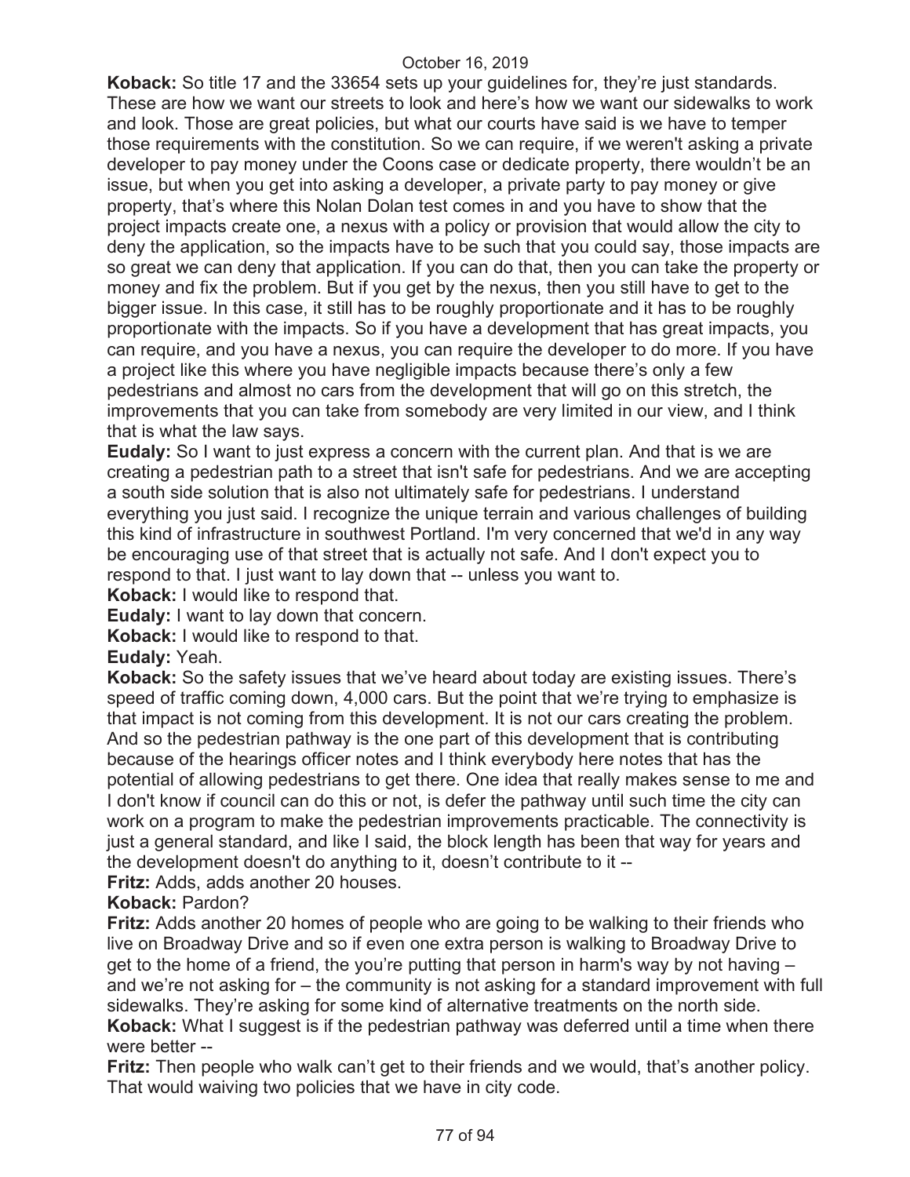**Koback:** So title 17 and the 33654 sets up your guidelines for, they're just standards. These are how we want our streets to look and here's how we want our sidewalks to work and look. Those are great policies, but what our courts have said is we have to temper those requirements with the constitution. So we can require, if we weren't asking a private developer to pay money under the Coons case or dedicate property, there wouldn't be an issue, but when you get into asking a developer, a private party to pay money or give property, that's where this Nolan Dolan test comes in and you have to show that the project impacts create one, a nexus with a policy or provision that would allow the city to deny the application, so the impacts have to be such that you could say, those impacts are so great we can deny that application. If you can do that, then you can take the property or money and fix the problem. But if you get by the nexus, then you still have to get to the bigger issue. In this case, it still has to be roughly proportionate and it has to be roughly proportionate with the impacts. So if you have a development that has great impacts, you can require, and you have a nexus, you can require the developer to do more. If you have a project like this where you have negligible impacts because there's only a few pedestrians and almost no cars from the development that will go on this stretch, the improvements that you can take from somebody are very limited in our view, and I think that is what the law says.

**Eudaly:** So I want to just express a concern with the current plan. And that is we are creating a pedestrian path to a street that isn't safe for pedestrians. And we are accepting a south side solution that is also not ultimately safe for pedestrians. I understand everything you just said. I recognize the unique terrain and various challenges of building this kind of infrastructure in southwest Portland. I'm very concerned that we'd in any way be encouraging use of that street that is actually not safe. And I don't expect you to respond to that. I just want to lay down that -- unless you want to.

**Koback:** I would like to respond that.

**Eudaly:** I want to lay down that concern.

**Koback:** I would like to respond to that.

**Eudaly:** Yeah.

**Koback:** So the safety issues that we've heard about today are existing issues. There's speed of traffic coming down, 4,000 cars. But the point that we're trying to emphasize is that impact is not coming from this development. It is not our cars creating the problem. And so the pedestrian pathway is the one part of this development that is contributing because of the hearings officer notes and I think everybody here notes that has the potential of allowing pedestrians to get there. One idea that really makes sense to me and I don't know if council can do this or not, is defer the pathway until such time the city can work on a program to make the pedestrian improvements practicable. The connectivity is just a general standard, and like I said, the block length has been that way for years and the development doesn't do anything to it, doesn't contribute to it --

**Fritz:** Adds, adds another 20 houses.

**Koback:** Pardon?

**Fritz:** Adds another 20 homes of people who are going to be walking to their friends who live on Broadway Drive and so if even one extra person is walking to Broadway Drive to get to the home of a friend, the you're putting that person in harm's way by not having – and we're not asking for – the community is not asking for a standard improvement with full sidewalks. They're asking for some kind of alternative treatments on the north side.

**Koback:** What I suggest is if the pedestrian pathway was deferred until a time when there were better --

**Fritz:** Then people who walk can't get to their friends and we would, that's another policy. That would waiving two policies that we have in city code.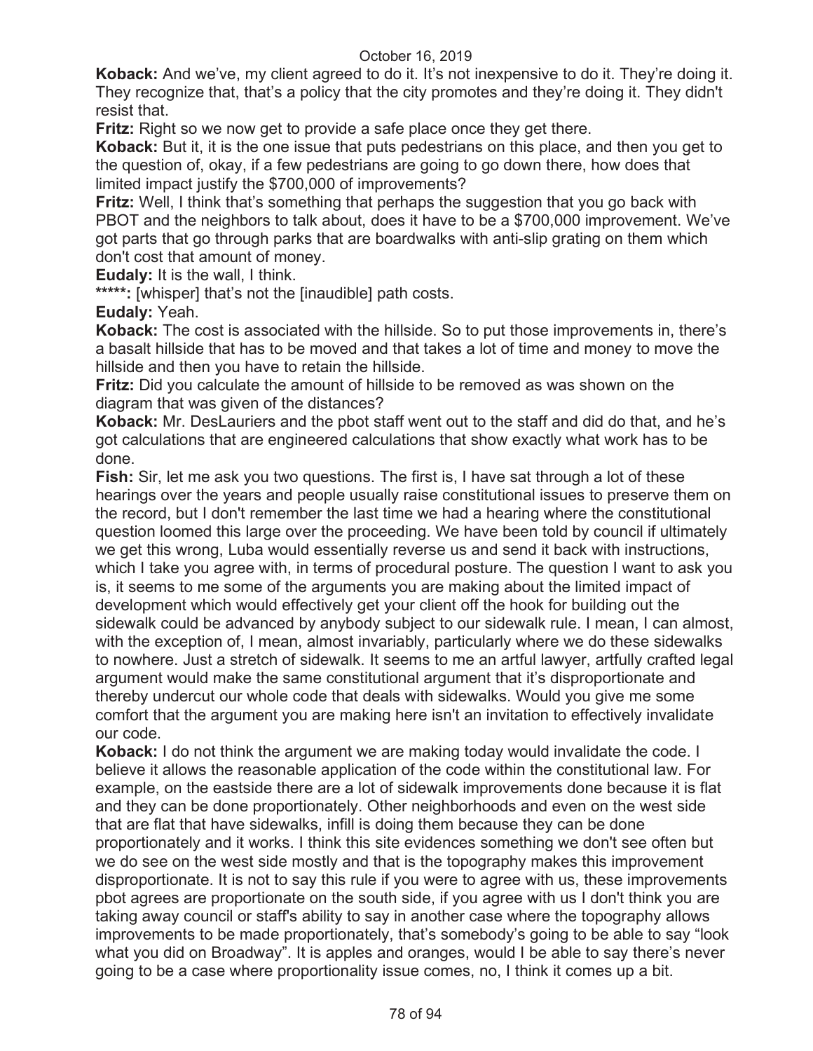**Koback:** And we've, my client agreed to do it. It's not inexpensive to do it. They're doing it. They recognize that, that's a policy that the city promotes and they're doing it. They didn't resist that.

**Fritz:** Right so we now get to provide a safe place once they get there.

**Koback:** But it, it is the one issue that puts pedestrians on this place, and then you get to the question of, okay, if a few pedestrians are going to go down there, how does that limited impact justify the $700,000 of improvements?

**Fritz:** Well, I think that's something that perhaps the suggestion that you go back with PBOT and the neighbors to talk about, does it have to be a $700,000 improvement. We've got parts that go through parks that are boardwalks with anti-slip grating on them which don't cost that amount of money.

**Eudaly:** It is the wall, I think.

**\*\*\*\*\*:** [whisper] that's not the [inaudible] path costs.

**Eudaly:** Yeah.

**Koback:** The cost is associated with the hillside. So to put those improvements in, there's a basalt hillside that has to be moved and that takes a lot of time and money to move the hillside and then you have to retain the hillside.

**Fritz:** Did you calculate the amount of hillside to be removed as was shown on the diagram that was given of the distances?

**Koback:** Mr. DesLauriers and the pbot staff went out to the staff and did do that, and he's got calculations that are engineered calculations that show exactly what work has to be done.

**Fish:** Sir, let me ask you two questions. The first is, I have sat through a lot of these hearings over the years and people usually raise constitutional issues to preserve them on the record, but I don't remember the last time we had a hearing where the constitutional question loomed this large over the proceeding. We have been told by council if ultimately we get this wrong, Luba would essentially reverse us and send it back with instructions, which I take you agree with, in terms of procedural posture. The question I want to ask you is, it seems to me some of the arguments you are making about the limited impact of development which would effectively get your client off the hook for building out the sidewalk could be advanced by anybody subject to our sidewalk rule. I mean, I can almost, with the exception of, I mean, almost invariably, particularly where we do these sidewalks to nowhere. Just a stretch of sidewalk. It seems to me an artful lawyer, artfully crafted legal argument would make the same constitutional argument that it's disproportionate and thereby undercut our whole code that deals with sidewalks. Would you give me some comfort that the argument you are making here isn't an invitation to effectively invalidate our code.

**Koback:** I do not think the argument we are making today would invalidate the code. I believe it allows the reasonable application of the code within the constitutional law. For example, on the eastside there are a lot of sidewalk improvements done because it is flat and they can be done proportionately. Other neighborhoods and even on the west side that are flat that have sidewalks, infill is doing them because they can be done proportionately and it works. I think this site evidences something we don't see often but we do see on the west side mostly and that is the topography makes this improvement disproportionate. It is not to say this rule if you were to agree with us, these improvements pbot agrees are proportionate on the south side, if you agree with us I don't think you are taking away council or staff's ability to say in another case where the topography allows improvements to be made proportionately, that's somebody's going to be able to say "look what you did on Broadway". It is apples and oranges, would I be able to say there's never going to be a case where proportionality issue comes, no, I think it comes up a bit.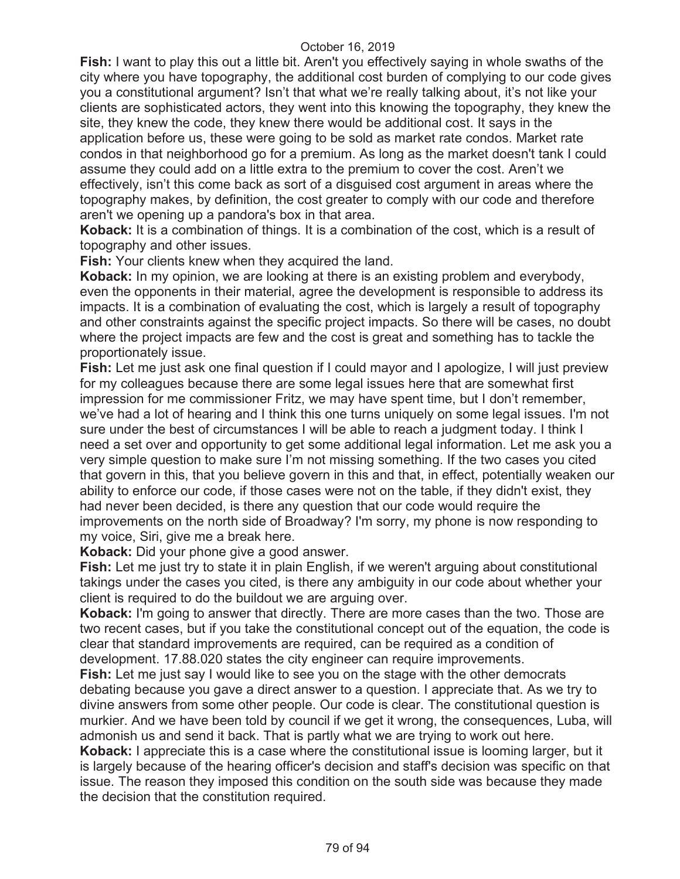**Fish:** I want to play this out a little bit. Aren't you effectively saying in whole swaths of the city where you have topography, the additional cost burden of complying to our code gives you a constitutional argument? Isn't that what we're really talking about, it's not like your clients are sophisticated actors, they went into this knowing the topography, they knew the site, they knew the code, they knew there would be additional cost. It says in the application before us, these were going to be sold as market rate condos. Market rate condos in that neighborhood go for a premium. As long as the market doesn't tank I could assume they could add on a little extra to the premium to cover the cost. Aren't we effectively, isn't this come back as sort of a disguised cost argument in areas where the topography makes, by definition, the cost greater to comply with our code and therefore aren't we opening up a pandora's box in that area.

**Koback:** It is a combination of things. It is a combination of the cost, which is a result of topography and other issues.

**Fish:** Your clients knew when they acquired the land.

**Koback:** In my opinion, we are looking at there is an existing problem and everybody, even the opponents in their material, agree the development is responsible to address its impacts. It is a combination of evaluating the cost, which is largely a result of topography and other constraints against the specific project impacts. So there will be cases, no doubt where the project impacts are few and the cost is great and something has to tackle the proportionately issue.

**Fish:** Let me just ask one final question if I could mayor and I apologize, I will just preview for my colleagues because there are some legal issues here that are somewhat first impression for me commissioner Fritz, we may have spent time, but I don't remember, we've had a lot of hearing and I think this one turns uniquely on some legal issues. I'm not sure under the best of circumstances I will be able to reach a judgment today. I think I need a set over and opportunity to get some additional legal information. Let me ask you a very simple question to make sure I'm not missing something. If the two cases you cited that govern in this, that you believe govern in this and that, in effect, potentially weaken our ability to enforce our code, if those cases were not on the table, if they didn't exist, they had never been decided, is there any question that our code would require the improvements on the north side of Broadway? I'm sorry, my phone is now responding to my voice, Siri, give me a break here.

**Koback:** Did your phone give a good answer.

**Fish:** Let me just try to state it in plain English, if we weren't arguing about constitutional takings under the cases you cited, is there any ambiguity in our code about whether your client is required to do the buildout we are arguing over.

**Koback:** I'm going to answer that directly. There are more cases than the two. Those are two recent cases, but if you take the constitutional concept out of the equation, the code is clear that standard improvements are required, can be required as a condition of development. 17.88.020 states the city engineer can require improvements.

**Fish:** Let me just say I would like to see you on the stage with the other democrats debating because you gave a direct answer to a question. I appreciate that. As we try to divine answers from some other people. Our code is clear. The constitutional question is murkier. And we have been told by council if we get it wrong, the consequences, Luba, will admonish us and send it back. That is partly what we are trying to work out here.

**Koback:** I appreciate this is a case where the constitutional issue is looming larger, but it is largely because of the hearing officer's decision and staff's decision was specific on that issue. The reason they imposed this condition on the south side was because they made the decision that the constitution required.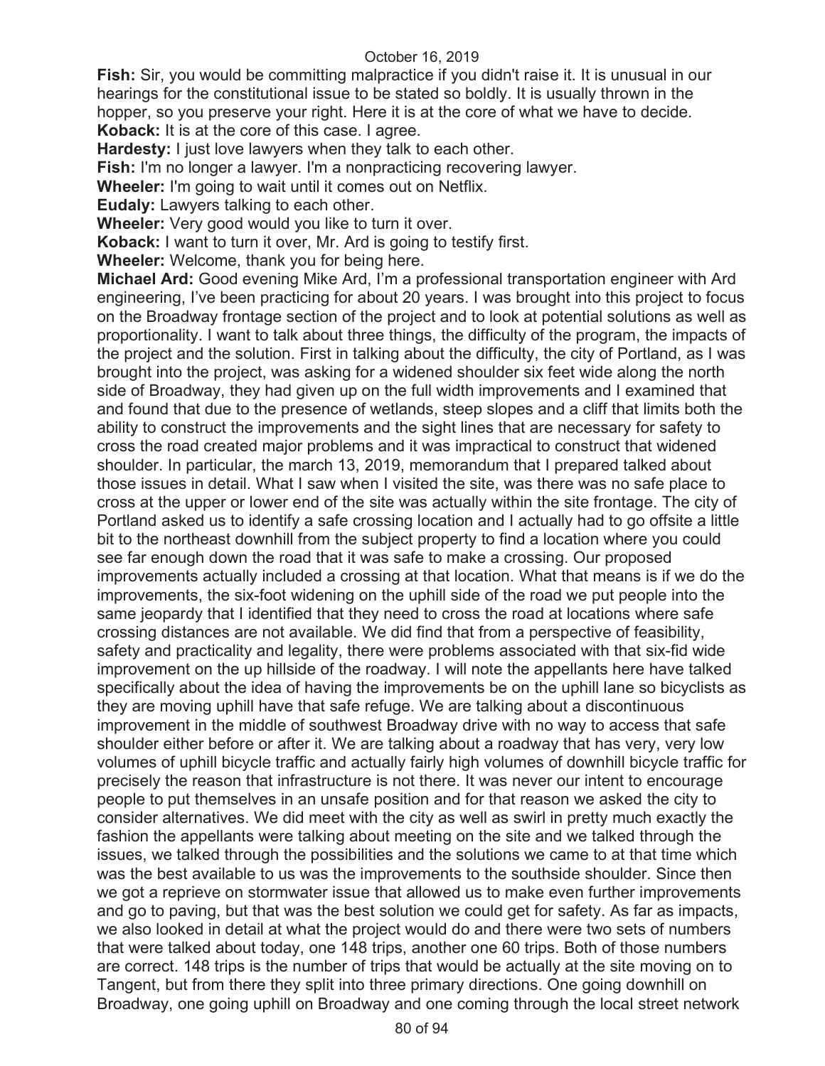**Fish:** Sir, you would be committing malpractice if you didn't raise it. It is unusual in our hearings for the constitutional issue to be stated so boldly. It is usually thrown in the hopper, so you preserve your right. Here it is at the core of what we have to decide.

**Koback:** It is at the core of this case. I agree.

**Hardesty:** I just love lawyers when they talk to each other.

**Fish:** I'm no longer a lawyer. I'm a nonpracticing recovering lawyer.

**Wheeler:** I'm going to wait until it comes out on Netflix.

**Eudaly:** Lawyers talking to each other.

**Wheeler:** Very good would you like to turn it over.

**Koback:** I want to turn it over, Mr. Ard is going to testify first.

**Wheeler:** Welcome, thank you for being here.

**Michael Ard:** Good evening Mike Ard, I'm a professional transportation engineer with Ard engineering, I've been practicing for about 20 years. I was brought into this project to focus on the Broadway frontage section of the project and to look at potential solutions as well as proportionality. I want to talk about three things, the difficulty of the program, the impacts of the project and the solution. First in talking about the difficulty, the city of Portland, as I was brought into the project, was asking for a widened shoulder six feet wide along the north side of Broadway, they had given up on the full width improvements and I examined that and found that due to the presence of wetlands, steep slopes and a cliff that limits both the ability to construct the improvements and the sight lines that are necessary for safety to cross the road created major problems and it was impractical to construct that widened shoulder. In particular, the march 13, 2019, memorandum that I prepared talked about those issues in detail. What I saw when I visited the site, was there was no safe place to cross at the upper or lower end of the site was actually within the site frontage. The city of Portland asked us to identify a safe crossing location and I actually had to go offsite a little bit to the northeast downhill from the subject property to find a location where you could see far enough down the road that it was safe to make a crossing. Our proposed improvements actually included a crossing at that location. What that means is if we do the improvements, the six-foot widening on the uphill side of the road we put people into the same jeopardy that I identified that they need to cross the road at locations where safe crossing distances are not available. We did find that from a perspective of feasibility, safety and practicality and legality, there were problems associated with that six-fid wide improvement on the up hillside of the roadway. I will note the appellants here have talked specifically about the idea of having the improvements be on the uphill lane so bicyclists as they are moving uphill have that safe refuge. We are talking about a discontinuous improvement in the middle of southwest Broadway drive with no way to access that safe shoulder either before or after it. We are talking about a roadway that has very, very low volumes of uphill bicycle traffic and actually fairly high volumes of downhill bicycle traffic for precisely the reason that infrastructure is not there. It was never our intent to encourage people to put themselves in an unsafe position and for that reason we asked the city to consider alternatives. We did meet with the city as well as swirl in pretty much exactly the fashion the appellants were talking about meeting on the site and we talked through the issues, we talked through the possibilities and the solutions we came to at that time which was the best available to us was the improvements to the southside shoulder. Since then we got a reprieve on stormwater issue that allowed us to make even further improvements and go to paving, but that was the best solution we could get for safety. As far as impacts, we also looked in detail at what the project would do and there were two sets of numbers that were talked about today, one 148 trips, another one 60 trips. Both of those numbers are correct. 148 trips is the number of trips that would be actually at the site moving on to Tangent, but from there they split into three primary directions. One going downhill on Broadway, one going uphill on Broadway and one coming through the local street network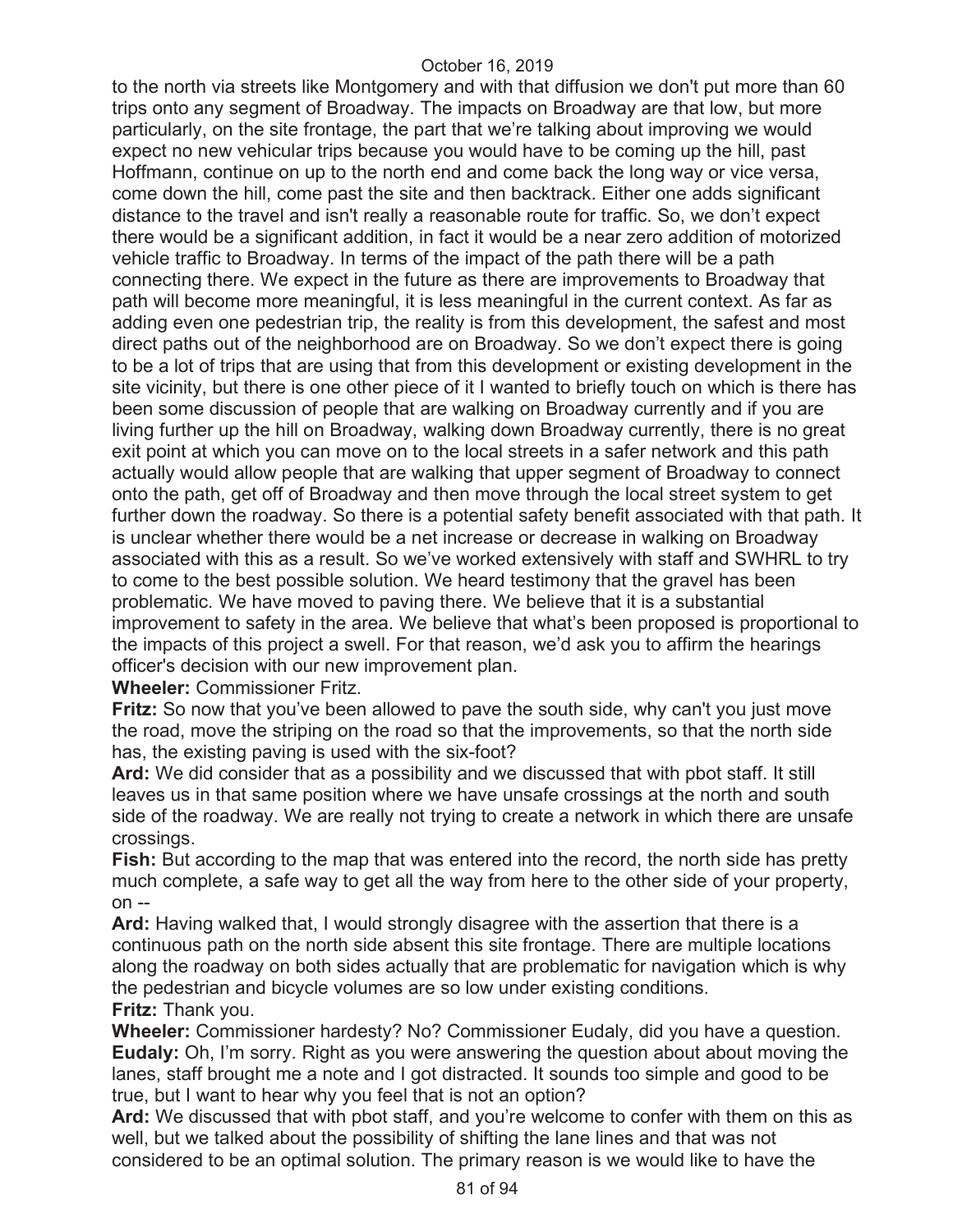to the north via streets like Montgomery and with that diffusion we don't put more than 60 trips onto any segment of Broadway. The impacts on Broadway are that low, but more particularly, on the site frontage, the part that we're talking about improving we would expect no new vehicular trips because you would have to be coming up the hill, past Hoffmann, continue on up to the north end and come back the long way or vice versa, come down the hill, come past the site and then backtrack. Either one adds significant distance to the travel and isn't really a reasonable route for traffic. So, we don't expect there would be a significant addition, in fact it would be a near zero addition of motorized vehicle traffic to Broadway. In terms of the impact of the path there will be a path connecting there. We expect in the future as there are improvements to Broadway that path will become more meaningful, it is less meaningful in the current context. As far as adding even one pedestrian trip, the reality is from this development, the safest and most direct paths out of the neighborhood are on Broadway. So we don't expect there is going to be a lot of trips that are using that from this development or existing development in the site vicinity, but there is one other piece of it I wanted to briefly touch on which is there has been some discussion of people that are walking on Broadway currently and if you are living further up the hill on Broadway, walking down Broadway currently, there is no great exit point at which you can move on to the local streets in a safer network and this path actually would allow people that are walking that upper segment of Broadway to connect onto the path, get off of Broadway and then move through the local street system to get further down the roadway. So there is a potential safety benefit associated with that path. It is unclear whether there would be a net increase or decrease in walking on Broadway associated with this as a result. So we've worked extensively with staff and SWHRL to try to come to the best possible solution. We heard testimony that the gravel has been problematic. We have moved to paving there. We believe that it is a substantial improvement to safety in the area. We believe that what's been proposed is proportional to the impacts of this project a swell. For that reason, we'd ask you to affirm the hearings officer's decision with our new improvement plan.

**Wheeler:** Commissioner Fritz.

**Fritz:** So now that you've been allowed to pave the south side, why can't you just move the road, move the striping on the road so that the improvements, so that the north side has, the existing paving is used with the six-foot?

**Ard:** We did consider that as a possibility and we discussed that with pbot staff. It still leaves us in that same position where we have unsafe crossings at the north and south side of the roadway. We are really not trying to create a network in which there are unsafe crossings.

**Fish:** But according to the map that was entered into the record, the north side has pretty much complete, a safe way to get all the way from here to the other side of your property, on --

**Ard:** Having walked that, I would strongly disagree with the assertion that there is a continuous path on the north side absent this site frontage. There are multiple locations along the roadway on both sides actually that are problematic for navigation which is why the pedestrian and bicycle volumes are so low under existing conditions.

**Fritz:** Thank you.

**Wheeler:** Commissioner hardesty? No? Commissioner Eudaly, did you have a question.

**Eudaly:** Oh, I'm sorry. Right as you were answering the question about about moving the lanes, staff brought me a note and I got distracted. It sounds too simple and good to be true, but I want to hear why you feel that is not an option?

**Ard:** We discussed that with pbot staff, and you're welcome to confer with them on this as well, but we talked about the possibility of shifting the lane lines and that was not considered to be an optimal solution. The primary reason is we would like to have the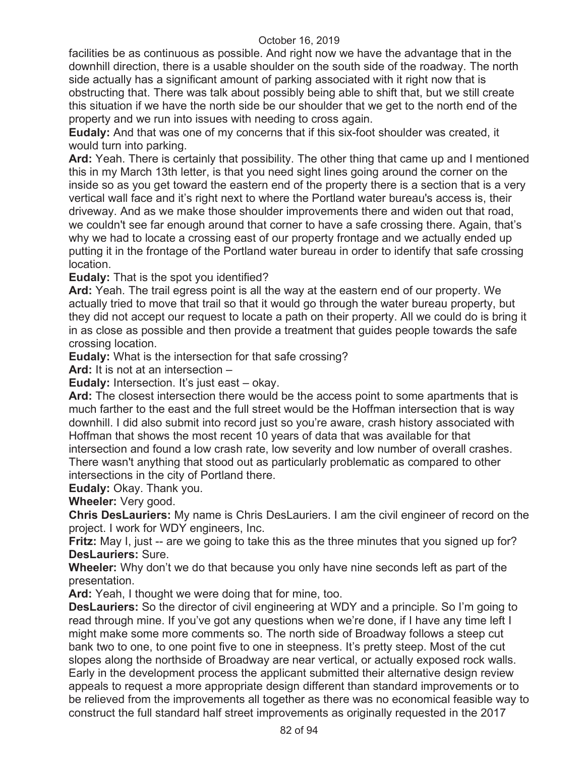facilities be as continuous as possible. And right now we have the advantage that in the downhill direction, there is a usable shoulder on the south side of the roadway. The north side actually has a significant amount of parking associated with it right now that is obstructing that. There was talk about possibly being able to shift that, but we still create this situation if we have the north side be our shoulder that we get to the north end of the property and we run into issues with needing to cross again.

**Eudaly:** And that was one of my concerns that if this six-foot shoulder was created, it would turn into parking.

**Ard:** Yeah. There is certainly that possibility. The other thing that came up and I mentioned this in my March 13th letter, is that you need sight lines going around the corner on the inside so as you get toward the eastern end of the property there is a section that is a very vertical wall face and it's right next to where the Portland water bureau's access is, their driveway. And as we make those shoulder improvements there and widen out that road, we couldn't see far enough around that corner to have a safe crossing there. Again, that's why we had to locate a crossing east of our property frontage and we actually ended up putting it in the frontage of the Portland water bureau in order to identify that safe crossing location.

**Eudaly:** That is the spot you identified?

**Ard:** Yeah. The trail egress point is all the way at the eastern end of our property. We actually tried to move that trail so that it would go through the water bureau property, but they did not accept our request to locate a path on their property. All we could do is bring it in as close as possible and then provide a treatment that guides people towards the safe crossing location.

**Eudaly:** What is the intersection for that safe crossing?

**Ard:** It is not at an intersection –

**Eudaly:** Intersection. It's just east – okay.

**Ard:** The closest intersection there would be the access point to some apartments that is much farther to the east and the full street would be the Hoffman intersection that is way downhill. I did also submit into record just so you're aware, crash history associated with Hoffman that shows the most recent 10 years of data that was available for that intersection and found a low crash rate, low severity and low number of overall crashes. There wasn't anything that stood out as particularly problematic as compared to other intersections in the city of Portland there.

**Eudaly:** Okay. Thank you.

**Wheeler:** Very good.

**Chris DesLauriers:** My name is Chris DesLauriers. I am the civil engineer of record on the project. I work for WDY engineers, Inc.

**Fritz:** May I, just -- are we going to take this as the three minutes that you signed up for?

**DesLauriers:** Sure.

**Wheeler:** Why don't we do that because you only have nine seconds left as part of the presentation.

**Ard:** Yeah, I thought we were doing that for mine, too.

**DesLauriers:** So the director of civil engineering at WDY and a principle. So I'm going to read through mine. If you've got any questions when we're done, if I have any time left I might make some more comments so. The north side of Broadway follows a steep cut bank two to one, to one point five to one in steepness. It's pretty steep. Most of the cut slopes along the northside of Broadway are near vertical, or actually exposed rock walls. Early in the development process the applicant submitted their alternative design review appeals to request a more appropriate design different than standard improvements or to be relieved from the improvements all together as there was no economical feasible way to construct the full standard half street improvements as originally requested in the 2017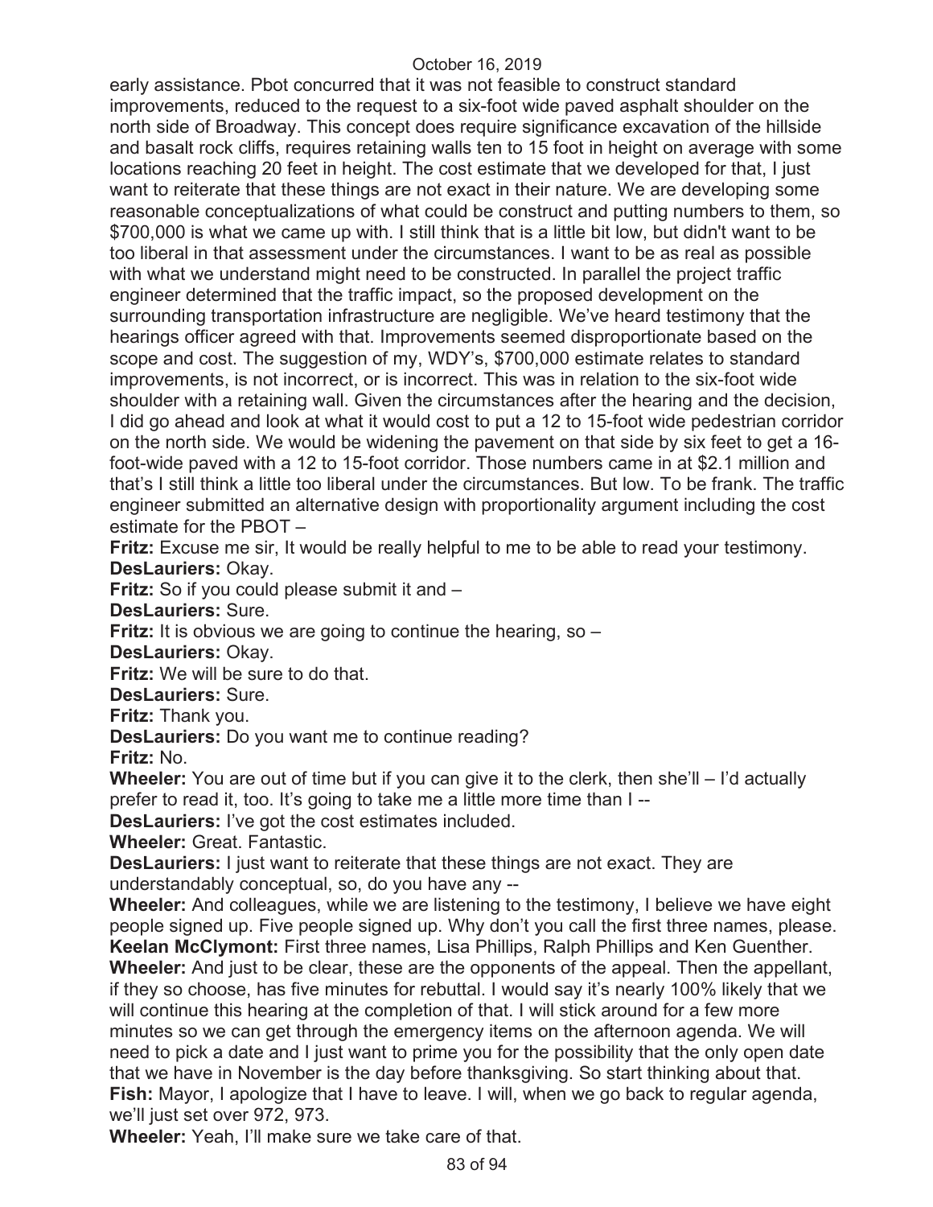early assistance. Pbot concurred that it was not feasible to construct standard improvements, reduced to the request to a six-foot wide paved asphalt shoulder on the north side of Broadway. This concept does require significance excavation of the hillside and basalt rock cliffs, requires retaining walls ten to 15 foot in height on average with some locations reaching 20 feet in height. The cost estimate that we developed for that, I just want to reiterate that these things are not exact in their nature. We are developing some reasonable conceptualizations of what could be construct and putting numbers to them, so $700,000 is what we came up with. I still think that is a little bit low, but didn't want to be too liberal in that assessment under the circumstances. I want to be as real as possible with what we understand might need to be constructed. In parallel the project traffic engineer determined that the traffic impact, so the proposed development on the surrounding transportation infrastructure are negligible. We've heard testimony that the hearings officer agreed with that. Improvements seemed disproportionate based on the scope and cost. The suggestion of my, WDY's, $700,000 estimate relates to standard improvements, is not incorrect, or is incorrect. This was in relation to the six-foot wide shoulder with a retaining wall. Given the circumstances after the hearing and the decision, I did go ahead and look at what it would cost to put a 12 to 15-foot wide pedestrian corridor on the north side. We would be widening the pavement on that side by six feet to get a 16-foot-wide paved with a 12 to 15-foot corridor. Those numbers came in at $2.1 million and that's I still think a little too liberal under the circumstances. But low. To be frank. The traffic engineer submitted an alternative design with proportionality argument including the cost estimate for the PBOT –

**Fritz:** Excuse me sir, It would be really helpful to me to be able to read your testimony.

**DesLauriers:** Okay.

**Fritz:** So if you could please submit it and –

**DesLauriers:** Sure.

**Fritz:** It is obvious we are going to continue the hearing, so –

**DesLauriers:** Okay.

**Fritz:** We will be sure to do that.

**DesLauriers:** Sure.

**Fritz:** Thank you.

**DesLauriers:** Do you want me to continue reading?

**Fritz:** No.

**Wheeler:** You are out of time but if you can give it to the clerk, then she'll – I'd actually prefer to read it, too. It's going to take me a little more time than I --

**DesLauriers:** I've got the cost estimates included.

**Wheeler:** Great. Fantastic.

**DesLauriers:** I just want to reiterate that these things are not exact. They are understandably conceptual, so, do you have any --

**Wheeler:** And colleagues, while we are listening to the testimony, I believe we have eight people signed up. Five people signed up. Why don't you call the first three names, please.

**Keelan McClymont:** First three names, Lisa Phillips, Ralph Phillips and Ken Guenther.

**Wheeler:** And just to be clear, these are the opponents of the appeal. Then the appellant, if they so choose, has five minutes for rebuttal. I would say it's nearly 100% likely that we will continue this hearing at the completion of that. I will stick around for a few more minutes so we can get through the emergency items on the afternoon agenda. We will need to pick a date and I just want to prime you for the possibility that the only open date that we have in November is the day before thanksgiving. So start thinking about that.

**Fish:** Mayor, I apologize that I have to leave. I will, when we go back to regular agenda, we'll just set over 972, 973.

**Wheeler:** Yeah, I'll make sure we take care of that.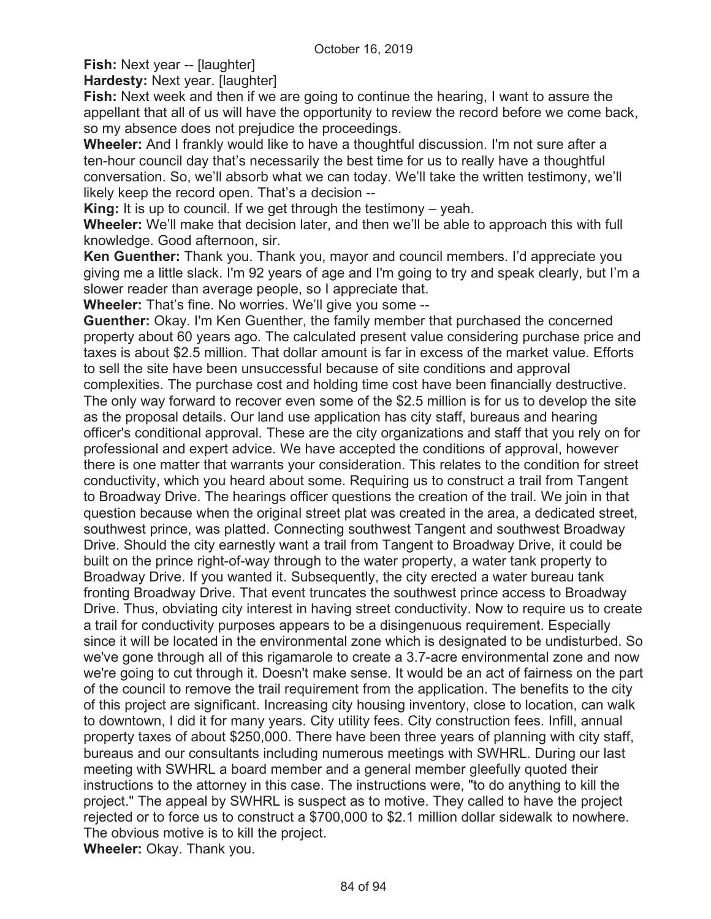**Fish:** Next year -- [laughter]

**Hardesty:** Next year. [laughter]

**Fish:** Next week and then if we are going to continue the hearing, I want to assure the appellant that all of us will have the opportunity to review the record before we come back, so my absence does not prejudice the proceedings.

**Wheeler:** And I frankly would like to have a thoughtful discussion. I'm not sure after a ten-hour council day that's necessarily the best time for us to really have a thoughtful conversation. So, we'll absorb what we can today. We'll take the written testimony, we'll likely keep the record open. That's a decision --

**King:** It is up to council. If we get through the testimony – yeah.

**Wheeler:** We'll make that decision later, and then we'll be able to approach this with full knowledge. Good afternoon, sir.

**Ken Guenther:** Thank you. Thank you, mayor and council members. I'd appreciate you giving me a little slack. I'm 92 years of age and I'm going to try and speak clearly, but I'm a slower reader than average people, so I appreciate that.

**Wheeler:** That's fine. No worries. We'll give you some --

**Guenther:** Okay. I'm Ken Guenther, the family member that purchased the concerned property about 60 years ago. The calculated present value considering purchase price and taxes is about $2.5 million. That dollar amount is far in excess of the market value. Efforts to sell the site have been unsuccessful because of site conditions and approval complexities. The purchase cost and holding time cost have been financially destructive. The only way forward to recover even some of the $2.5 million is for us to develop the site as the proposal details. Our land use application has city staff, bureaus and hearing officer's conditional approval. These are the city organizations and staff that you rely on for professional and expert advice. We have accepted the conditions of approval, however there is one matter that warrants your consideration. This relates to the condition for street conductivity, which you heard about some. Requiring us to construct a trail from Tangent to Broadway Drive. The hearings officer questions the creation of the trail. We join in that question because when the original street plat was created in the area, a dedicated street, southwest prince, was platted. Connecting southwest Tangent and southwest Broadway Drive. Should the city earnestly want a trail from Tangent to Broadway Drive, it could be built on the prince right-of-way through to the water property, a water tank property to Broadway Drive. If you wanted it. Subsequently, the city erected a water bureau tank fronting Broadway Drive. That event truncates the southwest prince access to Broadway Drive. Thus, obviating city interest in having street conductivity. Now to require us to create a trail for conductivity purposes appears to be a disingenuous requirement. Especially since it will be located in the environmental zone which is designated to be undisturbed. So we've gone through all of this rigamarole to create a 3.7-acre environmental zone and now we're going to cut through it. Doesn't make sense. It would be an act of fairness on the part of the council to remove the trail requirement from the application. The benefits to the city of this project are significant. Increasing city housing inventory, close to location, can walk to downtown, I did it for many years. City utility fees. City construction fees. Infill, annual property taxes of about $250,000. There have been three years of planning with city staff, bureaus and our consultants including numerous meetings with SWHRL. During our last meeting with SWHRL a board member and a general member gleefully quoted their instructions to the attorney in this case. The instructions were, "to do anything to kill the project." The appeal by SWHRL is suspect as to motive. They called to have the project rejected or to force us to construct a $700,000 to $2.1 million dollar sidewalk to nowhere. The obvious motive is to kill the project.

**Wheeler:** Okay. Thank you.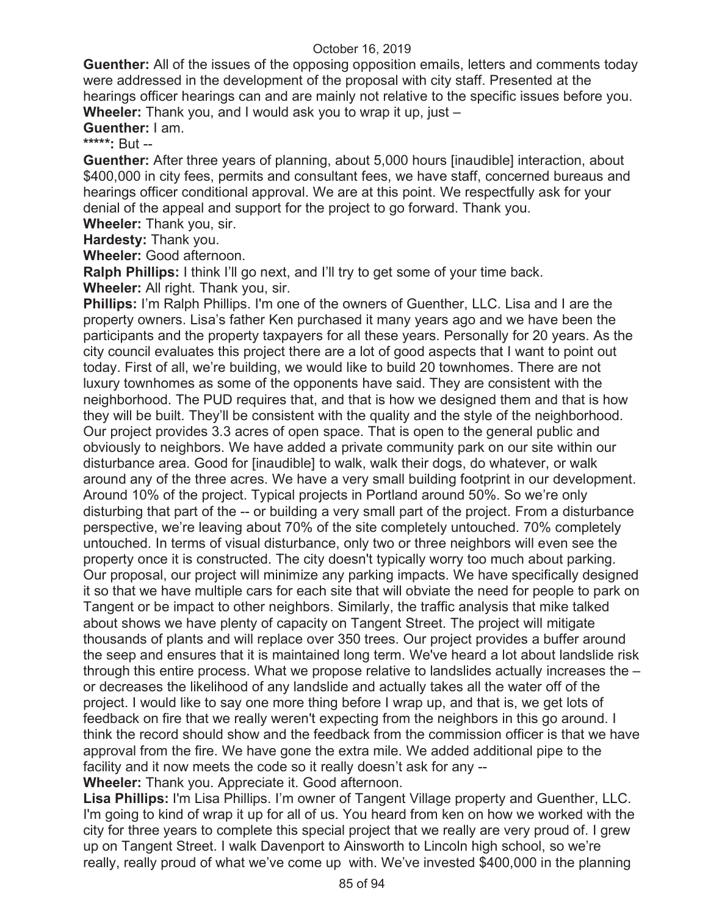**Guenther:** All of the issues of the opposing opposition emails, letters and comments today were addressed in the development of the proposal with city staff. Presented at the hearings officer hearings can and are mainly not relative to the specific issues before you.

**Wheeler:** Thank you, and I would ask you to wrap it up, just –

**Guenther:** I am.

**\*\*\*\*\*:** But --

**Guenther:** After three years of planning, about 5,000 hours [inaudible] interaction, about $400,000 in city fees, permits and consultant fees, we have staff, concerned bureaus and hearings officer conditional approval. We are at this point. We respectfully ask for your denial of the appeal and support for the project to go forward. Thank you.

**Wheeler:** Thank you, sir.

**Hardesty:** Thank you.

**Wheeler:** Good afternoon.

**Ralph Phillips:** I think I'll go next, and I'll try to get some of your time back.

**Wheeler:** All right. Thank you, sir.

**Phillips:** I'm Ralph Phillips. I'm one of the owners of Guenther, LLC. Lisa and I are the property owners. Lisa's father Ken purchased it many years ago and we have been the participants and the property taxpayers for all these years. Personally for 20 years. As the city council evaluates this project there are a lot of good aspects that I want to point out today. First of all, we're building, we would like to build 20 townhomes. There are not luxury townhomes as some of the opponents have said. They are consistent with the neighborhood. The PUD requires that, and that is how we designed them and that is how they will be built. They'll be consistent with the quality and the style of the neighborhood. Our project provides 3.3 acres of open space. That is open to the general public and obviously to neighbors. We have added a private community park on our site within our disturbance area. Good for [inaudible] to walk, walk their dogs, do whatever, or walk around any of the three acres. We have a very small building footprint in our development. Around 10% of the project. Typical projects in Portland around 50%. So we're only disturbing that part of the -- or building a very small part of the project. From a disturbance perspective, we're leaving about 70% of the site completely untouched. 70% completely untouched. In terms of visual disturbance, only two or three neighbors will even see the property once it is constructed. The city doesn't typically worry too much about parking. Our proposal, our project will minimize any parking impacts. We have specifically designed it so that we have multiple cars for each site that will obviate the need for people to park on Tangent or be impact to other neighbors. Similarly, the traffic analysis that mike talked about shows we have plenty of capacity on Tangent Street. The project will mitigate thousands of plants and will replace over 350 trees. Our project provides a buffer around the seep and ensures that it is maintained long term. We've heard a lot about landslide risk through this entire process. What we propose relative to landslides actually increases the – or decreases the likelihood of any landslide and actually takes all the water off of the project. I would like to say one more thing before I wrap up, and that is, we get lots of feedback on fire that we really weren't expecting from the neighbors in this go around. I think the record should show and the feedback from the commission officer is that we have approval from the fire. We have gone the extra mile. We added additional pipe to the facility and it now meets the code so it really doesn't ask for any --

**Wheeler:** Thank you. Appreciate it. Good afternoon.

**Lisa Phillips:** I'm Lisa Phillips. I'm owner of Tangent Village property and Guenther, LLC. I'm going to kind of wrap it up for all of us. You heard from ken on how we worked with the city for three years to complete this special project that we really are very proud of. I grew up on Tangent Street. I walk Davenport to Ainsworth to Lincoln high school, so we're really, really proud of what we've come up with. We've invested $400,000 in the planning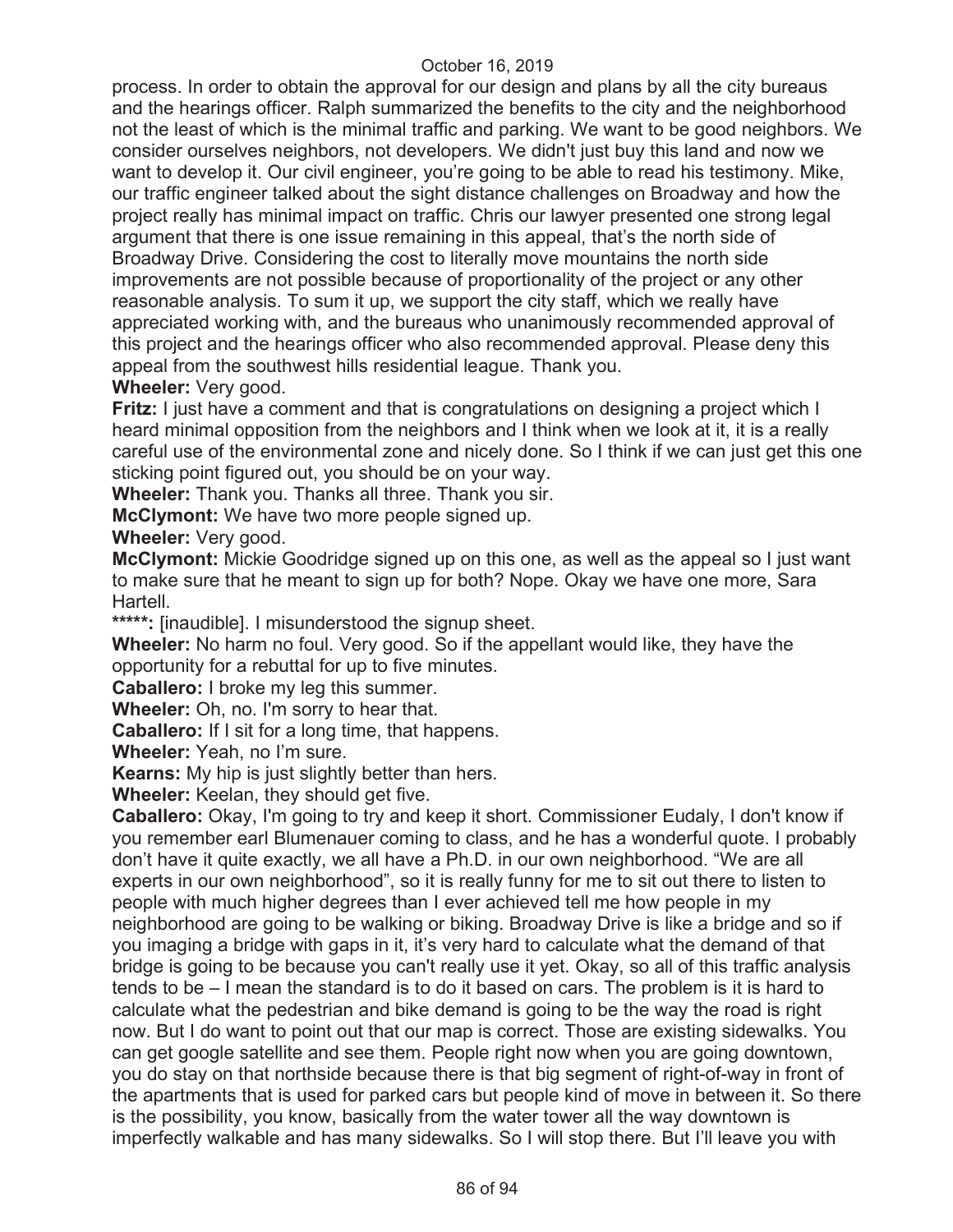process. In order to obtain the approval for our design and plans by all the city bureaus and the hearings officer. Ralph summarized the benefits to the city and the neighborhood not the least of which is the minimal traffic and parking. We want to be good neighbors. We consider ourselves neighbors, not developers. We didn't just buy this land and now we want to develop it. Our civil engineer, you're going to be able to read his testimony. Mike, our traffic engineer talked about the sight distance challenges on Broadway and how the project really has minimal impact on traffic. Chris our lawyer presented one strong legal argument that there is one issue remaining in this appeal, that's the north side of Broadway Drive. Considering the cost to literally move mountains the north side improvements are not possible because of proportionality of the project or any other reasonable analysis. To sum it up, we support the city staff, which we really have appreciated working with, and the bureaus who unanimously recommended approval of this project and the hearings officer who also recommended approval. Please deny this appeal from the southwest hills residential league. Thank you.

**Wheeler:** Very good.

**Fritz:** I just have a comment and that is congratulations on designing a project which I heard minimal opposition from the neighbors and I think when we look at it, it is a really careful use of the environmental zone and nicely done. So I think if we can just get this one sticking point figured out, you should be on your way.

**Wheeler:** Thank you. Thanks all three. Thank you sir.

**McClymont:** We have two more people signed up.

**Wheeler:** Very good.

**McClymont:** Mickie Goodridge signed up on this one, as well as the appeal so I just want to make sure that he meant to sign up for both? Nope. Okay we have one more, Sara Hartell.

**\*\*\*\*\*:** [inaudible]. I misunderstood the signup sheet.

**Wheeler:** No harm no foul. Very good. So if the appellant would like, they have the opportunity for a rebuttal for up to five minutes.

**Caballero:** I broke my leg this summer.

**Wheeler:** Oh, no. I'm sorry to hear that.

**Caballero:** If I sit for a long time, that happens.

**Wheeler:** Yeah, no I'm sure.

**Kearns:** My hip is just slightly better than hers.

**Wheeler:** Keelan, they should get five.

**Caballero:** Okay, I'm going to try and keep it short. Commissioner Eudaly, I don't know if you remember earl Blumenauer coming to class, and he has a wonderful quote. I probably don't have it quite exactly, we all have a Ph.D. in our own neighborhood. "We are all experts in our own neighborhood", so it is really funny for me to sit out there to listen to people with much higher degrees than I ever achieved tell me how people in my neighborhood are going to be walking or biking. Broadway Drive is like a bridge and so if you imaging a bridge with gaps in it, it's very hard to calculate what the demand of that bridge is going to be because you can't really use it yet. Okay, so all of this traffic analysis tends to be – I mean the standard is to do it based on cars. The problem is it is hard to calculate what the pedestrian and bike demand is going to be the way the road is right now. But I do want to point out that our map is correct. Those are existing sidewalks. You can get google satellite and see them. People right now when you are going downtown, you do stay on that northside because there is that big segment of right-of-way in front of the apartments that is used for parked cars but people kind of move in between it. So there is the possibility, you know, basically from the water tower all the way downtown is imperfectly walkable and has many sidewalks. So I will stop there. But I'll leave you with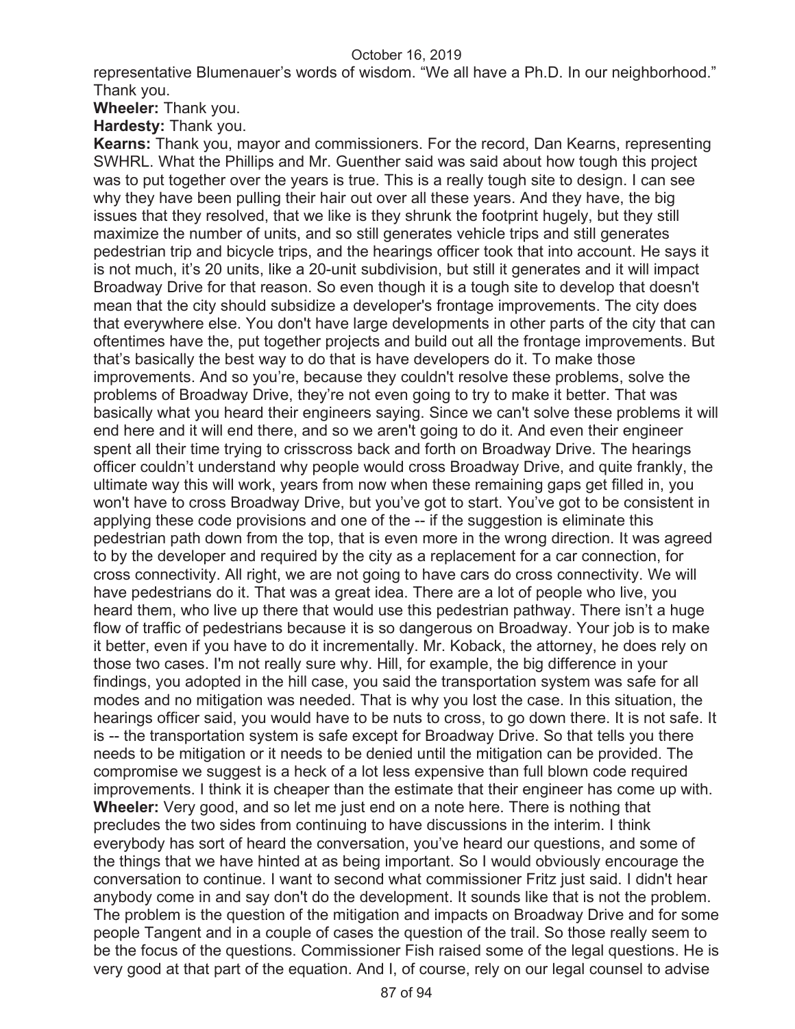representative Blumenauer's words of wisdom. "We all have a Ph.D. In our neighborhood." Thank you.

**Wheeler:** Thank you.

**Hardesty:** Thank you.

**Kearns:** Thank you, mayor and commissioners. For the record, Dan Kearns, representing SWHRL. What the Phillips and Mr. Guenther said was said about how tough this project was to put together over the years is true. This is a really tough site to design. I can see why they have been pulling their hair out over all these years. And they have, the big issues that they resolved, that we like is they shrunk the footprint hugely, but they still maximize the number of units, and so still generates vehicle trips and still generates pedestrian trip and bicycle trips, and the hearings officer took that into account. He says it is not much, it's 20 units, like a 20-unit subdivision, but still it generates and it will impact Broadway Drive for that reason. So even though it is a tough site to develop that doesn't mean that the city should subsidize a developer's frontage improvements. The city does that everywhere else. You don't have large developments in other parts of the city that can oftentimes have the, put together projects and build out all the frontage improvements. But that's basically the best way to do that is have developers do it. To make those improvements. And so you're, because they couldn't resolve these problems, solve the problems of Broadway Drive, they're not even going to try to make it better. That was basically what you heard their engineers saying. Since we can't solve these problems it will end here and it will end there, and so we aren't going to do it. And even their engineer spent all their time trying to crisscross back and forth on Broadway Drive. The hearings officer couldn't understand why people would cross Broadway Drive, and quite frankly, the ultimate way this will work, years from now when these remaining gaps get filled in, you won't have to cross Broadway Drive, but you've got to start. You've got to be consistent in applying these code provisions and one of the -- if the suggestion is eliminate this pedestrian path down from the top, that is even more in the wrong direction. It was agreed to by the developer and required by the city as a replacement for a car connection, for cross connectivity. All right, we are not going to have cars do cross connectivity. We will have pedestrians do it. That was a great idea. There are a lot of people who live, you heard them, who live up there that would use this pedestrian pathway. There isn't a huge flow of traffic of pedestrians because it is so dangerous on Broadway. Your job is to make it better, even if you have to do it incrementally. Mr. Koback, the attorney, he does rely on those two cases. I'm not really sure why. Hill, for example, the big difference in your findings, you adopted in the hill case, you said the transportation system was safe for all modes and no mitigation was needed. That is why you lost the case. In this situation, the hearings officer said, you would have to be nuts to cross, to go down there. It is not safe. It is -- the transportation system is safe except for Broadway Drive. So that tells you there needs to be mitigation or it needs to be denied until the mitigation can be provided. The compromise we suggest is a heck of a lot less expensive than full blown code required improvements. I think it is cheaper than the estimate that their engineer has come up with.

**Wheeler:** Very good, and so let me just end on a note here. There is nothing that precludes the two sides from continuing to have discussions in the interim. I think everybody has sort of heard the conversation, you've heard our questions, and some of the things that we have hinted at as being important. So I would obviously encourage the conversation to continue. I want to second what commissioner Fritz just said. I didn't hear anybody come in and say don't do the development. It sounds like that is not the problem. The problem is the question of the mitigation and impacts on Broadway Drive and for some people Tangent and in a couple of cases the question of the trail. So those really seem to be the focus of the questions. Commissioner Fish raised some of the legal questions. He is very good at that part of the equation. And I, of course, rely on our legal counsel to advise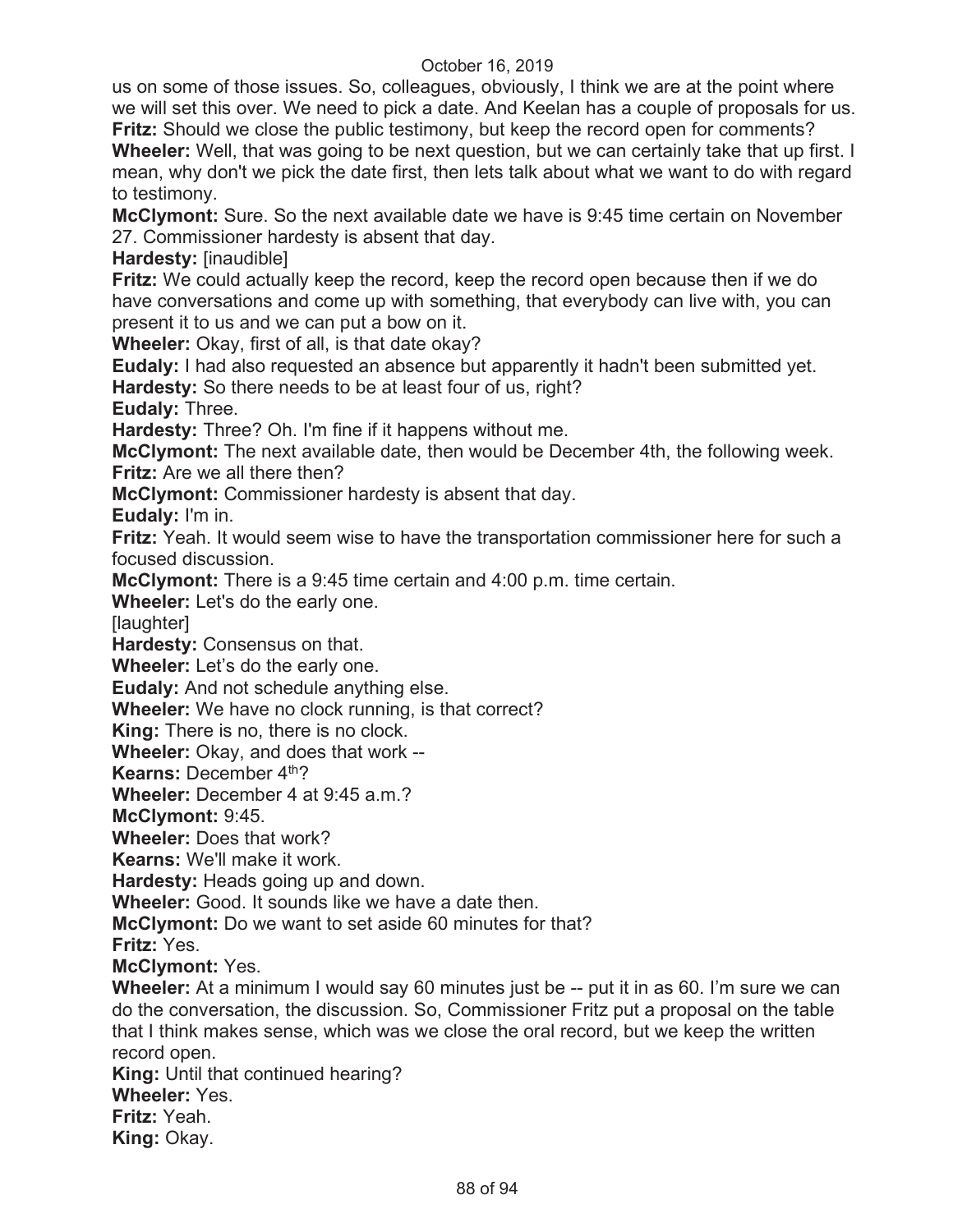us on some of those issues. So, colleagues, obviously, I think we are at the point where we will set this over. We need to pick a date. And Keelan has a couple of proposals for us.
**Fritz:** Should we close the public testimony, but keep the record open for comments?
**Wheeler:** Well, that was going to be next question, but we can certainly take that up first. I mean, why don't we pick the date first, then lets talk about what we want to do with regard to testimony.
**McClymont:** Sure. So the next available date we have is 9:45 time certain on November 27. Commissioner hardesty is absent that day.
**Hardesty:** [inaudible]
**Fritz:** We could actually keep the record, keep the record open because then if we do have conversations and come up with something, that everybody can live with, you can present it to us and we can put a bow on it.
**Wheeler:** Okay, first of all, is that date okay?
**Eudaly:** I had also requested an absence but apparently it hadn't been submitted yet.
**Hardesty:** So there needs to be at least four of us, right?
**Eudaly:** Three.
**Hardesty:** Three? Oh. I'm fine if it happens without me.
**McClymont:** The next available date, then would be December 4th, the following week.
**Fritz:** Are we all there then?
**McClymont:** Commissioner hardesty is absent that day.
**Eudaly:** I'm in.
**Fritz:** Yeah. It would seem wise to have the transportation commissioner here for such a focused discussion.
**McClymont:** There is a 9:45 time certain and 4:00 p.m. time certain.
**Wheeler:** Let's do the early one.
[laughter]
**Hardesty:** Consensus on that.
**Wheeler:** Let's do the early one.
**Eudaly:** And not schedule anything else.
**Wheeler:** We have no clock running, is that correct?
**King:** There is no, there is no clock.
**Wheeler:** Okay, and does that work --
**Kearns:** December 4th?
**Wheeler:** December 4 at 9:45 a.m.?
**McClymont:** 9:45.
**Wheeler:** Does that work?
**Kearns:** We'll make it work.
**Hardesty:** Heads going up and down.
**Wheeler:** Good. It sounds like we have a date then.
**McClymont:** Do we want to set aside 60 minutes for that?
**Fritz:** Yes.
**McClymont:** Yes.
**Wheeler:** At a minimum I would say 60 minutes just be -- put it in as 60. I'm sure we can do the conversation, the discussion. So, Commissioner Fritz put a proposal on the table that I think makes sense, which was we close the oral record, but we keep the written record open.
**King:** Until that continued hearing?
**Wheeler:** Yes.
**Fritz:** Yeah.
**King:** Okay.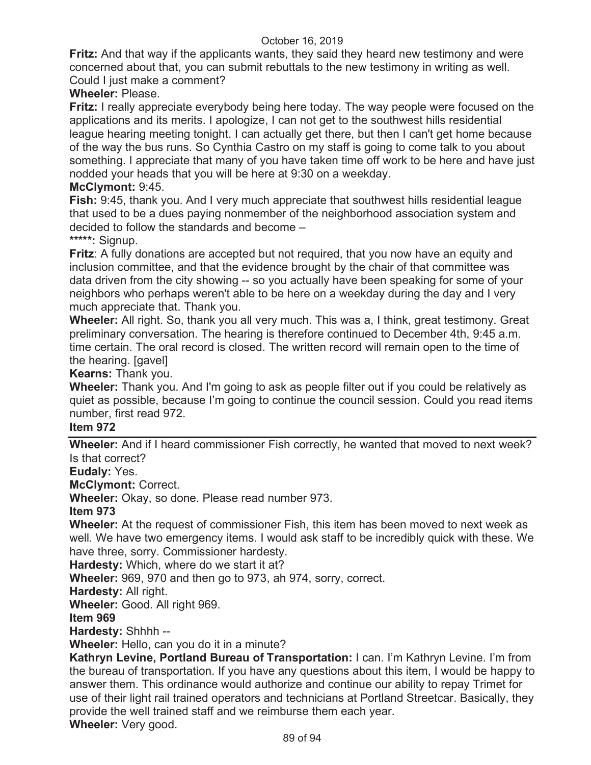October 16, 2019

**Fritz:** And that way if the applicants wants, they said they heard new testimony and were concerned about that, you can submit rebuttals to the new testimony in writing as well. Could I just make a comment?

**Wheeler:** Please.

**Fritz:** I really appreciate everybody being here today. The way people were focused on the applications and its merits. I apologize, I can not get to the southwest hills residential league hearing meeting tonight. I can actually get there, but then I can't get home because of the way the bus runs. So Cynthia Castro on my staff is going to come talk to you about something. I appreciate that many of you have taken time off work to be here and have just nodded your heads that you will be here at 9:30 on a weekday.

**McClymont:** 9:45.

**Fish:** 9:45, thank you. And I very much appreciate that southwest hills residential league that used to be a dues paying nonmember of the neighborhood association system and decided to follow the standards and become –

**\*\*\*\*\*:** Signup.

**Fritz**: A fully donations are accepted but not required, that you now have an equity and inclusion committee, and that the evidence brought by the chair of that committee was data driven from the city showing -- so you actually have been speaking for some of your neighbors who perhaps weren't able to be here on a weekday during the day and I very much appreciate that. Thank you.

**Wheeler:** All right. So, thank you all very much. This was a, I think, great testimony. Great preliminary conversation. The hearing is therefore continued to December 4th, 9:45 a.m. time certain. The oral record is closed. The written record will remain open to the time of the hearing. [gavel]

**Kearns:** Thank you.

**Wheeler:** Thank you. And I'm going to ask as people filter out if you could be relatively as quiet as possible, because I'm going to continue the council session. Could you read items number, first read 972.

**Item 972**

---

**Wheeler:** And if I heard commissioner Fish correctly, he wanted that moved to next week? Is that correct?

**Eudaly:** Yes.

**McClymont:** Correct.

**Wheeler:** Okay, so done. Please read number 973.

**Item 973**

**Wheeler:** At the request of commissioner Fish, this item has been moved to next week as well. We have two emergency items. I would ask staff to be incredibly quick with these. We have three, sorry. Commissioner hardesty.

**Hardesty:** Which, where do we start it at?

**Wheeler:** 969, 970 and then go to 973, ah 974, sorry, correct.

**Hardesty:** All right.

**Wheeler:** Good. All right 969.

**Item 969**

**Hardesty:** Shhhh --

**Wheeler:** Hello, can you do it in a minute?

**Kathryn Levine, Portland Bureau of Transportation:** I can. I'm Kathryn Levine. I'm from the bureau of transportation. If you have any questions about this item, I would be happy to answer them. This ordinance would authorize and continue our ability to repay Trimet for use of their light rail trained operators and technicians at Portland Streetcar. Basically, they provide the well trained staff and we reimburse them each year.

**Wheeler:** Very good.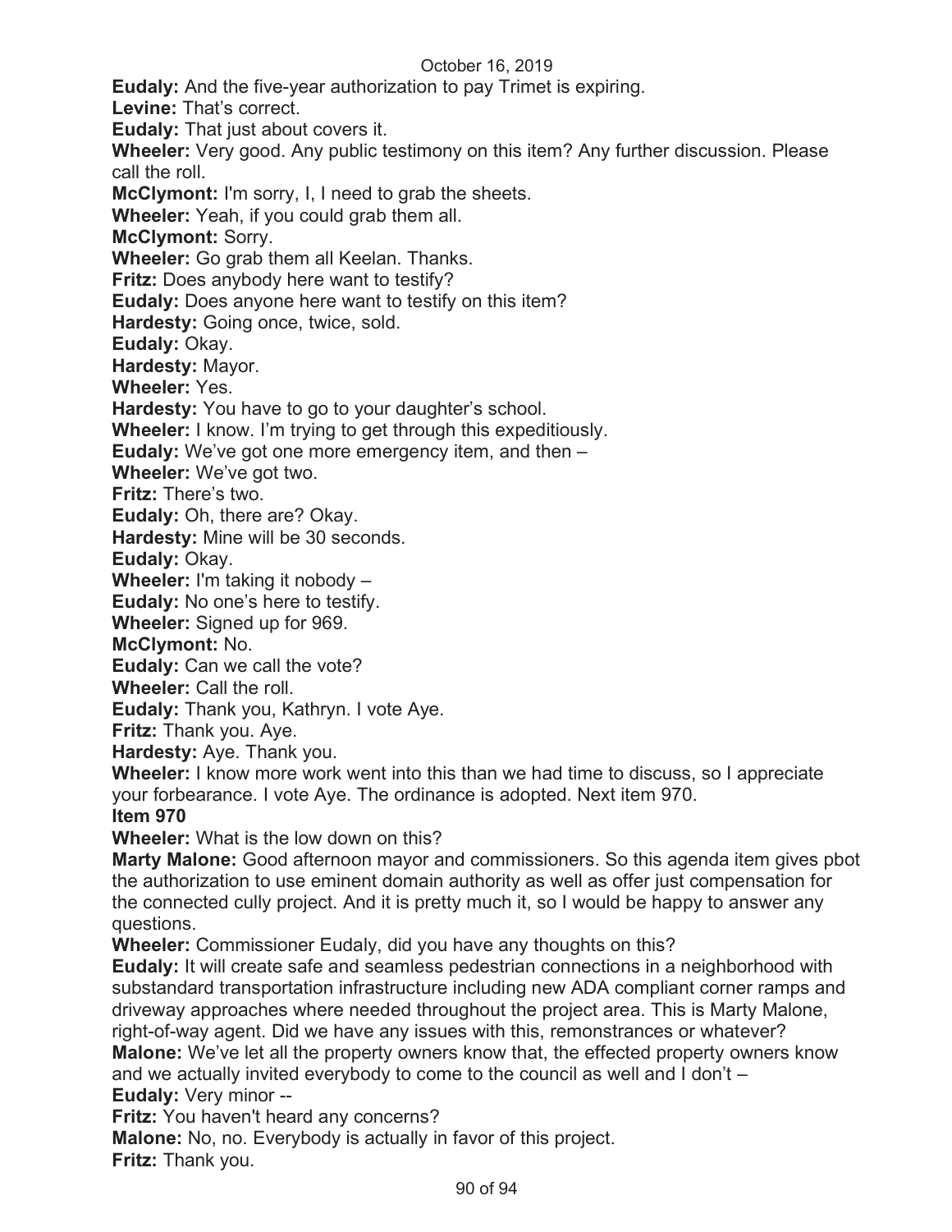**Eudaly:** And the five-year authorization to pay Trimet is expiring.

**Levine:** That's correct.

**Eudaly:** That just about covers it.

**Wheeler:** Very good. Any public testimony on this item? Any further discussion. Please call the roll.

**McClymont:** I'm sorry, I, I need to grab the sheets.

**Wheeler:** Yeah, if you could grab them all.

**McClymont:** Sorry.

**Wheeler:** Go grab them all Keelan. Thanks.

**Fritz:** Does anybody here want to testify?

**Eudaly:** Does anyone here want to testify on this item?

**Hardesty:** Going once, twice, sold.

**Eudaly:** Okay.

**Hardesty:** Mayor.

**Wheeler:** Yes.

**Hardesty:** You have to go to your daughter's school.

**Wheeler:** I know. I'm trying to get through this expeditiously.

**Eudaly:** We've got one more emergency item, and then –

**Wheeler:** We've got two.

**Fritz:** There's two.

**Eudaly:** Oh, there are? Okay.

**Hardesty:** Mine will be 30 seconds.

**Eudaly:** Okay.

**Wheeler:** I'm taking it nobody –

**Eudaly:** No one's here to testify.

**Wheeler:** Signed up for 969.

**McClymont:** No.

**Eudaly:** Can we call the vote?

**Wheeler:** Call the roll.

**Eudaly:** Thank you, Kathryn. I vote Aye.

**Fritz:** Thank you. Aye.

**Hardesty:** Aye. Thank you.

**Wheeler:** I know more work went into this than we had time to discuss, so I appreciate your forbearance. I vote Aye. The ordinance is adopted. Next item 970.

**Item 970**

**Wheeler:** What is the low down on this?

**Marty Malone:** Good afternoon mayor and commissioners. So this agenda item gives pbot the authorization to use eminent domain authority as well as offer just compensation for the connected cully project. And it is pretty much it, so I would be happy to answer any questions.

**Wheeler:** Commissioner Eudaly, did you have any thoughts on this?

**Eudaly:** It will create safe and seamless pedestrian connections in a neighborhood with substandard transportation infrastructure including new ADA compliant corner ramps and driveway approaches where needed throughout the project area. This is Marty Malone, right-of-way agent. Did we have any issues with this, remonstrances or whatever?

**Malone:** We've let all the property owners know that, the effected property owners know and we actually invited everybody to come to the council as well and I don't –

**Eudaly:** Very minor --

**Fritz:** You haven't heard any concerns?

**Malone:** No, no. Everybody is actually in favor of this project.

**Fritz:** Thank you.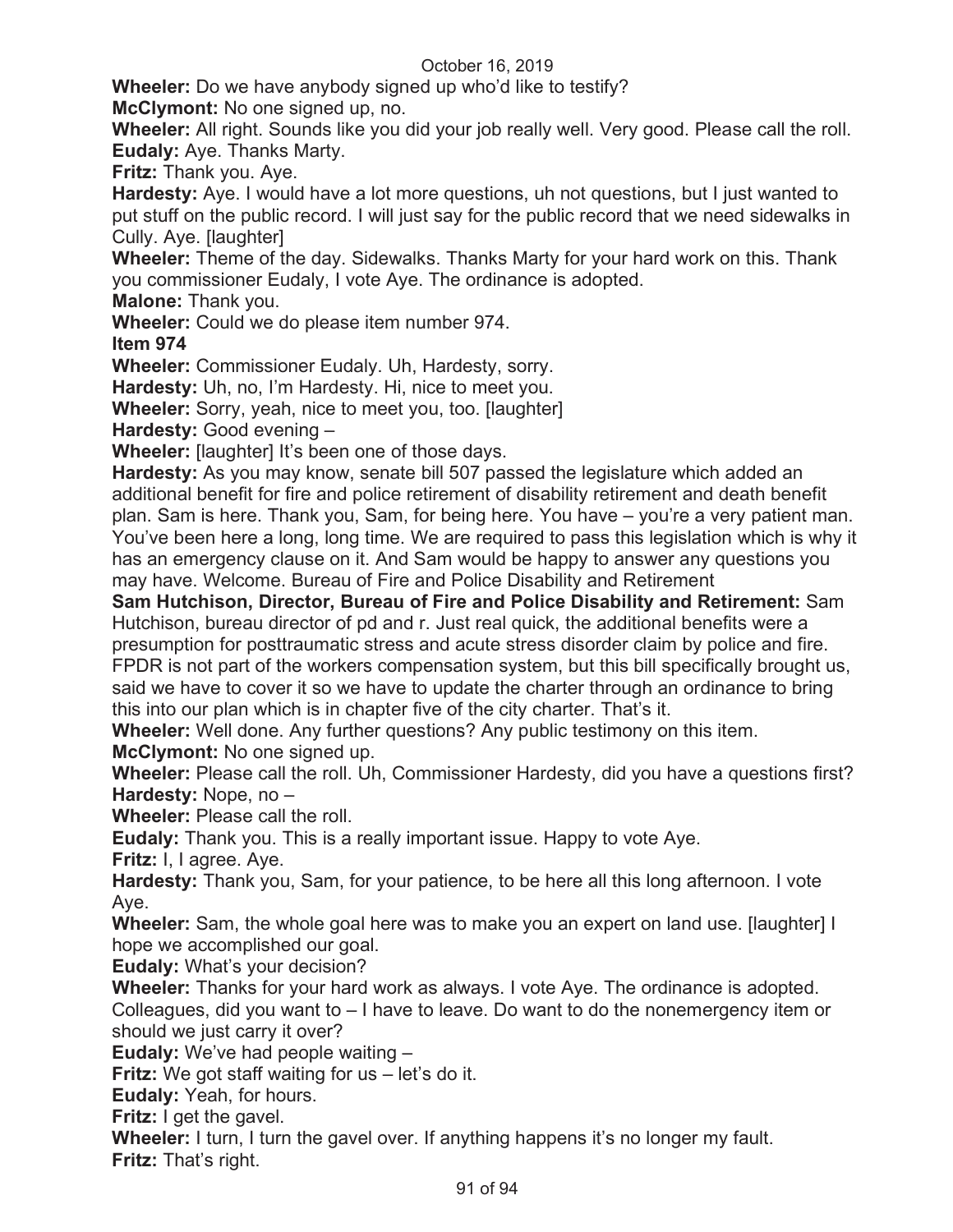**Wheeler:** Do we have anybody signed up who'd like to testify?

**McClymont:** No one signed up, no.

**Wheeler:** All right. Sounds like you did your job really well. Very good. Please call the roll.

**Eudaly:** Aye. Thanks Marty.

**Fritz:** Thank you. Aye.

**Hardesty:** Aye. I would have a lot more questions, uh not questions, but I just wanted to put stuff on the public record. I will just say for the public record that we need sidewalks in Cully. Aye. [laughter]

**Wheeler:** Theme of the day. Sidewalks. Thanks Marty for your hard work on this. Thank you commissioner Eudaly, I vote Aye. The ordinance is adopted.

**Malone:** Thank you.

**Wheeler:** Could we do please item number 974.

**Item 974**

**Wheeler:** Commissioner Eudaly. Uh, Hardesty, sorry.

**Hardesty:** Uh, no, I'm Hardesty. Hi, nice to meet you.

**Wheeler:** Sorry, yeah, nice to meet you, too. [laughter]

**Hardesty:** Good evening –

**Wheeler:** [laughter] It's been one of those days.

**Hardesty:** As you may know, senate bill 507 passed the legislature which added an additional benefit for fire and police retirement of disability retirement and death benefit plan. Sam is here. Thank you, Sam, for being here. You have – you're a very patient man. You've been here a long, long time. We are required to pass this legislation which is why it has an emergency clause on it. And Sam would be happy to answer any questions you may have. Welcome. Bureau of Fire and Police Disability and Retirement

**Sam Hutchison, Director, Bureau of Fire and Police Disability and Retirement:** Sam Hutchison, bureau director of pd and r. Just real quick, the additional benefits were a presumption for posttraumatic stress and acute stress disorder claim by police and fire. FPDR is not part of the workers compensation system, but this bill specifically brought us, said we have to cover it so we have to update the charter through an ordinance to bring this into our plan which is in chapter five of the city charter. That's it.

**Wheeler:** Well done. Any further questions? Any public testimony on this item.

**McClymont:** No one signed up.

**Wheeler:** Please call the roll. Uh, Commissioner Hardesty, did you have a questions first?

**Hardesty:** Nope, no –

**Wheeler:** Please call the roll.

**Eudaly:** Thank you. This is a really important issue. Happy to vote Aye.

**Fritz:** I, I agree. Aye.

**Hardesty:** Thank you, Sam, for your patience, to be here all this long afternoon. I vote Aye.

**Wheeler:** Sam, the whole goal here was to make you an expert on land use. [laughter] I hope we accomplished our goal.

**Eudaly:** What's your decision?

**Wheeler:** Thanks for your hard work as always. I vote Aye. The ordinance is adopted. Colleagues, did you want to – I have to leave. Do want to do the nonemergency item or should we just carry it over?

**Eudaly:** We've had people waiting –

**Fritz:** We got staff waiting for us – let's do it.

**Eudaly:** Yeah, for hours.

**Fritz:** I get the gavel.

**Wheeler:** I turn, I turn the gavel over. If anything happens it's no longer my fault.

**Fritz:** That's right.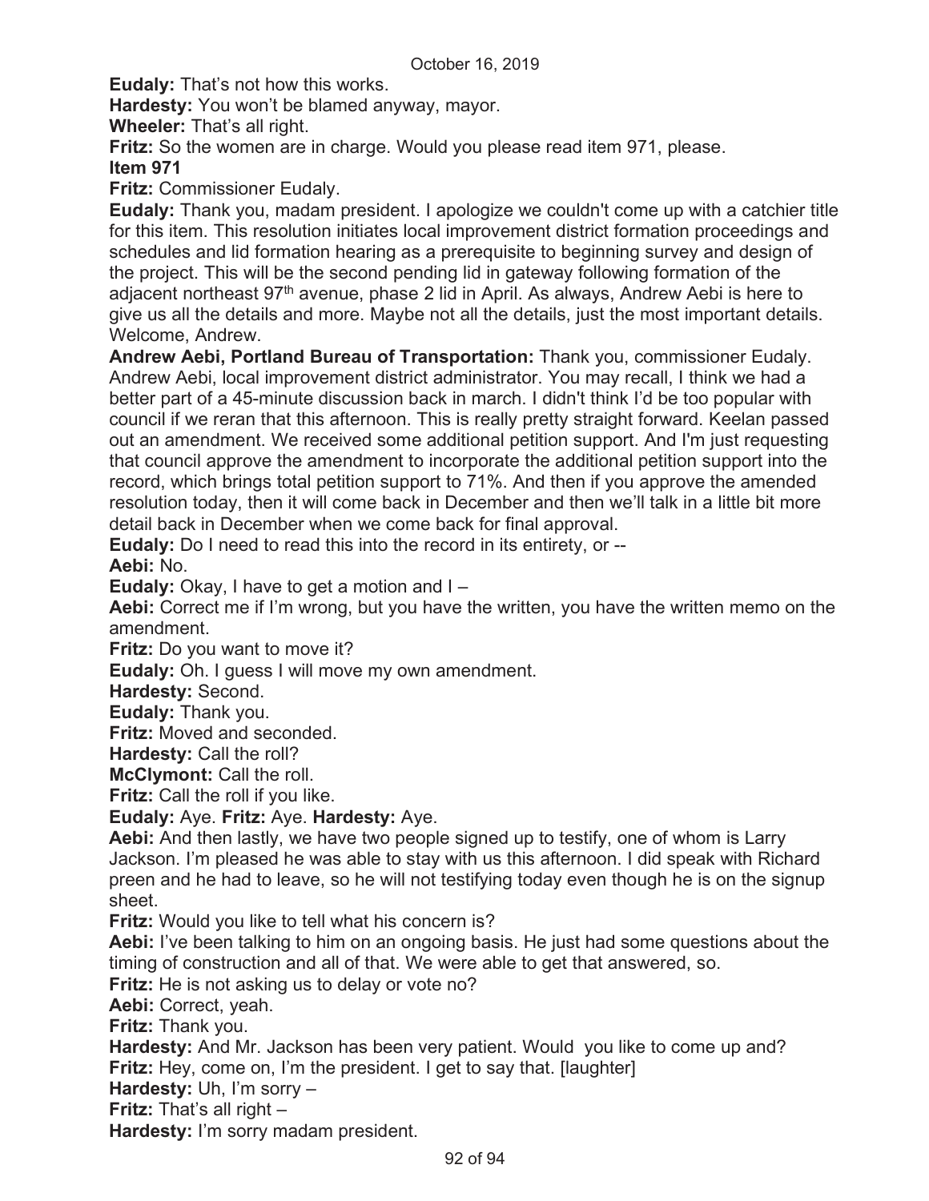**Eudaly:** That's not how this works.

**Hardesty:** You won't be blamed anyway, mayor.

**Wheeler:** That's all right.

**Fritz:** So the women are in charge. Would you please read item 971, please.

**Item 971**

**Fritz:** Commissioner Eudaly.

**Eudaly:** Thank you, madam president. I apologize we couldn't come up with a catchier title for this item. This resolution initiates local improvement district formation proceedings and schedules and lid formation hearing as a prerequisite to beginning survey and design of the project. This will be the second pending lid in gateway following formation of the adjacent northeast 97th avenue, phase 2 lid in April. As always, Andrew Aebi is here to give us all the details and more. Maybe not all the details, just the most important details. Welcome, Andrew.

**Andrew Aebi, Portland Bureau of Transportation:** Thank you, commissioner Eudaly. Andrew Aebi, local improvement district administrator. You may recall, I think we had a better part of a 45-minute discussion back in march. I didn't think I'd be too popular with council if we reran that this afternoon. This is really pretty straight forward. Keelan passed out an amendment. We received some additional petition support. And I'm just requesting that council approve the amendment to incorporate the additional petition support into the record, which brings total petition support to 71%. And then if you approve the amended resolution today, then it will come back in December and then we'll talk in a little bit more detail back in December when we come back for final approval.

**Eudaly:** Do I need to read this into the record in its entirety, or --

**Aebi:** No.

**Eudaly:** Okay, I have to get a motion and I –

**Aebi:** Correct me if I'm wrong, but you have the written, you have the written memo on the amendment.

**Fritz:** Do you want to move it?

**Eudaly:** Oh. I guess I will move my own amendment.

**Hardesty:** Second.

**Eudaly:** Thank you.

**Fritz:** Moved and seconded.

**Hardesty:** Call the roll?

**McClymont:** Call the roll.

**Fritz:** Call the roll if you like.

**Eudaly:** Aye. **Fritz:** Aye. **Hardesty:** Aye.

**Aebi:** And then lastly, we have two people signed up to testify, one of whom is Larry Jackson. I'm pleased he was able to stay with us this afternoon. I did speak with Richard preen and he had to leave, so he will not testifying today even though he is on the signup sheet.

**Fritz:** Would you like to tell what his concern is?

**Aebi:** I've been talking to him on an ongoing basis. He just had some questions about the timing of construction and all of that. We were able to get that answered, so.

**Fritz:** He is not asking us to delay or vote no?

**Aebi:** Correct, yeah.

**Fritz:** Thank you.

**Hardesty:** And Mr. Jackson has been very patient. Would you like to come up and?

**Fritz:** Hey, come on, I'm the president. I get to say that. [laughter]

**Hardesty:** Uh, I'm sorry –

**Fritz:** That's all right –

**Hardesty:** I'm sorry madam president.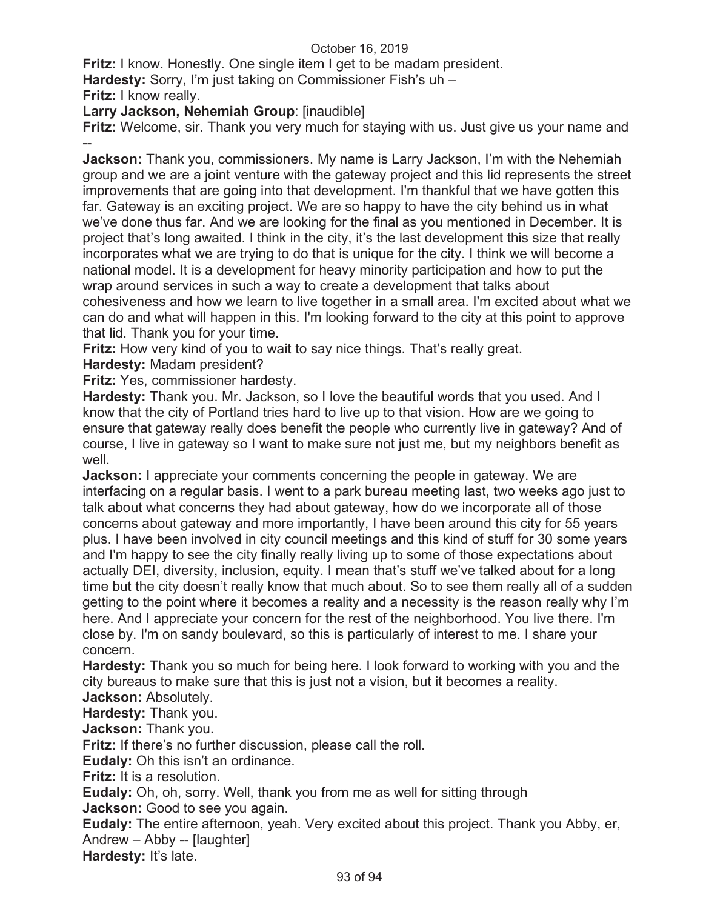**Fritz:** I know. Honestly. One single item I get to be madam president.

**Hardesty:** Sorry, I'm just taking on Commissioner Fish's uh –

**Fritz:** I know really.

**Larry Jackson, Nehemiah Group**: [inaudible]

**Fritz:** Welcome, sir. Thank you very much for staying with us. Just give us your name and --

**Jackson:** Thank you, commissioners. My name is Larry Jackson, I'm with the Nehemiah group and we are a joint venture with the gateway project and this lid represents the street improvements that are going into that development. I'm thankful that we have gotten this far. Gateway is an exciting project. We are so happy to have the city behind us in what we've done thus far. And we are looking for the final as you mentioned in December. It is project that's long awaited. I think in the city, it's the last development this size that really incorporates what we are trying to do that is unique for the city. I think we will become a national model. It is a development for heavy minority participation and how to put the wrap around services in such a way to create a development that talks about cohesiveness and how we learn to live together in a small area. I'm excited about what we can do and what will happen in this. I'm looking forward to the city at this point to approve that lid. Thank you for your time.

**Fritz:** How very kind of you to wait to say nice things. That's really great.

**Hardesty:** Madam president?

**Fritz:** Yes, commissioner hardesty.

**Hardesty:** Thank you. Mr. Jackson, so I love the beautiful words that you used. And I know that the city of Portland tries hard to live up to that vision. How are we going to ensure that gateway really does benefit the people who currently live in gateway? And of course, I live in gateway so I want to make sure not just me, but my neighbors benefit as well.

**Jackson:** I appreciate your comments concerning the people in gateway. We are interfacing on a regular basis. I went to a park bureau meeting last, two weeks ago just to talk about what concerns they had about gateway, how do we incorporate all of those concerns about gateway and more importantly, I have been around this city for 55 years plus. I have been involved in city council meetings and this kind of stuff for 30 some years and I'm happy to see the city finally really living up to some of those expectations about actually DEI, diversity, inclusion, equity. I mean that's stuff we've talked about for a long time but the city doesn't really know that much about. So to see them really all of a sudden getting to the point where it becomes a reality and a necessity is the reason really why I'm here. And I appreciate your concern for the rest of the neighborhood. You live there. I'm close by. I'm on sandy boulevard, so this is particularly of interest to me. I share your concern.

**Hardesty:** Thank you so much for being here. I look forward to working with you and the city bureaus to make sure that this is just not a vision, but it becomes a reality.

**Jackson:** Absolutely.

**Hardesty:** Thank you.

**Jackson:** Thank you.

**Fritz:** If there's no further discussion, please call the roll.

**Eudaly:** Oh this isn't an ordinance.

**Fritz:** It is a resolution.

**Eudaly:** Oh, oh, sorry. Well, thank you from me as well for sitting through

**Jackson:** Good to see you again.

**Eudaly:** The entire afternoon, yeah. Very excited about this project. Thank you Abby, er, Andrew – Abby -- [laughter]

**Hardesty:** It's late.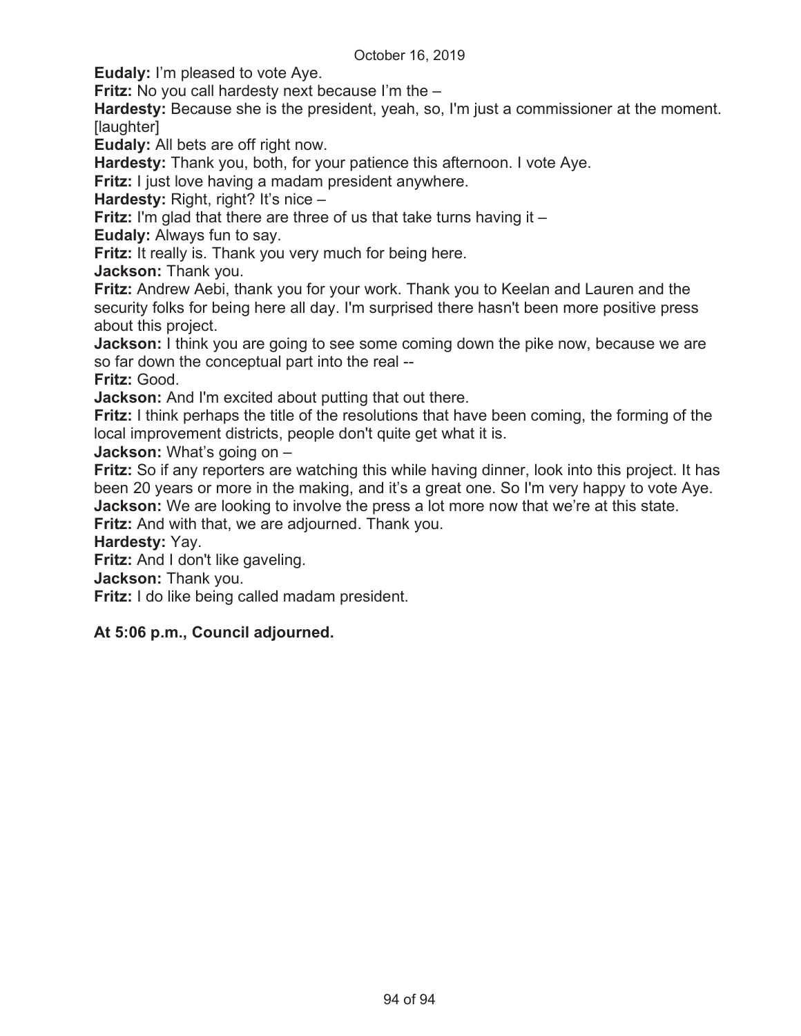**Eudaly:** I'm pleased to vote Aye.

**Fritz:** No you call hardesty next because I'm the –

**Hardesty:** Because she is the president, yeah, so, I'm just a commissioner at the moment. [laughter]

**Eudaly:** All bets are off right now.

**Hardesty:** Thank you, both, for your patience this afternoon. I vote Aye.

**Fritz:** I just love having a madam president anywhere.

**Hardesty:** Right, right? It's nice –

**Fritz:** I'm glad that there are three of us that take turns having it –

**Eudaly:** Always fun to say.

**Fritz:** It really is. Thank you very much for being here.

**Jackson:** Thank you.

**Fritz:** Andrew Aebi, thank you for your work. Thank you to Keelan and Lauren and the security folks for being here all day. I'm surprised there hasn't been more positive press about this project.

**Jackson:** I think you are going to see some coming down the pike now, because we are so far down the conceptual part into the real --

**Fritz:** Good.

**Jackson:** And I'm excited about putting that out there.

**Fritz:** I think perhaps the title of the resolutions that have been coming, the forming of the local improvement districts, people don't quite get what it is.

**Jackson:** What's going on –

**Fritz:** So if any reporters are watching this while having dinner, look into this project. It has been 20 years or more in the making, and it's a great one. So I'm very happy to vote Aye.

**Jackson:** We are looking to involve the press a lot more now that we're at this state.

**Fritz:** And with that, we are adjourned. Thank you.

**Hardesty:** Yay.

**Fritz:** And I don't like gaveling.

**Jackson:** Thank you.

**Fritz:** I do like being called madam president.

**At 5:06 p.m., Council adjourned.**